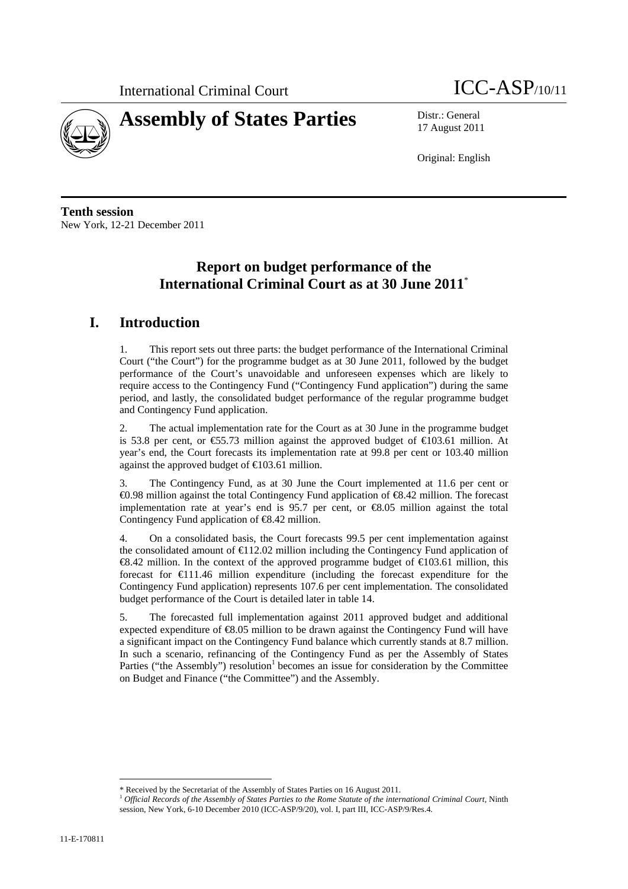International Criminal Court

ICC-ASP/10/11

# Assembly of States Parties

Distr.: General
17 August 2011

Original: English

**Tenth session**
New York, 12-21 December 2011

## Report on budget performance of the International Criminal Court as at 30 June 2011*

## I. Introduction

1. This report sets out three parts: the budget performance of the International Criminal Court ("the Court") for the programme budget as at 30 June 2011, followed by the budget performance of the Court's unavoidable and unforeseen expenses which are likely to require access to the Contingency Fund ("Contingency Fund application") during the same period, and lastly, the consolidated budget performance of the regular programme budget and Contingency Fund application.

2. The actual implementation rate for the Court as at 30 June in the programme budget is 53.8 per cent, or €55.73 million against the approved budget of €103.61 million. At year's end, the Court forecasts its implementation rate at 99.8 per cent or 103.40 million against the approved budget of €103.61 million.

3. The Contingency Fund, as at 30 June the Court implemented at 11.6 per cent or €0.98 million against the total Contingency Fund application of €8.42 million. The forecast implementation rate at year's end is 95.7 per cent, or €8.05 million against the total Contingency Fund application of €8.42 million.

4. On a consolidated basis, the Court forecasts 99.5 per cent implementation against the consolidated amount of €112.02 million including the Contingency Fund application of €8.42 million. In the context of the approved programme budget of €103.61 million, this forecast for €111.46 million expenditure (including the forecast expenditure for the Contingency Fund application) represents 107.6 per cent implementation. The consolidated budget performance of the Court is detailed later in table 14.

5. The forecasted full implementation against 2011 approved budget and additional expected expenditure of €8.05 million to be drawn against the Contingency Fund will have a significant impact on the Contingency Fund balance which currently stands at 8.7 million. In such a scenario, refinancing of the Contingency Fund as per the Assembly of States Parties ("the Assembly") resolution[1] becomes an issue for consideration by the Committee on Budget and Finance ("the Committee") and the Assembly.

---

\* Received by the Secretariat of the Assembly of States Parties on 16 August 2011.

[1] *Official Records of the Assembly of States Parties to the Rome Statute of the international Criminal Court,* Ninth session, New York, 6-10 December 2010 (ICC-ASP/9/20), vol. I, part III, ICC-ASP/9/Res.4.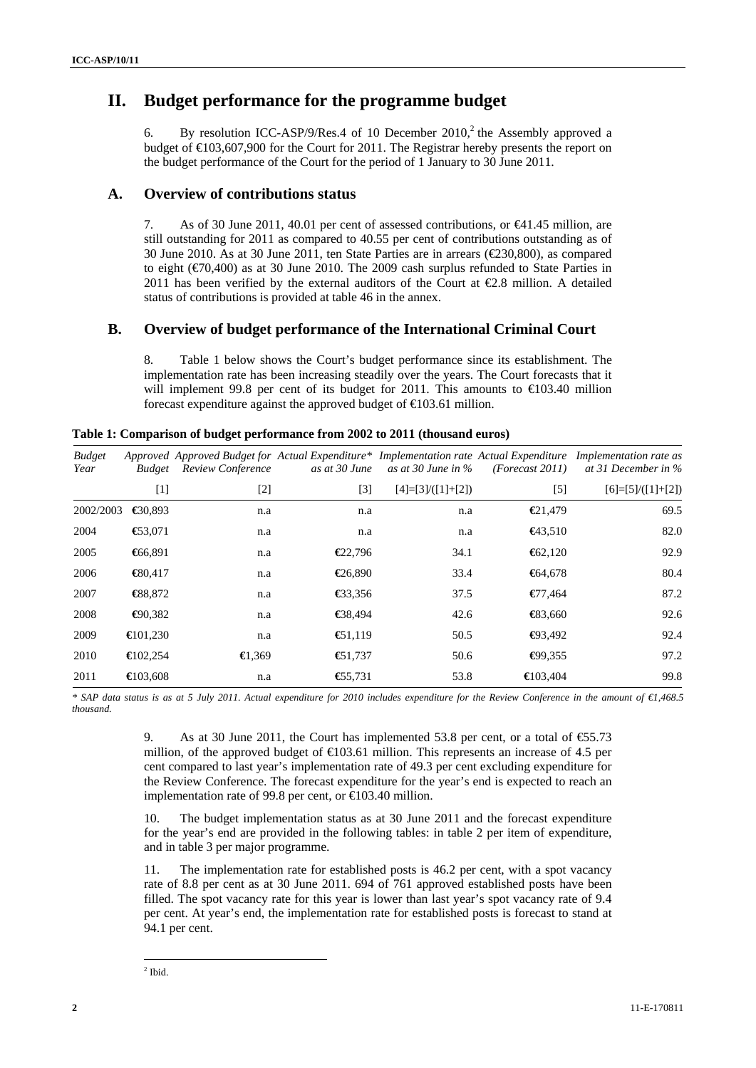# II. Budget performance for the programme budget

6. By resolution ICC-ASP/9/Res.4 of 10 December 2010,[2] the Assembly approved a budget of €103,607,900 for the Court for 2011. The Registrar hereby presents the report on the budget performance of the Court for the period of 1 January to 30 June 2011.

## A. Overview of contributions status

7. As of 30 June 2011, 40.01 per cent of assessed contributions, or €41.45 million, are still outstanding for 2011 as compared to 40.55 per cent of contributions outstanding as of 30 June 2010. As at 30 June 2011, ten State Parties are in arrears (€230,800), as compared to eight (€70,400) as at 30 June 2010. The 2009 cash surplus refunded to State Parties in 2011 has been verified by the external auditors of the Court at €2.8 million. A detailed status of contributions is provided at table 46 in the annex.

## B. Overview of budget performance of the International Criminal Court

8. Table 1 below shows the Court's budget performance since its establishment. The implementation rate has been increasing steadily over the years. The Court forecasts that it will implement 99.8 per cent of its budget for 2011. This amounts to €103.40 million forecast expenditure against the approved budget of €103.61 million.

**Table 1: Comparison of budget performance from 2002 to 2011 (thousand euros)**

| *Budget Year* | *Approved Budget* | *Approved Budget for Review Conference* | *Actual Expenditure\* as at 30 June* | *Implementation rate as at 30 June in %* | *Actual Expenditure (Forecast 2011)* | *Implementation rate as at 31 December in %* |
|---|---|---|---|---|---|---|
| | [1] | [2] | [3] | [4]=[3]/([1]+[2]) | [5] | [6]=[5]/([1]+[2]) |
| 2002/2003 | €30,893 | n.a | n.a | n.a | €21,479 | 69.5 |
| 2004 | €53,071 | n.a | n.a | n.a | €43,510 | 82.0 |
| 2005 | €66,891 | n.a | €22,796 | 34.1 | €62,120 | 92.9 |
| 2006 | €80,417 | n.a | €26,890 | 33.4 | €64,678 | 80.4 |
| 2007 | €88,872 | n.a | €33,356 | 37.5 | €77,464 | 87.2 |
| 2008 | €90,382 | n.a | €38,494 | 42.6 | €83,660 | 92.6 |
| 2009 | €101,230 | n.a | €51,119 | 50.5 | €93,492 | 92.4 |
| 2010 | €102,254 | €1,369 | €51,737 | 50.6 | €99,355 | 97.2 |
| 2011 | €103,608 | n.a | €55,731 | 53.8 | €103,404 | 99.8 |

*\* SAP data status is as at 5 July 2011. Actual expenditure for 2010 includes expenditure for the Review Conference in the amount of €1,468.5 thousand.*

9. As at 30 June 2011, the Court has implemented 53.8 per cent, or a total of €55.73 million, of the approved budget of €103.61 million. This represents an increase of 4.5 per cent compared to last year's implementation rate of 49.3 per cent excluding expenditure for the Review Conference. The forecast expenditure for the year's end is expected to reach an implementation rate of 99.8 per cent, or €103.40 million.

10. The budget implementation status as at 30 June 2011 and the forecast expenditure for the year's end are provided in the following tables: in table 2 per item of expenditure, and in table 3 per major programme.

11. The implementation rate for established posts is 46.2 per cent, with a spot vacancy rate of 8.8 per cent as at 30 June 2011. 694 of 761 approved established posts have been filled. The spot vacancy rate for this year is lower than last year's spot vacancy rate of 9.4 per cent. At year's end, the implementation rate for established posts is forecast to stand at 94.1 per cent.

[2] Ibid.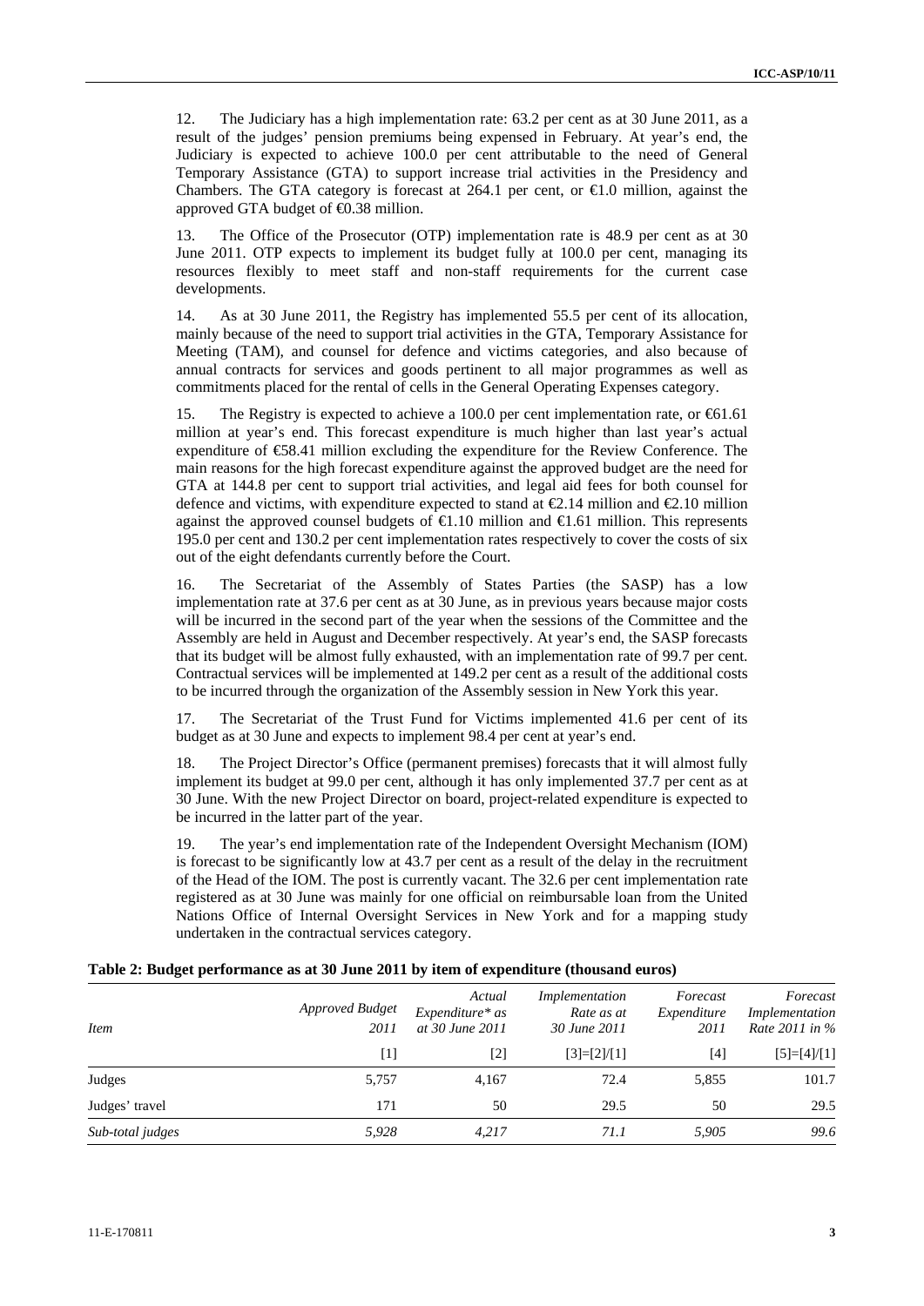12. The Judiciary has a high implementation rate: 63.2 per cent as at 30 June 2011, as a result of the judges' pension premiums being expensed in February. At year's end, the Judiciary is expected to achieve 100.0 per cent attributable to the need of General Temporary Assistance (GTA) to support increase trial activities in the Presidency and Chambers. The GTA category is forecast at 264.1 per cent, or €1.0 million, against the approved GTA budget of €0.38 million.

13. The Office of the Prosecutor (OTP) implementation rate is 48.9 per cent as at 30 June 2011. OTP expects to implement its budget fully at 100.0 per cent, managing its resources flexibly to meet staff and non-staff requirements for the current case developments.

14. As at 30 June 2011, the Registry has implemented 55.5 per cent of its allocation, mainly because of the need to support trial activities in the GTA, Temporary Assistance for Meeting (TAM), and counsel for defence and victims categories, and also because of annual contracts for services and goods pertinent to all major programmes as well as commitments placed for the rental of cells in the General Operating Expenses category.

15. The Registry is expected to achieve a 100.0 per cent implementation rate, or €61.61 million at year's end. This forecast expenditure is much higher than last year's actual expenditure of €58.41 million excluding the expenditure for the Review Conference. The main reasons for the high forecast expenditure against the approved budget are the need for GTA at 144.8 per cent to support trial activities, and legal aid fees for both counsel for defence and victims, with expenditure expected to stand at €2.14 million and €2.10 million against the approved counsel budgets of €1.10 million and €1.61 million. This represents 195.0 per cent and 130.2 per cent implementation rates respectively to cover the costs of six out of the eight defendants currently before the Court.

16. The Secretariat of the Assembly of States Parties (the SASP) has a low implementation rate at 37.6 per cent as at 30 June, as in previous years because major costs will be incurred in the second part of the year when the sessions of the Committee and the Assembly are held in August and December respectively. At year's end, the SASP forecasts that its budget will be almost fully exhausted, with an implementation rate of 99.7 per cent. Contractual services will be implemented at 149.2 per cent as a result of the additional costs to be incurred through the organization of the Assembly session in New York this year.

17. The Secretariat of the Trust Fund for Victims implemented 41.6 per cent of its budget as at 30 June and expects to implement 98.4 per cent at year's end.

18. The Project Director's Office (permanent premises) forecasts that it will almost fully implement its budget at 99.0 per cent, although it has only implemented 37.7 per cent as at 30 June. With the new Project Director on board, project-related expenditure is expected to be incurred in the latter part of the year.

19. The year's end implementation rate of the Independent Oversight Mechanism (IOM) is forecast to be significantly low at 43.7 per cent as a result of the delay in the recruitment of the Head of the IOM. The post is currently vacant. The 32.6 per cent implementation rate registered as at 30 June was mainly for one official on reimbursable loan from the United Nations Office of Internal Oversight Services in New York and for a mapping study undertaken in the contractual services category.

**Table 2: Budget performance as at 30 June 2011 by item of expenditure (thousand euros)**

| *Item* | *Approved Budget 2011* | *Actual Expenditure* as at 30 June 2011* | *Implementation Rate as at 30 June 2011* | *Forecast Expenditure 2011* | *Forecast Implementation Rate 2011 in %* |
|---|---|---|---|---|---|
| | [1] | [2] | [3]=[2]/[1] | [4] | [5]=[4]/[1] |
| Judges | 5,757 | 4,167 | 72.4 | 5,855 | 101.7 |
| Judges' travel | 171 | 50 | 29.5 | 50 | 29.5 |
| *Sub-total judges* | *5,928* | *4,217* | *71.1* | *5,905* | *99.6* |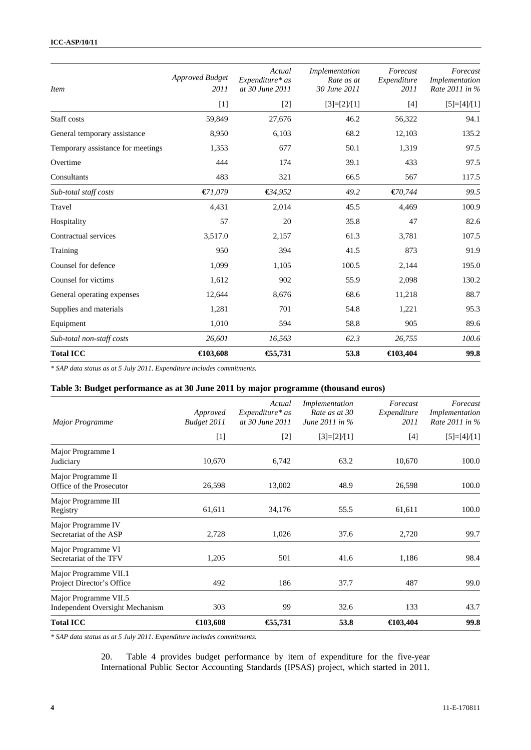| *Item* | *Approved Budget 2011* | *Actual Expenditure* as at 30 June 2011* | *Implementation Rate as at 30 June 2011* | *Forecast Expenditure 2011* | *Forecast Implementation Rate 2011 in %* |
|---|---|---|---|---|---|
| | [1] | [2] | [3]=[2]/[1] | [4] | [5]=[4]/[1] |
| Staff costs | 59,849 | 27,676 | 46.2 | 56,322 | 94.1 |
| General temporary assistance | 8,950 | 6,103 | 68.2 | 12,103 | 135.2 |
| Temporary assistance for meetings | 1,353 | 677 | 50.1 | 1,319 | 97.5 |
| Overtime | 444 | 174 | 39.1 | 433 | 97.5 |
| Consultants | 483 | 321 | 66.5 | 567 | 117.5 |
| *Sub-total staff costs* | *€71,079* | *€34,952* | *49.2* | *€70,744* | *99.5* |
| Travel | 4,431 | 2,014 | 45.5 | 4,469 | 100.9 |
| Hospitality | 57 | 20 | 35.8 | 47 | 82.6 |
| Contractual services | 3,517.0 | 2,157 | 61.3 | 3,781 | 107.5 |
| Training | 950 | 394 | 41.5 | 873 | 91.9 |
| Counsel for defence | 1,099 | 1,105 | 100.5 | 2,144 | 195.0 |
| Counsel for victims | 1,612 | 902 | 55.9 | 2,098 | 130.2 |
| General operating expenses | 12,644 | 8,676 | 68.6 | 11,218 | 88.7 |
| Supplies and materials | 1,281 | 701 | 54.8 | 1,221 | 95.3 |
| Equipment | 1,010 | 594 | 58.8 | 905 | 89.6 |
| *Sub-total non-staff costs* | *26,601* | *16,563* | *62.3* | *26,755* | *100.6* |
| **Total ICC** | **€103,608** | **€55,731** | **53.8** | **€103,404** | **99.8** |

*\* SAP data status as at 5 July 2011. Expenditure includes commitments.*

### Table 3: Budget performance as at 30 June 2011 by major programme (thousand euros)

| *Major Programme* | *Approved Budget 2011* | *Actual Expenditure* as at 30 June 2011* | *Implementation Rate as at 30 June 2011 in %* | *Forecast Expenditure 2011* | *Forecast Implementation Rate 2011 in %* |
|---|---|---|---|---|---|
| | [1] | [2] | [3]=[2]/[1] | [4] | [5]=[4]/[1] |
| Major Programme I Judiciary | 10,670 | 6,742 | 63.2 | 10,670 | 100.0 |
| Major Programme II Office of the Prosecutor | 26,598 | 13,002 | 48.9 | 26,598 | 100.0 |
| Major Programme III Registry | 61,611 | 34,176 | 55.5 | 61,611 | 100.0 |
| Major Programme IV Secretariat of the ASP | 2,728 | 1,026 | 37.6 | 2,720 | 99.7 |
| Major Programme VI Secretariat of the TFV | 1,205 | 501 | 41.6 | 1,186 | 98.4 |
| Major Programme VII.1 Project Director's Office | 492 | 186 | 37.7 | 487 | 99.0 |
| Major Programme VII.5 Independent Oversight Mechanism | 303 | 99 | 32.6 | 133 | 43.7 |
| **Total ICC** | **€103,608** | **€55,731** | **53.8** | **€103,404** | **99.8** |

*\* SAP data status as at 5 July 2011. Expenditure includes commitments.*

20. Table 4 provides budget performance by item of expenditure for the five-year International Public Sector Accounting Standards (IPSAS) project, which started in 2011.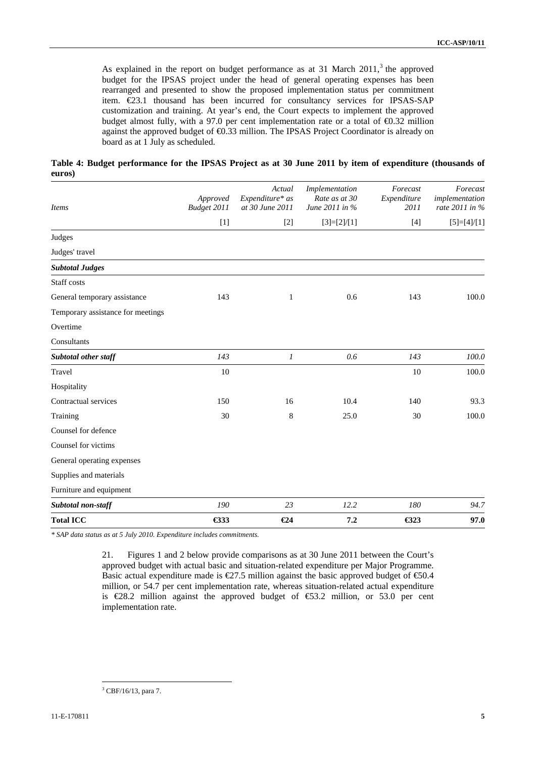As explained in the report on budget performance as at 31 March 2011,[3] the approved budget for the IPSAS project under the head of general operating expenses has been rearranged and presented to show the proposed implementation status per commitment item. €23.1 thousand has been incurred for consultancy services for IPSAS-SAP customization and training. At year's end, the Court expects to implement the approved budget almost fully, with a 97.0 per cent implementation rate or a total of €0.32 million against the approved budget of €0.33 million. The IPSAS Project Coordinator is already on board as at 1 July as scheduled.

**Table 4: Budget performance for the IPSAS Project as at 30 June 2011 by item of expenditure (thousands of euros)**

| *Items* | *Approved Budget 2011* | *Actual Expenditure\* as at 30 June 2011* | *Implementation Rate as at 30 June 2011 in %* | *Forecast Expenditure 2011* | *Forecast implementation rate 2011 in %* |
|---|---|---|---|---|---|
| | [1] | [2] | [3]=[2]/[1] | [4] | [5]=[4]/[1] |
| Judges | | | | | |
| Judges' travel | | | | | |
| ***Subtotal Judges*** | | | | | |
| Staff costs | | | | | |
| General temporary assistance | 143 | 1 | 0.6 | 143 | 100.0 |
| Temporary assistance for meetings | | | | | |
| Overtime | | | | | |
| Consultants | | | | | |
| ***Subtotal other staff*** | *143* | *1* | *0.6* | *143* | *100.0* |
| Travel | 10 | | | 10 | 100.0 |
| Hospitality | | | | | |
| Contractual services | 150 | 16 | 10.4 | 140 | 93.3 |
| Training | 30 | 8 | 25.0 | 30 | 100.0 |
| Counsel for defence | | | | | |
| Counsel for victims | | | | | |
| General operating expenses | | | | | |
| Supplies and materials | | | | | |
| Furniture and equipment | | | | | |
| ***Subtotal non-staff*** | *190* | *23* | *12.2* | *180* | *94.7* |
| **Total ICC** | **€333** | **€24** | **7.2** | **€323** | **97.0** |

*\* SAP data status as at 5 July 2010. Expenditure includes commitments.*

21. Figures 1 and 2 below provide comparisons as at 30 June 2011 between the Court's approved budget with actual basic and situation-related expenditure per Major Programme. Basic actual expenditure made is €27.5 million against the basic approved budget of €50.4 million, or 54.7 per cent implementation rate, whereas situation-related actual expenditure is €28.2 million against the approved budget of €53.2 million, or 53.0 per cent implementation rate.

[3] CBF/16/13, para 7.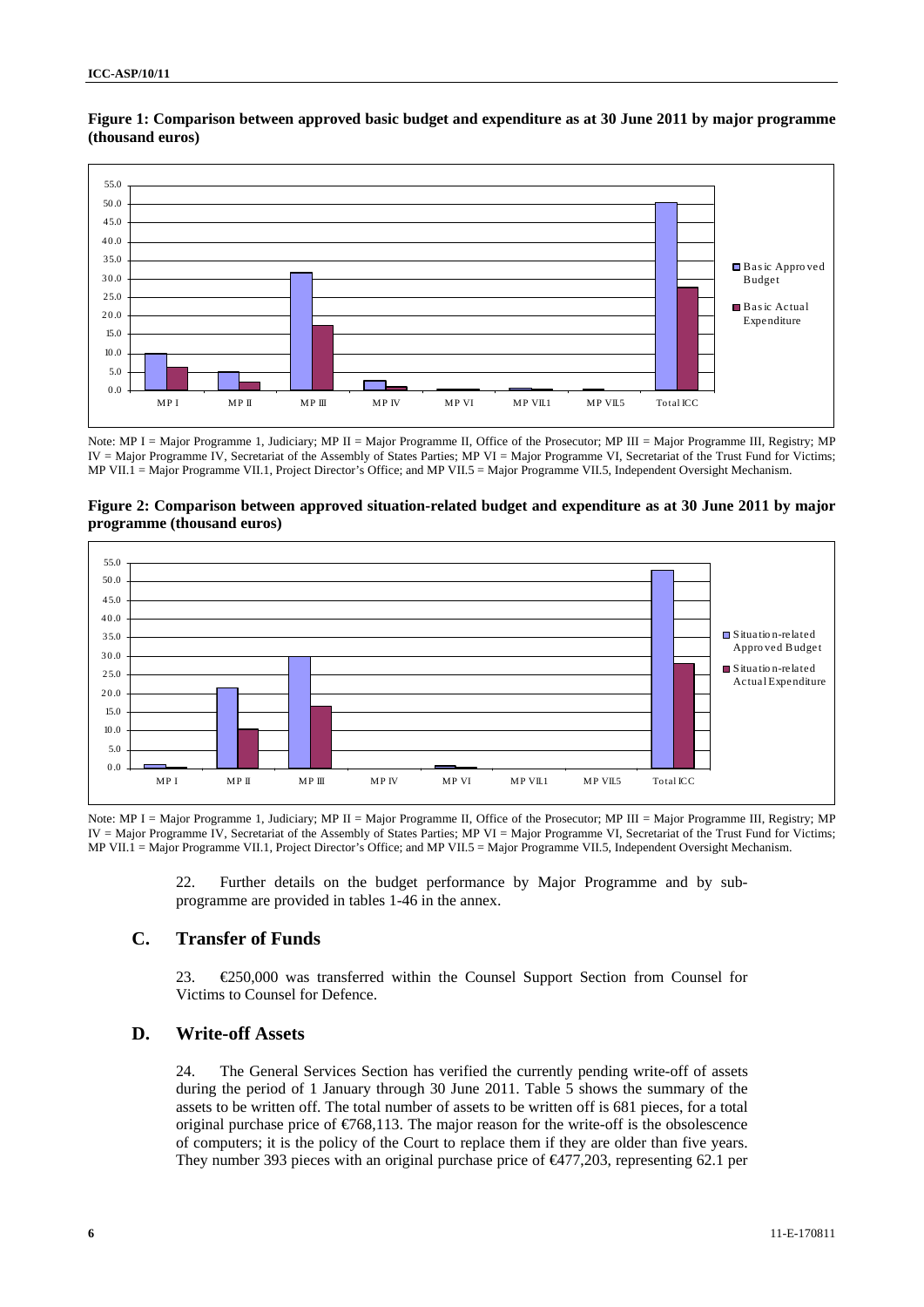**Figure 1: Comparison between approved basic budget and expenditure as at 30 June 2011 by major programme (thousand euros)**

Note: MP I = Major Programme 1, Judiciary; MP II = Major Programme II, Office of the Prosecutor; MP III = Major Programme III, Registry; MP IV = Major Programme IV, Secretariat of the Assembly of States Parties; MP VI = Major Programme VI, Secretariat of the Trust Fund for Victims; MP VII.1 = Major Programme VII.1, Project Director's Office; and MP VII.5 = Major Programme VII.5, Independent Oversight Mechanism.

**Figure 2: Comparison between approved situation-related budget and expenditure as at 30 June 2011 by major programme (thousand euros)**

Note: MP I = Major Programme 1, Judiciary; MP II = Major Programme II, Office of the Prosecutor; MP III = Major Programme III, Registry; MP IV = Major Programme IV, Secretariat of the Assembly of States Parties; MP VI = Major Programme VI, Secretariat of the Trust Fund for Victims; MP VII.1 = Major Programme VII.1, Project Director's Office; and MP VII.5 = Major Programme VII.5, Independent Oversight Mechanism.

22. Further details on the budget performance by Major Programme and by sub-programme are provided in tables 1-46 in the annex.

## C. Transfer of Funds

23. €250,000 was transferred within the Counsel Support Section from Counsel for Victims to Counsel for Defence.

## D. Write-off Assets

24. The General Services Section has verified the currently pending write-off of assets during the period of 1 January through 30 June 2011. Table 5 shows the summary of the assets to be written off. The total number of assets to be written off is 681 pieces, for a total original purchase price of €768,113. The major reason for the write-off is the obsolescence of computers; it is the policy of the Court to replace them if they are older than five years. They number 393 pieces with an original purchase price of €477,203, representing 62.1 per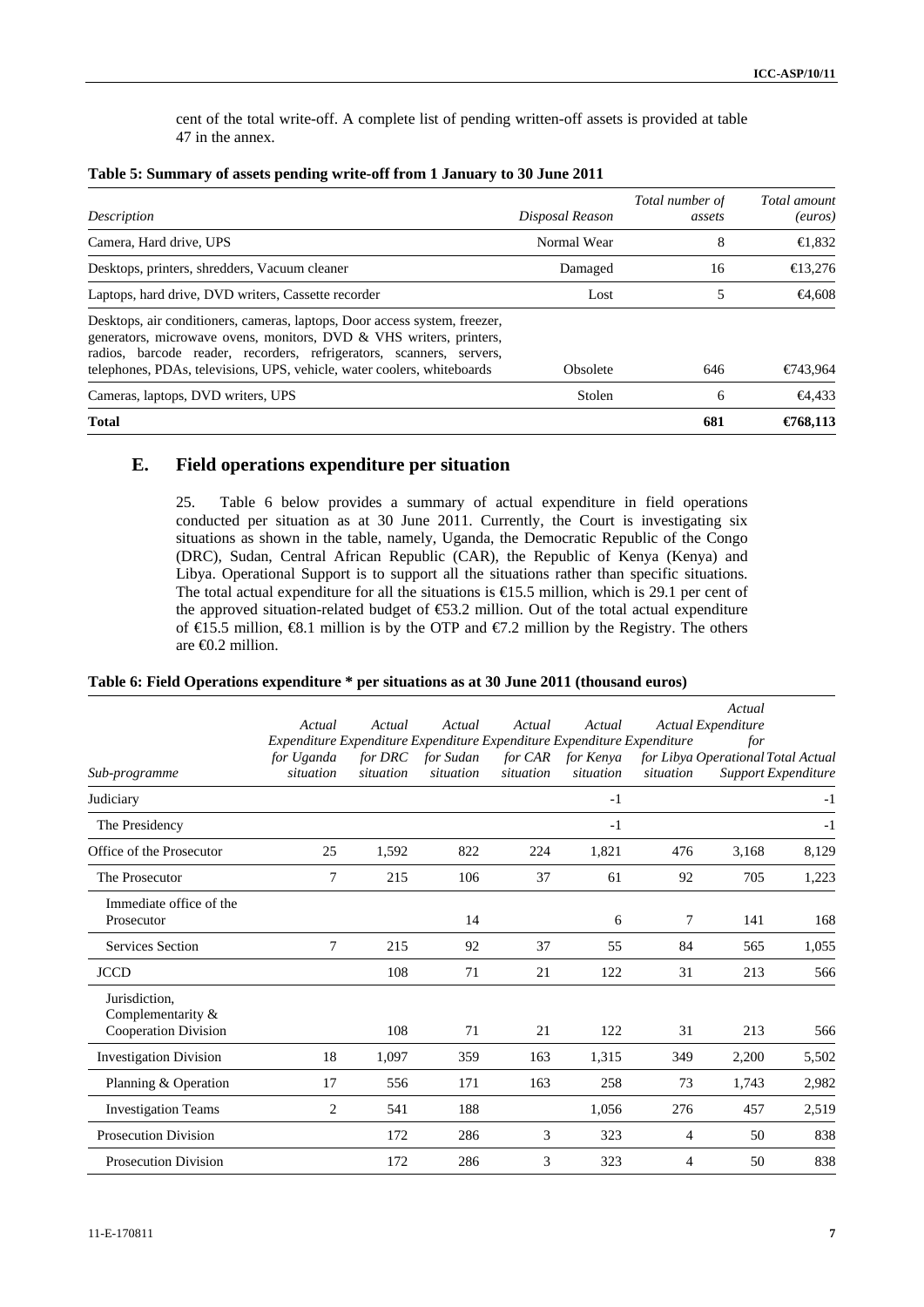cent of the total write-off. A complete list of pending written-off assets is provided at table 47 in the annex.

**Table 5: Summary of assets pending write-off from 1 January to 30 June 2011**

| *Description* | *Disposal Reason* | *Total number of assets* | *Total amount (euros)* |
|---|---|---|---|
| Camera, Hard drive, UPS | Normal Wear | 8 | €1,832 |
| Desktops, printers, shredders, Vacuum cleaner | Damaged | 16 | €13,276 |
| Laptops, hard drive, DVD writers, Cassette recorder | Lost | 5 | €4,608 |
| Desktops, air conditioners, cameras, laptops, Door access system, freezer, generators, microwave ovens, monitors, DVD & VHS writers, printers, radios, barcode reader, recorders, refrigerators, scanners, servers, telephones, PDAs, televisions, UPS, vehicle, water coolers, whiteboards | Obsolete | 646 | €743,964 |
| Cameras, laptops, DVD writers, UPS | Stolen | 6 | €4,433 |
| **Total** | | **681** | **€768,113** |

## E. Field operations expenditure per situation

25. Table 6 below provides a summary of actual expenditure in field operations conducted per situation as at 30 June 2011. Currently, the Court is investigating six situations as shown in the table, namely, Uganda, the Democratic Republic of the Congo (DRC), Sudan, Central African Republic (CAR), the Republic of Kenya (Kenya) and Libya. Operational Support is to support all the situations rather than specific situations. The total actual expenditure for all the situations is €15.5 million, which is 29.1 per cent of the approved situation-related budget of €53.2 million. Out of the total actual expenditure of €15.5 million, €8.1 million is by the OTP and €7.2 million by the Registry. The others are €0.2 million.

**Table 6: Field Operations expenditure \* per situations as at 30 June 2011 (thousand euros)**

| *Sub-programme* | *Actual Expenditure for Uganda situation* | *Actual Expenditure for DRC situation* | *Actual Expenditure for Sudan situation* | *Actual Expenditure for CAR situation* | *Actual Expenditure for Kenya situation* | *Actual Expenditure for Libya situation* | *Actual Expenditure for Operational Support* | *Total Actual Expenditure* |
|---|---|---|---|---|---|---|---|---|
| Judiciary | | | | | -1 | | | -1 |
| The Presidency | | | | | -1 | | | -1 |
| Office of the Prosecutor | 25 | 1,592 | 822 | 224 | 1,821 | 476 | 3,168 | 8,129 |
| The Prosecutor | 7 | 215 | 106 | 37 | 61 | 92 | 705 | 1,223 |
| Immediate office of the Prosecutor | | | 14 | | 6 | 7 | 141 | 168 |
| Services Section | 7 | 215 | 92 | 37 | 55 | 84 | 565 | 1,055 |
| JCCD | | 108 | 71 | 21 | 122 | 31 | 213 | 566 |
| Jurisdiction, Complementarity & Cooperation Division | | 108 | 71 | 21 | 122 | 31 | 213 | 566 |
| Investigation Division | 18 | 1,097 | 359 | 163 | 1,315 | 349 | 2,200 | 5,502 |
| Planning & Operation | 17 | 556 | 171 | 163 | 258 | 73 | 1,743 | 2,982 |
| Investigation Teams | 2 | 541 | 188 | | 1,056 | 276 | 457 | 2,519 |
| Prosecution Division | | 172 | 286 | 3 | 323 | 4 | 50 | 838 |
| Prosecution Division | | 172 | 286 | 3 | 323 | 4 | 50 | 838 |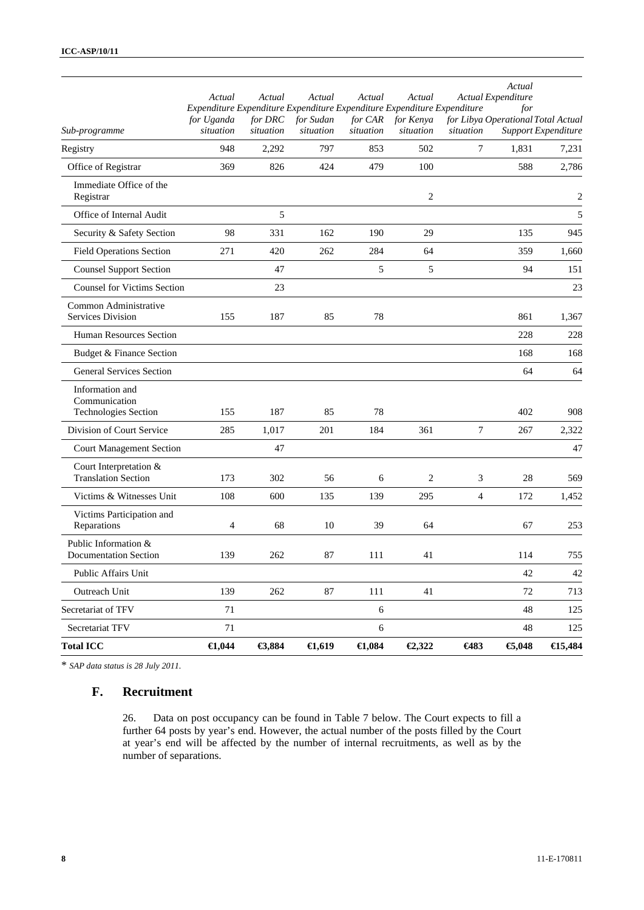| Sub-programme | Actual Expenditure for Uganda situation | Actual Expenditure for DRC situation | Actual Expenditure for Sudan situation | Actual Expenditure for CAR situation | Actual Expenditure for Kenya situation | Actual Expenditure for Libya situation | Actual Expenditure for Operational Support | Total Actual Expenditure |
|---|---|---|---|---|---|---|---|---|
| Registry | 948 | 2,292 | 797 | 853 | 502 | 7 | 1,831 | 7,231 |
| Office of Registrar | 369 | 826 | 424 | 479 | 100 | | 588 | 2,786 |
| Immediate Office of the Registrar | | | | | 2 | | | 2 |
| Office of Internal Audit | | 5 | | | | | | 5 |
| Security & Safety Section | 98 | 331 | 162 | 190 | 29 | | 135 | 945 |
| Field Operations Section | 271 | 420 | 262 | 284 | 64 | | 359 | 1,660 |
| Counsel Support Section | | 47 | | 5 | 5 | | 94 | 151 |
| Counsel for Victims Section | | 23 | | | | | | 23 |
| Common Administrative Services Division | 155 | 187 | 85 | 78 | | | 861 | 1,367 |
| Human Resources Section | | | | | | | 228 | 228 |
| Budget & Finance Section | | | | | | | 168 | 168 |
| General Services Section | | | | | | | 64 | 64 |
| Information and Communication Technologies Section | 155 | 187 | 85 | 78 | | | 402 | 908 |
| Division of Court Service | 285 | 1,017 | 201 | 184 | 361 | 7 | 267 | 2,322 |
| Court Management Section | | 47 | | | | | | 47 |
| Court Interpretation & Translation Section | 173 | 302 | 56 | 6 | 2 | 3 | 28 | 569 |
| Victims & Witnesses Unit | 108 | 600 | 135 | 139 | 295 | 4 | 172 | 1,452 |
| Victims Participation and Reparations | 4 | 68 | 10 | 39 | 64 | | 67 | 253 |
| Public Information & Documentation Section | 139 | 262 | 87 | 111 | 41 | | 114 | 755 |
| Public Affairs Unit | | | | | | | 42 | 42 |
| Outreach Unit | 139 | 262 | 87 | 111 | 41 | | 72 | 713 |
| Secretariat of TFV | 71 | | | 6 | | | 48 | 125 |
| Secretariat TFV | 71 | | | 6 | | | 48 | 125 |
| **Total ICC** | **€1,044** | **€3,884** | **€1,619** | **€1,084** | **€2,322** | **€483** | **€5,048** | **€15,484** |

\* *SAP data status is 28 July 2011.*

## F. Recruitment

26. Data on post occupancy can be found in Table 7 below. The Court expects to fill a further 64 posts by year's end. However, the actual number of the posts filled by the Court at year's end will be affected by the number of internal recruitments, as well as by the number of separations.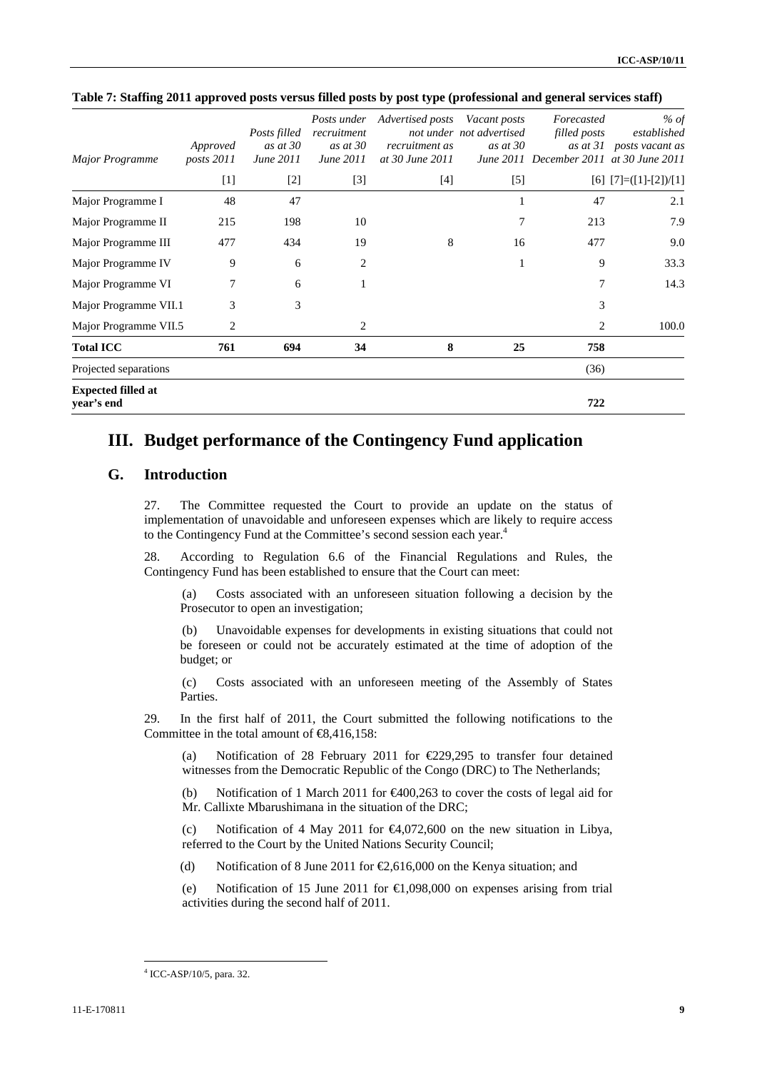**Table 7: Staffing 2011 approved posts versus filled posts by post type (professional and general services staff)**

| *Major Programme* | *Approved posts 2011* | *Posts filled as at 30 June 2011* | *Posts under recruitment as at 30 June 2011* | *Advertised posts not under recruitment as at 30 June 2011* | *Vacant posts not advertised as at 30 June 2011* | *Forecasted filled posts as at 31 December 2011* | *% of established posts vacant as at 30 June 2011* |
|---|---|---|---|---|---|---|---|
| | [1] | [2] | [3] | [4] | [5] | [6] | [7]=([1]-[2])/[1] |
| Major Programme I | 48 | 47 | | | 1 | 47 | 2.1 |
| Major Programme II | 215 | 198 | 10 | | 7 | 213 | 7.9 |
| Major Programme III | 477 | 434 | 19 | 8 | 16 | 477 | 9.0 |
| Major Programme IV | 9 | 6 | 2 | | 1 | 9 | 33.3 |
| Major Programme VI | 7 | 6 | 1 | | | 7 | 14.3 |
| Major Programme VII.1 | 3 | 3 | | | | 3 | |
| Major Programme VII.5 | 2 | | 2 | | | 2 | 100.0 |
| **Total ICC** | **761** | **694** | **34** | **8** | **25** | **758** | |
| Projected separations | | | | | | (36) | |
| **Expected filled at year's end** | | | | | | **722** | |

# III. Budget performance of the Contingency Fund application

## G. Introduction

27. The Committee requested the Court to provide an update on the status of implementation of unavoidable and unforeseen expenses which are likely to require access to the Contingency Fund at the Committee's second session each year.[4]

28. According to Regulation 6.6 of the Financial Regulations and Rules, the Contingency Fund has been established to ensure that the Court can meet:

(a) Costs associated with an unforeseen situation following a decision by the Prosecutor to open an investigation;

(b) Unavoidable expenses for developments in existing situations that could not be foreseen or could not be accurately estimated at the time of adoption of the budget; or

(c) Costs associated with an unforeseen meeting of the Assembly of States Parties.

29. In the first half of 2011, the Court submitted the following notifications to the Committee in the total amount of €8,416,158:

(a) Notification of 28 February 2011 for €229,295 to transfer four detained witnesses from the Democratic Republic of the Congo (DRC) to The Netherlands;

(b) Notification of 1 March 2011 for €400,263 to cover the costs of legal aid for Mr. Callixte Mbarushimana in the situation of the DRC;

(c) Notification of 4 May 2011 for €4,072,600 on the new situation in Libya, referred to the Court by the United Nations Security Council;

(d) Notification of 8 June 2011 for €2,616,000 on the Kenya situation; and

(e) Notification of 15 June 2011 for €1,098,000 on expenses arising from trial activities during the second half of 2011.

[4] ICC-ASP/10/5, para. 32.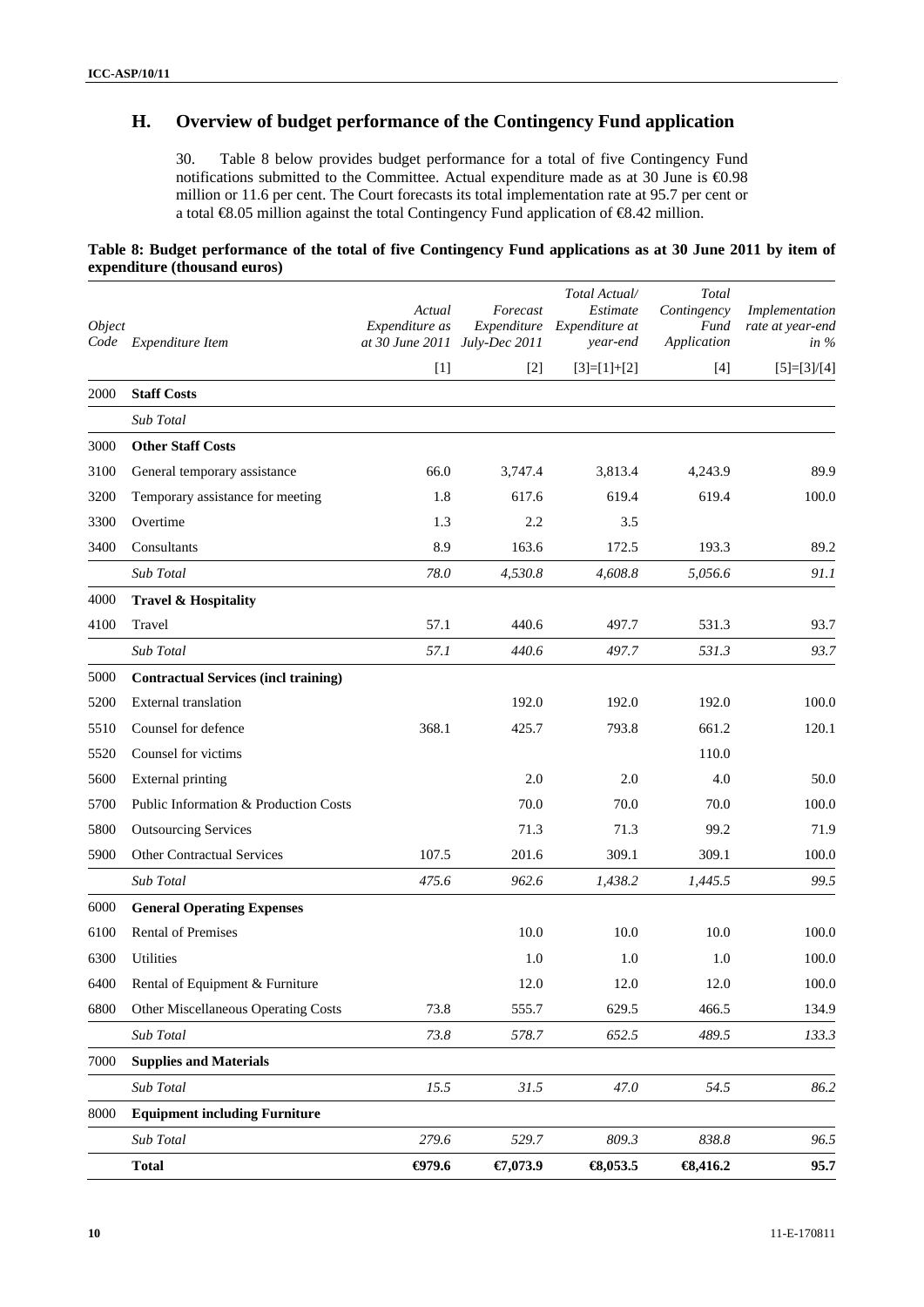## H. Overview of budget performance of the Contingency Fund application

30. Table 8 below provides budget performance for a total of five Contingency Fund notifications submitted to the Committee. Actual expenditure made as at 30 June is €0.98 million or 11.6 per cent. The Court forecasts its total implementation rate at 95.7 per cent or a total €8.05 million against the total Contingency Fund application of €8.42 million.

**Table 8: Budget performance of the total of five Contingency Fund applications as at 30 June 2011 by item of expenditure (thousand euros)**

| Object Code | Expenditure Item | Actual Expenditure as at 30 June 2011 | Forecast Expenditure July-Dec 2011 | Total Actual/ Estimate Expenditure at year-end | Total Contingency Fund Application | Implementation rate at year-end in % |
|---|---|---|---|---|---|---|
| | | [1] | [2] | [3]=[1]+[2] | [4] | [5]=[3]/[4] |
| 2000 | **Staff Costs** | | | | | |
| | *Sub Total* | | | | | |
| 3000 | **Other Staff Costs** | | | | | |
| 3100 | General temporary assistance | 66.0 | 3,747.4 | 3,813.4 | 4,243.9 | 89.9 |
| 3200 | Temporary assistance for meeting | 1.8 | 617.6 | 619.4 | 619.4 | 100.0 |
| 3300 | Overtime | 1.3 | 2.2 | 3.5 | | |
| 3400 | Consultants | 8.9 | 163.6 | 172.5 | 193.3 | 89.2 |
| | *Sub Total* | *78.0* | *4,530.8* | *4,608.8* | *5,056.6* | *91.1* |
| 4000 | **Travel & Hospitality** | | | | | |
| 4100 | Travel | 57.1 | 440.6 | 497.7 | 531.3 | 93.7 |
| | *Sub Total* | *57.1* | *440.6* | *497.7* | *531.3* | *93.7* |
| 5000 | **Contractual Services (incl training)** | | | | | |
| 5200 | External translation | | 192.0 | 192.0 | 192.0 | 100.0 |
| 5510 | Counsel for defence | 368.1 | 425.7 | 793.8 | 661.2 | 120.1 |
| 5520 | Counsel for victims | | | | 110.0 | |
| 5600 | External printing | | 2.0 | 2.0 | 4.0 | 50.0 |
| 5700 | Public Information & Production Costs | | 70.0 | 70.0 | 70.0 | 100.0 |
| 5800 | Outsourcing Services | | 71.3 | 71.3 | 99.2 | 71.9 |
| 5900 | Other Contractual Services | 107.5 | 201.6 | 309.1 | 309.1 | 100.0 |
| | *Sub Total* | *475.6* | *962.6* | *1,438.2* | *1,445.5* | *99.5* |
| 6000 | **General Operating Expenses** | | | | | |
| 6100 | Rental of Premises | | 10.0 | 10.0 | 10.0 | 100.0 |
| 6300 | Utilities | | 1.0 | 1.0 | 1.0 | 100.0 |
| 6400 | Rental of Equipment & Furniture | | 12.0 | 12.0 | 12.0 | 100.0 |
| 6800 | Other Miscellaneous Operating Costs | 73.8 | 555.7 | 629.5 | 466.5 | 134.9 |
| | *Sub Total* | *73.8* | *578.7* | *652.5* | *489.5* | *133.3* |
| 7000 | **Supplies and Materials** | | | | | |
| | *Sub Total* | *15.5* | *31.5* | *47.0* | *54.5* | *86.2* |
| 8000 | **Equipment including Furniture** | | | | | |
| | *Sub Total* | *279.6* | *529.7* | *809.3* | *838.8* | *96.5* |
| | **Total** | **€979.6** | **€7,073.9** | **€8,053.5** | **€8,416.2** | **95.7** |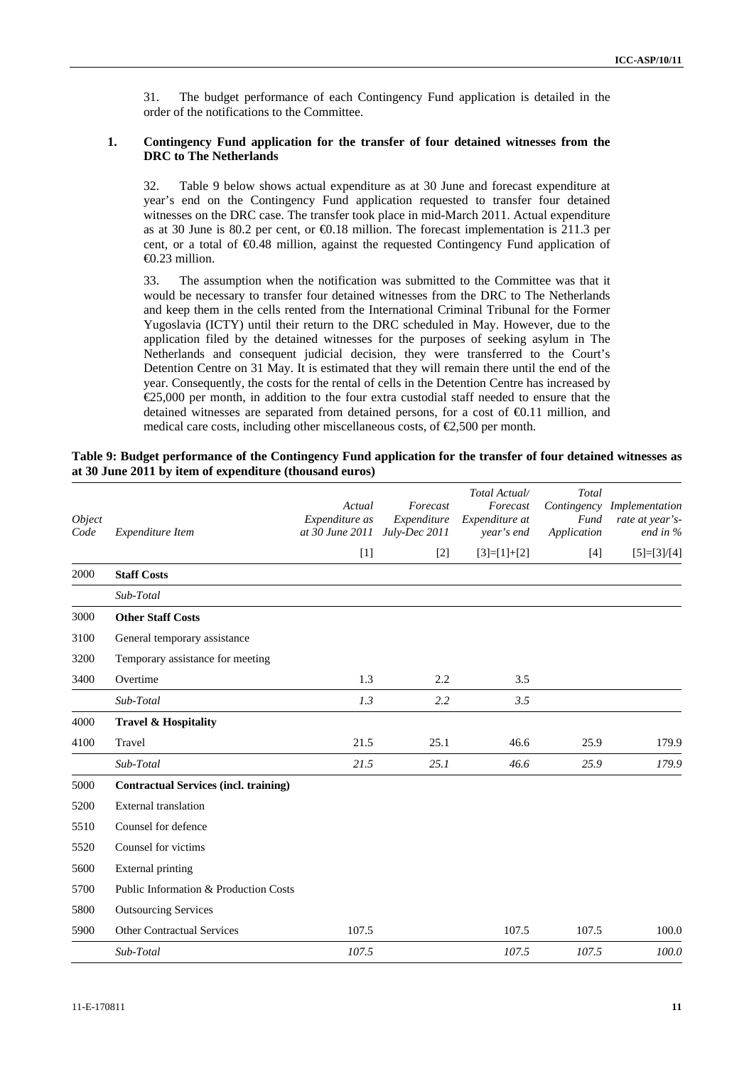31. The budget performance of each Contingency Fund application is detailed in the order of the notifications to the Committee.

### 1. Contingency Fund application for the transfer of four detained witnesses from the DRC to The Netherlands

32. Table 9 below shows actual expenditure as at 30 June and forecast expenditure at year's end on the Contingency Fund application requested to transfer four detained witnesses on the DRC case. The transfer took place in mid-March 2011. Actual expenditure as at 30 June is 80.2 per cent, or €0.18 million. The forecast implementation is 211.3 per cent, or a total of €0.48 million, against the requested Contingency Fund application of €0.23 million.

33. The assumption when the notification was submitted to the Committee was that it would be necessary to transfer four detained witnesses from the DRC to The Netherlands and keep them in the cells rented from the International Criminal Tribunal for the Former Yugoslavia (ICTY) until their return to the DRC scheduled in May. However, due to the application filed by the detained witnesses for the purposes of seeking asylum in The Netherlands and consequent judicial decision, they were transferred to the Court's Detention Centre on 31 May. It is estimated that they will remain there until the end of the year. Consequently, the costs for the rental of cells in the Detention Centre has increased by €25,000 per month, in addition to the four extra custodial staff needed to ensure that the detained witnesses are separated from detained persons, for a cost of €0.11 million, and medical care costs, including other miscellaneous costs, of €2,500 per month.

**Table 9: Budget performance of the Contingency Fund application for the transfer of four detained witnesses as at 30 June 2011 by item of expenditure (thousand euros)**

| *Object Code* | *Expenditure Item* | *Actual Expenditure as at 30 June 2011* | *Forecast Expenditure July-Dec 2011* | *Total Actual/ Forecast Expenditure at year's end* | *Total Contingency Fund Application* | *Implementation rate at year's-end in %* |
|---|---|---|---|---|---|---|
| | | [1] | [2] | [3]=[1]+[2] | [4] | [5]=[3]/[4] |
| 2000 | **Staff Costs** | | | | | |
| | *Sub-Total* | | | | | |
| 3000 | **Other Staff Costs** | | | | | |
| 3100 | General temporary assistance | | | | | |
| 3200 | Temporary assistance for meeting | | | | | |
| 3400 | Overtime | 1.3 | 2.2 | 3.5 | | |
| | *Sub-Total* | *1.3* | *2.2* | *3.5* | | |
| 4000 | **Travel & Hospitality** | | | | | |
| 4100 | Travel | 21.5 | 25.1 | 46.6 | 25.9 | 179.9 |
| | *Sub-Total* | *21.5* | *25.1* | *46.6* | *25.9* | *179.9* |
| 5000 | **Contractual Services (incl. training)** | | | | | |
| 5200 | External translation | | | | | |
| 5510 | Counsel for defence | | | | | |
| 5520 | Counsel for victims | | | | | |
| 5600 | External printing | | | | | |
| 5700 | Public Information & Production Costs | | | | | |
| 5800 | Outsourcing Services | | | | | |
| 5900 | Other Contractual Services | 107.5 | | 107.5 | 107.5 | 100.0 |
| | *Sub-Total* | *107.5* | | *107.5* | *107.5* | *100.0* |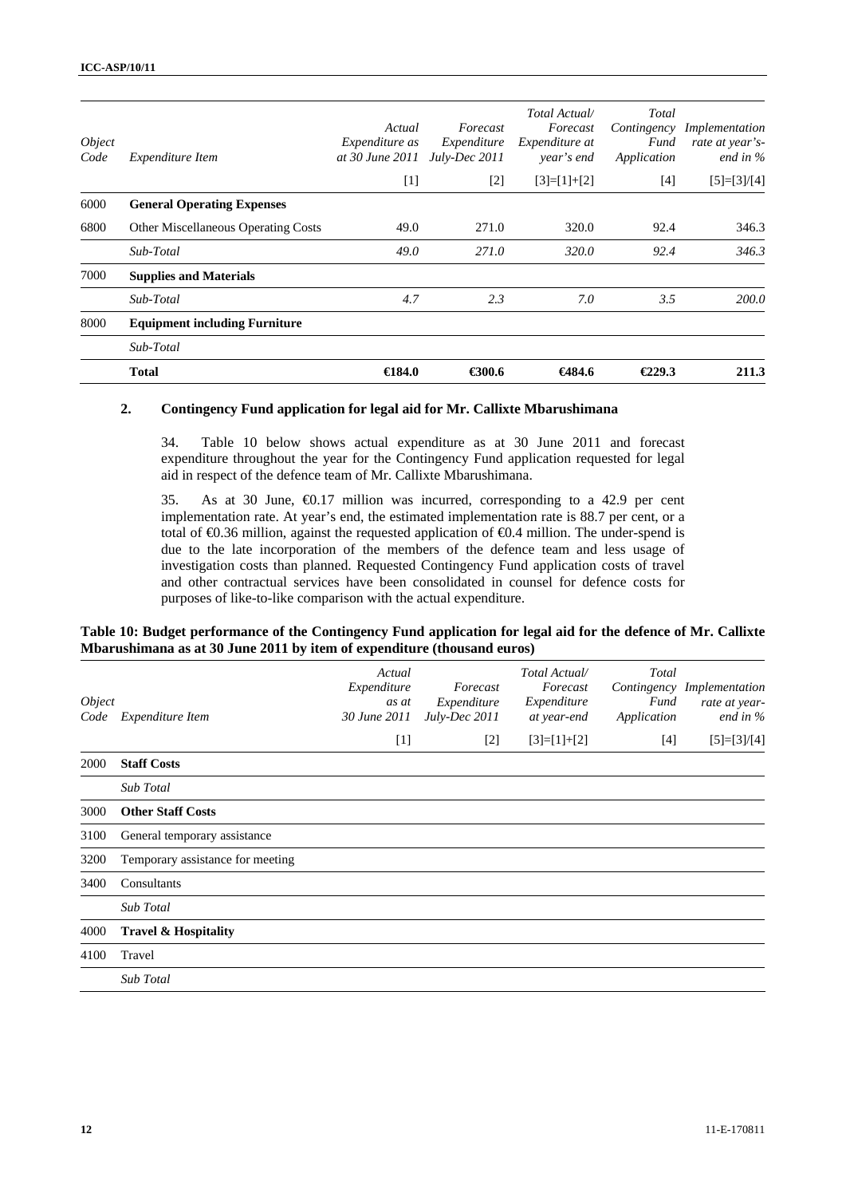| Object Code | Expenditure Item | Actual Expenditure as at 30 June 2011 | Forecast Expenditure July-Dec 2011 | Total Actual/ Forecast Expenditure at year's end | Total Contingency Fund Application | Implementation rate at year's-end in % |
|---|---|---|---|---|---|---|
| | | [1] | [2] | [3]=[1]+[2] | [4] | [5]=[3]/[4] |
| 6000 | **General Operating Expenses** | | | | | |
| 6800 | Other Miscellaneous Operating Costs | 49.0 | 271.0 | 320.0 | 92.4 | 346.3 |
| | *Sub-Total* | *49.0* | *271.0* | *320.0* | *92.4* | *346.3* |
| 7000 | **Supplies and Materials** | | | | | |
| | *Sub-Total* | *4.7* | *2.3* | *7.0* | *3.5* | *200.0* |
| 8000 | **Equipment including Furniture** | | | | | |
| | *Sub-Total* | | | | | |
| | **Total** | **€184.0** | **€300.6** | **€484.6** | **€229.3** | **211.3** |

### 2. Contingency Fund application for legal aid for Mr. Callixte Mbarushimana

34. Table 10 below shows actual expenditure as at 30 June 2011 and forecast expenditure throughout the year for the Contingency Fund application requested for legal aid in respect of the defence team of Mr. Callixte Mbarushimana.

35. As at 30 June, €0.17 million was incurred, corresponding to a 42.9 per cent implementation rate. At year's end, the estimated implementation rate is 88.7 per cent, or a total of €0.36 million, against the requested application of €0.4 million. The under-spend is due to the late incorporation of the members of the defence team and less usage of investigation costs than planned. Requested Contingency Fund application costs of travel and other contractual services have been consolidated in counsel for defence costs for purposes of like-to-like comparison with the actual expenditure.

**Table 10: Budget performance of the Contingency Fund application for legal aid for the defence of Mr. Callixte Mbarushimana as at 30 June 2011 by item of expenditure (thousand euros)**

| Object Code | Expenditure Item | Actual Expenditure as at 30 June 2011 | Forecast Expenditure July-Dec 2011 | Total Actual/ Forecast Expenditure at year-end | Total Contingency Fund Application | Implementation rate at year-end in % |
|---|---|---|---|---|---|---|
| | | [1] | [2] | [3]=[1]+[2] | [4] | [5]=[3]/[4] |
| 2000 | **Staff Costs** | | | | | |
| | *Sub Total* | | | | | |
| 3000 | **Other Staff Costs** | | | | | |
| 3100 | General temporary assistance | | | | | |
| 3200 | Temporary assistance for meeting | | | | | |
| 3400 | Consultants | | | | | |
| | *Sub Total* | | | | | |
| 4000 | **Travel & Hospitality** | | | | | |
| 4100 | Travel | | | | | |
| | *Sub Total* | | | | | |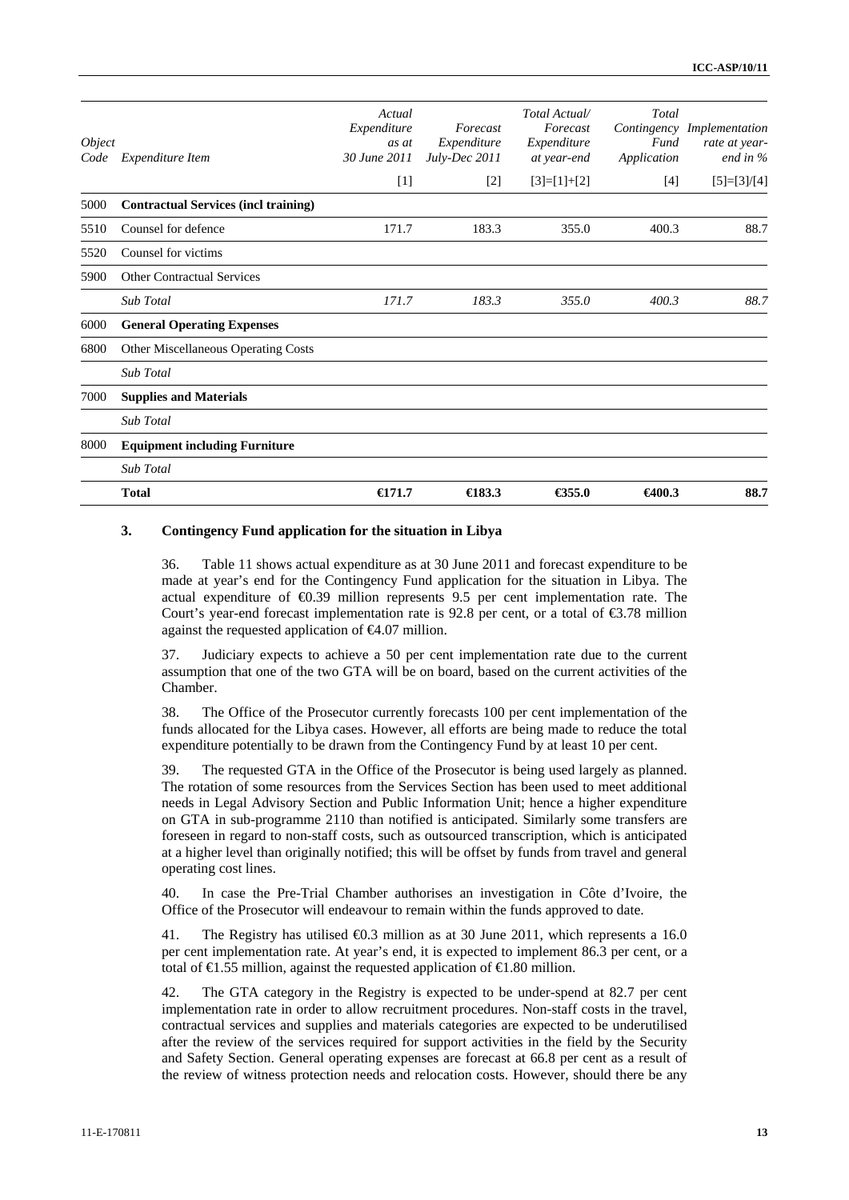| Object Code | Expenditure Item | Actual Expenditure as at 30 June 2011 | Forecast Expenditure July-Dec 2011 | Total Actual/ Forecast Expenditure at year-end | Total Contingency Fund Application | Implementation rate at year-end in % |
|---|---|---|---|---|---|---|
| | | [1] | [2] | [3]=[1]+[2] | [4] | [5]=[3]/[4] |
| 5000 | **Contractual Services (incl training)** | | | | | |
| 5510 | Counsel for defence | 171.7 | 183.3 | 355.0 | 400.3 | 88.7 |
| 5520 | Counsel for victims | | | | | |
| 5900 | Other Contractual Services | | | | | |
| | *Sub Total* | *171.7* | *183.3* | *355.0* | *400.3* | *88.7* |
| 6000 | **General Operating Expenses** | | | | | |
| 6800 | Other Miscellaneous Operating Costs | | | | | |
| | *Sub Total* | | | | | |
| 7000 | **Supplies and Materials** | | | | | |
| | *Sub Total* | | | | | |
| 8000 | **Equipment including Furniture** | | | | | |
| | *Sub Total* | | | | | |
| | **Total** | **€171.7** | **€183.3** | **€355.0** | **€400.3** | **88.7** |

### 3. Contingency Fund application for the situation in Libya

36. Table 11 shows actual expenditure as at 30 June 2011 and forecast expenditure to be made at year's end for the Contingency Fund application for the situation in Libya. The actual expenditure of €0.39 million represents 9.5 per cent implementation rate. The Court's year-end forecast implementation rate is 92.8 per cent, or a total of €3.78 million against the requested application of €4.07 million.

37. Judiciary expects to achieve a 50 per cent implementation rate due to the current assumption that one of the two GTA will be on board, based on the current activities of the Chamber.

38. The Office of the Prosecutor currently forecasts 100 per cent implementation of the funds allocated for the Libya cases. However, all efforts are being made to reduce the total expenditure potentially to be drawn from the Contingency Fund by at least 10 per cent.

39. The requested GTA in the Office of the Prosecutor is being used largely as planned. The rotation of some resources from the Services Section has been used to meet additional needs in Legal Advisory Section and Public Information Unit; hence a higher expenditure on GTA in sub-programme 2110 than notified is anticipated. Similarly some transfers are foreseen in regard to non-staff costs, such as outsourced transcription, which is anticipated at a higher level than originally notified; this will be offset by funds from travel and general operating cost lines.

40. In case the Pre-Trial Chamber authorises an investigation in Côte d'Ivoire, the Office of the Prosecutor will endeavour to remain within the funds approved to date.

41. The Registry has utilised €0.3 million as at 30 June 2011, which represents a 16.0 per cent implementation rate. At year's end, it is expected to implement 86.3 per cent, or a total of €1.55 million, against the requested application of €1.80 million.

42. The GTA category in the Registry is expected to be under-spend at 82.7 per cent implementation rate in order to allow recruitment procedures. Non-staff costs in the travel, contractual services and supplies and materials categories are expected to be underutilised after the review of the services required for support activities in the field by the Security and Safety Section. General operating expenses are forecast at 66.8 per cent as a result of the review of witness protection needs and relocation costs. However, should there be any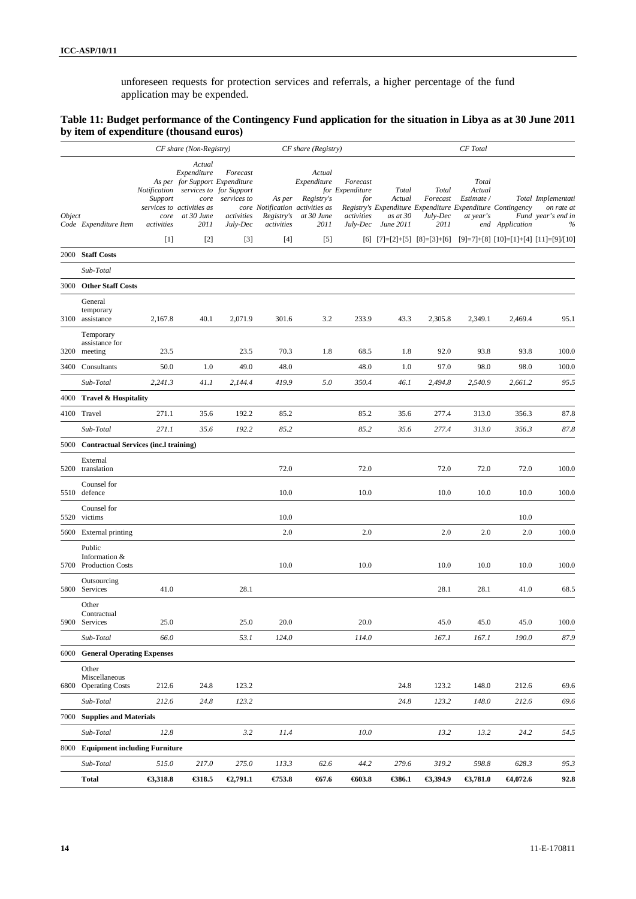unforeseen requests for protection services and referrals, a higher percentage of the fund application may be expended.

### Table 11: Budget performance of the Contingency Fund application for the situation in Libya as at 30 June 2011 by item of expenditure (thousand euros)

| | | CF share (Non-Registry) | | | CF share (Registry) | | | CF Total | | | | |
|---|---|---|---|---|---|---|---|---|---|---|---|---|
| Object Code | Expenditure Item | As per Notification Support services to core activities | Actual Expenditure for Support services to core activities as at 30 June 2011 | Forecast Expenditure for Support services to core activities July-Dec | As per Notification Registry's activities | Actual Expenditure Registry's activities as at 30 June 2011 | Forecast Expenditure for Registry's activities July-Dec | Total Actual Expenditure as at 30 June 2011 | Total Forecast Expenditure July-Dec 2011 | Total Actual Estimate / Expenditure at year's end | Total Contingency Fund Application | Implementation rate at year's end in % |
| | | [1] | [2] | [3] | [4] | [5] | [6] | [7]=[2]+[5] | [8]=[3]+[6] | [9]=7]+[8] | [10]=[1]+[4] | [11]=[9]/[10] |
| 2000 | **Staff Costs** | | | | | | | | | | | |
| | *Sub-Total* | | | | | | | | | | | |
| 3000 | **Other Staff Costs** | | | | | | | | | | | |
| 3100 | General temporary assistance | 2,167.8 | 40.1 | 2,071.9 | 301.6 | 3.2 | 233.9 | 43.3 | 2,305.8 | 2,349.1 | 2,469.4 | 95.1 |
| 3200 | Temporary assistance for meeting | 23.5 | | 23.5 | 70.3 | 1.8 | 68.5 | 1.8 | 92.0 | 93.8 | 93.8 | 100.0 |
| 3400 | Consultants | 50.0 | 1.0 | 49.0 | 48.0 | | 48.0 | 1.0 | 97.0 | 98.0 | 98.0 | 100.0 |
| | *Sub-Total* | *2,241.3* | *41.1* | *2,144.4* | *419.9* | *5.0* | *350.4* | *46.1* | *2,494.8* | *2,540.9* | *2,661.2* | *95.5* |
| 4000 | **Travel & Hospitality** | | | | | | | | | | | |
| 4100 | Travel | 271.1 | 35.6 | 192.2 | 85.2 | | 85.2 | 35.6 | 277.4 | 313.0 | 356.3 | 87.8 |
| | *Sub-Total* | *271.1* | *35.6* | *192.2* | *85.2* | | *85.2* | *35.6* | *277.4* | *313.0* | *356.3* | *87.8* |
| 5000 | **Contractual Services (incl training)** | | | | | | | | | | | |
| 5200 | External translation | | | | 72.0 | | 72.0 | | 72.0 | 72.0 | 72.0 | 100.0 |
| 5510 | Counsel for defence | | | | 10.0 | | 10.0 | | 10.0 | 10.0 | 10.0 | 100.0 |
| 5520 | Counsel for victims | | | | 10.0 | | | | | | 10.0 | |
| 5600 | External printing | | | | 2.0 | | 2.0 | | 2.0 | 2.0 | 2.0 | 100.0 |
| 5700 | Public Information & Production Costs | | | | 10.0 | | 10.0 | | 10.0 | 10.0 | 10.0 | 100.0 |
| 5800 | Outsourcing Services | 41.0 | | 28.1 | | | | | 28.1 | 28.1 | 41.0 | 68.5 |
| 5900 | Other Contractual Services | 25.0 | | 25.0 | 20.0 | | 20.0 | | 45.0 | 45.0 | 45.0 | 100.0 |
| | *Sub-Total* | *66.0* | | *53.1* | *124.0* | | *114.0* | | *167.1* | *167.1* | *190.0* | *87.9* |
| 6000 | **General Operating Expenses** | | | | | | | | | | | |
| 6800 | Other Miscellaneous Operating Costs | 212.6 | 24.8 | 123.2 | | | | 24.8 | 123.2 | 148.0 | 212.6 | 69.6 |
| | *Sub-Total* | *212.6* | *24.8* | *123.2* | | | | *24.8* | *123.2* | *148.0* | *212.6* | *69.6* |
| 7000 | **Supplies and Materials** | | | | | | | | | | | |
| | *Sub-Total* | *12.8* | | *3.2* | *11.4* | | *10.0* | | *13.2* | *13.2* | *24.2* | *54.5* |
| 8000 | **Equipment including Furniture** | | | | | | | | | | | |
| | *Sub-Total* | *515.0* | *217.0* | *275.0* | *113.3* | *62.6* | *44.2* | *279.6* | *319.2* | *598.8* | *628.3* | *95.3* |
| | **Total** | **€3,318.8** | **€318.5** | **€2,791.1** | **€753.8** | **€67.6** | **€603.8** | **€386.1** | **€3,394.9** | **€3,781.0** | **€4,072.6** | **92.8** |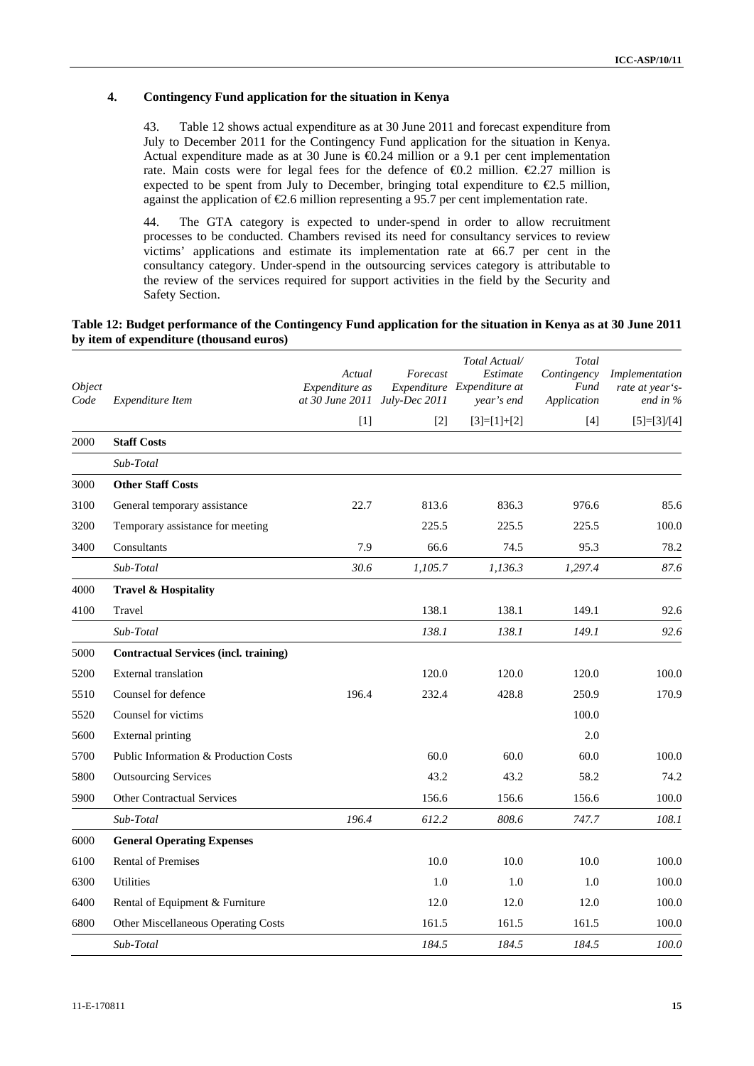### 4. Contingency Fund application for the situation in Kenya

43. Table 12 shows actual expenditure as at 30 June 2011 and forecast expenditure from July to December 2011 for the Contingency Fund application for the situation in Kenya. Actual expenditure made as at 30 June is €0.24 million or a 9.1 per cent implementation rate. Main costs were for legal fees for the defence of €0.2 million. €2.27 million is expected to be spent from July to December, bringing total expenditure to €2.5 million, against the application of €2.6 million representing a 95.7 per cent implementation rate.

44. The GTA category is expected to under-spend in order to allow recruitment processes to be conducted. Chambers revised its need for consultancy services to review victims' applications and estimate its implementation rate at 66.7 per cent in the consultancy category. Under-spend in the outsourcing services category is attributable to the review of the services required for support activities in the field by the Security and Safety Section.

**Table 12: Budget performance of the Contingency Fund application for the situation in Kenya as at 30 June 2011 by item of expenditure (thousand euros)**

| Object Code | Expenditure Item | Actual Expenditure as at 30 June 2011 | Forecast Expenditure July-Dec 2011 | Total Actual/ Estimate Expenditure at year's end | Total Contingency Fund Application | Implementation rate at year's-end in % |
|---|---|---|---|---|---|---|
| | | [1] | [2] | [3]=[1]+[2] | [4] | [5]=[3]/[4] |
| 2000 | **Staff Costs** | | | | | |
| | *Sub-Total* | | | | | |
| 3000 | **Other Staff Costs** | | | | | |
| 3100 | General temporary assistance | 22.7 | 813.6 | 836.3 | 976.6 | 85.6 |
| 3200 | Temporary assistance for meeting | | 225.5 | 225.5 | 225.5 | 100.0 |
| 3400 | Consultants | 7.9 | 66.6 | 74.5 | 95.3 | 78.2 |
| | *Sub-Total* | *30.6* | *1,105.7* | *1,136.3* | *1,297.4* | *87.6* |
| 4000 | **Travel & Hospitality** | | | | | |
| 4100 | Travel | | 138.1 | 138.1 | 149.1 | 92.6 |
| | *Sub-Total* | | *138.1* | *138.1* | *149.1* | *92.6* |
| 5000 | **Contractual Services (incl. training)** | | | | | |
| 5200 | External translation | | 120.0 | 120.0 | 120.0 | 100.0 |
| 5510 | Counsel for defence | 196.4 | 232.4 | 428.8 | 250.9 | 170.9 |
| 5520 | Counsel for victims | | | | 100.0 | |
| 5600 | External printing | | | | 2.0 | |
| 5700 | Public Information & Production Costs | | 60.0 | 60.0 | 60.0 | 100.0 |
| 5800 | Outsourcing Services | | 43.2 | 43.2 | 58.2 | 74.2 |
| 5900 | Other Contractual Services | | 156.6 | 156.6 | 156.6 | 100.0 |
| | *Sub-Total* | *196.4* | *612.2* | *808.6* | *747.7* | *108.1* |
| 6000 | **General Operating Expenses** | | | | | |
| 6100 | Rental of Premises | | 10.0 | 10.0 | 10.0 | 100.0 |
| 6300 | Utilities | | 1.0 | 1.0 | 1.0 | 100.0 |
| 6400 | Rental of Equipment & Furniture | | 12.0 | 12.0 | 12.0 | 100.0 |
| 6800 | Other Miscellaneous Operating Costs | | 161.5 | 161.5 | 161.5 | 100.0 |
| | *Sub-Total* | | *184.5* | *184.5* | *184.5* | *100.0* |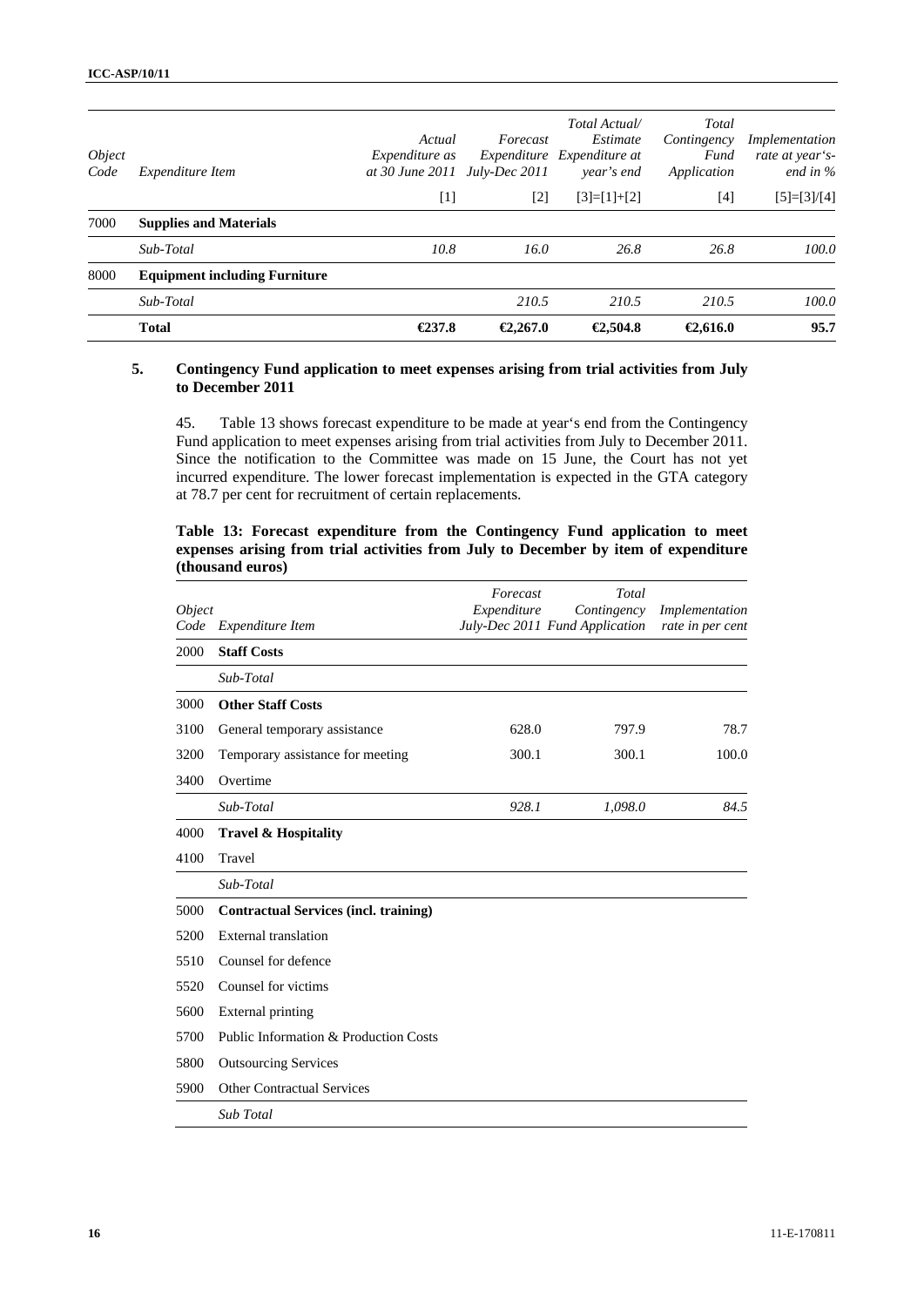| Object Code | Expenditure Item | Actual Expenditure as at 30 June 2011 | Forecast Expenditure July-Dec 2011 | Total Actual/ Estimate Expenditure at year's end | Total Contingency Fund Application | Implementation rate at year's-end in % |
|---|---|---|---|---|---|---|
| | | [1] | [2] | [3]=[1]+[2] | [4] | [5]=[3]/[4] |
| 7000 | **Supplies and Materials** | | | | | |
| | *Sub-Total* | *10.8* | *16.0* | *26.8* | *26.8* | *100.0* |
| 8000 | **Equipment including Furniture** | | | | | |
| | *Sub-Total* | | *210.5* | *210.5* | *210.5* | *100.0* |
| | **Total** | **€237.8** | **€2,267.0** | **€2,504.8** | **€2,616.0** | **95.7** |

### 5. Contingency Fund application to meet expenses arising from trial activities from July to December 2011

45. Table 13 shows forecast expenditure to be made at year's end from the Contingency Fund application to meet expenses arising from trial activities from July to December 2011. Since the notification to the Committee was made on 15 June, the Court has not yet incurred expenditure. The lower forecast implementation is expected in the GTA category at 78.7 per cent for recruitment of certain replacements.

**Table 13: Forecast expenditure from the Contingency Fund application to meet expenses arising from trial activities from July to December by item of expenditure (thousand euros)**

| Object Code | Expenditure Item | Forecast Expenditure July-Dec 2011 | Total Contingency Fund Application | Implementation rate in per cent |
|---|---|---|---|---|
| 2000 | **Staff Costs** | | | |
| | *Sub-Total* | | | |
| 3000 | **Other Staff Costs** | | | |
| 3100 | General temporary assistance | 628.0 | 797.9 | 78.7 |
| 3200 | Temporary assistance for meeting | 300.1 | 300.1 | 100.0 |
| 3400 | Overtime | | | |
| | *Sub-Total* | *928.1* | *1,098.0* | *84.5* |
| 4000 | **Travel & Hospitality** | | | |
| 4100 | Travel | | | |
| | *Sub-Total* | | | |
| 5000 | **Contractual Services (incl. training)** | | | |
| 5200 | External translation | | | |
| 5510 | Counsel for defence | | | |
| 5520 | Counsel for victims | | | |
| 5600 | External printing | | | |
| 5700 | Public Information & Production Costs | | | |
| 5800 | Outsourcing Services | | | |
| 5900 | Other Contractual Services | | | |
| | *Sub Total* | | | |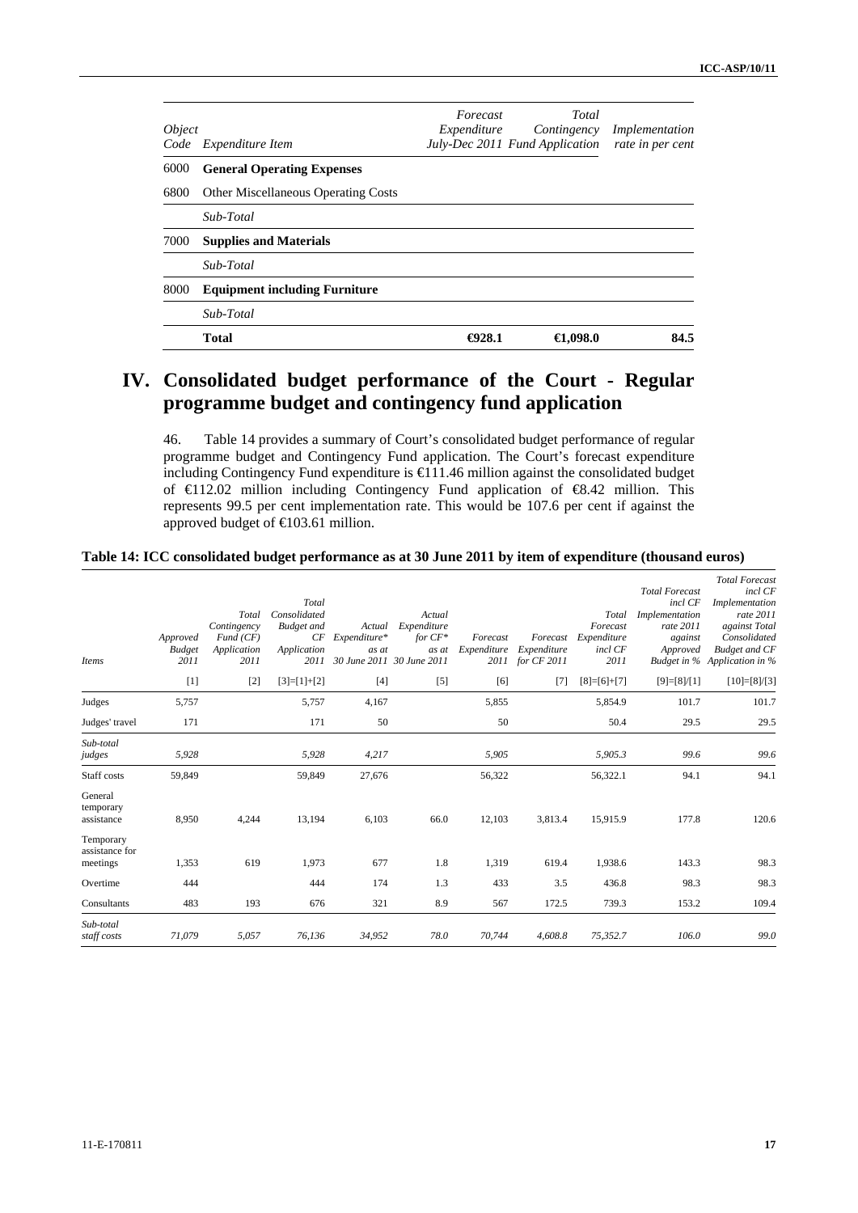| Object Code | Expenditure Item | Forecast Expenditure July-Dec 2011 | Total Contingency Fund Application | Implementation rate in per cent |
|---|---|---|---|---|
| 6000 | **General Operating Expenses** | | | |
| 6800 | Other Miscellaneous Operating Costs | | | |
| | *Sub-Total* | | | |
| 7000 | **Supplies and Materials** | | | |
| | *Sub-Total* | | | |
| 8000 | **Equipment including Furniture** | | | |
| | *Sub-Total* | | | |
| | **Total** | **€928.1** | **€1,098.0** | **84.5** |

# IV. Consolidated budget performance of the Court - Regular programme budget and contingency fund application

46. Table 14 provides a summary of Court's consolidated budget performance of regular programme budget and Contingency Fund application. The Court's forecast expenditure including Contingency Fund expenditure is €111.46 million against the consolidated budget of €112.02 million including Contingency Fund application of €8.42 million. This represents 99.5 per cent implementation rate. This would be 107.6 per cent if against the approved budget of €103.61 million.

**Table 14: ICC consolidated budget performance as at 30 June 2011 by item of expenditure (thousand euros)**

| *Items* | *Approved Budget 2011* | *Total Contingency Fund (CF) Application 2011* | *Total Consolidated Budget and CF Application 2011* | *Actual Expenditure* as at 30 June 2011* | *Actual Expenditure for CF* as at 30 June 2011* | *Forecast Expenditure 2011* | *Forecast Expenditure for CF 2011* | *Total Forecast Expenditure incl CF 2011* | *Total Forecast incl CF Implementation rate 2011 against Approved Budget in %* | *Total Forecast incl CF Implementation rate 2011 against Total Consolidated Budget and CF Application in %* |
|---|---|---|---|---|---|---|---|---|---|---|
| | [1] | [2] | [3]=[1]+[2] | [4] | [5] | [6] | [7] | [8]=[6]+[7] | [9]=[8]/[1] | [10]=[8]/[3] |
| Judges | 5,757 | | 5,757 | 4,167 | | 5,855 | | 5,854.9 | 101.7 | 101.7 |
| Judges' travel | 171 | | 171 | 50 | | 50 | | 50.4 | 29.5 | 29.5 |
| *Sub-total judges* | *5,928* | | *5,928* | *4,217* | | *5,905* | | *5,905.3* | *99.6* | *99.6* |
| Staff costs | 59,849 | | 59,849 | 27,676 | | 56,322 | | 56,322.1 | 94.1 | 94.1 |
| General temporary assistance | 8,950 | 4,244 | 13,194 | 6,103 | 66.0 | 12,103 | 3,813.4 | 15,915.9 | 177.8 | 120.6 |
| Temporary assistance for meetings | 1,353 | 619 | 1,973 | 677 | 1.8 | 1,319 | 619.4 | 1,938.6 | 143.3 | 98.3 |
| Overtime | 444 | | 444 | 174 | 1.3 | 433 | 3.5 | 436.8 | 98.3 | 98.3 |
| Consultants | 483 | 193 | 676 | 321 | 8.9 | 567 | 172.5 | 739.3 | 153.2 | 109.4 |
| *Sub-total staff costs* | *71,079* | *5,057* | *76,136* | *34,952* | *78.0* | *70,744* | *4,608.8* | *75,352.7* | *106.0* | *99.0* |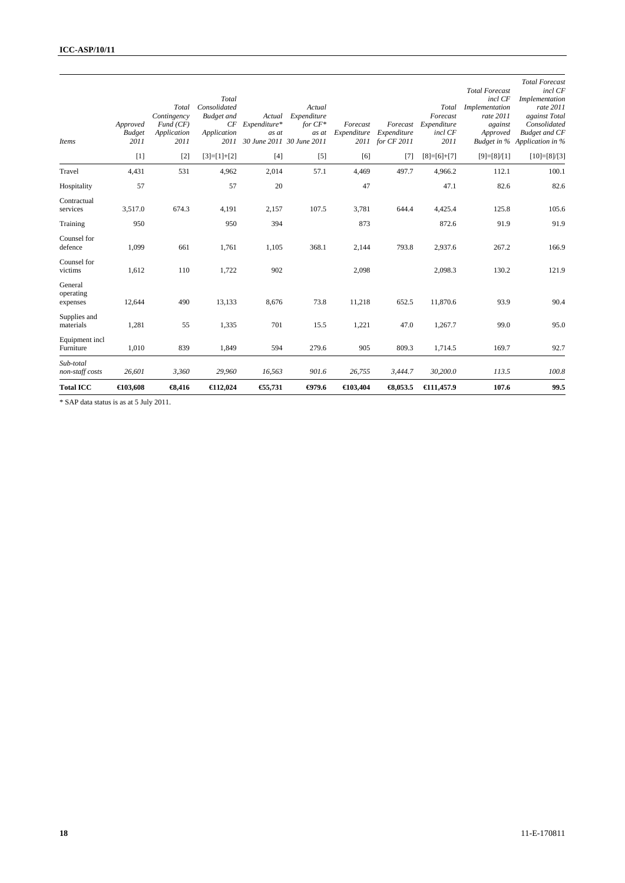| *Items* | *Approved Budget 2011* | *Total Contingency Fund (CF) Application 2011* | *Total Consolidated Budget and CF Application 2011* | *Actual Expenditure\* as at 30 June 2011* | *Actual Expenditure for CF\* as at 30 June 2011* | *Forecast Expenditure 2011* | *Forecast Expenditure for CF 2011* | *Total Forecast Expenditure incl CF 2011* | *Total Forecast incl CF Implementation rate 2011 against Approved Budget in %* | *Total Forecast incl CF Implementation rate 2011 against Total Consolidated Budget and CF Application in %* |
|---|---|---|---|---|---|---|---|---|---|---|
| | [1] | [2] | [3]=[1]+[2] | [4] | [5] | [6] | [7] | [8]=[6]+[7] | [9]=[8]/[1] | [10]=[8]/[3] |
| Travel | 4,431 | 531 | 4,962 | 2,014 | 57.1 | 4,469 | 497.7 | 4,966.2 | 112.1 | 100.1 |
| Hospitality | 57 | | 57 | 20 | | 47 | | 47.1 | 82.6 | 82.6 |
| Contractual services | 3,517.0 | 674.3 | 4,191 | 2,157 | 107.5 | 3,781 | 644.4 | 4,425.4 | 125.8 | 105.6 |
| Training | 950 | | 950 | 394 | | 873 | | 872.6 | 91.9 | 91.9 |
| Counsel for defence | 1,099 | 661 | 1,761 | 1,105 | 368.1 | 2,144 | 793.8 | 2,937.6 | 267.2 | 166.9 |
| Counsel for victims | 1,612 | 110 | 1,722 | 902 | | 2,098 | | 2,098.3 | 130.2 | 121.9 |
| General operating expenses | 12,644 | 490 | 13,133 | 8,676 | 73.8 | 11,218 | 652.5 | 11,870.6 | 93.9 | 90.4 |
| Supplies and materials | 1,281 | 55 | 1,335 | 701 | 15.5 | 1,221 | 47.0 | 1,267.7 | 99.0 | 95.0 |
| Equipment incl Furniture | 1,010 | 839 | 1,849 | 594 | 279.6 | 905 | 809.3 | 1,714.5 | 169.7 | 92.7 |
| *Sub-total non-staff costs* | *26,601* | *3,360* | *29,960* | *16,563* | *901.6* | *26,755* | *3,444.7* | *30,200.0* | *113.5* | *100.8* |
| **Total ICC** | **€103,608** | **€8,416** | **€112,024** | **€55,731** | **€979.6** | **€103,404** | **€8,053.5** | **€111,457.9** | **107.6** | **99.5** |

\* SAP data status is as at 5 July 2011.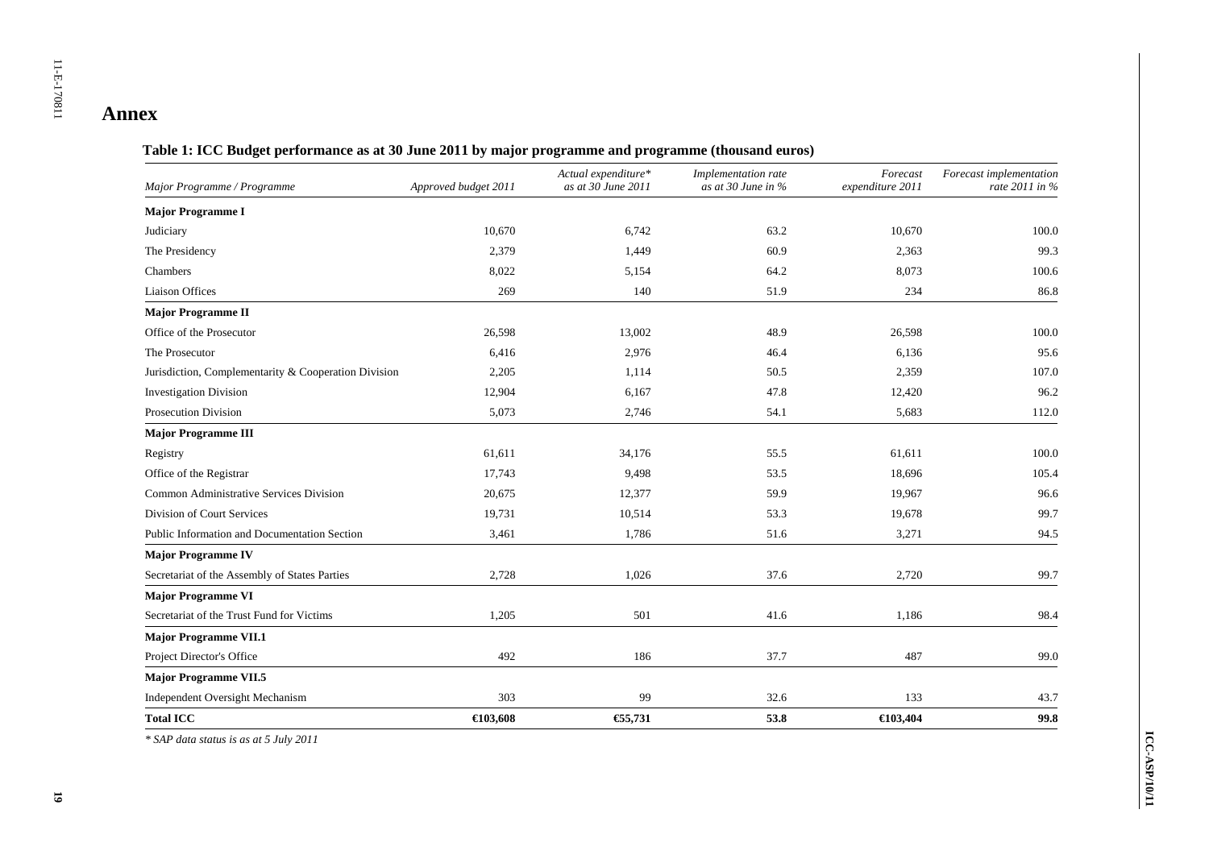# Annex

**Table 1: ICC Budget performance as at 30 June 2011 by major programme and programme (thousand euros)**

| *Major Programme / Programme* | *Approved budget 2011* | *Actual expenditure* as at 30 June 2011* | *Implementation rate as at 30 June in %* | *Forecast expenditure 2011* | *Forecast implementation rate 2011 in %* |
|---|---|---|---|---|---|
| **Major Programme I** | | | | | |
| Judiciary | 10,670 | 6,742 | 63.2 | 10,670 | 100.0 |
| The Presidency | 2,379 | 1,449 | 60.9 | 2,363 | 99.3 |
| Chambers | 8,022 | 5,154 | 64.2 | 8,073 | 100.6 |
| Liaison Offices | 269 | 140 | 51.9 | 234 | 86.8 |
| **Major Programme II** | | | | | |
| Office of the Prosecutor | 26,598 | 13,002 | 48.9 | 26,598 | 100.0 |
| The Prosecutor | 6,416 | 2,976 | 46.4 | 6,136 | 95.6 |
| Jurisdiction, Complementarity & Cooperation Division | 2,205 | 1,114 | 50.5 | 2,359 | 107.0 |
| Investigation Division | 12,904 | 6,167 | 47.8 | 12,420 | 96.2 |
| Prosecution Division | 5,073 | 2,746 | 54.1 | 5,683 | 112.0 |
| **Major Programme III** | | | | | |
| Registry | 61,611 | 34,176 | 55.5 | 61,611 | 100.0 |
| Office of the Registrar | 17,743 | 9,498 | 53.5 | 18,696 | 105.4 |
| Common Administrative Services Division | 20,675 | 12,377 | 59.9 | 19,967 | 96.6 |
| Division of Court Services | 19,731 | 10,514 | 53.3 | 19,678 | 99.7 |
| Public Information and Documentation Section | 3,461 | 1,786 | 51.6 | 3,271 | 94.5 |
| **Major Programme IV** | | | | | |
| Secretariat of the Assembly of States Parties | 2,728 | 1,026 | 37.6 | 2,720 | 99.7 |
| **Major Programme VI** | | | | | |
| Secretariat of the Trust Fund for Victims | 1,205 | 501 | 41.6 | 1,186 | 98.4 |
| **Major Programme VII.1** | | | | | |
| Project Director's Office | 492 | 186 | 37.7 | 487 | 99.0 |
| **Major Programme VII.5** | | | | | |
| Independent Oversight Mechanism | 303 | 99 | 32.6 | 133 | 43.7 |
| **Total ICC** | **€103,608** | **€55,731** | **53.8** | **€103,404** | **99.8** |

*\* SAP data status is as at 5 July 2011*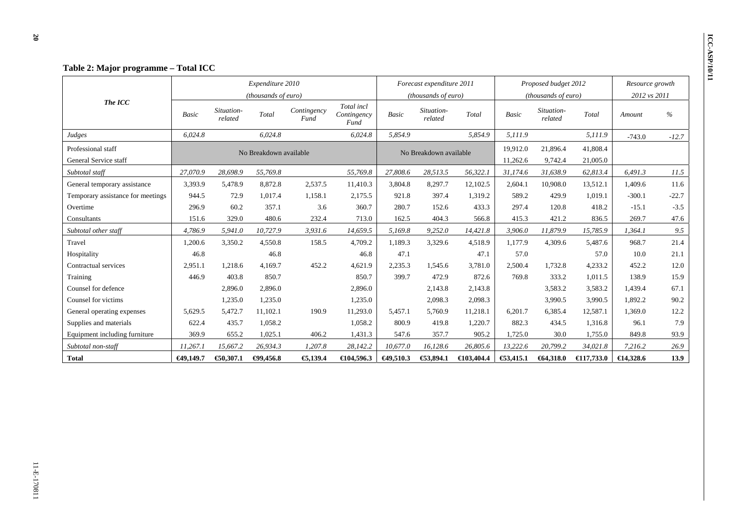**Table 2: Major programme – Total ICC**

| The ICC | Expenditure 2010 (thousands of euro) | | | | | Forecast expenditure 2011 (thousands of euro) | | | Proposed budget 2012 (thousands of euro) | | | Resource growth 2012 vs 2011 | |
|---|---|---|---|---|---|---|---|---|---|---|---|---|---|
| | Basic | Situation-related | Total | Contingency Fund | Total incl Contingency Fund | Basic | Situation-related | Total | Basic | Situation-related | Total | Amount | % |
| *Judges* | *6,024.8* | | *6,024.8* | | *6,024.8* | *5,854.9* | | *5,854.9* | *5,111.9* | | *5,111.9* | *-743.0* | *-12.7* |
| Professional staff | No Breakdown available | | | | | No Breakdown available | | | 19,912.0 | 21,896.4 | 41,808.4 | | |
| General Service staff | | | | | | | | | 11,262.6 | 9,742.4 | 21,005.0 | | |
| *Subtotal staff* | *27,070.9* | *28,698.9* | *55,769.8* | | *55,769.8* | *27,808.6* | *28,513.5* | *56,322.1* | *31,174.6* | *31,638.9* | *62,813.4* | *6,491.3* | *11.5* |
| General temporary assistance | 3,393.9 | 5,478.9 | 8,872.8 | 2,537.5 | 11,410.3 | 3,804.8 | 8,297.7 | 12,102.5 | 2,604.1 | 10,908.0 | 13,512.1 | 1,409.6 | 11.6 |
| Temporary assistance for meetings | 944.5 | 72.9 | 1,017.4 | 1,158.1 | 2,175.5 | 921.8 | 397.4 | 1,319.2 | 589.2 | 429.9 | 1,019.1 | -300.1 | -22.7 |
| Overtime | 296.9 | 60.2 | 357.1 | 3.6 | 360.7 | 280.7 | 152.6 | 433.3 | 297.4 | 120.8 | 418.2 | -15.1 | -3.5 |
| Consultants | 151.6 | 329.0 | 480.6 | 232.4 | 713.0 | 162.5 | 404.3 | 566.8 | 415.3 | 421.2 | 836.5 | 269.7 | 47.6 |
| *Subtotal other staff* | *4,786.9* | *5,941.0* | *10,727.9* | *3,931.6* | *14,659.5* | *5,169.8* | *9,252.0* | *14,421.8* | *3,906.0* | *11,879.9* | *15,785.9* | *1,364.1* | *9.5* |
| Travel | 1,200.6 | 3,350.2 | 4,550.8 | 158.5 | 4,709.2 | 1,189.3 | 3,329.6 | 4,518.9 | 1,177.9 | 4,309.6 | 5,487.6 | 968.7 | 21.4 |
| Hospitality | 46.8 | | 46.8 | | 46.8 | 47.1 | | 47.1 | 57.0 | | 57.0 | 10.0 | 21.1 |
| Contractual services | 2,951.1 | 1,218.6 | 4,169.7 | 452.2 | 4,621.9 | 2,235.3 | 1,545.6 | 3,781.0 | 2,500.4 | 1,732.8 | 4,233.2 | 452.2 | 12.0 |
| Training | 446.9 | 403.8 | 850.7 | | 850.7 | 399.7 | 472.9 | 872.6 | 769.8 | 333.2 | 1,011.5 | 138.9 | 15.9 |
| Counsel for defence | | 2,896.0 | 2,896.0 | | 2,896.0 | | 2,143.8 | 2,143.8 | | 3,583.2 | 3,583.2 | 1,439.4 | 67.1 |
| Counsel for victims | | 1,235.0 | 1,235.0 | | 1,235.0 | | 2,098.3 | 2,098.3 | | 3,990.5 | 3,990.5 | 1,892.2 | 90.2 |
| General operating expenses | 5,629.5 | 5,472.7 | 11,102.1 | 190.9 | 11,293.0 | 5,457.1 | 5,760.9 | 11,218.1 | 6,201.7 | 6,385.4 | 12,587.1 | 1,369.0 | 12.2 |
| Supplies and materials | 622.4 | 435.7 | 1,058.2 | | 1,058.2 | 800.9 | 419.8 | 1,220.7 | 882.3 | 434.5 | 1,316.8 | 96.1 | 7.9 |
| Equipment including furniture | 369.9 | 655.2 | 1,025.1 | 406.2 | 1,431.3 | 547.6 | 357.7 | 905.2 | 1,725.0 | 30.0 | 1,755.0 | 849.8 | 93.9 |
| *Subtotal non-staff* | *11,267.1* | *15,667.2* | *26,934.3* | *1,207.8* | *28,142.2* | *10,677.0* | *16,128.6* | *26,805.6* | *13,222.6* | *20,799.2* | *34,021.8* | *7,216.2* | *26.9* |
| **Total** | **€49,149.7** | **€50,307.1** | **€99,456.8** | **€5,139.4** | **€104,596.3** | **€49,510.3** | **€53,894.1** | **€103,404.4** | **€53,415.1** | **€64,318.0** | **€117,733.0** | **€14,328.6** | **13.9** |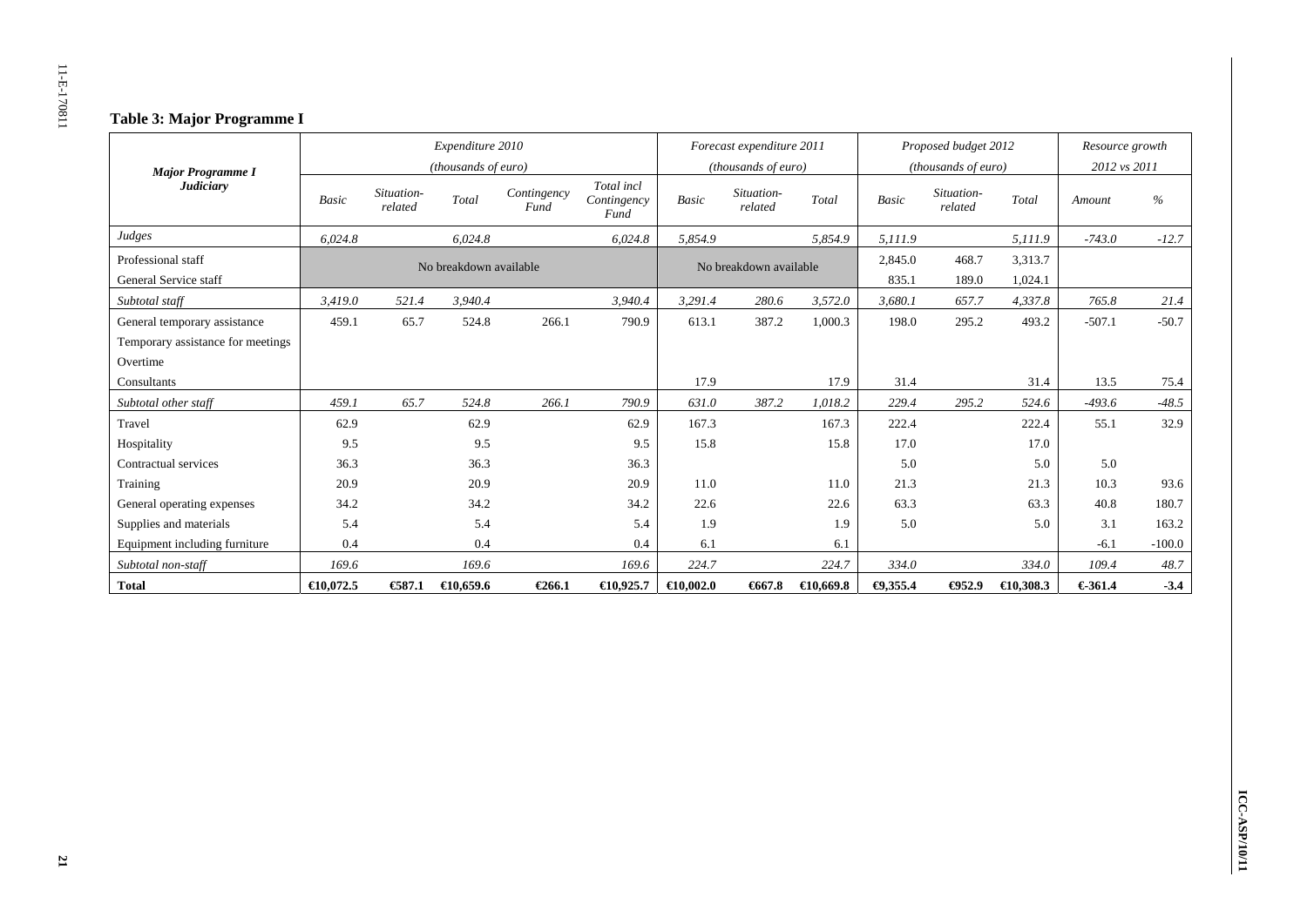### Table 3: Major Programme I

| Major Programme I Judiciary | Expenditure 2010 (thousands of euro) | | | | | Forecast expenditure 2011 (thousands of euro) | | | Proposed budget 2012 (thousands of euro) | | | Resource growth 2012 vs 2011 | |
|---|---|---|---|---|---|---|---|---|---|---|---|---|---|
| | *Basic* | *Situation-related* | *Total* | *Contingency Fund* | *Total incl Contingency Fund* | *Basic* | *Situation-related* | *Total* | *Basic* | *Situation-related* | *Total* | *Amount* | *%* |
| *Judges* | *6,024.8* | | *6,024.8* | | *6,024.8* | *5,854.9* | | *5,854.9* | *5,111.9* | | *5,111.9* | *-743.0* | *-12.7* |
| Professional staff | No breakdown available | | | | | No breakdown available | | | 2,845.0 | 468.7 | 3,313.7 | | |
| General Service staff | | | | | | | | | 835.1 | 189.0 | 1,024.1 | | |
| *Subtotal staff* | *3,419.0* | *521.4* | *3,940.4* | | *3,940.4* | *3,291.4* | *280.6* | *3,572.0* | *3,680.1* | *657.7* | *4,337.8* | *765.8* | *21.4* |
| General temporary assistance | 459.1 | 65.7 | 524.8 | 266.1 | 790.9 | 613.1 | 387.2 | 1,000.3 | 198.0 | 295.2 | 493.2 | -507.1 | -50.7 |
| Temporary assistance for meetings | | | | | | | | | | | | | |
| Overtime | | | | | | | | | | | | | |
| Consultants | | | | | | 17.9 | | 17.9 | 31.4 | | 31.4 | 13.5 | 75.4 |
| *Subtotal other staff* | *459.1* | *65.7* | *524.8* | *266.1* | *790.9* | *631.0* | *387.2* | *1,018.2* | *229.4* | *295.2* | *524.6* | *-493.6* | *-48.5* |
| Travel | 62.9 | | 62.9 | | 62.9 | 167.3 | | 167.3 | 222.4 | | 222.4 | 55.1 | 32.9 |
| Hospitality | 9.5 | | 9.5 | | 9.5 | 15.8 | | 15.8 | 17.0 | | 17.0 | | |
| Contractual services | 36.3 | | 36.3 | | 36.3 | | | | 5.0 | | 5.0 | 5.0 | |
| Training | 20.9 | | 20.9 | | 20.9 | 11.0 | | 11.0 | 21.3 | | 21.3 | 10.3 | 93.6 |
| General operating expenses | 34.2 | | 34.2 | | 34.2 | 22.6 | | 22.6 | 63.3 | | 63.3 | 40.8 | 180.7 |
| Supplies and materials | 5.4 | | 5.4 | | 5.4 | 1.9 | | 1.9 | 5.0 | | 5.0 | 3.1 | 163.2 |
| Equipment including furniture | 0.4 | | 0.4 | | 0.4 | 6.1 | | 6.1 | | | | -6.1 | -100.0 |
| *Subtotal non-staff* | *169.6* | | *169.6* | | *169.6* | *224.7* | | *224.7* | *334.0* | | *334.0* | *109.4* | *48.7* |
| **Total** | **€10,072.5** | **€587.1** | **€10,659.6** | **€266.1** | **€10,925.7** | **€10,002.0** | **€667.8** | **€10,669.8** | **€9,355.4** | **€952.9** | **€10,308.3** | **€-361.4** | **-3.4** |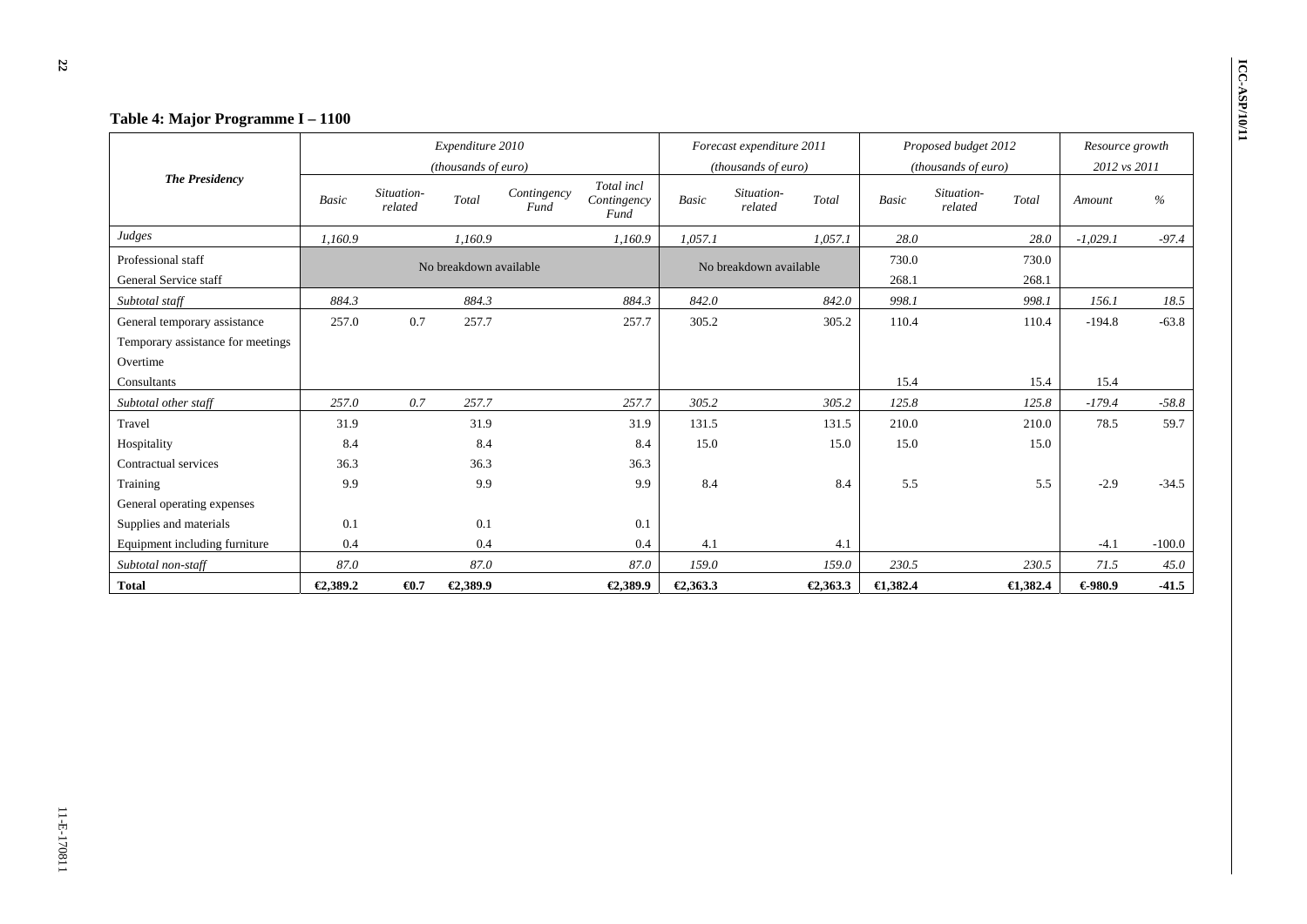## Table 4: Major Programme I – 1100

| The Presidency | Expenditure 2010 (thousands of euro) | | | | | Forecast expenditure 2011 (thousands of euro) | | | Proposed budget 2012 (thousands of euro) | | | Resource growth 2012 vs 2011 | |
|---|---|---|---|---|---|---|---|---|---|---|---|---|---|
| | *Basic* | *Situation-related* | *Total* | *Contingency Fund* | *Total incl Contingency Fund* | *Basic* | *Situation-related* | *Total* | *Basic* | *Situation-related* | *Total* | *Amount* | *%* |
| *Judges* | *1,160.9* | | *1,160.9* | | *1,160.9* | *1,057.1* | | *1,057.1* | *28.0* | | *28.0* | *-1,029.1* | *-97.4* |
| Professional staff | No breakdown available | | | | | No breakdown available | | | 730.0 | | 730.0 | | |
| General Service staff | | | | | | | | | 268.1 | | 268.1 | | |
| *Subtotal staff* | *884.3* | | *884.3* | | *884.3* | *842.0* | | *842.0* | *998.1* | | *998.1* | *156.1* | *18.5* |
| General temporary assistance | 257.0 | 0.7 | 257.7 | | 257.7 | 305.2 | | 305.2 | 110.4 | | 110.4 | -194.8 | -63.8 |
| Temporary assistance for meetings | | | | | | | | | | | | | |
| Overtime | | | | | | | | | | | | | |
| Consultants | | | | | | | | | 15.4 | | 15.4 | 15.4 | |
| *Subtotal other staff* | *257.0* | *0.7* | *257.7* | | *257.7* | *305.2* | | *305.2* | *125.8* | | *125.8* | *-179.4* | *-58.8* |
| Travel | 31.9 | | 31.9 | | 31.9 | 131.5 | | 131.5 | 210.0 | | 210.0 | 78.5 | 59.7 |
| Hospitality | 8.4 | | 8.4 | | 8.4 | 15.0 | | 15.0 | 15.0 | | 15.0 | | |
| Contractual services | 36.3 | | 36.3 | | 36.3 | | | | | | | | |
| Training | 9.9 | | 9.9 | | 9.9 | 8.4 | | 8.4 | 5.5 | | 5.5 | -2.9 | -34.5 |
| General operating expenses | | | | | | | | | | | | | |
| Supplies and materials | 0.1 | | 0.1 | | 0.1 | | | | | | | | |
| Equipment including furniture | 0.4 | | 0.4 | | 0.4 | 4.1 | | 4.1 | | | | -4.1 | -100.0 |
| *Subtotal non-staff* | *87.0* | | *87.0* | | *87.0* | *159.0* | | *159.0* | *230.5* | | *230.5* | *71.5* | *45.0* |
| **Total** | **€2,389.2** | **€0.7** | **€2,389.9** | | **€2,389.9** | **€2,363.3** | | **€2,363.3** | **€1,382.4** | | **€1,382.4** | **€-980.9** | **-41.5** |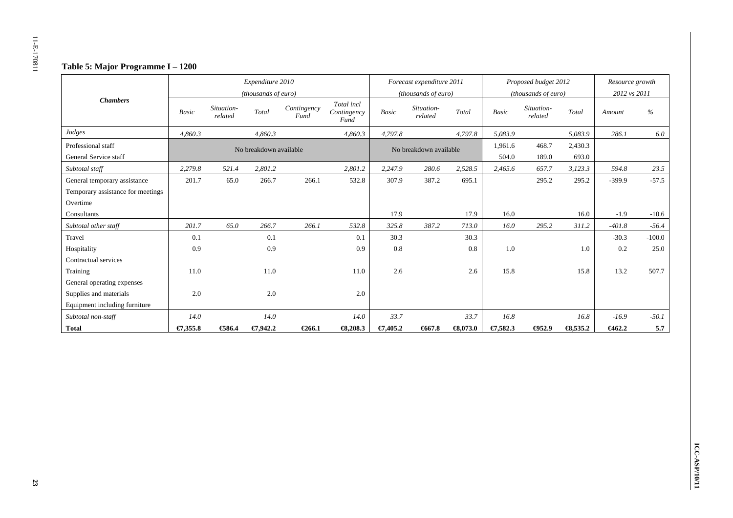**Table 5: Major Programme I – 1200**

| Chambers | Expenditure 2010 (thousands of euro) | | | | | Forecast expenditure 2011 (thousands of euro) | | | Proposed budget 2012 (thousands of euro) | | | Resource growth 2012 vs 2011 | |
|---|---|---|---|---|---|---|---|---|---|---|---|---|---|
| | *Basic* | *Situation-related* | *Total* | *Contingency Fund* | *Total incl Contingency Fund* | *Basic* | *Situation-related* | *Total* | *Basic* | *Situation-related* | *Total* | *Amount* | *%* |
| *Judges* | *4,860.3* | | *4,860.3* | | *4,860.3* | *4,797.8* | | *4,797.8* | *5,083.9* | | *5,083.9* | *286.1* | *6.0* |
| Professional staff | No breakdown available | | | | | No breakdown available | | | 1,961.6 | 468.7 | 2,430.3 | | |
| General Service staff | | | | | | | | | 504.0 | 189.0 | 693.0 | | |
| *Subtotal staff* | *2,279.8* | *521.4* | *2,801.2* | | *2,801.2* | *2,247.9* | *280.6* | *2,528.5* | *2,465.6* | *657.7* | *3,123.3* | *594.8* | *23.5* |
| General temporary assistance | 201.7 | 65.0 | 266.7 | 266.1 | 532.8 | 307.9 | 387.2 | 695.1 | | 295.2 | 295.2 | -399.9 | -57.5 |
| Temporary assistance for meetings | | | | | | | | | | | | | |
| Overtime | | | | | | | | | | | | | |
| Consultants | | | | | | 17.9 | | 17.9 | 16.0 | | 16.0 | -1.9 | -10.6 |
| *Subtotal other staff* | *201.7* | *65.0* | *266.7* | *266.1* | *532.8* | *325.8* | *387.2* | *713.0* | *16.0* | *295.2* | *311.2* | *-401.8* | *-56.4* |
| Travel | 0.1 | | 0.1 | | 0.1 | 30.3 | | 30.3 | | | | -30.3 | -100.0 |
| Hospitality | 0.9 | | 0.9 | | 0.9 | 0.8 | | 0.8 | 1.0 | | 1.0 | 0.2 | 25.0 |
| Contractual services | | | | | | | | | | | | | |
| Training | 11.0 | | 11.0 | | 11.0 | 2.6 | | 2.6 | 15.8 | | 15.8 | 13.2 | 507.7 |
| General operating expenses | | | | | | | | | | | | | |
| Supplies and materials | 2.0 | | 2.0 | | 2.0 | | | | | | | | |
| Equipment including furniture | | | | | | | | | | | | | |
| *Subtotal non-staff* | *14.0* | | *14.0* | | *14.0* | *33.7* | | *33.7* | *16.8* | | *16.8* | *-16.9* | *-50.1* |
| **Total** | **€7,355.8** | **€586.4** | **€7,942.2** | **€266.1** | **€8,208.3** | **€7,405.2** | **€667.8** | **€8,073.0** | **€7,582.3** | **€952.9** | **€8,535.2** | **€462.2** | **5.7** |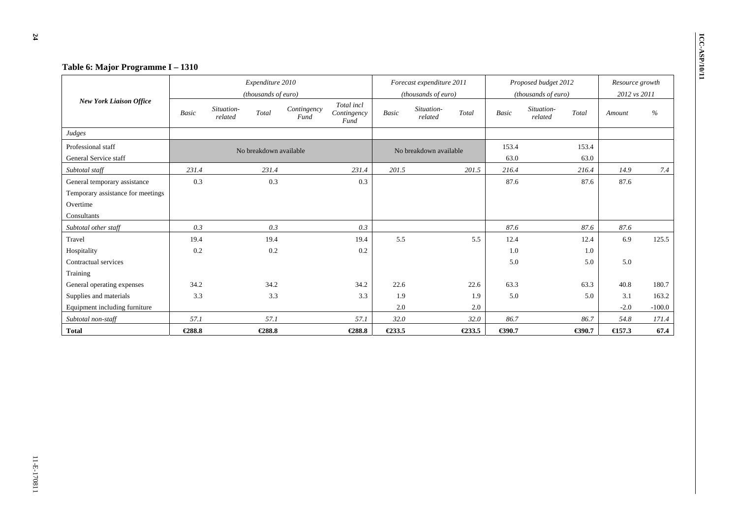**Table 6: Major Programme I – 1310**

| *New York Liaison Office* | *Expenditure 2010 (thousands of euro)* | | | | | *Forecast expenditure 2011 (thousands of euro)* | | | *Proposed budget 2012 (thousands of euro)* | | | *Resource growth 2012 vs 2011* | |
|---|---|---|---|---|---|---|---|---|---|---|---|---|---|
| | *Basic* | *Situation-related* | *Total* | *Contingency Fund* | *Total incl Contingency Fund* | *Basic* | *Situation-related* | *Total* | *Basic* | *Situation-related* | *Total* | *Amount* | *%* |
| *Judges* | | | | | | | | | | | | | |
| Professional staff | No breakdown available | | | | | No breakdown available | | | 153.4 | | 153.4 | | |
| General Service staff | | | | | | | | | 63.0 | | 63.0 | | |
| *Subtotal staff* | *231.4* | | *231.4* | | *231.4* | *201.5* | | *201.5* | *216.4* | | *216.4* | *14.9* | *7.4* |
| General temporary assistance | 0.3 | | 0.3 | | 0.3 | | | | 87.6 | | 87.6 | 87.6 | |
| Temporary assistance for meetings | | | | | | | | | | | | | |
| Overtime | | | | | | | | | | | | | |
| Consultants | | | | | | | | | | | | | |
| *Subtotal other staff* | *0.3* | | *0.3* | | *0.3* | | | | *87.6* | | *87.6* | *87.6* | |
| Travel | 19.4 | | 19.4 | | 19.4 | 5.5 | | 5.5 | 12.4 | | 12.4 | 6.9 | 125.5 |
| Hospitality | 0.2 | | 0.2 | | 0.2 | | | | 1.0 | | 1.0 | | |
| Contractual services | | | | | | | | | 5.0 | | 5.0 | 5.0 | |
| Training | | | | | | | | | | | | | |
| General operating expenses | 34.2 | | 34.2 | | 34.2 | 22.6 | | 22.6 | 63.3 | | 63.3 | 40.8 | 180.7 |
| Supplies and materials | 3.3 | | 3.3 | | 3.3 | 1.9 | | 1.9 | 5.0 | | 5.0 | 3.1 | 163.2 |
| Equipment including furniture | | | | | | 2.0 | | 2.0 | | | | -2.0 | -100.0 |
| *Subtotal non-staff* | *57.1* | | *57.1* | | *57.1* | *32.0* | | *32.0* | *86.7* | | *86.7* | *54.8* | *171.4* |
| **Total** | **€288.8** | | **€288.8** | | **€288.8** | **€233.5** | | **€233.5** | **€390.7** | | **€390.7** | **€157.3** | **67.4** |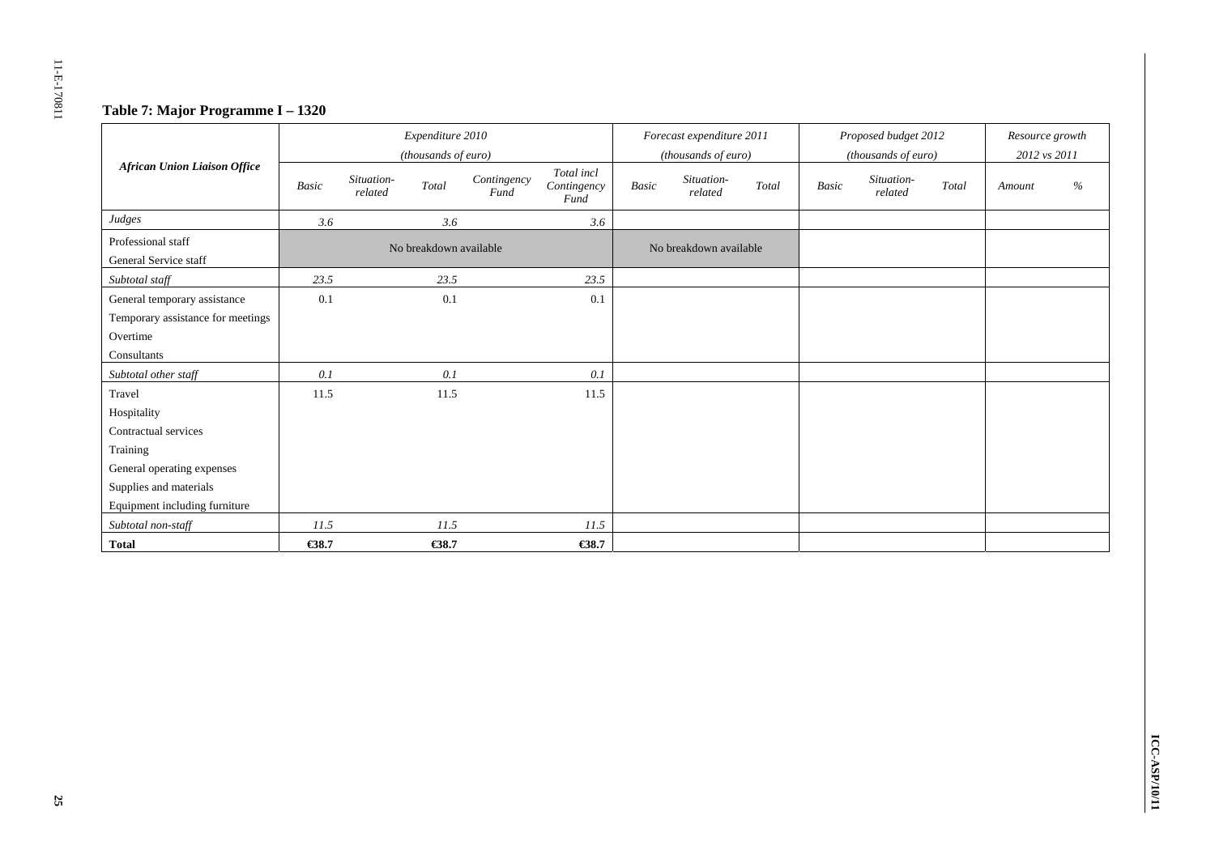**Table 7: Major Programme I – 1320**

| African Union Liaison Office | Expenditure 2010 (thousands of euro) | | | | | Forecast expenditure 2011 (thousands of euro) | | | Proposed budget 2012 (thousands of euro) | | | Resource growth 2012 vs 2011 | |
|---|---|---|---|---|---|---|---|---|---|---|---|---|---|
| | *Basic* | *Situation-related* | *Total* | *Contingency Fund* | *Total incl Contingency Fund* | *Basic* | *Situation-related* | *Total* | *Basic* | *Situation-related* | *Total* | *Amount* | *%* |
| *Judges* | *3.6* | | *3.6* | | *3.6* | | | | | | | | |
| Professional staff | No breakdown available | | | | | No breakdown available | | | | | | | |
| General Service staff | | | | | | | | | | | | | |
| *Subtotal staff* | *23.5* | | *23.5* | | *23.5* | | | | | | | | |
| General temporary assistance | 0.1 | | 0.1 | | 0.1 | | | | | | | | |
| Temporary assistance for meetings | | | | | | | | | | | | | |
| Overtime | | | | | | | | | | | | | |
| Consultants | | | | | | | | | | | | | |
| *Subtotal other staff* | *0.1* | | *0.1* | | *0.1* | | | | | | | | |
| Travel | 11.5 | | 11.5 | | 11.5 | | | | | | | | |
| Hospitality | | | | | | | | | | | | | |
| Contractual services | | | | | | | | | | | | | |
| Training | | | | | | | | | | | | | |
| General operating expenses | | | | | | | | | | | | | |
| Supplies and materials | | | | | | | | | | | | | |
| Equipment including furniture | | | | | | | | | | | | | |
| *Subtotal non-staff* | *11.5* | | *11.5* | | *11.5* | | | | | | | | |
| **Total** | **€38.7** | | **€38.7** | | **€38.7** | | | | | | | | |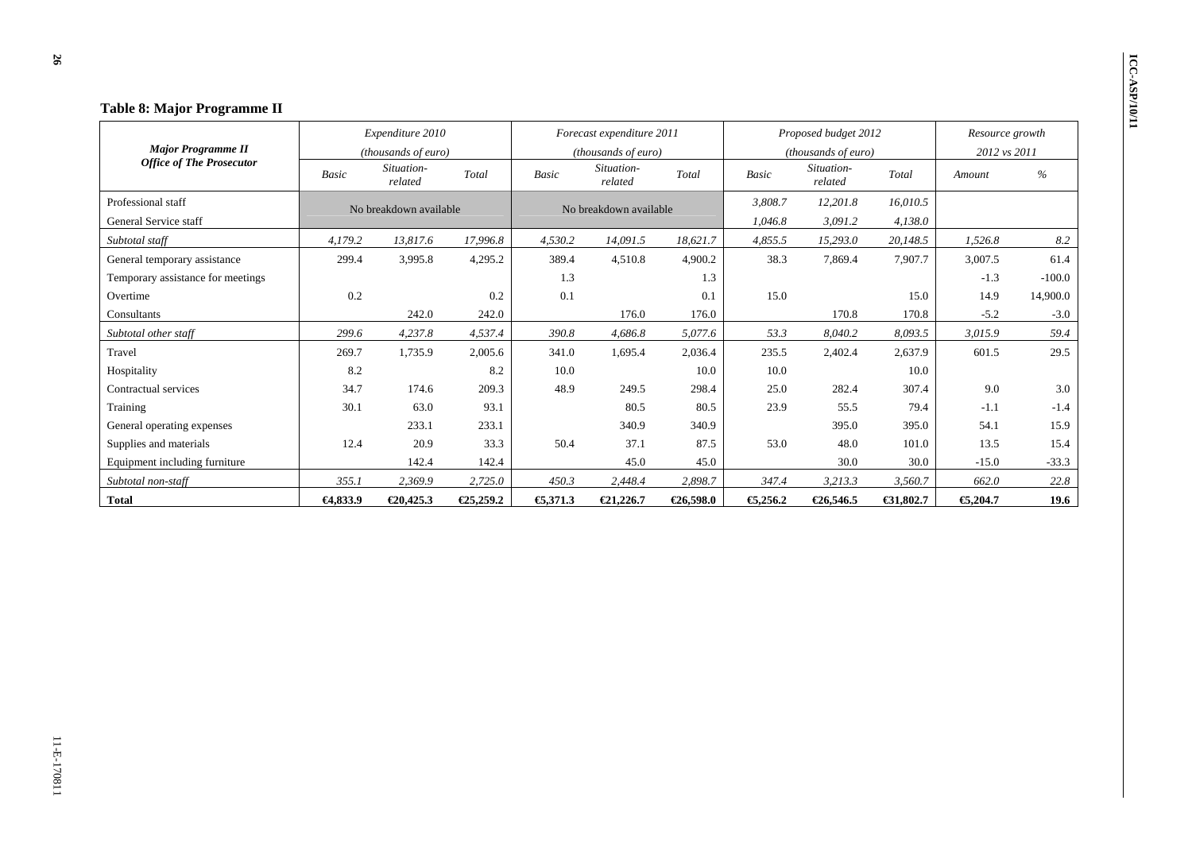**Table 8: Major Programme II**

| Major Programme II Office of The Prosecutor | Expenditure 2010 (thousands of euro) | | | Forecast expenditure 2011 (thousands of euro) | | | Proposed budget 2012 (thousands of euro) | | | Resource growth 2012 vs 2011 | |
|---|---|---|---|---|---|---|---|---|---|---|---|
| | *Basic* | *Situation-related* | *Total* | *Basic* | *Situation-related* | *Total* | *Basic* | *Situation-related* | *Total* | *Amount* | *%* |
| Professional staff | No breakdown available | | | No breakdown available | | | *3,808.7* | *12,201.8* | *16,010.5* | | |
| General Service staff | | | | | | | *1,046.8* | *3,091.2* | *4,138.0* | | |
| *Subtotal staff* | *4,179.2* | *13,817.6* | *17,996.8* | *4,530.2* | *14,091.5* | *18,621.7* | *4,855.5* | *15,293.0* | *20,148.5* | *1,526.8* | *8.2* |
| General temporary assistance | 299.4 | 3,995.8 | 4,295.2 | 389.4 | 4,510.8 | 4,900.2 | 38.3 | 7,869.4 | 7,907.7 | 3,007.5 | 61.4 |
| Temporary assistance for meetings | | | | 1.3 | | 1.3 | | | | -1.3 | -100.0 |
| Overtime | 0.2 | | 0.2 | 0.1 | | 0.1 | 15.0 | | 15.0 | 14.9 | 14,900.0 |
| Consultants | | 242.0 | 242.0 | | 176.0 | 176.0 | | 170.8 | 170.8 | -5.2 | -3.0 |
| *Subtotal other staff* | *299.6* | *4,237.8* | *4,537.4* | *390.8* | *4,686.8* | *5,077.6* | *53.3* | *8,040.2* | *8,093.5* | *3,015.9* | *59.4* |
| Travel | 269.7 | 1,735.9 | 2,005.6 | 341.0 | 1,695.4 | 2,036.4 | 235.5 | 2,402.4 | 2,637.9 | 601.5 | 29.5 |
| Hospitality | 8.2 | | 8.2 | 10.0 | | 10.0 | 10.0 | | 10.0 | | |
| Contractual services | 34.7 | 174.6 | 209.3 | 48.9 | 249.5 | 298.4 | 25.0 | 282.4 | 307.4 | 9.0 | 3.0 |
| Training | 30.1 | 63.0 | 93.1 | | 80.5 | 80.5 | 23.9 | 55.5 | 79.4 | -1.1 | -1.4 |
| General operating expenses | | 233.1 | 233.1 | | 340.9 | 340.9 | | 395.0 | 395.0 | 54.1 | 15.9 |
| Supplies and materials | 12.4 | 20.9 | 33.3 | 50.4 | 37.1 | 87.5 | 53.0 | 48.0 | 101.0 | 13.5 | 15.4 |
| Equipment including furniture | | 142.4 | 142.4 | | 45.0 | 45.0 | | 30.0 | 30.0 | -15.0 | -33.3 |
| *Subtotal non-staff* | *355.1* | *2,369.9* | *2,725.0* | *450.3* | *2,448.4* | *2,898.7* | *347.4* | *3,213.3* | *3,560.7* | *662.0* | *22.8* |
| **Total** | **€4,833.9** | **€20,425.3** | **€25,259.2** | **€5,371.3** | **€21,226.7** | **€26,598.0** | **€5,256.2** | **€26,546.5** | **€31,802.7** | **€5,204.7** | **19.6** |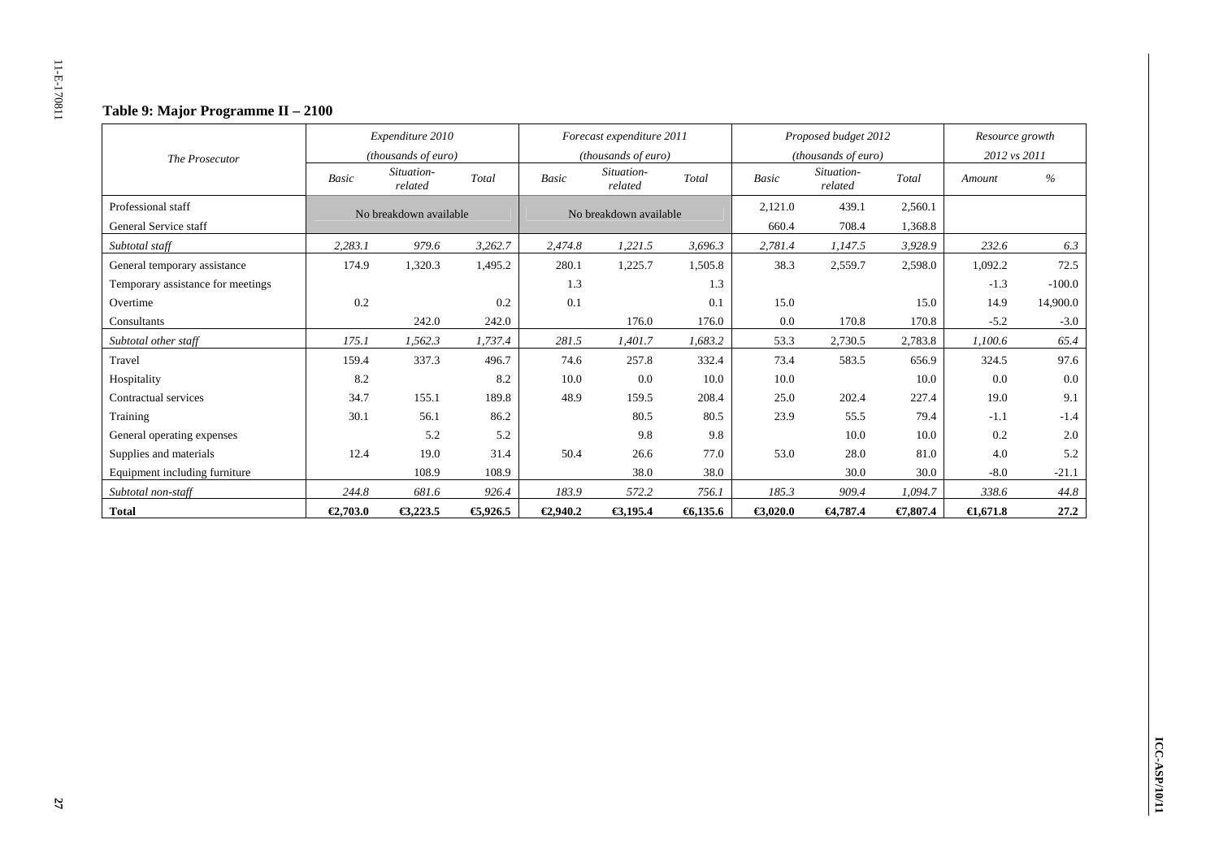### Table 9: Major Programme II – 2100

| *The Prosecutor* | *Expenditure 2010 (thousands of euro)* | | | *Forecast expenditure 2011 (thousands of euro)* | | | *Proposed budget 2012 (thousands of euro)* | | | *Resource growth 2012 vs 2011* | |
|---|---|---|---|---|---|---|---|---|---|---|---|
| | *Basic* | *Situation-related* | *Total* | *Basic* | *Situation-related* | *Total* | *Basic* | *Situation-related* | *Total* | *Amount* | *%* |
| Professional staff | No breakdown available | | | No breakdown available | | | 2,121.0 | 439.1 | 2,560.1 | | |
| General Service staff | | | | | | | 660.4 | 708.4 | 1,368.8 | | |
| *Subtotal staff* | *2,283.1* | *979.6* | *3,262.7* | *2,474.8* | *1,221.5* | *3,696.3* | *2,781.4* | *1,147.5* | *3,928.9* | *232.6* | *6.3* |
| General temporary assistance | 174.9 | 1,320.3 | 1,495.2 | 280.1 | 1,225.7 | 1,505.8 | 38.3 | 2,559.7 | 2,598.0 | 1,092.2 | 72.5 |
| Temporary assistance for meetings | | | | 1.3 | | 1.3 | | | | -1.3 | -100.0 |
| Overtime | 0.2 | | 0.2 | 0.1 | | 0.1 | 15.0 | | 15.0 | 14.9 | 14,900.0 |
| Consultants | | 242.0 | 242.0 | | 176.0 | 176.0 | 0.0 | 170.8 | 170.8 | -5.2 | -3.0 |
| *Subtotal other staff* | *175.1* | *1,562.3* | *1,737.4* | *281.5* | *1,401.7* | *1,683.2* | *53.3* | *2,730.5* | *2,783.8* | *1,100.6* | *65.4* |
| Travel | 159.4 | 337.3 | 496.7 | 74.6 | 257.8 | 332.4 | 73.4 | 583.5 | 656.9 | 324.5 | 97.6 |
| Hospitality | 8.2 | | 8.2 | 10.0 | 0.0 | 10.0 | 10.0 | | 10.0 | 0.0 | 0.0 |
| Contractual services | 34.7 | 155.1 | 189.8 | 48.9 | 159.5 | 208.4 | 25.0 | 202.4 | 227.4 | 19.0 | 9.1 |
| Training | 30.1 | 56.1 | 86.2 | | 80.5 | 80.5 | 23.9 | 55.5 | 79.4 | -1.1 | -1.4 |
| General operating expenses | | 5.2 | 5.2 | | 9.8 | 9.8 | | 10.0 | 10.0 | 0.2 | 2.0 |
| Supplies and materials | 12.4 | 19.0 | 31.4 | 50.4 | 26.6 | 77.0 | 53.0 | 28.0 | 81.0 | 4.0 | 5.2 |
| Equipment including furniture | | 108.9 | 108.9 | | 38.0 | 38.0 | | 30.0 | 30.0 | -8.0 | -21.1 |
| *Subtotal non-staff* | *244.8* | *681.6* | *926.4* | *183.9* | *572.2* | *756.1* | *185.3* | *909.4* | *1,094.7* | *338.6* | *44.8* |
| **Total** | **€2,703.0** | **€3,223.5** | **€5,926.5** | **€2,940.2** | **€3,195.4** | **€6,135.6** | **€3,020.0** | **€4,787.4** | **€7,807.4** | **€1,671.8** | **27.2** |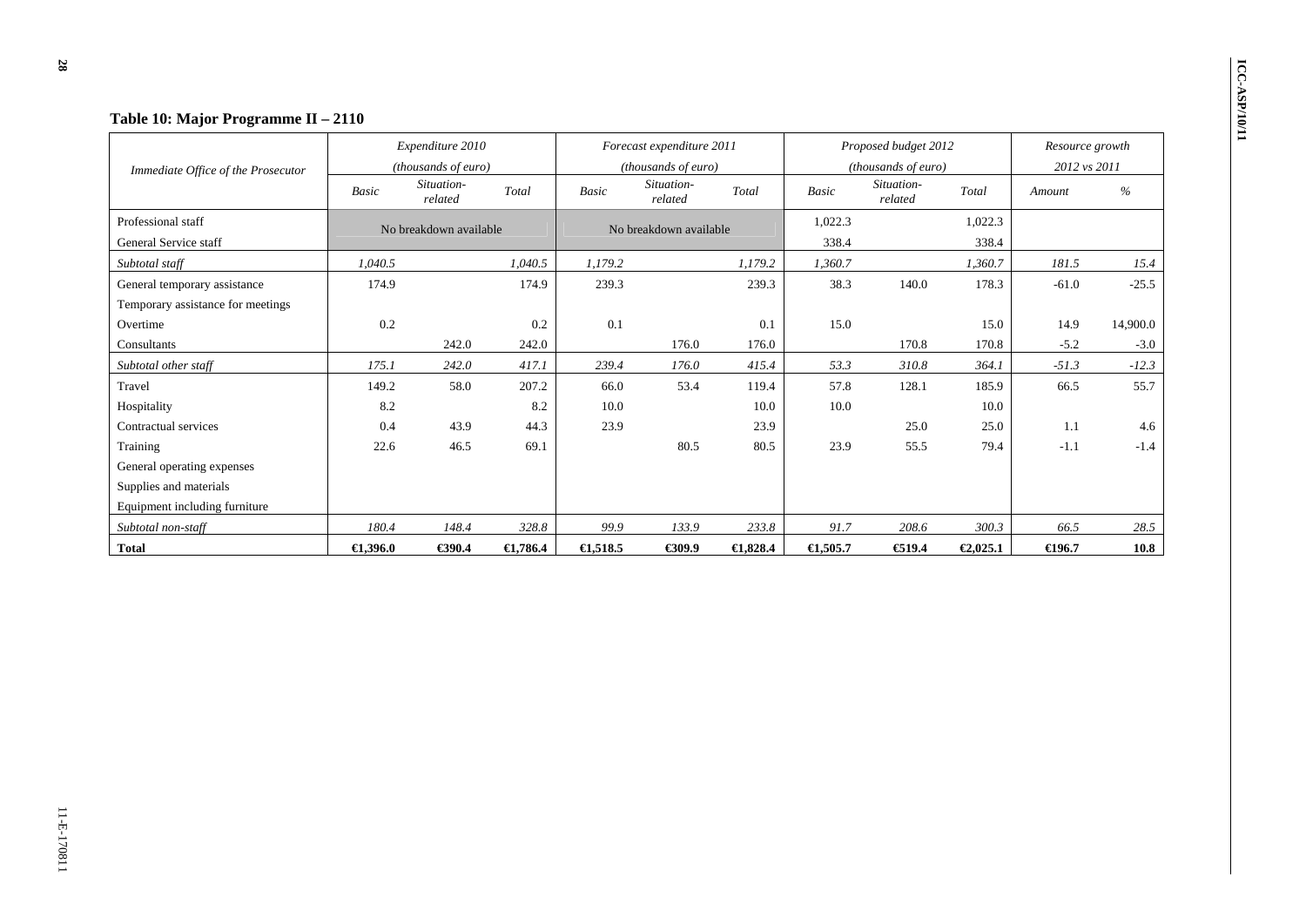## Table 10: Major Programme II – 2110

| Immediate Office of the Prosecutor | Expenditure 2010 (thousands of euro) | | | Forecast expenditure 2011 (thousands of euro) | | | Proposed budget 2012 (thousands of euro) | | | Resource growth 2012 vs 2011 | |
|---|---|---|---|---|---|---|---|---|---|---|---|
| | Basic | Situation-related | Total | Basic | Situation-related | Total | Basic | Situation-related | Total | Amount | % |
| Professional staff | No breakdown available | | | No breakdown available | | | 1,022.3 | | 1,022.3 | | |
| General Service staff | | | | | | | 338.4 | | 338.4 | | |
| *Subtotal staff* | *1,040.5* | | *1,040.5* | *1,179.2* | | *1,179.2* | *1,360.7* | | *1,360.7* | *181.5* | *15.4* |
| General temporary assistance | 174.9 | | 174.9 | 239.3 | | 239.3 | 38.3 | 140.0 | 178.3 | -61.0 | -25.5 |
| Temporary assistance for meetings | | | | | | | | | | | |
| Overtime | 0.2 | | 0.2 | 0.1 | | 0.1 | 15.0 | | 15.0 | 14.9 | 14,900.0 |
| Consultants | | 242.0 | 242.0 | | 176.0 | 176.0 | | 170.8 | 170.8 | -5.2 | -3.0 |
| *Subtotal other staff* | *175.1* | *242.0* | *417.1* | *239.4* | *176.0* | *415.4* | *53.3* | *310.8* | *364.1* | *-51.3* | *-12.3* |
| Travel | 149.2 | 58.0 | 207.2 | 66.0 | 53.4 | 119.4 | 57.8 | 128.1 | 185.9 | 66.5 | 55.7 |
| Hospitality | 8.2 | | 8.2 | 10.0 | | 10.0 | 10.0 | | 10.0 | | |
| Contractual services | 0.4 | 43.9 | 44.3 | 23.9 | | 23.9 | | 25.0 | 25.0 | 1.1 | 4.6 |
| Training | 22.6 | 46.5 | 69.1 | | 80.5 | 80.5 | 23.9 | 55.5 | 79.4 | -1.1 | -1.4 |
| General operating expenses | | | | | | | | | | | |
| Supplies and materials | | | | | | | | | | | |
| Equipment including furniture | | | | | | | | | | | |
| *Subtotal non-staff* | *180.4* | *148.4* | *328.8* | *99.9* | *133.9* | *233.8* | *91.7* | *208.6* | *300.3* | *66.5* | *28.5* |
| **Total** | **€1,396.0** | **€390.4** | **€1,786.4** | **€1,518.5** | **€309.9** | **€1,828.4** | **€1,505.7** | **€519.4** | **€2,025.1** | **€196.7** | **10.8** |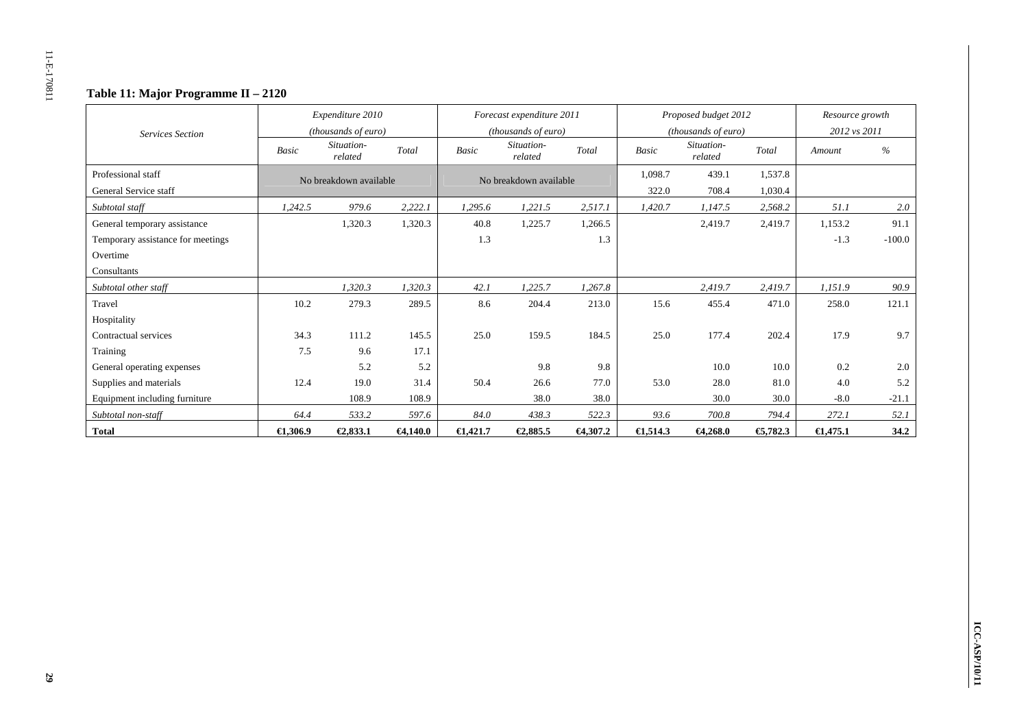### Table 11: Major Programme II – 2120

| Services Section | Expenditure 2010 (thousands of euro) | | | Forecast expenditure 2011 (thousands of euro) | | | Proposed budget 2012 (thousands of euro) | | | Resource growth 2012 vs 2011 | |
|---|---|---|---|---|---|---|---|---|---|---|---|
| | Basic | Situation-related | Total | Basic | Situation-related | Total | Basic | Situation-related | Total | Amount | % |
| Professional staff | No breakdown available | | | No breakdown available | | | 1,098.7 | 439.1 | 1,537.8 | | |
| General Service staff | | | | | | | 322.0 | 708.4 | 1,030.4 | | |
| *Subtotal staff* | *1,242.5* | *979.6* | *2,222.1* | *1,295.6* | *1,221.5* | *2,517.1* | *1,420.7* | *1,147.5* | *2,568.2* | *51.1* | *2.0* |
| General temporary assistance | | 1,320.3 | 1,320.3 | 40.8 | 1,225.7 | 1,266.5 | | 2,419.7 | 2,419.7 | 1,153.2 | 91.1 |
| Temporary assistance for meetings | | | | 1.3 | | 1.3 | | | | -1.3 | -100.0 |
| Overtime | | | | | | | | | | | |
| Consultants | | | | | | | | | | | |
| *Subtotal other staff* | | *1,320.3* | *1,320.3* | *42.1* | *1,225.7* | *1,267.8* | | *2,419.7* | *2,419.7* | *1,151.9* | *90.9* |
| Travel | 10.2 | 279.3 | 289.5 | 8.6 | 204.4 | 213.0 | 15.6 | 455.4 | 471.0 | 258.0 | 121.1 |
| Hospitality | | | | | | | | | | | |
| Contractual services | 34.3 | 111.2 | 145.5 | 25.0 | 159.5 | 184.5 | 25.0 | 177.4 | 202.4 | 17.9 | 9.7 |
| Training | 7.5 | 9.6 | 17.1 | | | | | | | | |
| General operating expenses | | 5.2 | 5.2 | | 9.8 | 9.8 | | 10.0 | 10.0 | 0.2 | 2.0 |
| Supplies and materials | 12.4 | 19.0 | 31.4 | 50.4 | 26.6 | 77.0 | 53.0 | 28.0 | 81.0 | 4.0 | 5.2 |
| Equipment including furniture | | 108.9 | 108.9 | | 38.0 | 38.0 | | 30.0 | 30.0 | -8.0 | -21.1 |
| *Subtotal non-staff* | *64.4* | *533.2* | *597.6* | *84.0* | *438.3* | *522.3* | *93.6* | *700.8* | *794.4* | *272.1* | *52.1* |
| **Total** | **€1,306.9** | **€2,833.1** | **€4,140.0** | **€1,421.7** | **€2,885.5** | **€4,307.2** | **€1,514.3** | **€4,268.0** | **€5,782.3** | **€1,475.1** | **34.2** |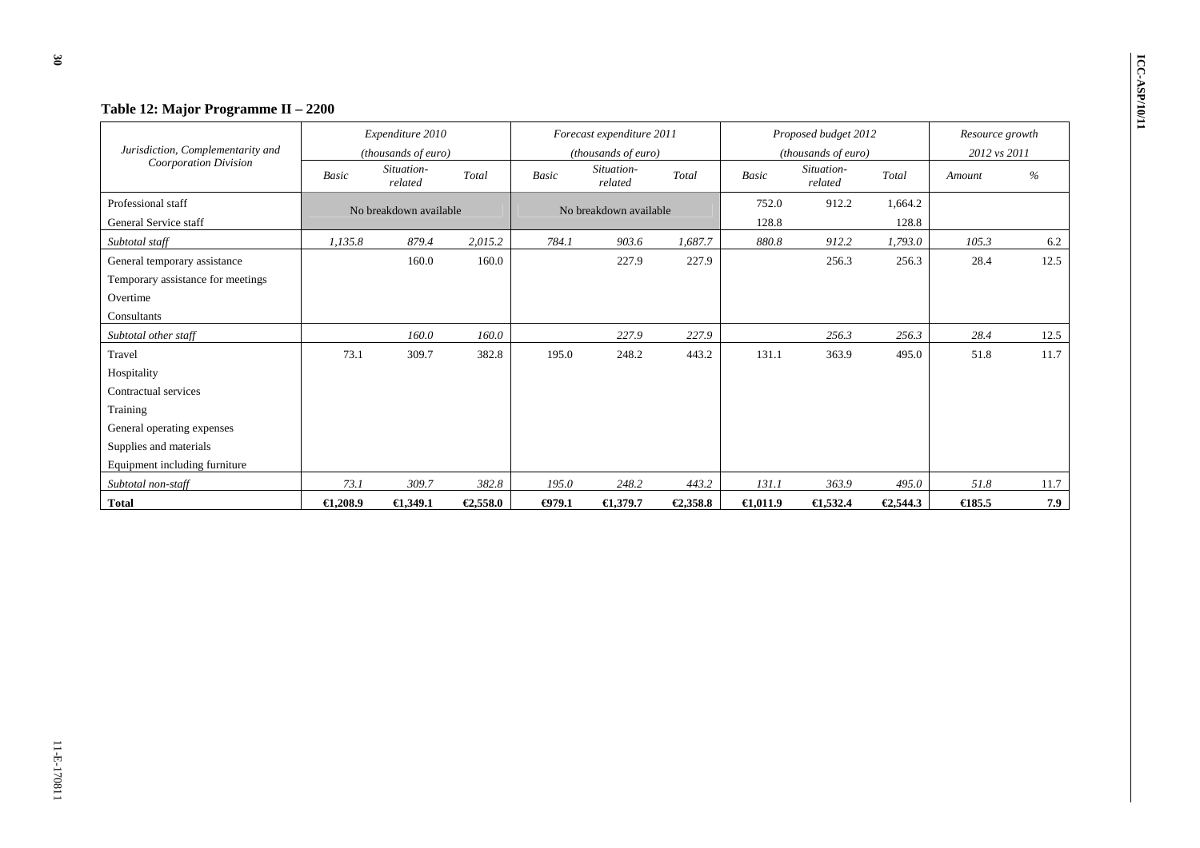### Table 12: Major Programme II – 2200

| Jurisdiction, Complementarity and Coorporation Division | Expenditure 2010 (thousands of euro) | | | Forecast expenditure 2011 (thousands of euro) | | | Proposed budget 2012 (thousands of euro) | | | Resource growth 2012 vs 2011 | |
|---|---|---|---|---|---|---|---|---|---|---|---|
| | *Basic* | *Situation-related* | *Total* | *Basic* | *Situation-related* | *Total* | *Basic* | *Situation-related* | *Total* | *Amount* | *%* |
| Professional staff | No breakdown available | | | No breakdown available | | | 752.0 | 912.2 | 1,664.2 | | |
| General Service staff | | | | | | | 128.8 | | 128.8 | | |
| *Subtotal staff* | *1,135.8* | *879.4* | *2,015.2* | *784.1* | *903.6* | *1,687.7* | *880.8* | *912.2* | *1,793.0* | *105.3* | 6.2 |
| General temporary assistance | | 160.0 | 160.0 | | 227.9 | 227.9 | | 256.3 | 256.3 | 28.4 | 12.5 |
| Temporary assistance for meetings | | | | | | | | | | | |
| Overtime | | | | | | | | | | | |
| Consultants | | | | | | | | | | | |
| *Subtotal other staff* | | *160.0* | *160.0* | | *227.9* | *227.9* | | *256.3* | *256.3* | *28.4* | 12.5 |
| Travel | 73.1 | 309.7 | 382.8 | 195.0 | 248.2 | 443.2 | 131.1 | 363.9 | 495.0 | 51.8 | 11.7 |
| Hospitality | | | | | | | | | | | |
| Contractual services | | | | | | | | | | | |
| Training | | | | | | | | | | | |
| General operating expenses | | | | | | | | | | | |
| Supplies and materials | | | | | | | | | | | |
| Equipment including furniture | | | | | | | | | | | |
| *Subtotal non-staff* | *73.1* | *309.7* | *382.8* | *195.0* | *248.2* | *443.2* | *131.1* | *363.9* | *495.0* | *51.8* | 11.7 |
| **Total** | **€1,208.9** | **€1,349.1** | **€2,558.0** | **€979.1** | **€1,379.7** | **€2,358.8** | **€1,011.9** | **€1,532.4** | **€2,544.3** | **€185.5** | **7.9** |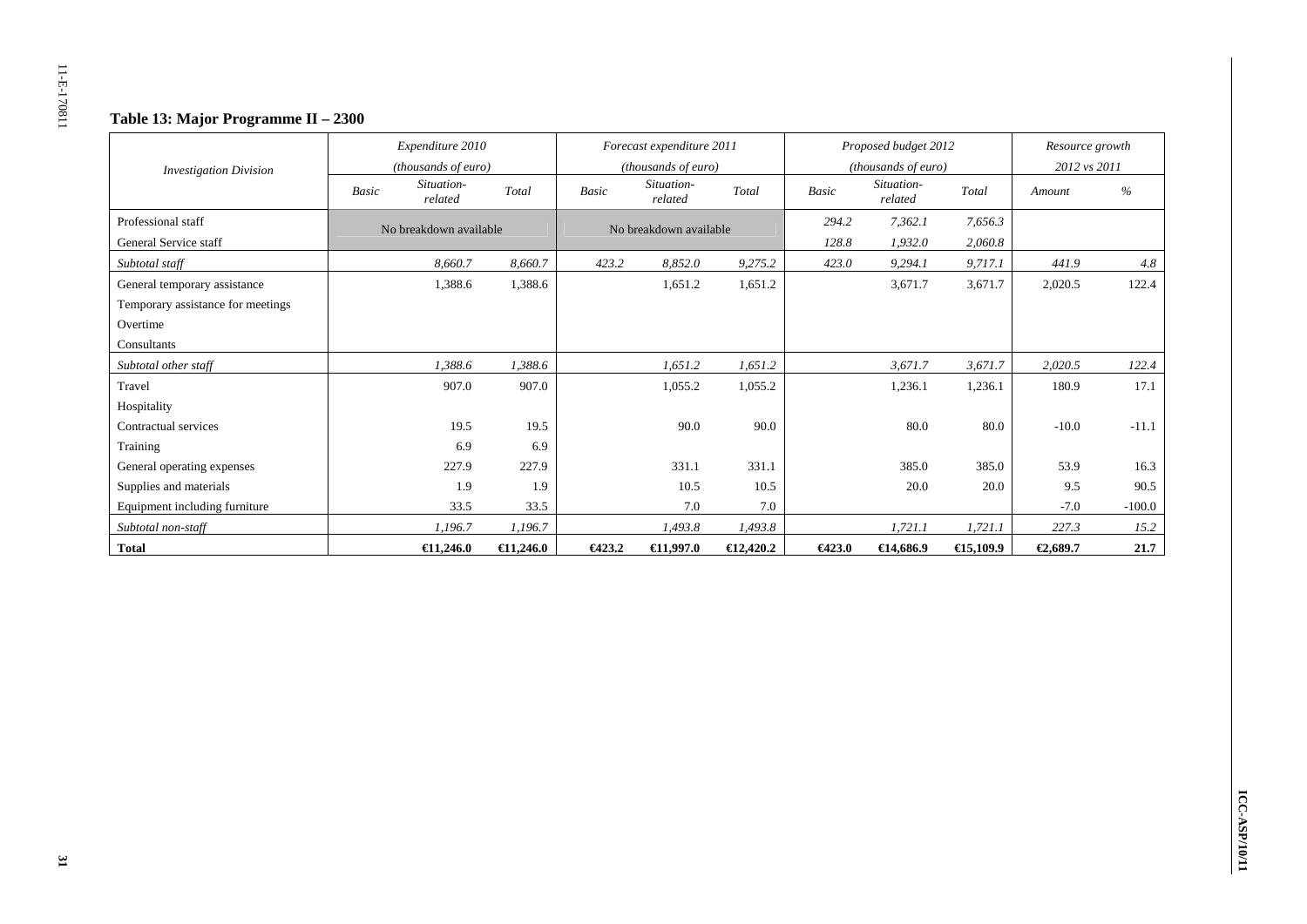### Table 13: Major Programme II – 2300

| Investigation Division | Expenditure 2010 (thousands of euro) | | | Forecast expenditure 2011 (thousands of euro) | | | Proposed budget 2012 (thousands of euro) | | | Resource growth 2012 vs 2011 | |
|---|---|---|---|---|---|---|---|---|---|---|---|
| | Basic | Situation-related | Total | Basic | Situation-related | Total | Basic | Situation-related | Total | Amount | % |
| Professional staff | No breakdown available | | | No breakdown available | | | *294.2* | *7,362.1* | *7,656.3* | | |
| General Service staff | | | | | | | *128.8* | *1,932.0* | *2,060.8* | | |
| *Subtotal staff* | | *8,660.7* | *8,660.7* | *423.2* | *8,852.0* | *9,275.2* | *423.0* | *9,294.1* | *9,717.1* | *441.9* | *4.8* |
| General temporary assistance | | 1,388.6 | 1,388.6 | | 1,651.2 | 1,651.2 | | 3,671.7 | 3,671.7 | 2,020.5 | 122.4 |
| Temporary assistance for meetings | | | | | | | | | | | |
| Overtime | | | | | | | | | | | |
| Consultants | | | | | | | | | | | |
| *Subtotal other staff* | | *1,388.6* | *1,388.6* | | *1,651.2* | *1,651.2* | | *3,671.7* | *3,671.7* | *2,020.5* | *122.4* |
| Travel | | 907.0 | 907.0 | | 1,055.2 | 1,055.2 | | 1,236.1 | 1,236.1 | 180.9 | 17.1 |
| Hospitality | | | | | | | | | | | |
| Contractual services | | 19.5 | 19.5 | | 90.0 | 90.0 | | 80.0 | 80.0 | -10.0 | -11.1 |
| Training | | 6.9 | 6.9 | | | | | | | | |
| General operating expenses | | 227.9 | 227.9 | | 331.1 | 331.1 | | 385.0 | 385.0 | 53.9 | 16.3 |
| Supplies and materials | | 1.9 | 1.9 | | 10.5 | 10.5 | | 20.0 | 20.0 | 9.5 | 90.5 |
| Equipment including furniture | | 33.5 | 33.5 | | 7.0 | 7.0 | | | | -7.0 | -100.0 |
| *Subtotal non-staff* | | *1,196.7* | *1,196.7* | | *1,493.8* | *1,493.8* | | *1,721.1* | *1,721.1* | *227.3* | *15.2* |
| **Total** | | **€11,246.0** | **€11,246.0** | **€423.2** | **€11,997.0** | **€12,420.2** | **€423.0** | **€14,686.9** | **€15,109.9** | **€2,689.7** | **21.7** |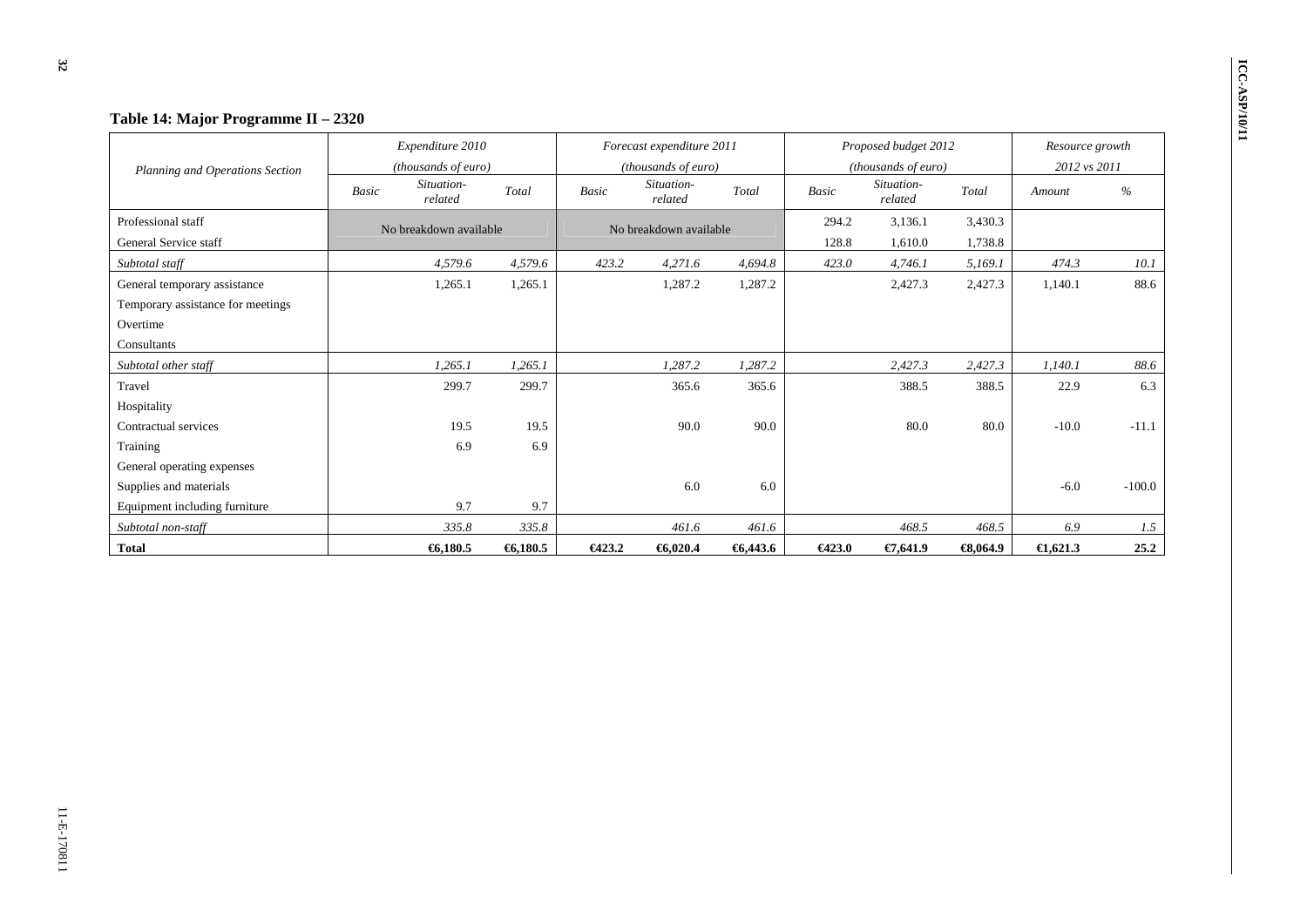### Table 14: Major Programme II – 2320

| Planning and Operations Section | *Expenditure 2010 (thousands of euro)* | | | *Forecast expenditure 2011 (thousands of euro)* | | | *Proposed budget 2012 (thousands of euro)* | | | *Resource growth 2012 vs 2011* | |
|---|---|---|---|---|---|---|---|---|---|---|---|
| | *Basic* | *Situation-related* | *Total* | *Basic* | *Situation-related* | *Total* | *Basic* | *Situation-related* | *Total* | *Amount* | *%* |
| Professional staff | No breakdown available | | | No breakdown available | | | 294.2 | 3,136.1 | 3,430.3 | | |
| General Service staff | | | | | | | 128.8 | 1,610.0 | 1,738.8 | | |
| *Subtotal staff* | | *4,579.6* | *4,579.6* | *423.2* | *4,271.6* | *4,694.8* | *423.0* | *4,746.1* | *5,169.1* | *474.3* | *10.1* |
| General temporary assistance | | 1,265.1 | 1,265.1 | | 1,287.2 | 1,287.2 | | 2,427.3 | 2,427.3 | 1,140.1 | 88.6 |
| Temporary assistance for meetings | | | | | | | | | | | |
| Overtime | | | | | | | | | | | |
| Consultants | | | | | | | | | | | |
| *Subtotal other staff* | | *1,265.1* | *1,265.1* | | *1,287.2* | *1,287.2* | | *2,427.3* | *2,427.3* | *1,140.1* | *88.6* |
| Travel | | 299.7 | 299.7 | | 365.6 | 365.6 | | 388.5 | 388.5 | 22.9 | 6.3 |
| Hospitality | | | | | | | | | | | |
| Contractual services | | 19.5 | 19.5 | | 90.0 | 90.0 | | 80.0 | 80.0 | -10.0 | -11.1 |
| Training | | 6.9 | 6.9 | | | | | | | | |
| General operating expenses | | | | | | | | | | | |
| Supplies and materials | | | | | 6.0 | 6.0 | | | | -6.0 | -100.0 |
| Equipment including furniture | | 9.7 | 9.7 | | | | | | | | |
| *Subtotal non-staff* | | *335.8* | *335.8* | | *461.6* | *461.6* | | *468.5* | *468.5* | *6.9* | *1.5* |
| **Total** | | **€6,180.5** | **€6,180.5** | **€423.2** | **€6,020.4** | **€6,443.6** | **€423.0** | **€7,641.9** | **€8,064.9** | **€1,621.3** | **25.2** |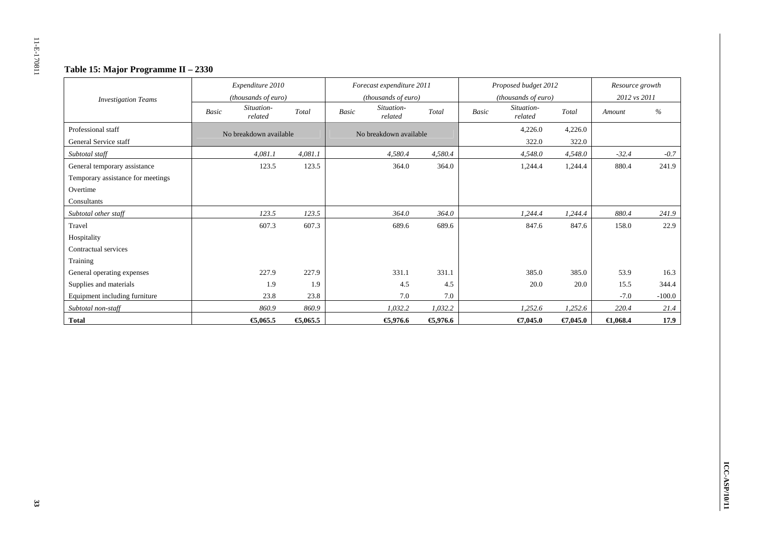### Table 15: Major Programme II – 2330

| Investigation Teams | Expenditure 2010 (thousands of euro) | | | Forecast expenditure 2011 (thousands of euro) | | | Proposed budget 2012 (thousands of euro) | | | Resource growth 2012 vs 2011 | |
|---|---|---|---|---|---|---|---|---|---|---|---|
| | *Basic* | *Situation-related* | *Total* | *Basic* | *Situation-related* | *Total* | *Basic* | *Situation-related* | *Total* | *Amount* | *%* |
| Professional staff | No breakdown available | | | No breakdown available | | | | 4,226.0 | 4,226.0 | | |
| General Service staff | | | | | | | | 322.0 | 322.0 | | |
| *Subtotal staff* | | *4,081.1* | *4,081.1* | | *4,580.4* | *4,580.4* | | *4,548.0* | *4,548.0* | *-32.4* | *-0.7* |
| General temporary assistance | | 123.5 | 123.5 | | 364.0 | 364.0 | | 1,244.4 | 1,244.4 | 880.4 | 241.9 |
| Temporary assistance for meetings | | | | | | | | | | | |
| Overtime | | | | | | | | | | | |
| Consultants | | | | | | | | | | | |
| *Subtotal other staff* | | *123.5* | *123.5* | | *364.0* | *364.0* | | *1,244.4* | *1,244.4* | *880.4* | *241.9* |
| Travel | | 607.3 | 607.3 | | 689.6 | 689.6 | | 847.6 | 847.6 | 158.0 | 22.9 |
| Hospitality | | | | | | | | | | | |
| Contractual services | | | | | | | | | | | |
| Training | | | | | | | | | | | |
| General operating expenses | | 227.9 | 227.9 | | 331.1 | 331.1 | | 385.0 | 385.0 | 53.9 | 16.3 |
| Supplies and materials | | 1.9 | 1.9 | | 4.5 | 4.5 | | 20.0 | 20.0 | 15.5 | 344.4 |
| Equipment including furniture | | 23.8 | 23.8 | | 7.0 | 7.0 | | | | -7.0 | -100.0 |
| *Subtotal non-staff* | | *860.9* | *860.9* | | *1,032.2* | *1,032.2* | | *1,252.6* | *1,252.6* | *220.4* | *21.4* |
| **Total** | | **€5,065.5** | **€5,065.5** | | **€5,976.6** | **€5,976.6** | | **€7,045.0** | **€7,045.0** | **€1,068.4** | **17.9** |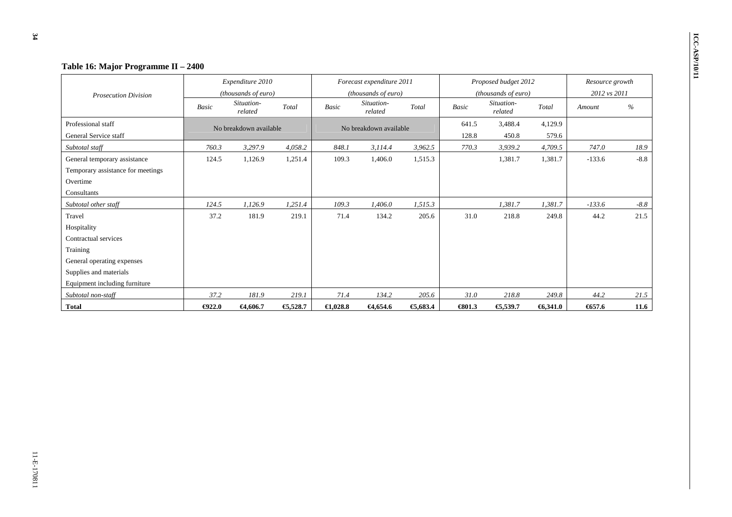## Table 16: Major Programme II – 2400

| Prosecution Division | Expenditure 2010 (thousands of euro) | | | Forecast expenditure 2011 (thousands of euro) | | | Proposed budget 2012 (thousands of euro) | | | Resource growth 2012 vs 2011 | |
|---|---|---|---|---|---|---|---|---|---|---|---|
| | *Basic* | *Situation-related* | *Total* | *Basic* | *Situation-related* | *Total* | *Basic* | *Situation-related* | *Total* | *Amount* | *%* |
| Professional staff | No breakdown available | | | No breakdown available | | | 641.5 | 3,488.4 | 4,129.9 | | |
| General Service staff | | | | | | | 128.8 | 450.8 | 579.6 | | |
| *Subtotal staff* | *760.3* | *3,297.9* | *4,058.2* | *848.1* | *3,114.4* | *3,962.5* | *770.3* | *3,939.2* | *4,709.5* | *747.0* | *18.9* |
| General temporary assistance | 124.5 | 1,126.9 | 1,251.4 | 109.3 | 1,406.0 | 1,515.3 | | 1,381.7 | 1,381.7 | -133.6 | -8.8 |
| Temporary assistance for meetings | | | | | | | | | | | |
| Overtime | | | | | | | | | | | |
| Consultants | | | | | | | | | | | |
| *Subtotal other staff* | *124.5* | *1,126.9* | *1,251.4* | *109.3* | *1,406.0* | *1,515.3* | | *1,381.7* | *1,381.7* | *-133.6* | *-8.8* |
| Travel | 37.2 | 181.9 | 219.1 | 71.4 | 134.2 | 205.6 | 31.0 | 218.8 | 249.8 | 44.2 | 21.5 |
| Hospitality | | | | | | | | | | | |
| Contractual services | | | | | | | | | | | |
| Training | | | | | | | | | | | |
| General operating expenses | | | | | | | | | | | |
| Supplies and materials | | | | | | | | | | | |
| Equipment including furniture | | | | | | | | | | | |
| *Subtotal non-staff* | *37.2* | *181.9* | *219.1* | *71.4* | *134.2* | *205.6* | *31.0* | *218.8* | *249.8* | *44.2* | *21.5* |
| **Total** | **€922.0** | **€4,606.7** | **€5,528.7** | **€1,028.8** | **€4,654.6** | **€5,683.4** | **€801.3** | **€5,539.7** | **€6,341.0** | **€657.6** | **11.6** |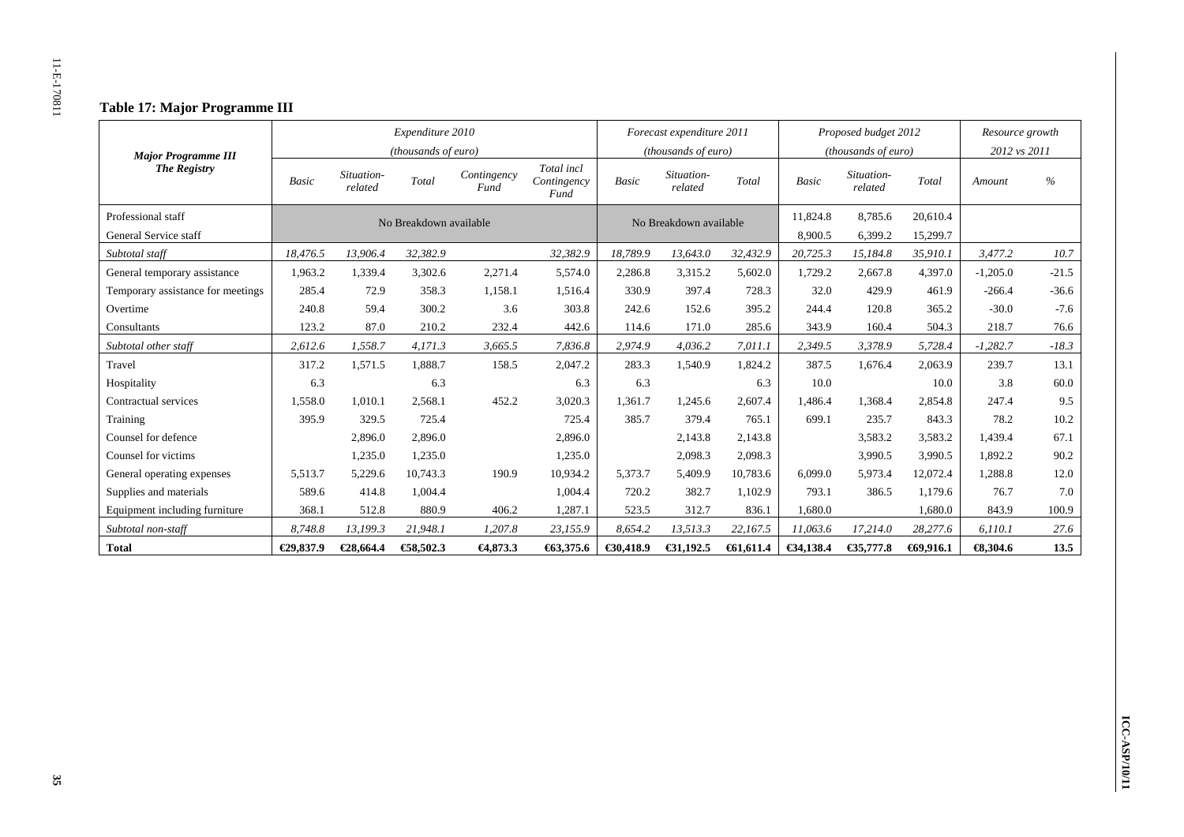## Table 17: Major Programme III

| Major Programme III<br>The Registry | Expenditure 2010 (thousands of euro) | | | | | Forecast expenditure 2011 (thousands of euro) | | | Proposed budget 2012 (thousands of euro) | | | Resource growth 2012 vs 2011 | |
|---|---|---|---|---|---|---|---|---|---|---|---|---|---|
| | *Basic* | *Situation-related* | *Total* | *Contingency Fund* | *Total incl Contingency Fund* | *Basic* | *Situation-related* | *Total* | *Basic* | *Situation-related* | *Total* | *Amount* | *%* |
| Professional staff | No Breakdown available | | | | | No Breakdown available | | | 11,824.8 | 8,785.6 | 20,610.4 | | |
| General Service staff | | | | | | | | | 8,900.5 | 6,399.2 | 15,299.7 | | |
| *Subtotal staff* | *18,476.5* | *13,906.4* | *32,382.9* | | *32,382.9* | *18,789.9* | *13,643.0* | *32,432.9* | *20,725.3* | *15,184.8* | *35,910.1* | *3,477.2* | *10.7* |
| General temporary assistance | 1,963.2 | 1,339.4 | 3,302.6 | 2,271.4 | 5,574.0 | 2,286.8 | 3,315.2 | 5,602.0 | 1,729.2 | 2,667.8 | 4,397.0 | -1,205.0 | -21.5 |
| Temporary assistance for meetings | 285.4 | 72.9 | 358.3 | 1,158.1 | 1,516.4 | 330.9 | 397.4 | 728.3 | 32.0 | 429.9 | 461.9 | -266.4 | -36.6 |
| Overtime | 240.8 | 59.4 | 300.2 | 3.6 | 303.8 | 242.6 | 152.6 | 395.2 | 244.4 | 120.8 | 365.2 | -30.0 | -7.6 |
| Consultants | 123.2 | 87.0 | 210.2 | 232.4 | 442.6 | 114.6 | 171.0 | 285.6 | 343.9 | 160.4 | 504.3 | 218.7 | 76.6 |
| *Subtotal other staff* | *2,612.6* | *1,558.7* | *4,171.3* | *3,665.5* | *7,836.8* | *2,974.9* | *4,036.2* | *7,011.1* | *2,349.5* | *3,378.9* | *5,728.4* | *-1,282.7* | *-18.3* |
| Travel | 317.2 | 1,571.5 | 1,888.7 | 158.5 | 2,047.2 | 283.3 | 1,540.9 | 1,824.2 | 387.5 | 1,676.4 | 2,063.9 | 239.7 | 13.1 |
| Hospitality | 6.3 | | 6.3 | | 6.3 | 6.3 | | 6.3 | 10.0 | | 10.0 | 3.8 | 60.0 |
| Contractual services | 1,558.0 | 1,010.1 | 2,568.1 | 452.2 | 3,020.3 | 1,361.7 | 1,245.6 | 2,607.4 | 1,486.4 | 1,368.4 | 2,854.8 | 247.4 | 9.5 |
| Training | 395.9 | 329.5 | 725.4 | | 725.4 | 385.7 | 379.4 | 765.1 | 699.1 | 235.7 | 843.3 | 78.2 | 10.2 |
| Counsel for defence | | 2,896.0 | 2,896.0 | | 2,896.0 | | 2,143.8 | 2,143.8 | | 3,583.2 | 3,583.2 | 1,439.4 | 67.1 |
| Counsel for victims | | 1,235.0 | 1,235.0 | | 1,235.0 | | 2,098.3 | 2,098.3 | | 3,990.5 | 3,990.5 | 1,892.2 | 90.2 |
| General operating expenses | 5,513.7 | 5,229.6 | 10,743.3 | 190.9 | 10,934.2 | 5,373.7 | 5,409.9 | 10,783.6 | 6,099.0 | 5,973.4 | 12,072.4 | 1,288.8 | 12.0 |
| Supplies and materials | 589.6 | 414.8 | 1,004.4 | | 1,004.4 | 720.2 | 382.7 | 1,102.9 | 793.1 | 386.5 | 1,179.6 | 76.7 | 7.0 |
| Equipment including furniture | 368.1 | 512.8 | 880.9 | 406.2 | 1,287.1 | 523.5 | 312.7 | 836.1 | 1,680.0 | | 1,680.0 | 843.9 | 100.9 |
| *Subtotal non-staff* | *8,748.8* | *13,199.3* | *21,948.1* | *1,207.8* | *23,155.9* | *8,654.2* | *13,513.3* | *22,167.5* | *11,063.6* | *17,214.0* | *28,277.6* | *6,110.1* | *27.6* |
| **Total** | **€29,837.9** | **€28,664.4** | **€58,502.3** | **€4,873.3** | **€63,375.6** | **€30,418.9** | **€31,192.5** | **€61,611.4** | **€34,138.4** | **€35,777.8** | **€69,916.1** | **€8,304.6** | **13.5** |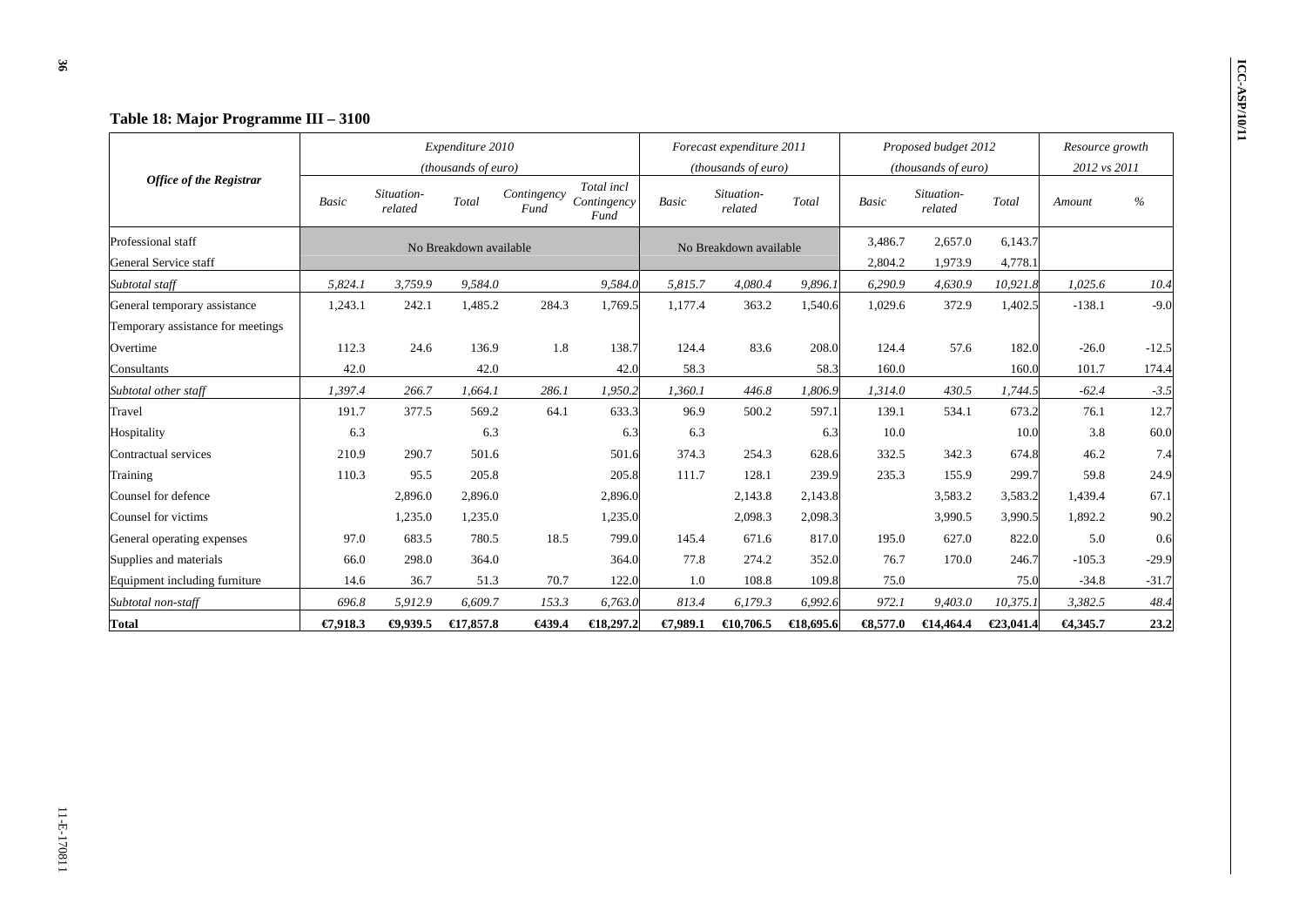## Table 18: Major Programme III – 3100

| *Office of the Registrar* | *Expenditure 2010 (thousands of euro)* | | | | | *Forecast expenditure 2011 (thousands of euro)* | | | *Proposed budget 2012 (thousands of euro)* | | | *Resource growth 2012 vs 2011* | |
|---|---|---|---|---|---|---|---|---|---|---|---|---|---|
| | *Basic* | *Situation-related* | *Total* | *Contingency Fund* | *Total incl Contingency Fund* | *Basic* | *Situation-related* | *Total* | *Basic* | *Situation-related* | *Total* | *Amount* | *%* |
| Professional staff | No Breakdown available | | | | | No Breakdown available | | | 3,486.7 | 2,657.0 | 6,143.7 | | |
| General Service staff | | | | | | | | | 2,804.2 | 1,973.9 | 4,778.1 | | |
| *Subtotal staff* | *5,824.1* | *3,759.9* | *9,584.0* | | *9,584.0* | *5,815.7* | *4,080.4* | *9,896.1* | *6,290.9* | *4,630.9* | *10,921.8* | *1,025.6* | *10.4* |
| General temporary assistance | 1,243.1 | 242.1 | 1,485.2 | 284.3 | 1,769.5 | 1,177.4 | 363.2 | 1,540.6 | 1,029.6 | 372.9 | 1,402.5 | -138.1 | -9.0 |
| Temporary assistance for meetings | | | | | | | | | | | | | |
| Overtime | 112.3 | 24.6 | 136.9 | 1.8 | 138.7 | 124.4 | 83.6 | 208.0 | 124.4 | 57.6 | 182.0 | -26.0 | -12.5 |
| Consultants | 42.0 | | 42.0 | | 42.0 | 58.3 | | 58.3 | 160.0 | | 160.0 | 101.7 | 174.4 |
| *Subtotal other staff* | *1,397.4* | *266.7* | *1,664.1* | *286.1* | *1,950.2* | *1,360.1* | *446.8* | *1,806.9* | *1,314.0* | *430.5* | *1,744.5* | *-62.4* | *-3.5* |
| Travel | 191.7 | 377.5 | 569.2 | 64.1 | 633.3 | 96.9 | 500.2 | 597.1 | 139.1 | 534.1 | 673.2 | 76.1 | 12.7 |
| Hospitality | 6.3 | | 6.3 | | 6.3 | 6.3 | | 6.3 | 10.0 | | 10.0 | 3.8 | 60.0 |
| Contractual services | 210.9 | 290.7 | 501.6 | | 501.6 | 374.3 | 254.3 | 628.6 | 332.5 | 342.3 | 674.8 | 46.2 | 7.4 |
| Training | 110.3 | 95.5 | 205.8 | | 205.8 | 111.7 | 128.1 | 239.9 | 235.3 | 155.9 | 299.7 | 59.8 | 24.9 |
| Counsel for defence | | 2,896.0 | 2,896.0 | | 2,896.0 | | 2,143.8 | 2,143.8 | | 3,583.2 | 3,583.2 | 1,439.4 | 67.1 |
| Counsel for victims | | 1,235.0 | 1,235.0 | | 1,235.0 | | 2,098.3 | 2,098.3 | | 3,990.5 | 3,990.5 | 1,892.2 | 90.2 |
| General operating expenses | 97.0 | 683.5 | 780.5 | 18.5 | 799.0 | 145.4 | 671.6 | 817.0 | 195.0 | 627.0 | 822.0 | 5.0 | 0.6 |
| Supplies and materials | 66.0 | 298.0 | 364.0 | | 364.0 | 77.8 | 274.2 | 352.0 | 76.7 | 170.0 | 246.7 | -105.3 | -29.9 |
| Equipment including furniture | 14.6 | 36.7 | 51.3 | 70.7 | 122.0 | 1.0 | 108.8 | 109.8 | 75.0 | | 75.0 | -34.8 | -31.7 |
| *Subtotal non-staff* | *696.8* | *5,912.9* | *6,609.7* | *153.3* | *6,763.0* | *813.4* | *6,179.3* | *6,992.6* | *972.1* | *9,403.0* | *10,375.1* | *3,382.5* | *48.4* |
| **Total** | **€7,918.3** | **€9,939.5** | **€17,857.8** | **€439.4** | **€18,297.2** | **€7,989.1** | **€10,706.5** | **€18,695.6** | **€8,577.0** | **€14,464.4** | **€23,041.4** | **€4,345.7** | **23.2** |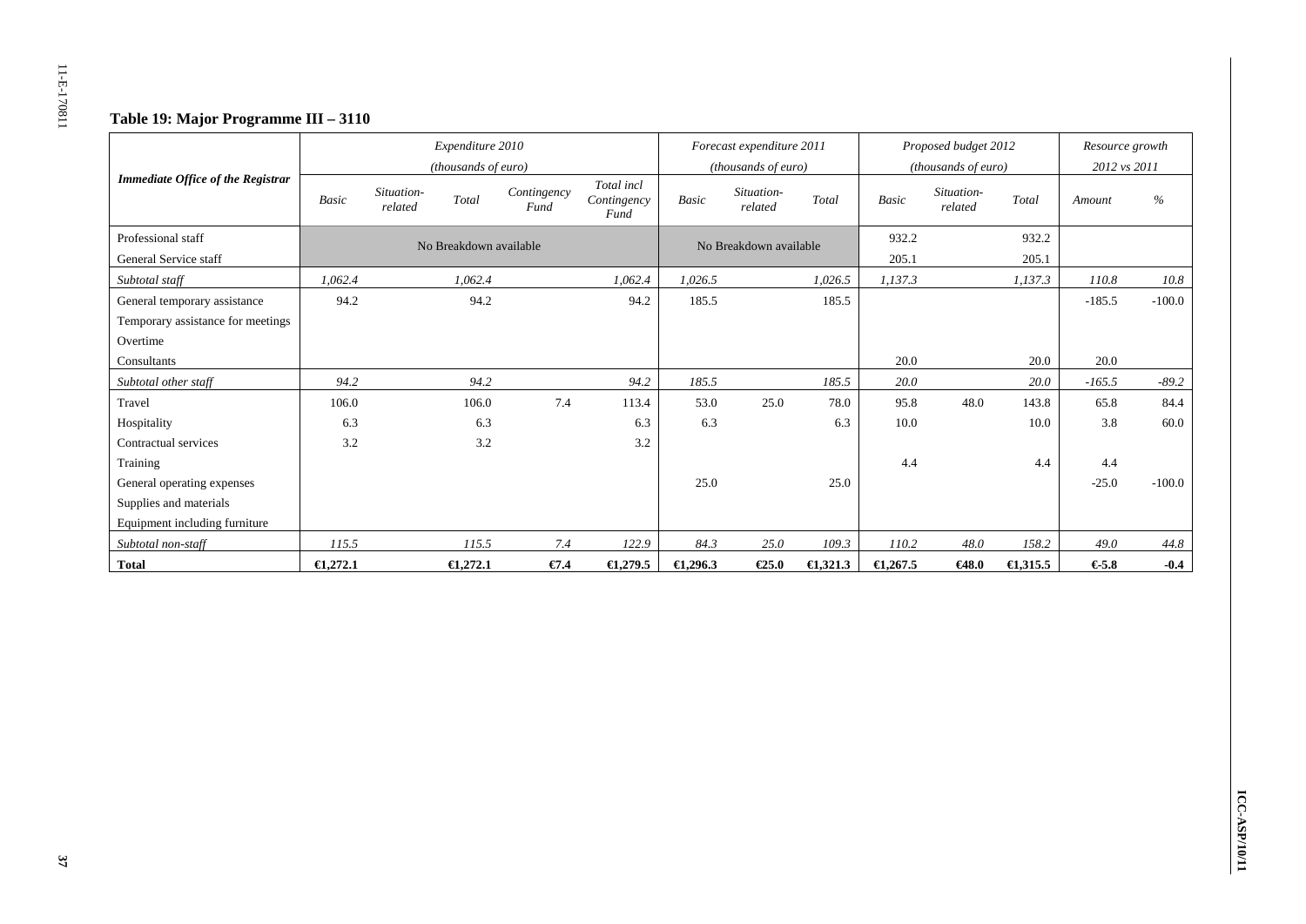## Table 19: Major Programme III – 3110

| *Immediate Office of the Registrar* | *Expenditure 2010 (thousands of euro)* | | | | | *Forecast expenditure 2011 (thousands of euro)* | | | *Proposed budget 2012 (thousands of euro)* | | | *Resource growth 2012 vs 2011* | |
|---|---|---|---|---|---|---|---|---|---|---|---|---|---|
| | *Basic* | *Situation-related* | *Total* | *Contingency Fund* | *Total incl Contingency Fund* | *Basic* | *Situation-related* | *Total* | *Basic* | *Situation-related* | *Total* | *Amount* | *%* |
| Professional staff | No Breakdown available | | | | | No Breakdown available | | | 932.2 | | 932.2 | | |
| General Service staff | | | | | | | | | 205.1 | | 205.1 | | |
| *Subtotal staff* | *1,062.4* | | *1,062.4* | | *1,062.4* | *1,026.5* | | *1,026.5* | *1,137.3* | | *1,137.3* | *110.8* | *10.8* |
| General temporary assistance | 94.2 | | 94.2 | | 94.2 | 185.5 | | 185.5 | | | | -185.5 | -100.0 |
| Temporary assistance for meetings | | | | | | | | | | | | | |
| Overtime | | | | | | | | | | | | | |
| Consultants | | | | | | | | | 20.0 | | 20.0 | 20.0 | |
| *Subtotal other staff* | *94.2* | | *94.2* | | *94.2* | *185.5* | | *185.5* | *20.0* | | *20.0* | *-165.5* | *-89.2* |
| Travel | 106.0 | | 106.0 | 7.4 | 113.4 | 53.0 | 25.0 | 78.0 | 95.8 | 48.0 | 143.8 | 65.8 | 84.4 |
| Hospitality | 6.3 | | 6.3 | | 6.3 | 6.3 | | 6.3 | 10.0 | | 10.0 | 3.8 | 60.0 |
| Contractual services | 3.2 | | 3.2 | | 3.2 | | | | | | | | |
| Training | | | | | | | | | 4.4 | | 4.4 | 4.4 | |
| General operating expenses | | | | | | 25.0 | | 25.0 | | | | -25.0 | -100.0 |
| Supplies and materials | | | | | | | | | | | | | |
| Equipment including furniture | | | | | | | | | | | | | |
| *Subtotal non-staff* | *115.5* | | *115.5* | *7.4* | *122.9* | *84.3* | *25.0* | *109.3* | *110.2* | *48.0* | *158.2* | *49.0* | *44.8* |
| **Total** | **€1,272.1** | | **€1,272.1** | **€7.4** | **€1,279.5** | **€1,296.3** | **€25.0** | **€1,321.3** | **€1,267.5** | **€48.0** | **€1,315.5** | **€-5.8** | **-0.4** |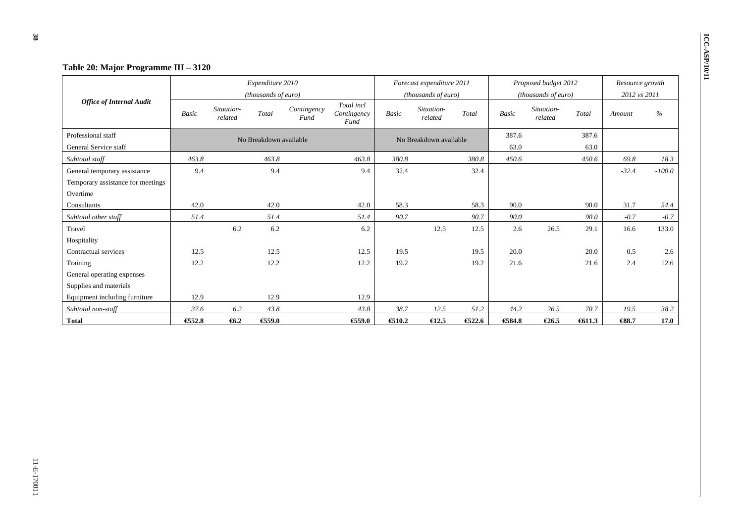### Table 20: Major Programme III – 3120

| *Office of Internal Audit* | *Expenditure 2010 (thousands of euro)* | | | | | *Forecast expenditure 2011 (thousands of euro)* | | | *Proposed budget 2012 (thousands of euro)* | | | *Resource growth 2012 vs 2011* | |
|---|---|---|---|---|---|---|---|---|---|---|---|---|---|
| | *Basic* | *Situation-related* | *Total* | *Contingency Fund* | *Total incl Contingency Fund* | *Basic* | *Situation-related* | *Total* | *Basic* | *Situation-related* | *Total* | *Amount* | *%* |
| Professional staff | No Breakdown available | | | | | No Breakdown available | | | 387.6 | | 387.6 | | |
| General Service staff | | | | | | | | | 63.0 | | 63.0 | | |
| *Subtotal staff* | *463.8* | | *463.8* | | *463.8* | *380.8* | | *380.8* | *450.6* | | *450.6* | *69.8* | *18.3* |
| General temporary assistance | 9.4 | | 9.4 | | 9.4 | 32.4 | | 32.4 | | | | -32.4 | -100.0 |
| Temporary assistance for meetings | | | | | | | | | | | | | |
| Overtime | | | | | | | | | | | | | |
| Consultants | 42.0 | | 42.0 | | 42.0 | 58.3 | | 58.3 | 90.0 | | 90.0 | 31.7 | 54.4 |
| *Subtotal other staff* | *51.4* | | *51.4* | | *51.4* | *90.7* | | *90.7* | *90.0* | | *90.0* | *-0.7* | *-0.7* |
| Travel | | 6.2 | 6.2 | | 6.2 | | 12.5 | 12.5 | 2.6 | 26.5 | 29.1 | 16.6 | 133.0 |
| Hospitality | | | | | | | | | | | | | |
| Contractual services | 12.5 | | 12.5 | | 12.5 | 19.5 | | 19.5 | 20.0 | | 20.0 | 0.5 | 2.6 |
| Training | 12.2 | | 12.2 | | 12.2 | 19.2 | | 19.2 | 21.6 | | 21.6 | 2.4 | 12.6 |
| General operating expenses | | | | | | | | | | | | | |
| Supplies and materials | | | | | | | | | | | | | |
| Equipment including furniture | 12.9 | | 12.9 | | 12.9 | | | | | | | | |
| *Subtotal non-staff* | *37.6* | *6.2* | *43.8* | | *43.8* | *38.7* | *12.5* | *51.2* | *44.2* | *26.5* | *70.7* | *19.5* | *38.2* |
| **Total** | **€552.8** | **€6.2** | **€559.0** | | **€559.0** | **€510.2** | **€12.5** | **€522.6** | **€584.8** | **€26.5** | **€611.3** | **€88.7** | **17.0** |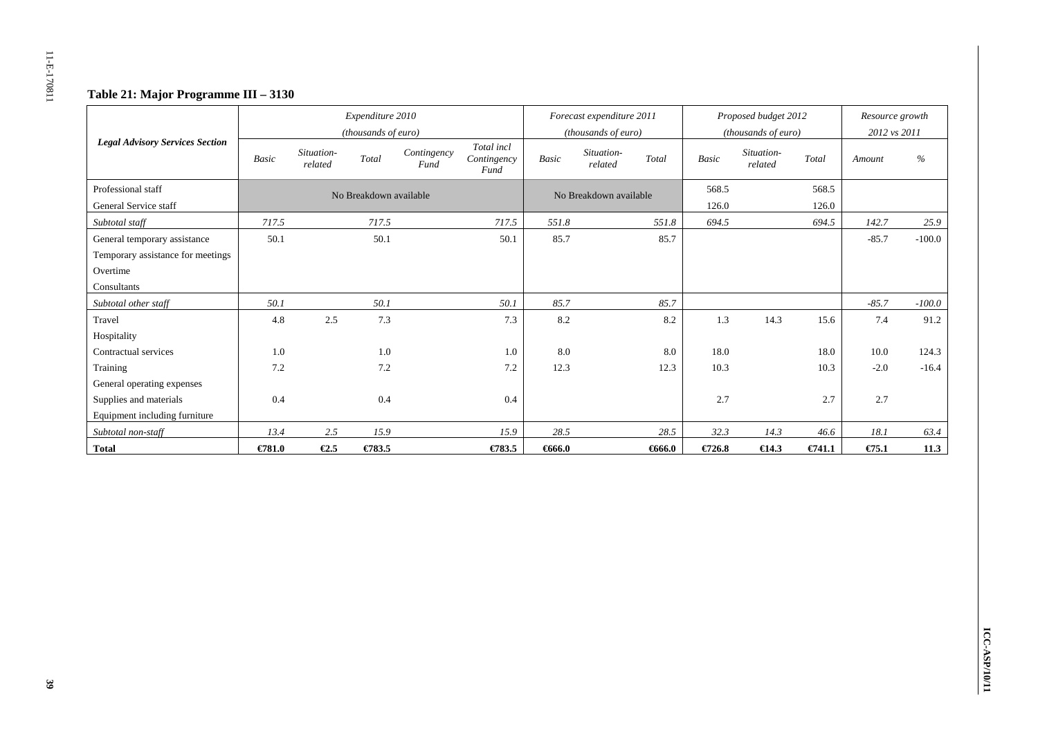**Table 21: Major Programme III – 3130**

| Legal Advisory Services Section | Expenditure 2010 (thousands of euro) | | | | | Forecast expenditure 2011 (thousands of euro) | | | Proposed budget 2012 (thousands of euro) | | | Resource growth 2012 vs 2011 | |
|---|---|---|---|---|---|---|---|---|---|---|---|---|---|
| | Basic | Situation-related | Total | Contingency Fund | Total incl Contingency Fund | Basic | Situation-related | Total | Basic | Situation-related | Total | Amount | % |
| Professional staff | No Breakdown available | | | | | No Breakdown available | | | 568.5 | | 568.5 | | |
| General Service staff | | | | | | | | | 126.0 | | 126.0 | | |
| *Subtotal staff* | *717.5* | | *717.5* | | *717.5* | *551.8* | | *551.8* | *694.5* | | *694.5* | *142.7* | *25.9* |
| General temporary assistance | 50.1 | | 50.1 | | 50.1 | 85.7 | | 85.7 | | | | -85.7 | -100.0 |
| Temporary assistance for meetings | | | | | | | | | | | | | |
| Overtime | | | | | | | | | | | | | |
| Consultants | | | | | | | | | | | | | |
| *Subtotal other staff* | *50.1* | | *50.1* | | *50.1* | *85.7* | | *85.7* | | | | *-85.7* | *-100.0* |
| Travel | 4.8 | 2.5 | 7.3 | | 7.3 | 8.2 | | 8.2 | 1.3 | 14.3 | 15.6 | 7.4 | 91.2 |
| Hospitality | | | | | | | | | | | | | |
| Contractual services | 1.0 | | 1.0 | | 1.0 | 8.0 | | 8.0 | 18.0 | | 18.0 | 10.0 | 124.3 |
| Training | 7.2 | | 7.2 | | 7.2 | 12.3 | | 12.3 | 10.3 | | 10.3 | -2.0 | -16.4 |
| General operating expenses | | | | | | | | | | | | | |
| Supplies and materials | 0.4 | | 0.4 | | 0.4 | | | | 2.7 | | 2.7 | 2.7 | |
| Equipment including furniture | | | | | | | | | | | | | |
| *Subtotal non-staff* | *13.4* | *2.5* | *15.9* | | *15.9* | *28.5* | | *28.5* | *32.3* | *14.3* | *46.6* | *18.1* | *63.4* |
| **Total** | **€781.0** | **€2.5** | **€783.5** | | **€783.5** | **€666.0** | | **€666.0** | **€726.8** | **€14.3** | **€741.1** | **€75.1** | **11.3** |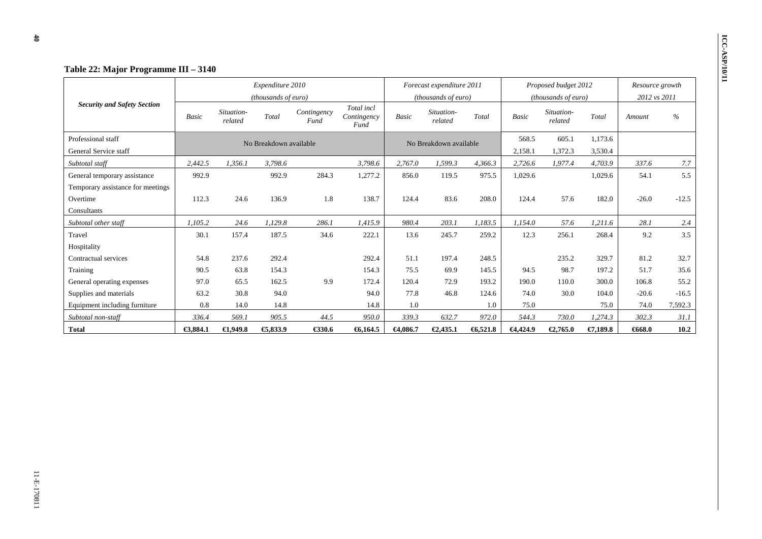**Table 22: Major Programme III – 3140**

| Security and Safety Section | Expenditure 2010 (thousands of euro) | | | | | Forecast expenditure 2011 (thousands of euro) | | | Proposed budget 2012 (thousands of euro) | | | Resource growth 2012 vs 2011 | |
|---|---|---|---|---|---|---|---|---|---|---|---|---|---|
| | *Basic* | *Situation-related* | *Total* | *Contingency Fund* | *Total incl Contingency Fund* | *Basic* | *Situation-related* | *Total* | *Basic* | *Situation-related* | *Total* | *Amount* | *%* |
| Professional staff | No Breakdown available | | | | | No Breakdown available | | | 568.5 | 605.1 | 1,173.6 | | |
| General Service staff | | | | | | | | | 2,158.1 | 1,372.3 | 3,530.4 | | |
| *Subtotal staff* | *2,442.5* | *1,356.1* | *3,798.6* | | *3,798.6* | *2,767.0* | *1,599.3* | *4,366.3* | *2,726.6* | *1,977.4* | *4,703.9* | *337.6* | *7.7* |
| General temporary assistance | 992.9 | | 992.9 | 284.3 | 1,277.2 | 856.0 | 119.5 | 975.5 | 1,029.6 | | 1,029.6 | 54.1 | 5.5 |
| Temporary assistance for meetings | | | | | | | | | | | | | |
| Overtime | 112.3 | 24.6 | 136.9 | 1.8 | 138.7 | 124.4 | 83.6 | 208.0 | 124.4 | 57.6 | 182.0 | -26.0 | -12.5 |
| Consultants | | | | | | | | | | | | | |
| *Subtotal other staff* | *1,105.2* | *24.6* | *1,129.8* | *286.1* | *1,415.9* | *980.4* | *203.1* | *1,183.5* | *1,154.0* | *57.6* | *1,211.6* | *28.1* | *2.4* |
| Travel | 30.1 | 157.4 | 187.5 | 34.6 | 222.1 | 13.6 | 245.7 | 259.2 | 12.3 | 256.1 | 268.4 | 9.2 | 3.5 |
| Hospitality | | | | | | | | | | | | | |
| Contractual services | 54.8 | 237.6 | 292.4 | | 292.4 | 51.1 | 197.4 | 248.5 | | 235.2 | 329.7 | 81.2 | 32.7 |
| Training | 90.5 | 63.8 | 154.3 | | 154.3 | 75.5 | 69.9 | 145.5 | 94.5 | 98.7 | 197.2 | 51.7 | 35.6 |
| General operating expenses | 97.0 | 65.5 | 162.5 | 9.9 | 172.4 | 120.4 | 72.9 | 193.2 | 190.0 | 110.0 | 300.0 | 106.8 | 55.2 |
| Supplies and materials | 63.2 | 30.8 | 94.0 | | 94.0 | 77.8 | 46.8 | 124.6 | 74.0 | 30.0 | 104.0 | -20.6 | -16.5 |
| Equipment including furniture | 0.8 | 14.0 | 14.8 | | 14.8 | 1.0 | | 1.0 | 75.0 | | 75.0 | 74.0 | 7,592.3 |
| *Subtotal non-staff* | *336.4* | *569.1* | *905.5* | *44.5* | *950.0* | *339.3* | *632.7* | *972.0* | *544.3* | *730.0* | *1,274.3* | *302.3* | *31.1* |
| **Total** | **€3,884.1** | **€1,949.8** | **€5,833.9** | **€330.6** | **€6,164.5** | **€4,086.7** | **€2,435.1** | **€6,521.8** | **€4,424.9** | **€2,765.0** | **€7,189.8** | **€668.0** | **10.2** |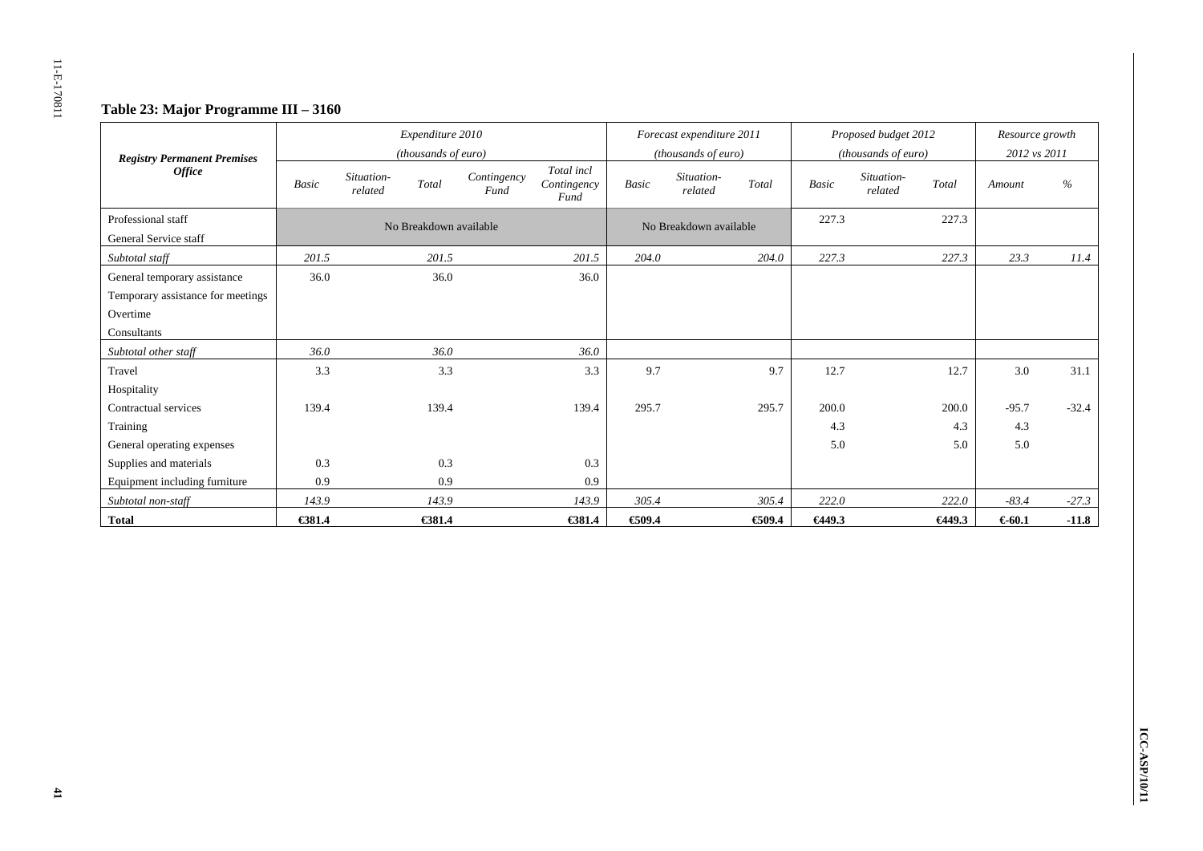## Table 23: Major Programme III – 3160

| Registry Permanent Premises Office | Expenditure 2010 (thousands of euro) | | | | | Forecast expenditure 2011 (thousands of euro) | | | Proposed budget 2012 (thousands of euro) | | | Resource growth 2012 vs 2011 | |
|---|---|---|---|---|---|---|---|---|---|---|---|---|---|
| | Basic | Situation-related | Total | Contingency Fund | Total incl Contingency Fund | Basic | Situation-related | Total | Basic | Situation-related | Total | Amount | % |
| Professional staff | No Breakdown available | | | | | No Breakdown available | | | 227.3 | | 227.3 | | |
| General Service staff | | | | | | | | | | | | | |
| *Subtotal staff* | *201.5* | | *201.5* | | *201.5* | *204.0* | | *204.0* | *227.3* | | *227.3* | *23.3* | *11.4* |
| General temporary assistance | 36.0 | | 36.0 | | 36.0 | | | | | | | | |
| Temporary assistance for meetings | | | | | | | | | | | | | |
| Overtime | | | | | | | | | | | | | |
| Consultants | | | | | | | | | | | | | |
| *Subtotal other staff* | *36.0* | | *36.0* | | *36.0* | | | | | | | | |
| Travel | 3.3 | | 3.3 | | 3.3 | 9.7 | | 9.7 | 12.7 | | 12.7 | 3.0 | 31.1 |
| Hospitality | | | | | | | | | | | | | |
| Contractual services | 139.4 | | 139.4 | | 139.4 | 295.7 | | 295.7 | 200.0 | | 200.0 | -95.7 | -32.4 |
| Training | | | | | | | | | 4.3 | | 4.3 | 4.3 | |
| General operating expenses | | | | | | | | | 5.0 | | 5.0 | 5.0 | |
| Supplies and materials | 0.3 | | 0.3 | | 0.3 | | | | | | | | |
| Equipment including furniture | 0.9 | | 0.9 | | 0.9 | | | | | | | | |
| *Subtotal non-staff* | *143.9* | | *143.9* | | *143.9* | *305.4* | | *305.4* | *222.0* | | *222.0* | *-83.4* | *-27.3* |
| **Total** | **€381.4** | | **€381.4** | | **€381.4** | **€509.4** | | **€509.4** | **€449.3** | | **€449.3** | **€-60.1** | **-11.8** |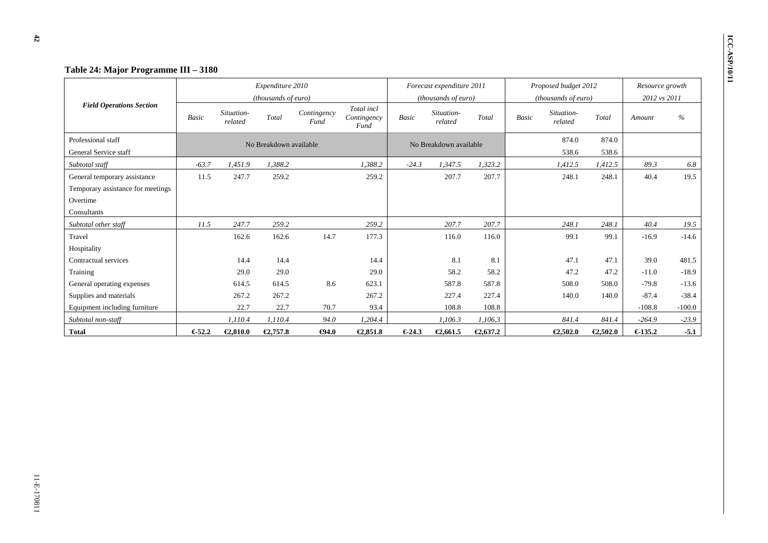## Table 24: Major Programme III – 3180

| Field Operations Section | Expenditure 2010 (thousands of euro) | | | | | Forecast expenditure 2011 (thousands of euro) | | | Proposed budget 2012 (thousands of euro) | | | Resource growth 2012 vs 2011 | |
|---|---|---|---|---|---|---|---|---|---|---|---|---|---|
| | Basic | Situation-related | Total | Contingency Fund | Total incl Contingency Fund | Basic | Situation-related | Total | Basic | Situation-related | Total | Amount | % |
| Professional staff | No Breakdown available | | | | | No Breakdown available | | | | 874.0 | 874.0 | | |
| General Service staff | | | | | | | | | | 538.6 | 538.6 | | |
| *Subtotal staff* | *-63.7* | *1,451.9* | *1,388.2* | | *1,388.2* | *-24.3* | *1,347.5* | *1,323.2* | | *1,412.5* | *1,412.5* | *89.3* | *6.8* |
| General temporary assistance | 11.5 | 247.7 | 259.2 | | 259.2 | | 207.7 | 207.7 | | 248.1 | 248.1 | 40.4 | 19.5 |
| Temporary assistance for meetings | | | | | | | | | | | | | |
| Overtime | | | | | | | | | | | | | |
| Consultants | | | | | | | | | | | | | |
| *Subtotal other staff* | *11.5* | *247.7* | *259.2* | | *259.2* | | *207.7* | *207.7* | | *248.1* | *248.1* | *40.4* | *19.5* |
| Travel | | 162.6 | 162.6 | 14.7 | 177.3 | | 116.0 | 116.0 | | 99.1 | 99.1 | -16.9 | -14.6 |
| Hospitality | | | | | | | | | | | | | |
| Contractual services | | 14.4 | 14.4 | | 14.4 | | 8.1 | 8.1 | | 47.1 | 47.1 | 39.0 | 481.5 |
| Training | | 29.0 | 29.0 | | 29.0 | | 58.2 | 58.2 | | 47.2 | 47.2 | -11.0 | -18.9 |
| General operating expenses | | 614.5 | 614.5 | 8.6 | 623.1 | | 587.8 | 587.8 | | 508.0 | 508.0 | -79.8 | -13.6 |
| Supplies and materials | | 267.2 | 267.2 | | 267.2 | | 227.4 | 227.4 | | 140.0 | 140.0 | -87.4 | -38.4 |
| Equipment including furniture | | 22.7 | 22.7 | 70.7 | 93.4 | | 108.8 | 108.8 | | | | -108.8 | -100.0 |
| *Subtotal non-staff* | | *1,110.4* | *1,110.4* | *94.0* | *1,204.4* | | *1,106.3* | *1,106.3* | | *841.4* | *841.4* | *-264.9* | *-23.9* |
| **Total** | **€-52.2** | **€2,810.0** | **€2,757.8** | **€94.0** | **€2,851.8** | **€-24.3** | **€2,661.5** | **€2,637.2** | | **€2,502.0** | **€2,502.0** | **€-135.2** | **-5.1** |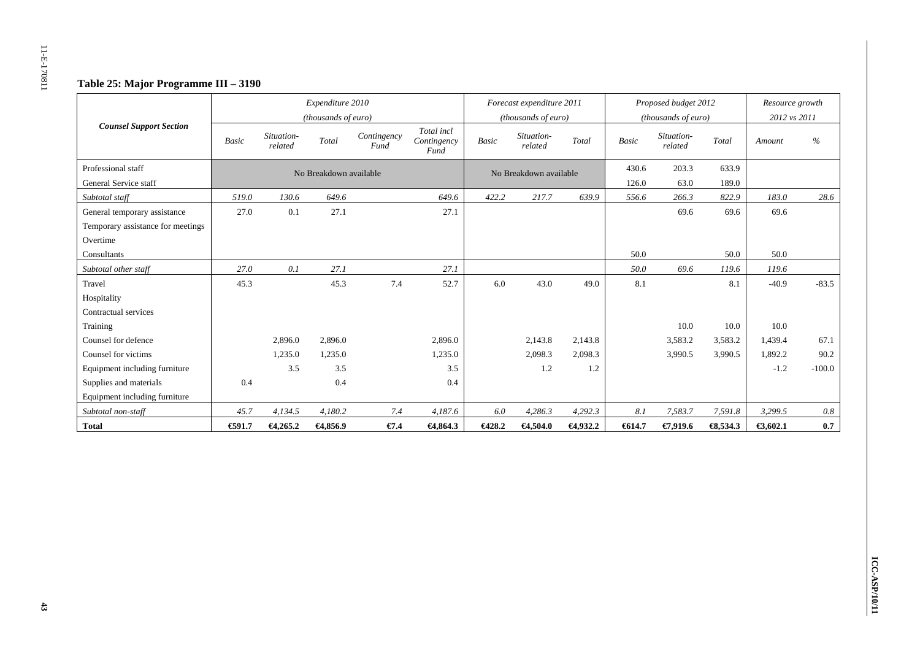### Table 25: Major Programme III – 3190

| Counsel Support Section | Expenditure 2010 (thousands of euro) | | | | | Forecast expenditure 2011 (thousands of euro) | | | Proposed budget 2012 (thousands of euro) | | | Resource growth 2012 vs 2011 | |
|---|---|---|---|---|---|---|---|---|---|---|---|---|---|
| | Basic | Situation-related | Total | Contingency Fund | Total incl Contingency Fund | Basic | Situation-related | Total | Basic | Situation-related | Total | Amount | % |
| Professional staff | No Breakdown available | | | | | No Breakdown available | | | 430.6 | 203.3 | 633.9 | | |
| General Service staff | | | | | | | | | 126.0 | 63.0 | 189.0 | | |
| *Subtotal staff* | *519.0* | *130.6* | *649.6* | | *649.6* | *422.2* | *217.7* | *639.9* | *556.6* | *266.3* | *822.9* | *183.0* | *28.6* |
| General temporary assistance | 27.0 | 0.1 | 27.1 | | 27.1 | | | | | 69.6 | 69.6 | 69.6 | |
| Temporary assistance for meetings | | | | | | | | | | | | | |
| Overtime | | | | | | | | | | | | | |
| Consultants | | | | | | | | | 50.0 | | 50.0 | 50.0 | |
| *Subtotal other staff* | *27.0* | *0.1* | *27.1* | | *27.1* | | | | *50.0* | *69.6* | *119.6* | *119.6* | |
| Travel | 45.3 | | 45.3 | 7.4 | 52.7 | 6.0 | 43.0 | 49.0 | 8.1 | | 8.1 | -40.9 | -83.5 |
| Hospitality | | | | | | | | | | | | | |
| Contractual services | | | | | | | | | | | | | |
| Training | | | | | | | | | | 10.0 | 10.0 | 10.0 | |
| Counsel for defence | | 2,896.0 | 2,896.0 | | 2,896.0 | | 2,143.8 | 2,143.8 | | 3,583.2 | 3,583.2 | 1,439.4 | 67.1 |
| Counsel for victims | | 1,235.0 | 1,235.0 | | 1,235.0 | | 2,098.3 | 2,098.3 | | 3,990.5 | 3,990.5 | 1,892.2 | 90.2 |
| Equipment including furniture | | 3.5 | 3.5 | | 3.5 | | 1.2 | 1.2 | | | | -1.2 | -100.0 |
| Supplies and materials | 0.4 | | 0.4 | | 0.4 | | | | | | | | |
| Equipment including furniture | | | | | | | | | | | | | |
| *Subtotal non-staff* | *45.7* | *4,134.5* | *4,180.2* | *7.4* | *4,187.6* | *6.0* | *4,286.3* | *4,292.3* | *8.1* | *7,583.7* | *7,591.8* | *3,299.5* | *0.8* |
| **Total** | **€591.7** | **€4,265.2** | **€4,856.9** | **€7.4** | **€4,864.3** | **€428.2** | **€4,504.0** | **€4,932.2** | **€614.7** | **€7,919.6** | **€8,534.3** | **€3,602.1** | **0.7** |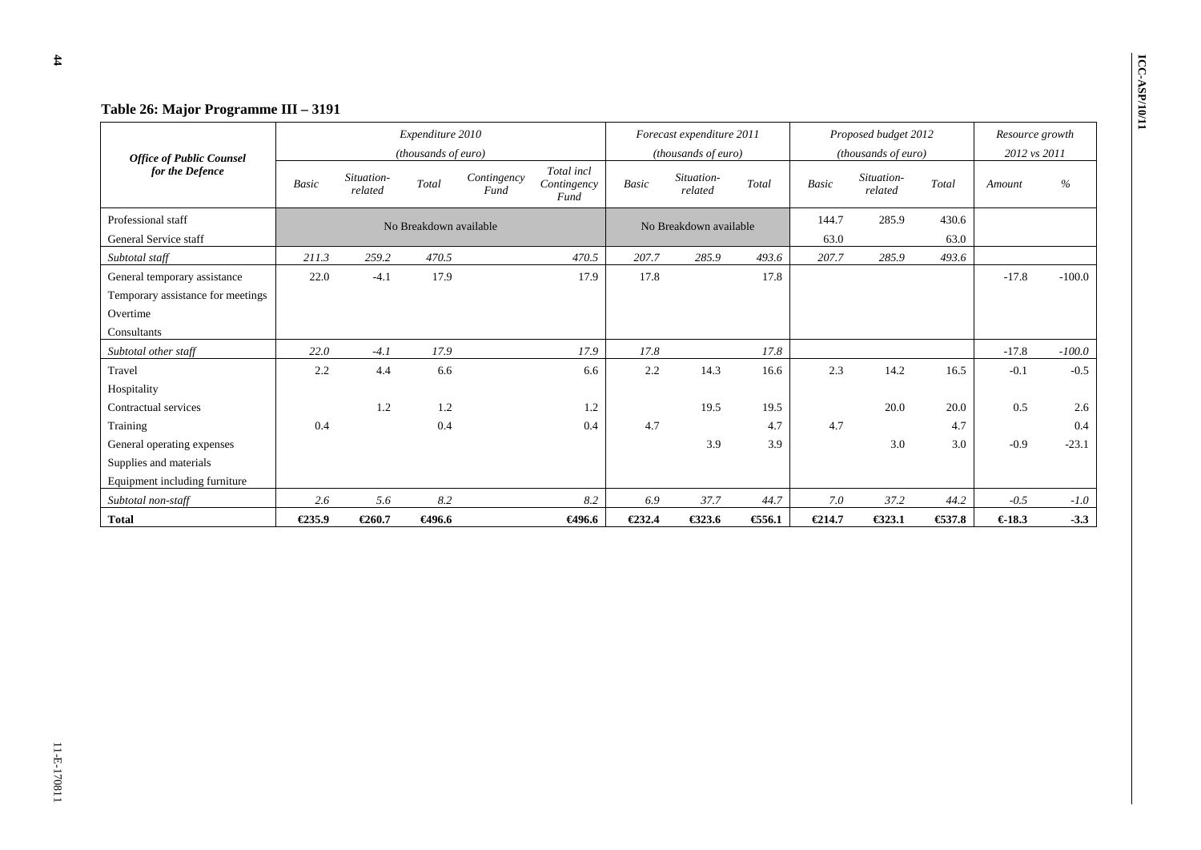### Table 26: Major Programme III – 3191

| Office of Public Counsel for the Defence | Expenditure 2010 (thousands of euro) | | | | | Forecast expenditure 2011 (thousands of euro) | | | Proposed budget 2012 (thousands of euro) | | | Resource growth 2012 vs 2011 | |
|---|---|---|---|---|---|---|---|---|---|---|---|---|---|
| | Basic | Situation-related | Total | Contingency Fund | Total incl Contingency Fund | Basic | Situation-related | Total | Basic | Situation-related | Total | Amount | % |
| Professional staff | No Breakdown available | | | | | No Breakdown available | | | 144.7 | 285.9 | 430.6 | | |
| General Service staff | | | | | | | | | 63.0 | | 63.0 | | |
| *Subtotal staff* | *211.3* | *259.2* | *470.5* | | *470.5* | *207.7* | *285.9* | *493.6* | *207.7* | *285.9* | *493.6* | | |
| General temporary assistance | 22.0 | -4.1 | 17.9 | | 17.9 | 17.8 | | 17.8 | | | | -17.8 | -100.0 |
| Temporary assistance for meetings | | | | | | | | | | | | | |
| Overtime | | | | | | | | | | | | | |
| Consultants | | | | | | | | | | | | | |
| *Subtotal other staff* | *22.0* | *-4.1* | *17.9* | | *17.9* | *17.8* | | *17.8* | | | | *-17.8* | *-100.0* |
| Travel | 2.2 | 4.4 | 6.6 | | 6.6 | 2.2 | 14.3 | 16.6 | 2.3 | 14.2 | 16.5 | -0.1 | -0.5 |
| Hospitality | | | | | | | | | | | | | |
| Contractual services | | 1.2 | 1.2 | | 1.2 | | 19.5 | 19.5 | | 20.0 | 20.0 | 0.5 | 2.6 |
| Training | 0.4 | | 0.4 | | 0.4 | 4.7 | | 4.7 | 4.7 | | 4.7 | | 0.4 |
| General operating expenses | | | | | | | 3.9 | 3.9 | | 3.0 | 3.0 | -0.9 | -23.1 |
| Supplies and materials | | | | | | | | | | | | | |
| Equipment including furniture | | | | | | | | | | | | | |
| *Subtotal non-staff* | *2.6* | *5.6* | *8.2* | | *8.2* | *6.9* | *37.7* | *44.7* | *7.0* | *37.2* | *44.2* | *-0.5* | *-1.0* |
| **Total** | **€235.9** | **€260.7** | **€496.6** | | **€496.6** | **€232.4** | **€323.6** | **€556.1** | **€214.7** | **€323.1** | **€537.8** | **€-18.3** | **-3.3** |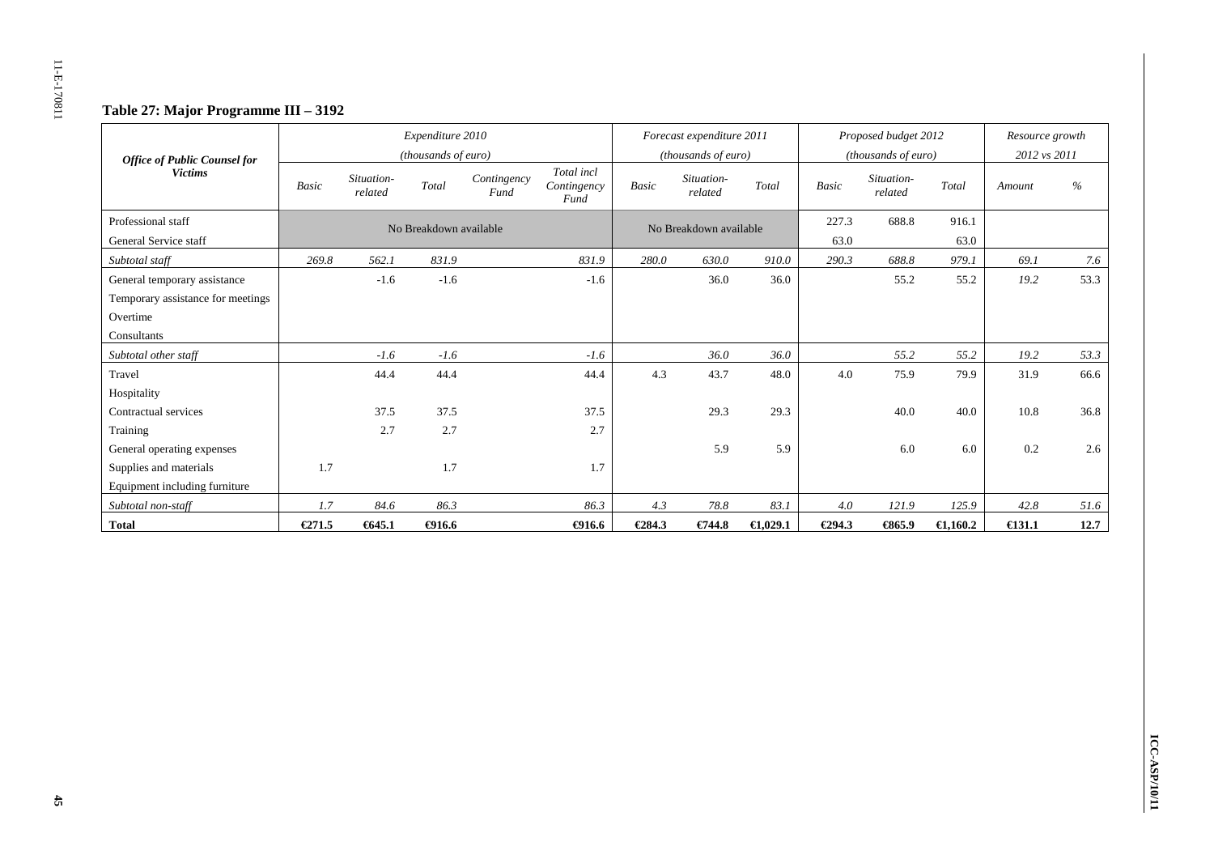### Table 27: Major Programme III – 3192

| Office of Public Counsel for Victims | Expenditure 2010 (thousands of euro) | | | | | Forecast expenditure 2011 (thousands of euro) | | | Proposed budget 2012 (thousands of euro) | | | Resource growth 2012 vs 2011 | |
|---|---|---|---|---|---|---|---|---|---|---|---|---|---|
| | *Basic* | *Situation-related* | *Total* | *Contingency Fund* | *Total incl Contingency Fund* | *Basic* | *Situation-related* | *Total* | *Basic* | *Situation-related* | *Total* | *Amount* | *%* |
| Professional staff | No Breakdown available | | | | | No Breakdown available | | | 227.3 | 688.8 | 916.1 | | |
| General Service staff | | | | | | | | | 63.0 | | 63.0 | | |
| *Subtotal staff* | *269.8* | *562.1* | *831.9* | | *831.9* | *280.0* | *630.0* | *910.0* | *290.3* | *688.8* | *979.1* | *69.1* | *7.6* |
| General temporary assistance | | -1.6 | -1.6 | | -1.6 | | 36.0 | 36.0 | | 55.2 | 55.2 | 19.2 | 53.3 |
| Temporary assistance for meetings | | | | | | | | | | | | | |
| Overtime | | | | | | | | | | | | | |
| Consultants | | | | | | | | | | | | | |
| *Subtotal other staff* | | *-1.6* | *-1.6* | | *-1.6* | | *36.0* | *36.0* | | *55.2* | *55.2* | *19.2* | *53.3* |
| Travel | | 44.4 | 44.4 | | 44.4 | 4.3 | 43.7 | 48.0 | 4.0 | 75.9 | 79.9 | 31.9 | 66.6 |
| Hospitality | | | | | | | | | | | | | |
| Contractual services | | 37.5 | 37.5 | | 37.5 | | 29.3 | 29.3 | | 40.0 | 40.0 | 10.8 | 36.8 |
| Training | | 2.7 | 2.7 | | 2.7 | | | | | | | | |
| General operating expenses | | | | | | | 5.9 | 5.9 | | 6.0 | 6.0 | 0.2 | 2.6 |
| Supplies and materials | 1.7 | | 1.7 | | 1.7 | | | | | | | | |
| Equipment including furniture | | | | | | | | | | | | | |
| *Subtotal non-staff* | *1.7* | *84.6* | *86.3* | | *86.3* | *4.3* | *78.8* | *83.1* | *4.0* | *121.9* | *125.9* | *42.8* | *51.6* |
| **Total** | **€271.5** | **€645.1** | **€916.6** | | **€916.6** | **€284.3** | **€744.8** | **€1,029.1** | **€294.3** | **€865.9** | **€1,160.2** | **€131.1** | **12.7** |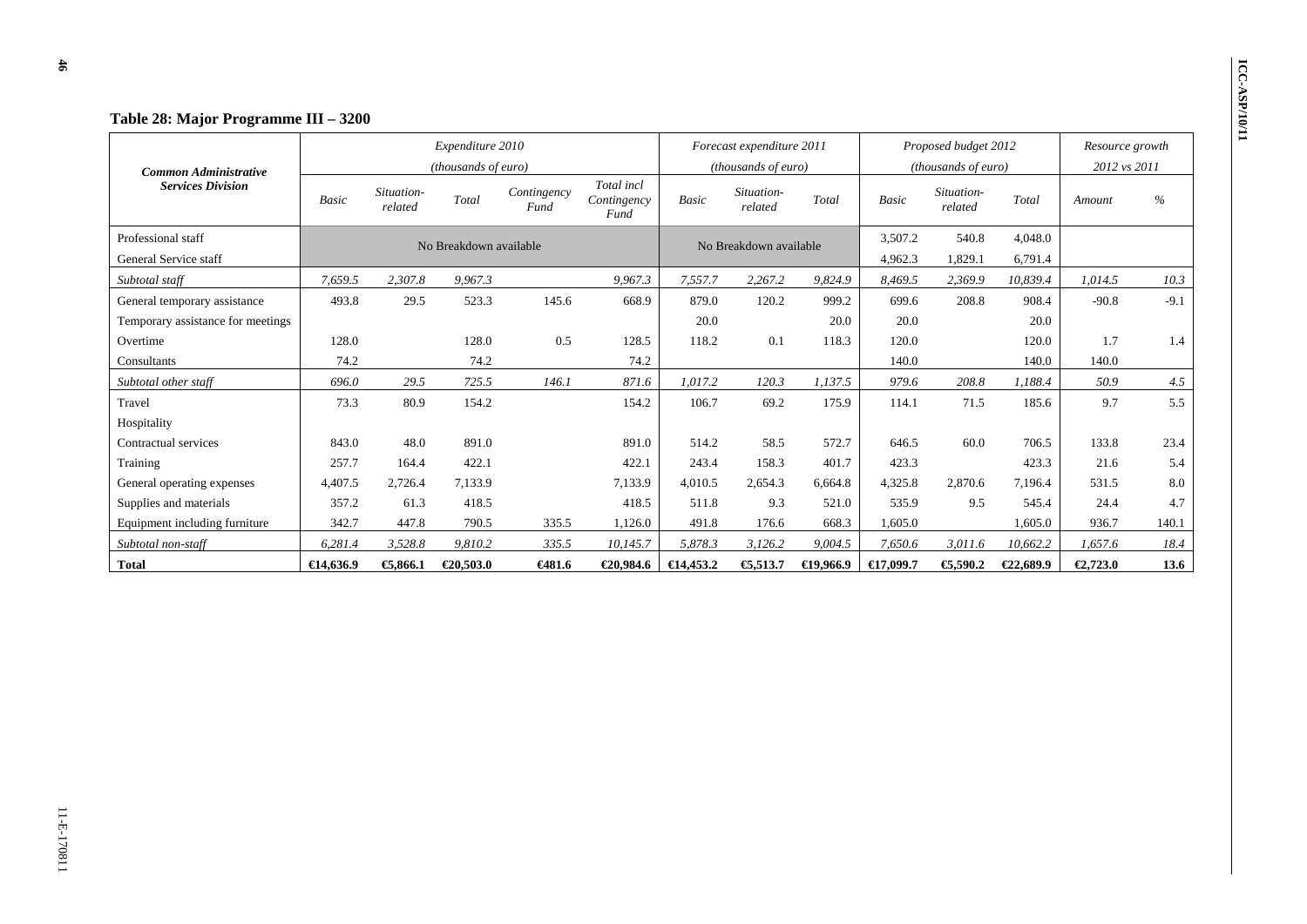**Table 28: Major Programme III – 3200**

| Common Administrative Services Division | Expenditure 2010 (thousands of euro) | | | | | Forecast expenditure 2011 (thousands of euro) | | | Proposed budget 2012 (thousands of euro) | | | Resource growth 2012 vs 2011 | |
|---|---|---|---|---|---|---|---|---|---|---|---|---|---|
| | Basic | Situation-related | Total | Contingency Fund | Total incl Contingency Fund | Basic | Situation-related | Total | Basic | Situation-related | Total | Amount | % |
| Professional staff | No Breakdown available | | | | | No Breakdown available | | | 3,507.2 | 540.8 | 4,048.0 | | |
| General Service staff | | | | | | | | | 4,962.3 | 1,829.1 | 6,791.4 | | |
| *Subtotal staff* | *7,659.5* | *2,307.8* | *9,967.3* | | *9,967.3* | *7,557.7* | *2,267.2* | *9,824.9* | *8,469.5* | *2,369.9* | *10,839.4* | *1,014.5* | *10.3* |
| General temporary assistance | 493.8 | 29.5 | 523.3 | 145.6 | 668.9 | 879.0 | 120.2 | 999.2 | 699.6 | 208.8 | 908.4 | -90.8 | -9.1 |
| Temporary assistance for meetings | | | | | | 20.0 | | 20.0 | 20.0 | | 20.0 | | |
| Overtime | 128.0 | | 128.0 | 0.5 | 128.5 | 118.2 | 0.1 | 118.3 | 120.0 | | 120.0 | 1.7 | 1.4 |
| Consultants | 74.2 | | 74.2 | | 74.2 | | | | 140.0 | | 140.0 | 140.0 | |
| *Subtotal other staff* | *696.0* | *29.5* | *725.5* | *146.1* | *871.6* | *1,017.2* | *120.3* | *1,137.5* | *979.6* | *208.8* | *1,188.4* | *50.9* | *4.5* |
| Travel | 73.3 | 80.9 | 154.2 | | 154.2 | 106.7 | 69.2 | 175.9 | 114.1 | 71.5 | 185.6 | 9.7 | 5.5 |
| Hospitality | | | | | | | | | | | | | |
| Contractual services | 843.0 | 48.0 | 891.0 | | 891.0 | 514.2 | 58.5 | 572.7 | 646.5 | 60.0 | 706.5 | 133.8 | 23.4 |
| Training | 257.7 | 164.4 | 422.1 | | 422.1 | 243.4 | 158.3 | 401.7 | 423.3 | | 423.3 | 21.6 | 5.4 |
| General operating expenses | 4,407.5 | 2,726.4 | 7,133.9 | | 7,133.9 | 4,010.5 | 2,654.3 | 6,664.8 | 4,325.8 | 2,870.6 | 7,196.4 | 531.5 | 8.0 |
| Supplies and materials | 357.2 | 61.3 | 418.5 | | 418.5 | 511.8 | 9.3 | 521.0 | 535.9 | 9.5 | 545.4 | 24.4 | 4.7 |
| Equipment including furniture | 342.7 | 447.8 | 790.5 | 335.5 | 1,126.0 | 491.8 | 176.6 | 668.3 | 1,605.0 | | 1,605.0 | 936.7 | 140.1 |
| *Subtotal non-staff* | *6,281.4* | *3,528.8* | *9,810.2* | *335.5* | *10,145.7* | *5,878.3* | *3,126.2* | *9,004.5* | *7,650.6* | *3,011.6* | *10,662.2* | *1,657.6* | *18.4* |
| **Total** | **€14,636.9** | **€5,866.1** | **€20,503.0** | **€481.6** | **€20,984.6** | **€14,453.2** | **€5,513.7** | **€19,966.9** | **€17,099.7** | **€5,590.2** | **€22,689.9** | **€2,723.0** | **13.6** |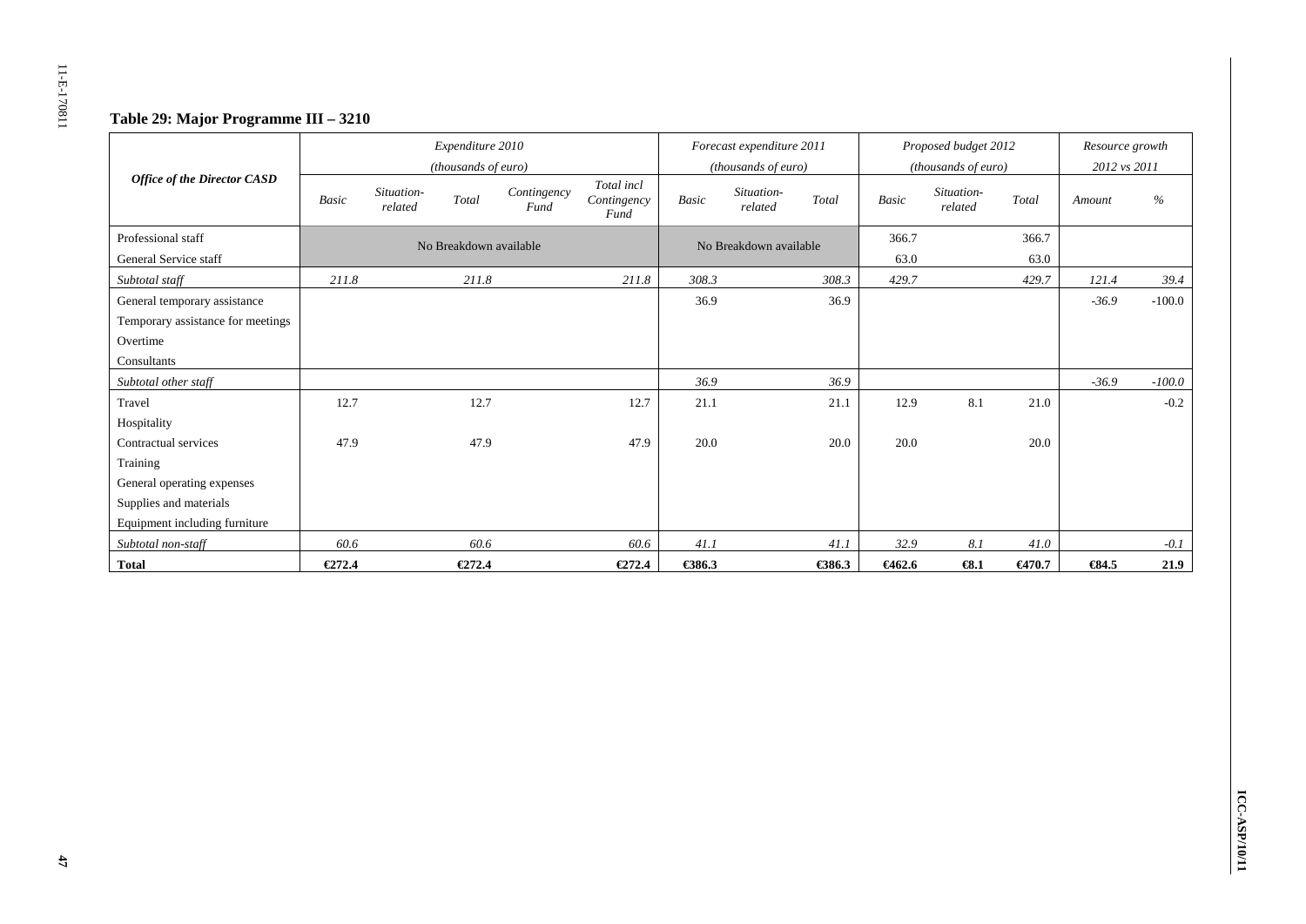## Table 29: Major Programme III – 3210

| *Office of the Director CASD* | Expenditure 2010 (thousands of euro) | | | | | Forecast expenditure 2011 (thousands of euro) | | | Proposed budget 2012 (thousands of euro) | | | Resource growth 2012 vs 2011 | |
|---|---|---|---|---|---|---|---|---|---|---|---|---|---|
| | *Basic* | *Situation-related* | *Total* | *Contingency Fund* | *Total incl Contingency Fund* | *Basic* | *Situation-related* | *Total* | *Basic* | *Situation-related* | *Total* | *Amount* | *%* |
| Professional staff | No Breakdown available | | | | | No Breakdown available | | | 366.7 | | 366.7 | | |
| General Service staff | | | | | | | | | 63.0 | | 63.0 | | |
| *Subtotal staff* | *211.8* | | *211.8* | | *211.8* | *308.3* | | *308.3* | *429.7* | | *429.7* | *121.4* | *39.4* |
| General temporary assistance | | | | | | 36.9 | | 36.9 | | | | -36.9 | -100.0 |
| Temporary assistance for meetings | | | | | | | | | | | | | |
| Overtime | | | | | | | | | | | | | |
| Consultants | | | | | | | | | | | | | |
| *Subtotal other staff* | | | | | | *36.9* | | *36.9* | | | | *-36.9* | *-100.0* |
| Travel | 12.7 | | 12.7 | | 12.7 | 21.1 | | 21.1 | 12.9 | 8.1 | 21.0 | | -0.2 |
| Hospitality | | | | | | | | | | | | | |
| Contractual services | 47.9 | | 47.9 | | 47.9 | 20.0 | | 20.0 | 20.0 | | 20.0 | | |
| Training | | | | | | | | | | | | | |
| General operating expenses | | | | | | | | | | | | | |
| Supplies and materials | | | | | | | | | | | | | |
| Equipment including furniture | | | | | | | | | | | | | |
| *Subtotal non-staff* | *60.6* | | *60.6* | | *60.6* | *41.1* | | *41.1* | *32.9* | *8.1* | *41.0* | | *-0.1* |
| **Total** | **€272.4** | | **€272.4** | | **€272.4** | **€386.3** | | **€386.3** | **€462.6** | **€8.1** | **€470.7** | **€84.5** | **21.9** |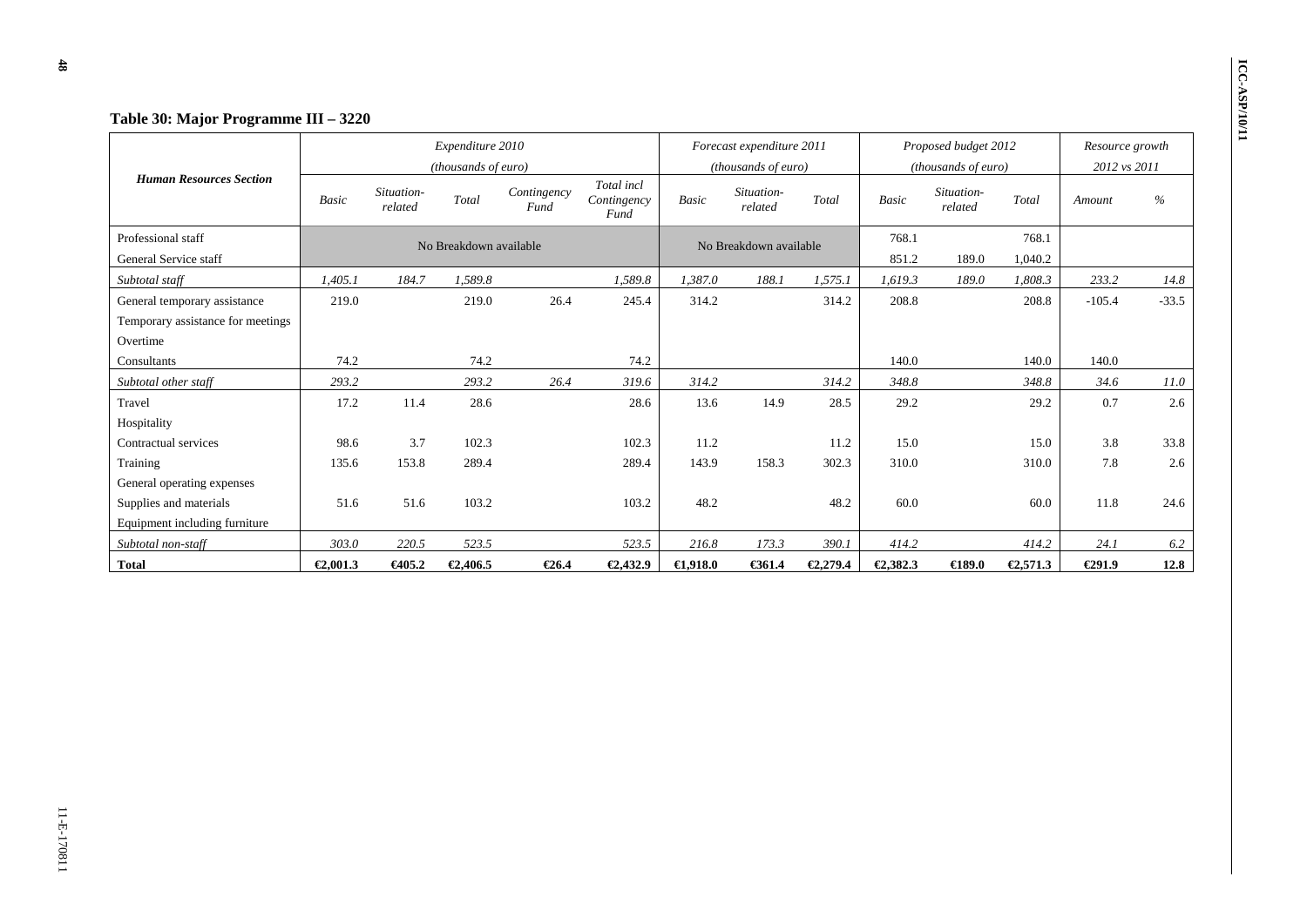### Table 30: Major Programme III – 3220

| Human Resources Section | Expenditure 2010 (thousands of euro) | | | | | Forecast expenditure 2011 (thousands of euro) | | | Proposed budget 2012 (thousands of euro) | | | Resource growth 2012 vs 2011 | |
|---|---|---|---|---|---|---|---|---|---|---|---|---|---|
| | *Basic* | *Situation-related* | *Total* | *Contingency Fund* | *Total incl Contingency Fund* | *Basic* | *Situation-related* | *Total* | *Basic* | *Situation-related* | *Total* | *Amount* | *%* |
| Professional staff | No Breakdown available | | | | | No Breakdown available | | | 768.1 | | 768.1 | | |
| General Service staff | | | | | | | | | 851.2 | 189.0 | 1,040.2 | | |
| *Subtotal staff* | *1,405.1* | *184.7* | *1,589.8* | | *1,589.8* | *1,387.0* | *188.1* | *1,575.1* | *1,619.3* | *189.0* | *1,808.3* | *233.2* | *14.8* |
| General temporary assistance | 219.0 | | 219.0 | 26.4 | 245.4 | 314.2 | | 314.2 | 208.8 | | 208.8 | -105.4 | -33.5 |
| Temporary assistance for meetings | | | | | | | | | | | | | |
| Overtime | | | | | | | | | | | | | |
| Consultants | 74.2 | | 74.2 | | 74.2 | | | | 140.0 | | 140.0 | 140.0 | |
| *Subtotal other staff* | *293.2* | | *293.2* | *26.4* | *319.6* | *314.2* | | *314.2* | *348.8* | | *348.8* | *34.6* | *11.0* |
| Travel | 17.2 | 11.4 | 28.6 | | 28.6 | 13.6 | 14.9 | 28.5 | 29.2 | | 29.2 | 0.7 | 2.6 |
| Hospitality | | | | | | | | | | | | | |
| Contractual services | 98.6 | 3.7 | 102.3 | | 102.3 | 11.2 | | 11.2 | 15.0 | | 15.0 | 3.8 | 33.8 |
| Training | 135.6 | 153.8 | 289.4 | | 289.4 | 143.9 | 158.3 | 302.3 | 310.0 | | 310.0 | 7.8 | 2.6 |
| General operating expenses | | | | | | | | | | | | | |
| Supplies and materials | 51.6 | 51.6 | 103.2 | | 103.2 | 48.2 | | 48.2 | 60.0 | | 60.0 | 11.8 | 24.6 |
| Equipment including furniture | | | | | | | | | | | | | |
| *Subtotal non-staff* | *303.0* | *220.5* | *523.5* | | *523.5* | *216.8* | *173.3* | *390.1* | *414.2* | | *414.2* | *24.1* | *6.2* |
| **Total** | **€2,001.3** | **€405.2** | **€2,406.5** | **€26.4** | **€2,432.9** | **€1,918.0** | **€361.4** | **€2,279.4** | **€2,382.3** | **€189.0** | **€2,571.3** | **€291.9** | **12.8** |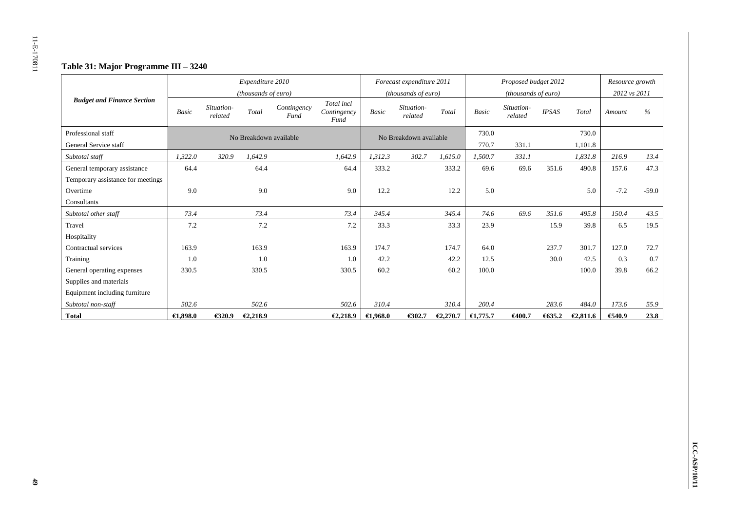## Table 31: Major Programme III – 3240

| Budget and Finance Section | Expenditure 2010 (thousands of euro) | | | | | Forecast expenditure 2011 (thousands of euro) | | | Proposed budget 2012 (thousands of euro) | | | | Resource growth 2012 vs 2011 | |
|---|---|---|---|---|---|---|---|---|---|---|---|---|---|---|
| | Basic | Situation-related | Total | Contingency Fund | Total incl Contingency Fund | Basic | Situation-related | Total | Basic | Situation-related | IPSAS | Total | Amount | % |
| Professional staff | No Breakdown available | | | | | No Breakdown available | | | 730.0 | | | 730.0 | | |
| General Service staff | | | | | | | | | 770.7 | 331.1 | | 1,101.8 | | |
| *Subtotal staff* | *1,322.0* | *320.9* | *1,642.9* | | *1,642.9* | *1,312.3* | *302.7* | *1,615.0* | *1,500.7* | *331.1* | | *1,831.8* | *216.9* | *13.4* |
| General temporary assistance | 64.4 | | 64.4 | | 64.4 | 333.2 | | 333.2 | 69.6 | 69.6 | 351.6 | 490.8 | 157.6 | 47.3 |
| Temporary assistance for meetings | | | | | | | | | | | | | | |
| Overtime | 9.0 | | 9.0 | | 9.0 | 12.2 | | 12.2 | 5.0 | | | 5.0 | -7.2 | -59.0 |
| Consultants | | | | | | | | | | | | | | |
| *Subtotal other staff* | *73.4* | | *73.4* | | *73.4* | *345.4* | | *345.4* | *74.6* | *69.6* | *351.6* | *495.8* | *150.4* | *43.5* |
| Travel | 7.2 | | 7.2 | | 7.2 | 33.3 | | 33.3 | 23.9 | | 15.9 | 39.8 | 6.5 | 19.5 |
| Hospitality | | | | | | | | | | | | | | |
| Contractual services | 163.9 | | 163.9 | | 163.9 | 174.7 | | 174.7 | 64.0 | | 237.7 | 301.7 | 127.0 | 72.7 |
| Training | 1.0 | | 1.0 | | 1.0 | 42.2 | | 42.2 | 12.5 | | 30.0 | 42.5 | 0.3 | 0.7 |
| General operating expenses | 330.5 | | 330.5 | | 330.5 | 60.2 | | 60.2 | 100.0 | | | 100.0 | 39.8 | 66.2 |
| Supplies and materials | | | | | | | | | | | | | | |
| Equipment including furniture | | | | | | | | | | | | | | |
| *Subtotal non-staff* | *502.6* | | *502.6* | | *502.6* | *310.4* | | *310.4* | *200.4* | | *283.6* | *484.0* | *173.6* | *55.9* |
| **Total** | **€1,898.0** | **€320.9** | **€2,218.9** | | **€2,218.9** | **€1,968.0** | **€302.7** | **€2,270.7** | **€1,775.7** | **€400.7** | **€635.2** | **€2,811.6** | **€540.9** | **23.8** |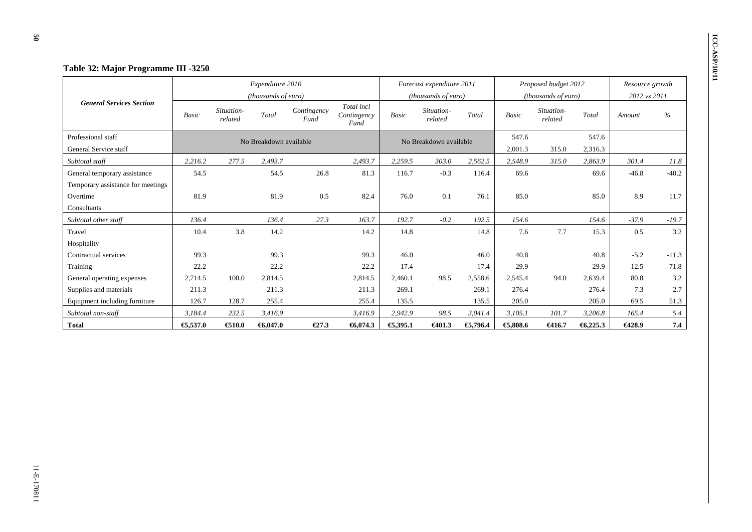### Table 32: Major Programme III -3250

| General Services Section | Expenditure 2010 (thousands of euro) | | | | | Forecast expenditure 2011 (thousands of euro) | | | Proposed budget 2012 (thousands of euro) | | | Resource growth 2012 vs 2011 | |
|---|---|---|---|---|---|---|---|---|---|---|---|---|---|
| | Basic | Situation-related | Total | Contingency Fund | Total incl Contingency Fund | Basic | Situation-related | Total | Basic | Situation-related | Total | Amount | % |
| Professional staff | No Breakdown available | | | | | No Breakdown available | | | 547.6 | | 547.6 | | |
| General Service staff | | | | | | | | | 2,001.3 | 315.0 | 2,316.3 | | |
| *Subtotal staff* | *2,216.2* | *277.5* | *2,493.7* | | *2,493.7* | *2,259.5* | *303.0* | *2,562.5* | *2,548.9* | *315.0* | *2,863.9* | *301.4* | *11.8* |
| General temporary assistance | 54.5 | | 54.5 | 26.8 | 81.3 | 116.7 | -0.3 | 116.4 | 69.6 | | 69.6 | -46.8 | -40.2 |
| Temporary assistance for meetings | | | | | | | | | | | | | |
| Overtime | 81.9 | | 81.9 | 0.5 | 82.4 | 76.0 | 0.1 | 76.1 | 85.0 | | 85.0 | 8.9 | 11.7 |
| Consultants | | | | | | | | | | | | | |
| *Subtotal other staff* | *136.4* | | *136.4* | *27.3* | *163.7* | *192.7* | *-0.2* | *192.5* | *154.6* | | *154.6* | *-37.9* | *-19.7* |
| Travel | 10.4 | 3.8 | 14.2 | | 14.2 | 14.8 | | 14.8 | 7.6 | 7.7 | 15.3 | 0.5 | 3.2 |
| Hospitality | | | | | | | | | | | | | |
| Contractual services | 99.3 | | 99.3 | | 99.3 | 46.0 | | 46.0 | 40.8 | | 40.8 | -5.2 | -11.3 |
| Training | 22.2 | | 22.2 | | 22.2 | 17.4 | | 17.4 | 29.9 | | 29.9 | 12.5 | 71.8 |
| General operating expenses | 2,714.5 | 100.0 | 2,814.5 | | 2,814.5 | 2,460.1 | 98.5 | 2,558.6 | 2,545.4 | 94.0 | 2,639.4 | 80.8 | 3.2 |
| Supplies and materials | 211.3 | | 211.3 | | 211.3 | 269.1 | | 269.1 | 276.4 | | 276.4 | 7.3 | 2.7 |
| Equipment including furniture | 126.7 | 128.7 | 255.4 | | 255.4 | 135.5 | | 135.5 | 205.0 | | 205.0 | 69.5 | 51.3 |
| *Subtotal non-staff* | *3,184.4* | *232.5* | *3,416.9* | | *3,416.9* | *2,942.9* | *98.5* | *3,041.4* | *3,105.1* | *101.7* | *3,206.8* | *165.4* | *5.4* |
| **Total** | **€5,537.0** | **€510.0** | **€6,047.0** | **€27.3** | **€6,074.3** | **€5,395.1** | **€401.3** | **€5,796.4** | **€5,808.6** | **€416.7** | **€6,225.3** | **€428.9** | **7.4** |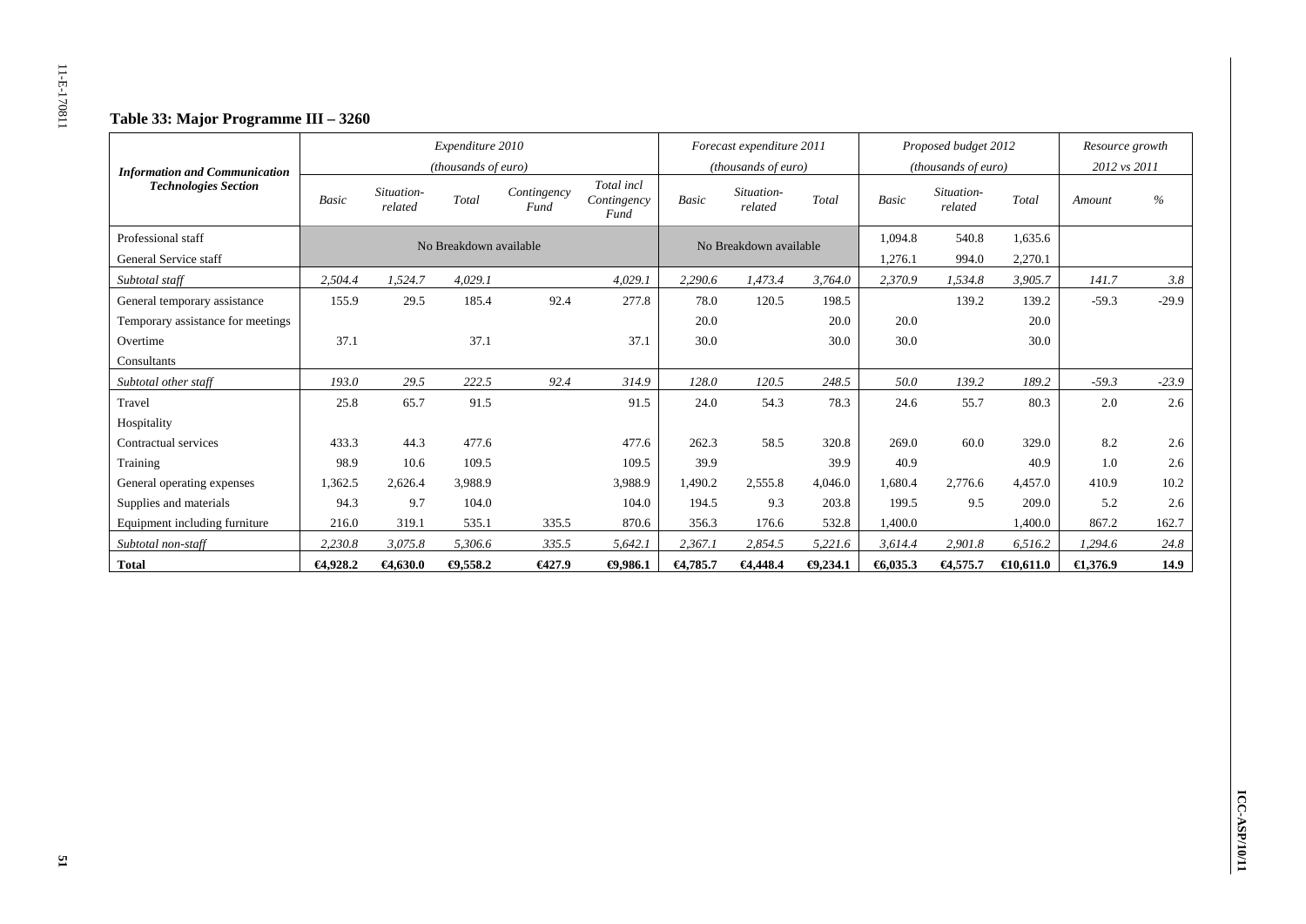## Table 33: Major Programme III – 3260

| Information and Communication Technologies Section | Expenditure 2010 (thousands of euro) | | | | | Forecast expenditure 2011 (thousands of euro) | | | Proposed budget 2012 (thousands of euro) | | | Resource growth 2012 vs 2011 | |
|---|---|---|---|---|---|---|---|---|---|---|---|---|---|
| | *Basic* | *Situation-related* | *Total* | *Contingency Fund* | *Total incl Contingency Fund* | *Basic* | *Situation-related* | *Total* | *Basic* | *Situation-related* | *Total* | *Amount* | *%* |
| Professional staff | No Breakdown available | | | | | No Breakdown available | | | 1,094.8 | 540.8 | 1,635.6 | | |
| General Service staff | | | | | | | | | 1,276.1 | 994.0 | 2,270.1 | | |
| *Subtotal staff* | *2,504.4* | *1,524.7* | *4,029.1* | | *4,029.1* | *2,290.6* | *1,473.4* | *3,764.0* | *2,370.9* | *1,534.8* | *3,905.7* | *141.7* | *3.8* |
| General temporary assistance | 155.9 | 29.5 | 185.4 | 92.4 | 277.8 | 78.0 | 120.5 | 198.5 | | 139.2 | 139.2 | -59.3 | -29.9 |
| Temporary assistance for meetings | | | | | | 20.0 | | 20.0 | 20.0 | | 20.0 | | |
| Overtime | 37.1 | | 37.1 | | 37.1 | 30.0 | | 30.0 | 30.0 | | 30.0 | | |
| Consultants | | | | | | | | | | | | | |
| *Subtotal other staff* | *193.0* | *29.5* | *222.5* | *92.4* | *314.9* | *128.0* | *120.5* | *248.5* | *50.0* | *139.2* | *189.2* | *-59.3* | *-23.9* |
| Travel | 25.8 | 65.7 | 91.5 | | 91.5 | 24.0 | 54.3 | 78.3 | 24.6 | 55.7 | 80.3 | 2.0 | 2.6 |
| Hospitality | | | | | | | | | | | | | |
| Contractual services | 433.3 | 44.3 | 477.6 | | 477.6 | 262.3 | 58.5 | 320.8 | 269.0 | 60.0 | 329.0 | 8.2 | 2.6 |
| Training | 98.9 | 10.6 | 109.5 | | 109.5 | 39.9 | | 39.9 | 40.9 | | 40.9 | 1.0 | 2.6 |
| General operating expenses | 1,362.5 | 2,626.4 | 3,988.9 | | 3,988.9 | 1,490.2 | 2,555.8 | 4,046.0 | 1,680.4 | 2,776.6 | 4,457.0 | 410.9 | 10.2 |
| Supplies and materials | 94.3 | 9.7 | 104.0 | | 104.0 | 194.5 | 9.3 | 203.8 | 199.5 | 9.5 | 209.0 | 5.2 | 2.6 |
| Equipment including furniture | 216.0 | 319.1 | 535.1 | 335.5 | 870.6 | 356.3 | 176.6 | 532.8 | 1,400.0 | | 1,400.0 | 867.2 | 162.7 |
| *Subtotal non-staff* | *2,230.8* | *3,075.8* | *5,306.6* | *335.5* | *5,642.1* | *2,367.1* | *2,854.5* | *5,221.6* | *3,614.4* | *2,901.8* | *6,516.2* | *1,294.6* | *24.8* |
| **Total** | **€4,928.2** | **€4,630.0** | **€9,558.2** | **€427.9** | **€9,986.1** | **€4,785.7** | **€4,448.4** | **€9,234.1** | **€6,035.3** | **€4,575.7** | **€10,611.0** | **€1,376.9** | **14.9** |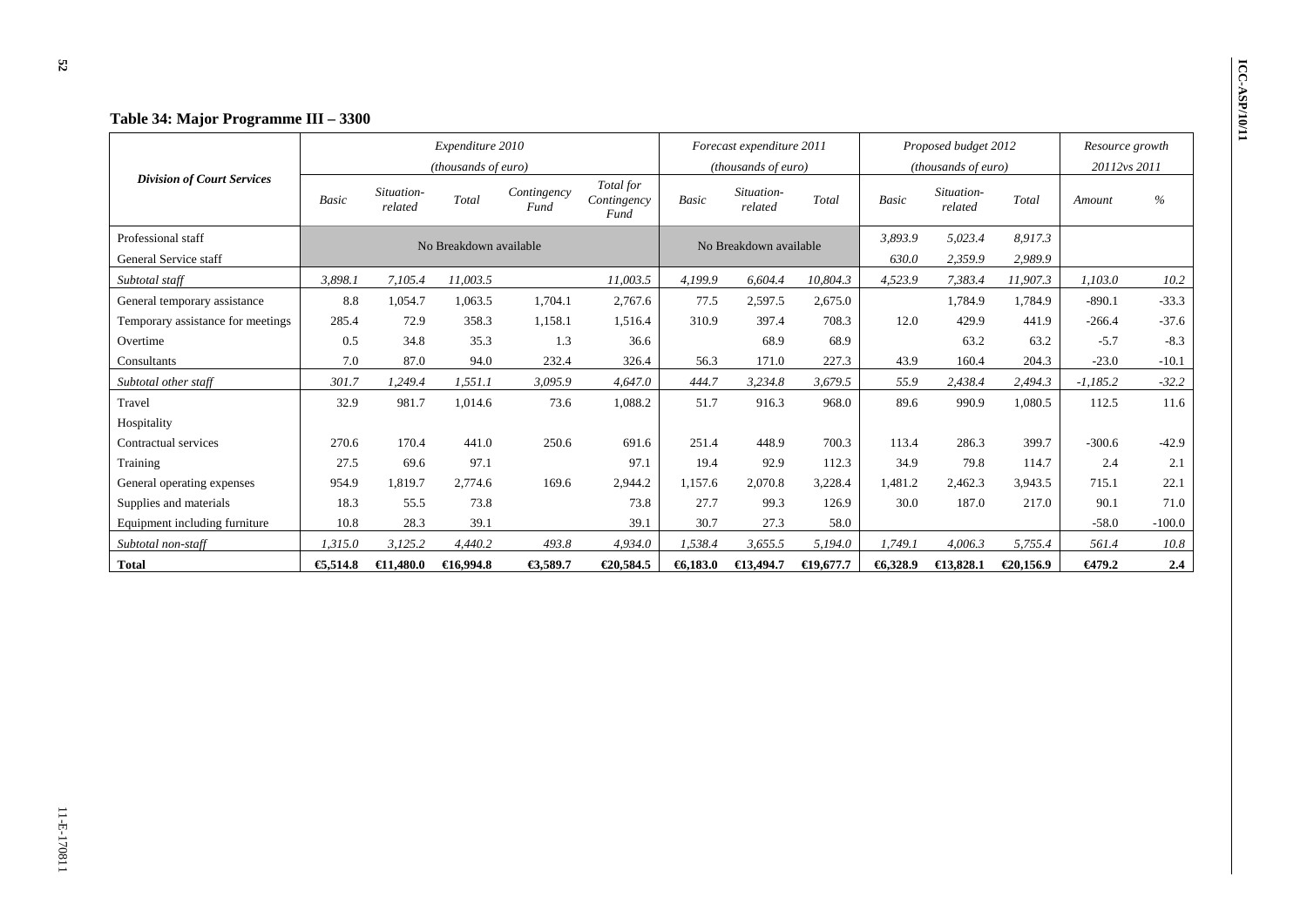## Table 34: Major Programme III – 3300

| Division of Court Services | Expenditure 2010 (thousands of euro) | | | | | Forecast expenditure 2011 (thousands of euro) | | | Proposed budget 2012 (thousands of euro) | | | Resource growth 2012 vs 2011 | |
|---|---|---|---|---|---|---|---|---|---|---|---|---|---|
| | Basic | Situation-related | Total | Contingency Fund | Total for Contingency Fund | Basic | Situation-related | Total | Basic | Situation-related | Total | Amount | % |
| Professional staff | No Breakdown available | | | | | No Breakdown available | | | 3,893.9 | 5,023.4 | 8,917.3 | | |
| General Service staff | | | | | | | | | 630.0 | 2,359.9 | 2,989.9 | | |
| *Subtotal staff* | *3,898.1* | *7,105.4* | *11,003.5* | | *11,003.5* | *4,199.9* | *6,604.4* | *10,804.3* | *4,523.9* | *7,383.4* | *11,907.3* | *1,103.0* | *10.2* |
| General temporary assistance | 8.8 | 1,054.7 | 1,063.5 | 1,704.1 | 2,767.6 | 77.5 | 2,597.5 | 2,675.0 | | 1,784.9 | 1,784.9 | -890.1 | -33.3 |
| Temporary assistance for meetings | 285.4 | 72.9 | 358.3 | 1,158.1 | 1,516.4 | 310.9 | 397.4 | 708.3 | 12.0 | 429.9 | 441.9 | -266.4 | -37.6 |
| Overtime | 0.5 | 34.8 | 35.3 | 1.3 | 36.6 | | 68.9 | 68.9 | | 63.2 | 63.2 | -5.7 | -8.3 |
| Consultants | 7.0 | 87.0 | 94.0 | 232.4 | 326.4 | 56.3 | 171.0 | 227.3 | 43.9 | 160.4 | 204.3 | -23.0 | -10.1 |
| *Subtotal other staff* | *301.7* | *1,249.4* | *1,551.1* | *3,095.9* | *4,647.0* | *444.7* | *3,234.8* | *3,679.5* | *55.9* | *2,438.4* | *2,494.3* | *-1,185.2* | *-32.2* |
| Travel | 32.9 | 981.7 | 1,014.6 | 73.6 | 1,088.2 | 51.7 | 916.3 | 968.0 | 89.6 | 990.9 | 1,080.5 | 112.5 | 11.6 |
| Hospitality | | | | | | | | | | | | | |
| Contractual services | 270.6 | 170.4 | 441.0 | 250.6 | 691.6 | 251.4 | 448.9 | 700.3 | 113.4 | 286.3 | 399.7 | -300.6 | -42.9 |
| Training | 27.5 | 69.6 | 97.1 | | 97.1 | 19.4 | 92.9 | 112.3 | 34.9 | 79.8 | 114.7 | 2.4 | 2.1 |
| General operating expenses | 954.9 | 1,819.7 | 2,774.6 | 169.6 | 2,944.2 | 1,157.6 | 2,070.8 | 3,228.4 | 1,481.2 | 2,462.3 | 3,943.5 | 715.1 | 22.1 |
| Supplies and materials | 18.3 | 55.5 | 73.8 | | 73.8 | 27.7 | 99.3 | 126.9 | 30.0 | 187.0 | 217.0 | 90.1 | 71.0 |
| Equipment including furniture | 10.8 | 28.3 | 39.1 | | 39.1 | 30.7 | 27.3 | 58.0 | | | | -58.0 | -100.0 |
| *Subtotal non-staff* | *1,315.0* | *3,125.2* | *4,440.2* | *493.8* | *4,934.0* | *1,538.4* | *3,655.5* | *5,194.0* | *1,749.1* | *4,006.3* | *5,755.4* | *561.4* | *10.8* |
| **Total** | **€5,514.8** | **€11,480.0** | **€16,994.8** | **€3,589.7** | **€20,584.5** | **€6,183.0** | **€13,494.7** | **€19,677.7** | **€6,328.9** | **€13,828.1** | **€20,156.9** | **€479.2** | **2.4** |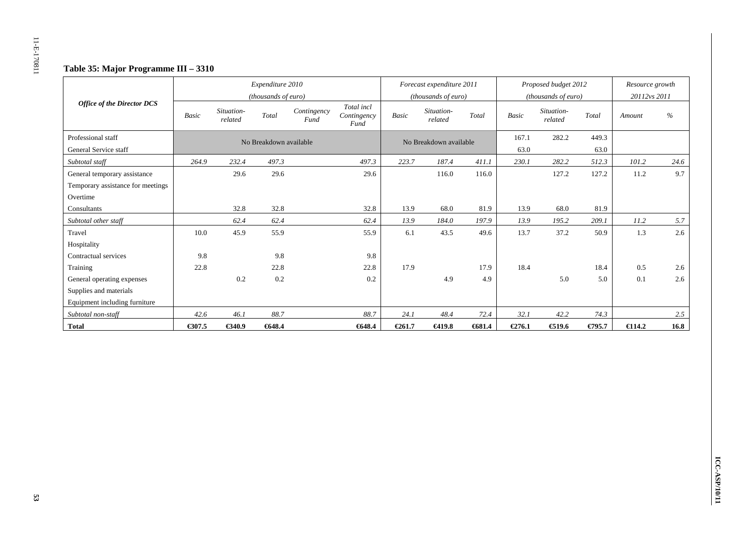### Table 35: Major Programme III – 3310

| Office of the Director DCS | Expenditure 2010 (thousands of euro) | | | | | Forecast expenditure 2011 (thousands of euro) | | | Proposed budget 2012 (thousands of euro) | | | Resource growth 20112vs 2011 | |
|---|---|---|---|---|---|---|---|---|---|---|---|---|---|
| | *Basic* | *Situation-related* | *Total* | *Contingency Fund* | *Total incl Contingency Fund* | *Basic* | *Situation-related* | *Total* | *Basic* | *Situation-related* | *Total* | *Amount* | *%* |
| Professional staff | No Breakdown available | | | | | No Breakdown available | | | 167.1 | 282.2 | 449.3 | | |
| General Service staff | | | | | | | | | 63.0 | | 63.0 | | |
| *Subtotal staff* | *264.9* | *232.4* | *497.3* | | *497.3* | *223.7* | *187.4* | *411.1* | *230.1* | *282.2* | *512.3* | *101.2* | *24.6* |
| General temporary assistance | | 29.6 | 29.6 | | 29.6 | | 116.0 | 116.0 | | 127.2 | 127.2 | 11.2 | 9.7 |
| Temporary assistance for meetings | | | | | | | | | | | | | |
| Overtime | | | | | | | | | | | | | |
| Consultants | | 32.8 | 32.8 | | 32.8 | 13.9 | 68.0 | 81.9 | 13.9 | 68.0 | 81.9 | | |
| *Subtotal other staff* | | *62.4* | *62.4* | | *62.4* | *13.9* | *184.0* | *197.9* | *13.9* | *195.2* | *209.1* | *11.2* | *5.7* |
| Travel | 10.0 | 45.9 | 55.9 | | 55.9 | 6.1 | 43.5 | 49.6 | 13.7 | 37.2 | 50.9 | 1.3 | 2.6 |
| Hospitality | | | | | | | | | | | | | |
| Contractual services | 9.8 | | 9.8 | | 9.8 | | | | | | | | |
| Training | 22.8 | | 22.8 | | 22.8 | 17.9 | | 17.9 | 18.4 | | 18.4 | 0.5 | 2.6 |
| General operating expenses | | 0.2 | 0.2 | | 0.2 | | 4.9 | 4.9 | | 5.0 | 5.0 | 0.1 | 2.6 |
| Supplies and materials | | | | | | | | | | | | | |
| Equipment including furniture | | | | | | | | | | | | | |
| *Subtotal non-staff* | *42.6* | *46.1* | *88.7* | | *88.7* | *24.1* | *48.4* | *72.4* | *32.1* | *42.2* | *74.3* | | *2.5* |
| **Total** | **€307.5** | **€340.9** | **€648.4** | | **€648.4** | **€261.7** | **€419.8** | **€681.4** | **€276.1** | **€519.6** | **€795.7** | **€114.2** | **16.8** |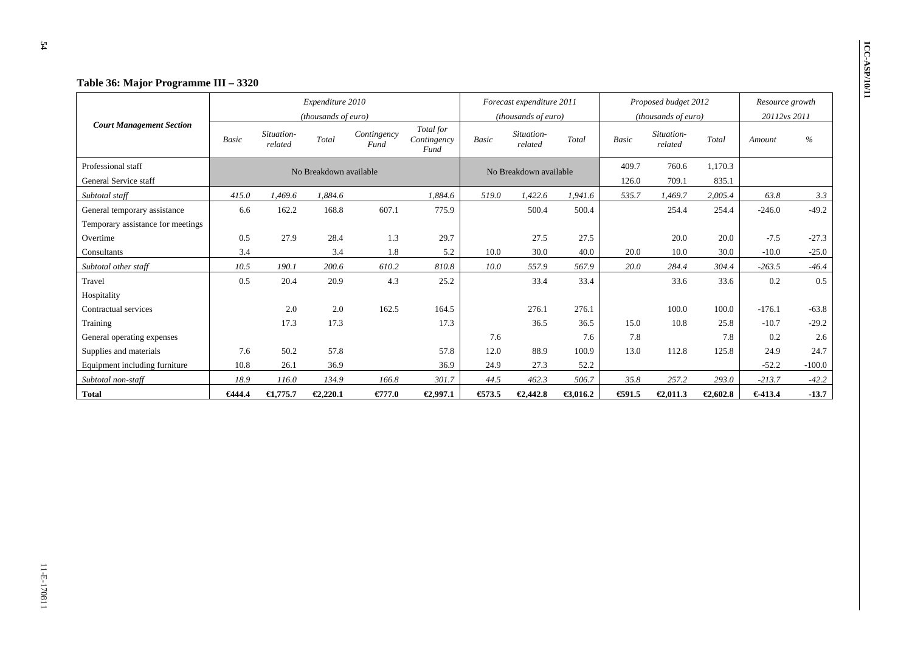### Table 36: Major Programme III – 3320

| Court Management Section | Expenditure 2010 (thousands of euro) | | | | | Forecast expenditure 2011 (thousands of euro) | | | Proposed budget 2012 (thousands of euro) | | | Resource growth 20112vs 2011 | |
|---|---|---|---|---|---|---|---|---|---|---|---|---|---|
| | Basic | Situation-related | Total | Contingency Fund | Total for Contingency Fund | Basic | Situation-related | Total | Basic | Situation-related | Total | Amount | % |
| Professional staff | No Breakdown available | | | | | No Breakdown available | | | 409.7 | 760.6 | 1,170.3 | | |
| General Service staff | | | | | | | | | 126.0 | 709.1 | 835.1 | | |
| *Subtotal staff* | *415.0* | *1,469.6* | *1,884.6* | | *1,884.6* | *519.0* | *1,422.6* | *1,941.6* | *535.7* | *1,469.7* | *2,005.4* | *63.8* | *3.3* |
| General temporary assistance | 6.6 | 162.2 | 168.8 | 607.1 | 775.9 | | 500.4 | 500.4 | | 254.4 | 254.4 | -246.0 | -49.2 |
| Temporary assistance for meetings | | | | | | | | | | | | | |
| Overtime | 0.5 | 27.9 | 28.4 | 1.3 | 29.7 | | 27.5 | 27.5 | | 20.0 | 20.0 | -7.5 | -27.3 |
| Consultants | 3.4 | | 3.4 | 1.8 | 5.2 | 10.0 | 30.0 | 40.0 | 20.0 | 10.0 | 30.0 | -10.0 | -25.0 |
| *Subtotal other staff* | *10.5* | *190.1* | *200.6* | *610.2* | *810.8* | *10.0* | *557.9* | *567.9* | *20.0* | *284.4* | *304.4* | *-263.5* | *-46.4* |
| Travel | 0.5 | 20.4 | 20.9 | 4.3 | 25.2 | | 33.4 | 33.4 | | 33.6 | 33.6 | 0.2 | 0.5 |
| Hospitality | | | | | | | | | | | | | |
| Contractual services | | 2.0 | 2.0 | 162.5 | 164.5 | | 276.1 | 276.1 | | 100.0 | 100.0 | -176.1 | -63.8 |
| Training | | 17.3 | 17.3 | | 17.3 | | 36.5 | 36.5 | 15.0 | 10.8 | 25.8 | -10.7 | -29.2 |
| General operating expenses | | | | | | 7.6 | | 7.6 | 7.8 | | 7.8 | 0.2 | 2.6 |
| Supplies and materials | 7.6 | 50.2 | 57.8 | | 57.8 | 12.0 | 88.9 | 100.9 | 13.0 | 112.8 | 125.8 | 24.9 | 24.7 |
| Equipment including furniture | 10.8 | 26.1 | 36.9 | | 36.9 | 24.9 | 27.3 | 52.2 | | | | -52.2 | -100.0 |
| *Subtotal non-staff* | *18.9* | *116.0* | *134.9* | *166.8* | *301.7* | *44.5* | *462.3* | *506.7* | *35.8* | *257.2* | *293.0* | *-213.7* | *-42.2* |
| **Total** | **€444.4** | **€1,775.7** | **€2,220.1** | **€777.0** | **€2,997.1** | **€573.5** | **€2,442.8** | **€3,016.2** | **€591.5** | **€2,011.3** | **€2,602.8** | **€-413.4** | **-13.7** |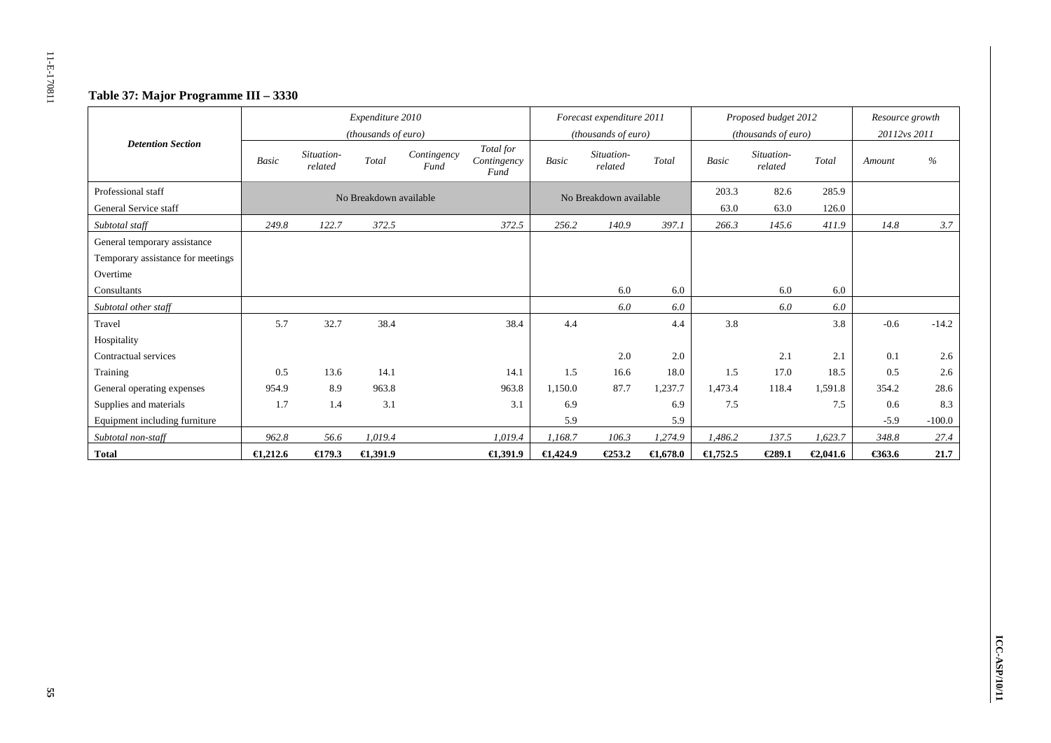### Table 37: Major Programme III – 3330

| Detention Section | Expenditure 2010 (thousands of euro) | | | | | Forecast expenditure 2011 (thousands of euro) | | | Proposed budget 2012 (thousands of euro) | | | Resource growth 20112vs 2011 | |
|---|---|---|---|---|---|---|---|---|---|---|---|---|---|
| | *Basic* | *Situation-related* | *Total* | *Contingency Fund* | *Total for Contingency Fund* | *Basic* | *Situation-related* | *Total* | *Basic* | *Situation-related* | *Total* | *Amount* | *%* |
| Professional staff | No Breakdown available | | | | | No Breakdown available | | | 203.3 | 82.6 | 285.9 | | |
| General Service staff | | | | | | | | | 63.0 | 63.0 | 126.0 | | |
| *Subtotal staff* | *249.8* | *122.7* | *372.5* | | *372.5* | *256.2* | *140.9* | *397.1* | *266.3* | *145.6* | *411.9* | *14.8* | *3.7* |
| General temporary assistance | | | | | | | | | | | | | |
| Temporary assistance for meetings | | | | | | | | | | | | | |
| Overtime | | | | | | | | | | | | | |
| Consultants | | | | | | | 6.0 | 6.0 | | 6.0 | 6.0 | | |
| *Subtotal other staff* | | | | | | | *6.0* | *6.0* | | *6.0* | *6.0* | | |
| Travel | 5.7 | 32.7 | 38.4 | | 38.4 | 4.4 | | 4.4 | 3.8 | | 3.8 | -0.6 | -14.2 |
| Hospitality | | | | | | | | | | | | | |
| Contractual services | | | | | | | 2.0 | 2.0 | | 2.1 | 2.1 | 0.1 | 2.6 |
| Training | 0.5 | 13.6 | 14.1 | | 14.1 | 1.5 | 16.6 | 18.0 | 1.5 | 17.0 | 18.5 | 0.5 | 2.6 |
| General operating expenses | 954.9 | 8.9 | 963.8 | | 963.8 | 1,150.0 | 87.7 | 1,237.7 | 1,473.4 | 118.4 | 1,591.8 | 354.2 | 28.6 |
| Supplies and materials | 1.7 | 1.4 | 3.1 | | 3.1 | 6.9 | | 6.9 | 7.5 | | 7.5 | 0.6 | 8.3 |
| Equipment including furniture | | | | | | 5.9 | | 5.9 | | | | -5.9 | -100.0 |
| *Subtotal non-staff* | *962.8* | *56.6* | *1,019.4* | | *1,019.4* | *1,168.7* | *106.3* | *1,274.9* | *1,486.2* | *137.5* | *1,623.7* | *348.8* | *27.4* |
| **Total** | **€1,212.6** | **€179.3** | **€1,391.9** | | **€1,391.9** | **€1,424.9** | **€253.2** | **€1,678.0** | **€1,752.5** | **€289.1** | **€2,041.6** | **€363.6** | **21.7** |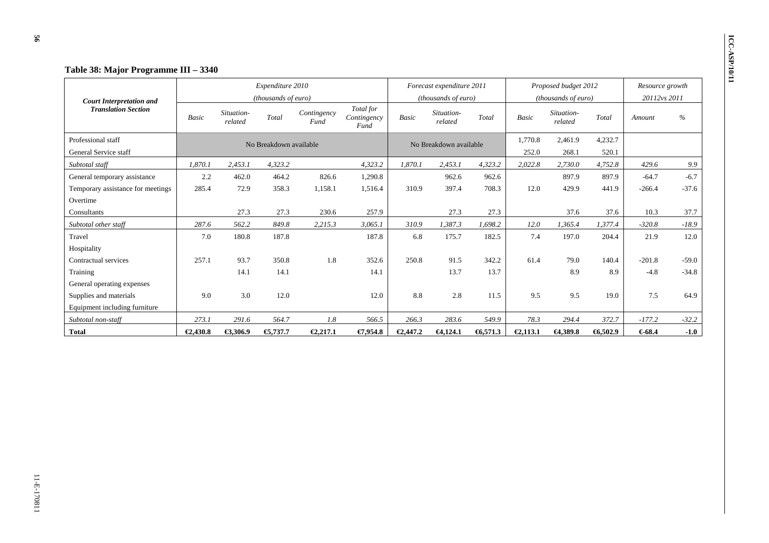**Table 38: Major Programme III – 3340**

| Court Interpretation and Translation Section | Expenditure 2010 (thousands of euro) | | | | | Forecast expenditure 2011 (thousands of euro) | | | Proposed budget 2012 (thousands of euro) | | | Resource growth 20112vs 2011 | |
|---|---|---|---|---|---|---|---|---|---|---|---|---|---|
| | *Basic* | *Situation-related* | *Total* | *Contingency Fund* | *Total for Contingency Fund* | *Basic* | *Situation-related* | *Total* | *Basic* | *Situation-related* | *Total* | *Amount* | *%* |
| Professional staff | No Breakdown available | | | | | No Breakdown available | | | 1,770.8 | 2,461.9 | 4,232.7 | | |
| General Service staff | | | | | | | | | 252.0 | 268.1 | 520.1 | | |
| *Subtotal staff* | *1,870.1* | *2,453.1* | *4,323.2* | | *4,323.2* | *1,870.1* | *2,453.1* | *4,323.2* | *2,022.8* | *2,730.0* | *4,752.8* | *429.6* | *9.9* |
| General temporary assistance | 2.2 | 462.0 | 464.2 | 826.6 | 1,290.8 | | 962.6 | 962.6 | | 897.9 | 897.9 | -64.7 | -6.7 |
| Temporary assistance for meetings | 285.4 | 72.9 | 358.3 | 1,158.1 | 1,516.4 | 310.9 | 397.4 | 708.3 | 12.0 | 429.9 | 441.9 | -266.4 | -37.6 |
| Overtime | | | | | | | | | | | | | |
| Consultants | | 27.3 | 27.3 | 230.6 | 257.9 | | 27.3 | 27.3 | | 37.6 | 37.6 | 10.3 | 37.7 |
| *Subtotal other staff* | *287.6* | *562.2* | *849.8* | *2,215.3* | *3,065.1* | *310.9* | *1,387.3* | *1,698.2* | *12.0* | *1,365.4* | *1,377.4* | *-320.8* | *-18.9* |
| Travel | 7.0 | 180.8 | 187.8 | | 187.8 | 6.8 | 175.7 | 182.5 | 7.4 | 197.0 | 204.4 | 21.9 | 12.0 |
| Hospitality | | | | | | | | | | | | | |
| Contractual services | 257.1 | 93.7 | 350.8 | 1.8 | 352.6 | 250.8 | 91.5 | 342.2 | 61.4 | 79.0 | 140.4 | -201.8 | -59.0 |
| Training | | 14.1 | 14.1 | | 14.1 | | 13.7 | 13.7 | | 8.9 | 8.9 | -4.8 | -34.8 |
| General operating expenses | | | | | | | | | | | | | |
| Supplies and materials | 9.0 | 3.0 | 12.0 | | 12.0 | 8.8 | 2.8 | 11.5 | 9.5 | 9.5 | 19.0 | 7.5 | 64.9 |
| Equipment including furniture | | | | | | | | | | | | | |
| *Subtotal non-staff* | *273.1* | *291.6* | *564.7* | *1.8* | *566.5* | *266.3* | *283.6* | *549.9* | *78.3* | *294.4* | *372.7* | *-177.2* | *-32.2* |
| **Total** | **€2,430.8** | **€3,306.9** | **€5,737.7** | **€2,217.1** | **€7,954.8** | **€2,447.2** | **€4,124.1** | **€6,571.3** | **€2,113.1** | **€4,389.8** | **€6,502.9** | **€-68.4** | **-1.0** |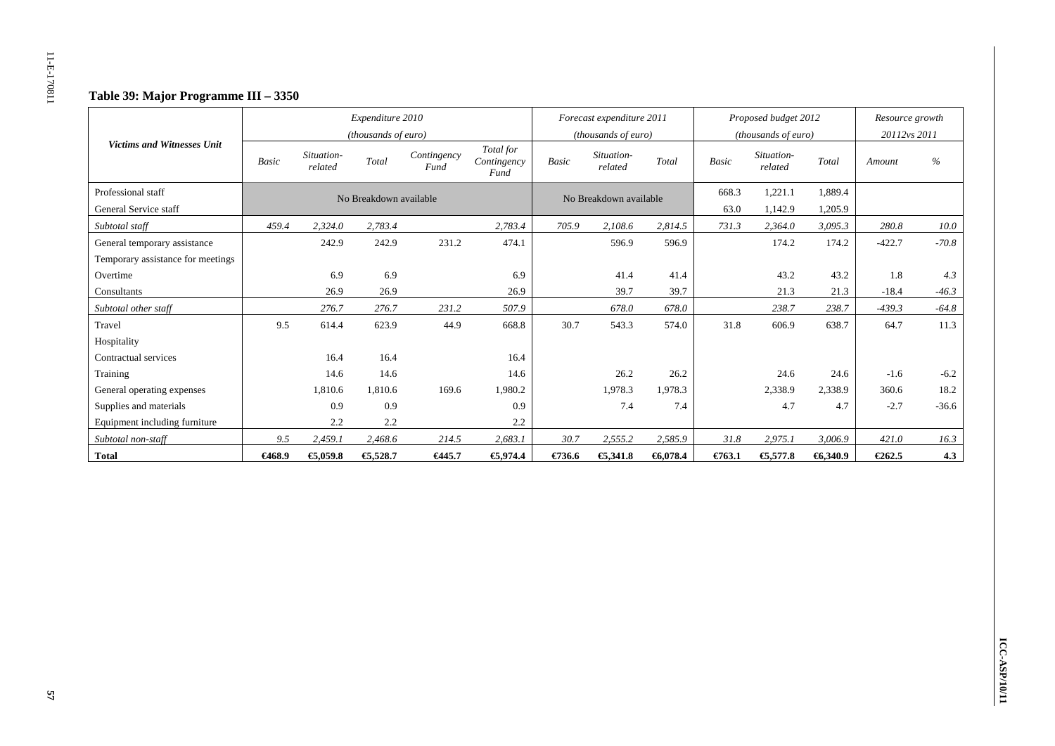### Table 39: Major Programme III – 3350

| Victims and Witnesses Unit | Expenditure 2010 (thousands of euro) | | | | | Forecast expenditure 2011 (thousands of euro) | | | Proposed budget 2012 (thousands of euro) | | | Resource growth 20112vs 2011 | |
|---|---|---|---|---|---|---|---|---|---|---|---|---|---|
| | *Basic* | *Situation-related* | *Total* | *Contingency Fund* | *Total for Contingency Fund* | *Basic* | *Situation-related* | *Total* | *Basic* | *Situation-related* | *Total* | *Amount* | *%* |
| Professional staff | No Breakdown available | | | | | No Breakdown available | | | 668.3 | 1,221.1 | 1,889.4 | | |
| General Service staff | | | | | | | | | 63.0 | 1,142.9 | 1,205.9 | | |
| *Subtotal staff* | *459.4* | *2,324.0* | *2,783.4* | | *2,783.4* | *705.9* | *2,108.6* | *2,814.5* | *731.3* | *2,364.0* | *3,095.3* | *280.8* | *10.0* |
| General temporary assistance | | 242.9 | 242.9 | 231.2 | 474.1 | | 596.9 | 596.9 | | 174.2 | 174.2 | -422.7 | -70.8 |
| Temporary assistance for meetings | | | | | | | | | | | | | |
| Overtime | | 6.9 | 6.9 | | 6.9 | | 41.4 | 41.4 | | 43.2 | 43.2 | 1.8 | 4.3 |
| Consultants | | 26.9 | 26.9 | | 26.9 | | 39.7 | 39.7 | | 21.3 | 21.3 | -18.4 | -46.3 |
| *Subtotal other staff* | | *276.7* | *276.7* | *231.2* | *507.9* | | *678.0* | *678.0* | | *238.7* | *238.7* | *-439.3* | *-64.8* |
| Travel | 9.5 | 614.4 | 623.9 | 44.9 | 668.8 | 30.7 | 543.3 | 574.0 | 31.8 | 606.9 | 638.7 | 64.7 | 11.3 |
| Hospitality | | | | | | | | | | | | | |
| Contractual services | | 16.4 | 16.4 | | 16.4 | | | | | | | | |
| Training | | 14.6 | 14.6 | | 14.6 | | 26.2 | 26.2 | | 24.6 | 24.6 | -1.6 | -6.2 |
| General operating expenses | | 1,810.6 | 1,810.6 | 169.6 | 1,980.2 | | 1,978.3 | 1,978.3 | | 2,338.9 | 2,338.9 | 360.6 | 18.2 |
| Supplies and materials | | 0.9 | 0.9 | | 0.9 | | 7.4 | 7.4 | | 4.7 | 4.7 | -2.7 | -36.6 |
| Equipment including furniture | | 2.2 | 2.2 | | 2.2 | | | | | | | | |
| *Subtotal non-staff* | *9.5* | *2,459.1* | *2,468.6* | *214.5* | *2,683.1* | *30.7* | *2,555.2* | *2,585.9* | *31.8* | *2,975.1* | *3,006.9* | *421.0* | *16.3* |
| **Total** | **€468.9** | **€5,059.8** | **€5,528.7** | **€445.7** | **€5,974.4** | **€736.6** | **€5,341.8** | **€6,078.4** | **€763.1** | **€5,577.8** | **€6,340.9** | **€262.5** | **4.3** |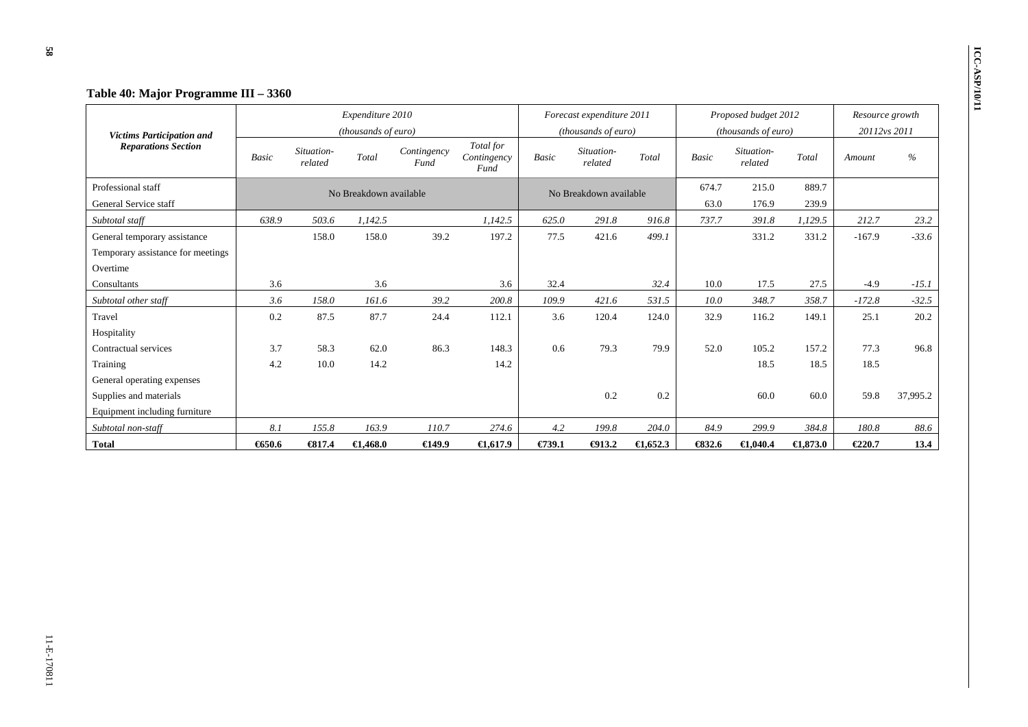**Table 40: Major Programme III – 3360**

| Victims Participation and Reparations Section | Expenditure 2010 (thousands of euro) | | | | | Forecast expenditure 2011 (thousands of euro) | | | Proposed budget 2012 (thousands of euro) | | | Resource growth 20112vs 2011 | |
|---|---|---|---|---|---|---|---|---|---|---|---|---|---|
| | *Basic* | *Situation-related* | *Total* | *Contingency Fund* | *Total for Contingency Fund* | *Basic* | *Situation-related* | *Total* | *Basic* | *Situation-related* | *Total* | *Amount* | *%* |
| Professional staff | No Breakdown available | | | | | No Breakdown available | | | 674.7 | 215.0 | 889.7 | | |
| General Service staff | | | | | | | | | 63.0 | 176.9 | 239.9 | | |
| *Subtotal staff* | *638.9* | *503.6* | *1,142.5* | | *1,142.5* | *625.0* | *291.8* | *916.8* | *737.7* | *391.8* | *1,129.5* | *212.7* | *23.2* |
| General temporary assistance | | 158.0 | 158.0 | 39.2 | 197.2 | 77.5 | 421.6 | *499.1* | | 331.2 | 331.2 | -167.9 | *-33.6* |
| Temporary assistance for meetings | | | | | | | | | | | | | |
| Overtime | | | | | | | | | | | | | |
| Consultants | 3.6 | | 3.6 | | 3.6 | 32.4 | | *32.4* | 10.0 | 17.5 | 27.5 | -4.9 | *-15.1* |
| *Subtotal other staff* | *3.6* | *158.0* | *161.6* | *39.2* | *200.8* | *109.9* | *421.6* | *531.5* | *10.0* | *348.7* | *358.7* | *-172.8* | *-32.5* |
| Travel | 0.2 | 87.5 | 87.7 | 24.4 | 112.1 | 3.6 | 120.4 | 124.0 | 32.9 | 116.2 | 149.1 | 25.1 | 20.2 |
| Hospitality | | | | | | | | | | | | | |
| Contractual services | 3.7 | 58.3 | 62.0 | 86.3 | 148.3 | 0.6 | 79.3 | 79.9 | 52.0 | 105.2 | 157.2 | 77.3 | 96.8 |
| Training | 4.2 | 10.0 | 14.2 | | 14.2 | | | | | 18.5 | 18.5 | 18.5 | |
| General operating expenses | | | | | | | | | | | | | |
| Supplies and materials | | | | | | | 0.2 | 0.2 | | 60.0 | 60.0 | 59.8 | 37,995.2 |
| Equipment including furniture | | | | | | | | | | | | | |
| *Subtotal non-staff* | *8.1* | *155.8* | *163.9* | *110.7* | *274.6* | *4.2* | *199.8* | *204.0* | *84.9* | *299.9* | *384.8* | *180.8* | *88.6* |
| **Total** | **€650.6** | **€817.4** | **€1,468.0** | **€149.9** | **€1,617.9** | **€739.1** | **€913.2** | **€1,652.3** | **€832.6** | **€1,040.4** | **€1,873.0** | **€220.7** | **13.4** |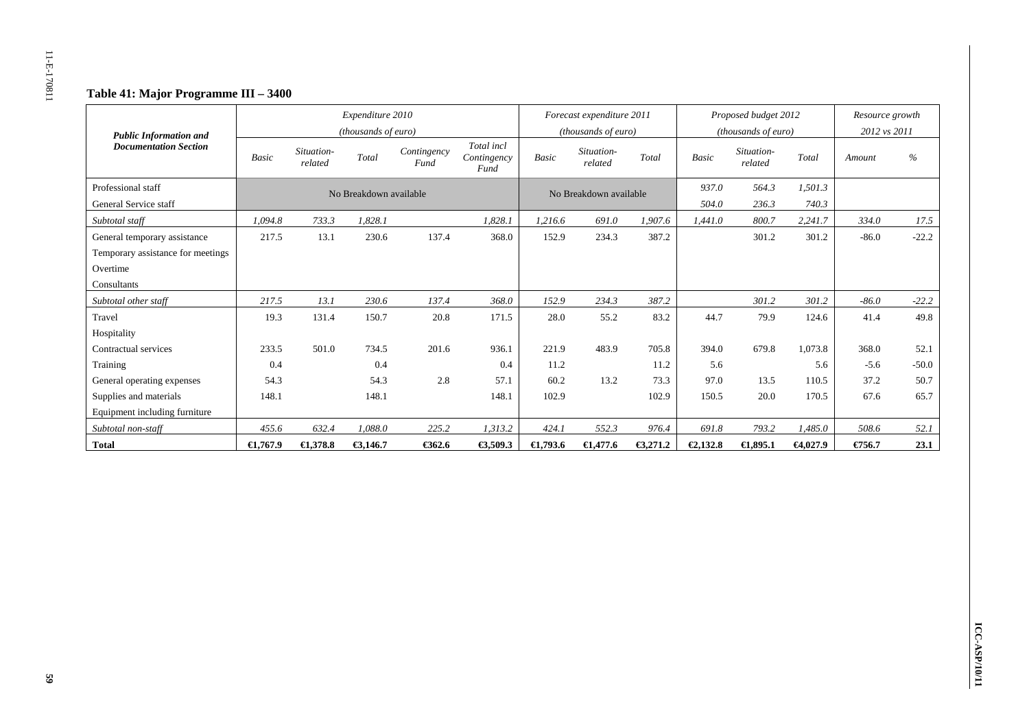**Table 41: Major Programme III – 3400**

| Public Information and Documentation Section | Expenditure 2010 (thousands of euro) | | | | | Forecast expenditure 2011 (thousands of euro) | | | Proposed budget 2012 (thousands of euro) | | | Resource growth 2012 vs 2011 | |
|---|---|---|---|---|---|---|---|---|---|---|---|---|---|
| | Basic | Situation-related | Total | Contingency Fund | Total incl Contingency Fund | Basic | Situation-related | Total | Basic | Situation-related | Total | Amount | % |
| Professional staff | No Breakdown available | | | | | No Breakdown available | | | 937.0 | 564.3 | 1,501.3 | | |
| General Service staff | | | | | | | | | 504.0 | 236.3 | 740.3 | | |
| *Subtotal staff* | *1,094.8* | *733.3* | *1,828.1* | | *1,828.1* | *1,216.6* | *691.0* | *1,907.6* | *1,441.0* | *800.7* | *2,241.7* | *334.0* | *17.5* |
| General temporary assistance | 217.5 | 13.1 | 230.6 | 137.4 | 368.0 | 152.9 | 234.3 | 387.2 | | 301.2 | 301.2 | -86.0 | -22.2 |
| Temporary assistance for meetings | | | | | | | | | | | | | |
| Overtime | | | | | | | | | | | | | |
| Consultants | | | | | | | | | | | | | |
| *Subtotal other staff* | *217.5* | *13.1* | *230.6* | *137.4* | *368.0* | *152.9* | *234.3* | *387.2* | | *301.2* | *301.2* | *-86.0* | *-22.2* |
| Travel | 19.3 | 131.4 | 150.7 | 20.8 | 171.5 | 28.0 | 55.2 | 83.2 | 44.7 | 79.9 | 124.6 | 41.4 | 49.8 |
| Hospitality | | | | | | | | | | | | | |
| Contractual services | 233.5 | 501.0 | 734.5 | 201.6 | 936.1 | 221.9 | 483.9 | 705.8 | 394.0 | 679.8 | 1,073.8 | 368.0 | 52.1 |
| Training | 0.4 | | 0.4 | | 0.4 | 11.2 | | 11.2 | 5.6 | | 5.6 | -5.6 | -50.0 |
| General operating expenses | 54.3 | | 54.3 | 2.8 | 57.1 | 60.2 | 13.2 | 73.3 | 97.0 | 13.5 | 110.5 | 37.2 | 50.7 |
| Supplies and materials | 148.1 | | 148.1 | | 148.1 | 102.9 | | 102.9 | 150.5 | 20.0 | 170.5 | 67.6 | 65.7 |
| Equipment including furniture | | | | | | | | | | | | | |
| *Subtotal non-staff* | *455.6* | *632.4* | *1,088.0* | *225.2* | *1,313.2* | *424.1* | *552.3* | *976.4* | *691.8* | *793.2* | *1,485.0* | *508.6* | *52.1* |
| **Total** | **€1,767.9** | **€1,378.8** | **€3,146.7** | **€362.6** | **€3,509.3** | **€1,793.6** | **€1,477.6** | **€3,271.2** | **€2,132.8** | **€1,895.1** | **€4,027.9** | **€756.7** | **23.1** |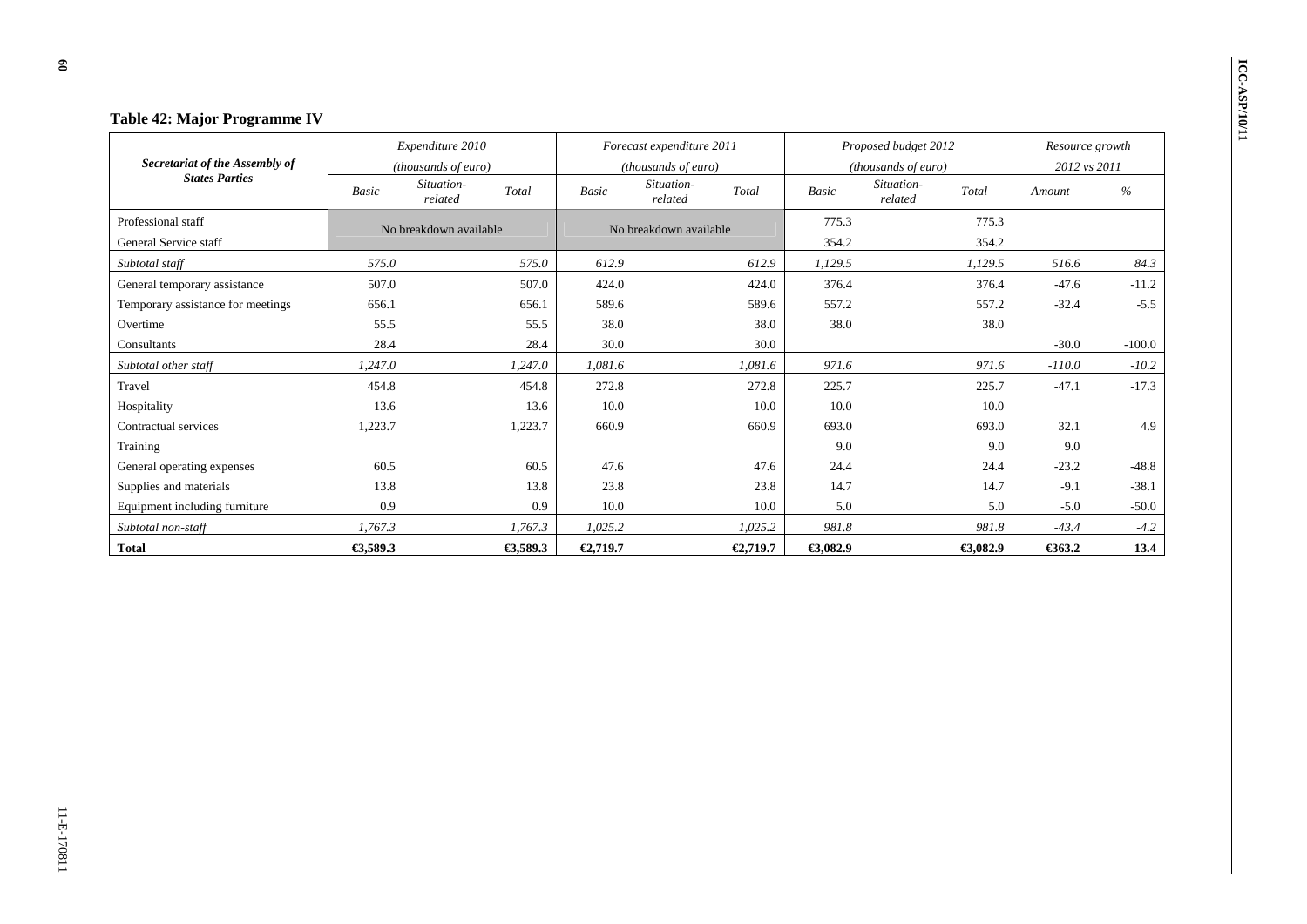## Table 42: Major Programme IV

| Secretariat of the Assembly of States Parties | Expenditure 2010 (thousands of euro) | | | Forecast expenditure 2011 (thousands of euro) | | | Proposed budget 2012 (thousands of euro) | | | Resource growth 2012 vs 2011 | |
|---|---|---|---|---|---|---|---|---|---|---|---|
| | *Basic* | *Situation-related* | *Total* | *Basic* | *Situation-related* | *Total* | *Basic* | *Situation-related* | *Total* | *Amount* | *%* |
| Professional staff | No breakdown available | | | No breakdown available | | | 775.3 | | 775.3 | | |
| General Service staff | | | | | | | 354.2 | | 354.2 | | |
| *Subtotal staff* | *575.0* | | *575.0* | *612.9* | | *612.9* | *1,129.5* | | *1,129.5* | *516.6* | *84.3* |
| General temporary assistance | 507.0 | | 507.0 | 424.0 | | 424.0 | 376.4 | | 376.4 | -47.6 | -11.2 |
| Temporary assistance for meetings | 656.1 | | 656.1 | 589.6 | | 589.6 | 557.2 | | 557.2 | -32.4 | -5.5 |
| Overtime | 55.5 | | 55.5 | 38.0 | | 38.0 | 38.0 | | 38.0 | | |
| Consultants | 28.4 | | 28.4 | 30.0 | | 30.0 | | | | -30.0 | -100.0 |
| *Subtotal other staff* | *1,247.0* | | *1,247.0* | *1,081.6* | | *1,081.6* | *971.6* | | *971.6* | *-110.0* | *-10.2* |
| Travel | 454.8 | | 454.8 | 272.8 | | 272.8 | 225.7 | | 225.7 | -47.1 | -17.3 |
| Hospitality | 13.6 | | 13.6 | 10.0 | | 10.0 | 10.0 | | 10.0 | | |
| Contractual services | 1,223.7 | | 1,223.7 | 660.9 | | 660.9 | 693.0 | | 693.0 | 32.1 | 4.9 |
| Training | | | | | | | 9.0 | | 9.0 | 9.0 | |
| General operating expenses | 60.5 | | 60.5 | 47.6 | | 47.6 | 24.4 | | 24.4 | -23.2 | -48.8 |
| Supplies and materials | 13.8 | | 13.8 | 23.8 | | 23.8 | 14.7 | | 14.7 | -9.1 | -38.1 |
| Equipment including furniture | 0.9 | | 0.9 | 10.0 | | 10.0 | 5.0 | | 5.0 | -5.0 | -50.0 |
| *Subtotal non-staff* | *1,767.3* | | *1,767.3* | *1,025.2* | | *1,025.2* | *981.8* | | *981.8* | *-43.4* | *-4.2* |
| **Total** | **€3,589.3** | | **€3,589.3** | **€2,719.7** | | **€2,719.7** | **€3,082.9** | | **€3,082.9** | **€363.2** | **13.4** |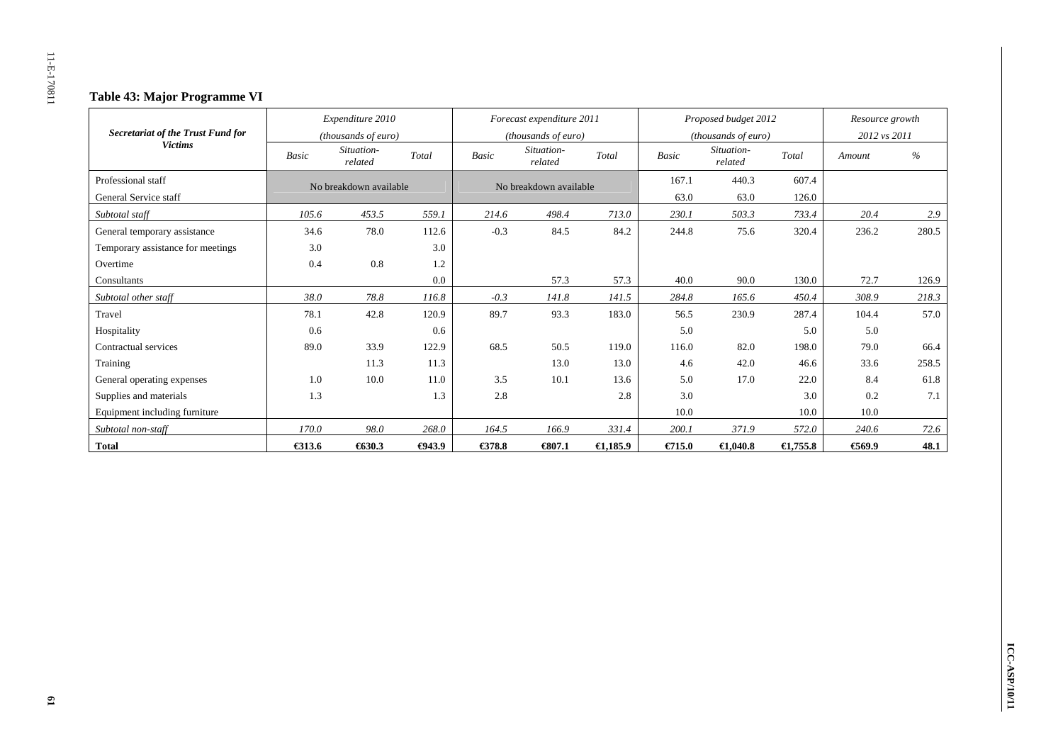## Table 43: Major Programme VI

| Secretariat of the Trust Fund for Victims | Expenditure 2010 (thousands of euro) | | | Forecast expenditure 2011 (thousands of euro) | | | Proposed budget 2012 (thousands of euro) | | | Resource growth 2012 vs 2011 | |
|---|---|---|---|---|---|---|---|---|---|---|---|
| | *Basic* | *Situation-related* | *Total* | *Basic* | *Situation-related* | *Total* | *Basic* | *Situation-related* | *Total* | *Amount* | *%* |
| Professional staff | No breakdown available | | | No breakdown available | | | 167.1 | 440.3 | 607.4 | | |
| General Service staff | | | | | | | 63.0 | 63.0 | 126.0 | | |
| *Subtotal staff* | *105.6* | *453.5* | *559.1* | *214.6* | *498.4* | *713.0* | *230.1* | *503.3* | *733.4* | *20.4* | *2.9* |
| General temporary assistance | 34.6 | 78.0 | 112.6 | -0.3 | 84.5 | 84.2 | 244.8 | 75.6 | 320.4 | 236.2 | 280.5 |
| Temporary assistance for meetings | 3.0 | | 3.0 | | | | | | | | |
| Overtime | 0.4 | 0.8 | 1.2 | | | | | | | | |
| Consultants | | | 0.0 | | 57.3 | 57.3 | 40.0 | 90.0 | 130.0 | 72.7 | 126.9 |
| *Subtotal other staff* | *38.0* | *78.8* | *116.8* | *-0.3* | *141.8* | *141.5* | *284.8* | *165.6* | *450.4* | *308.9* | *218.3* |
| Travel | 78.1 | 42.8 | 120.9 | 89.7 | 93.3 | 183.0 | 56.5 | 230.9 | 287.4 | 104.4 | 57.0 |
| Hospitality | 0.6 | | 0.6 | | | | 5.0 | | 5.0 | 5.0 | |
| Contractual services | 89.0 | 33.9 | 122.9 | 68.5 | 50.5 | 119.0 | 116.0 | 82.0 | 198.0 | 79.0 | 66.4 |
| Training | | 11.3 | 11.3 | | 13.0 | 13.0 | 4.6 | 42.0 | 46.6 | 33.6 | 258.5 |
| General operating expenses | 1.0 | 10.0 | 11.0 | 3.5 | 10.1 | 13.6 | 5.0 | 17.0 | 22.0 | 8.4 | 61.8 |
| Supplies and materials | 1.3 | | 1.3 | 2.8 | | 2.8 | 3.0 | | 3.0 | 0.2 | 7.1 |
| Equipment including furniture | | | | | | | 10.0 | | 10.0 | 10.0 | |
| *Subtotal non-staff* | *170.0* | *98.0* | *268.0* | *164.5* | *166.9* | *331.4* | *200.1* | *371.9* | *572.0* | *240.6* | *72.6* |
| **Total** | **€313.6** | **€630.3** | **€943.9** | **€378.8** | **€807.1** | **€1,185.9** | **€715.0** | **€1,040.8** | **€1,755.8** | **€569.9** | **48.1** |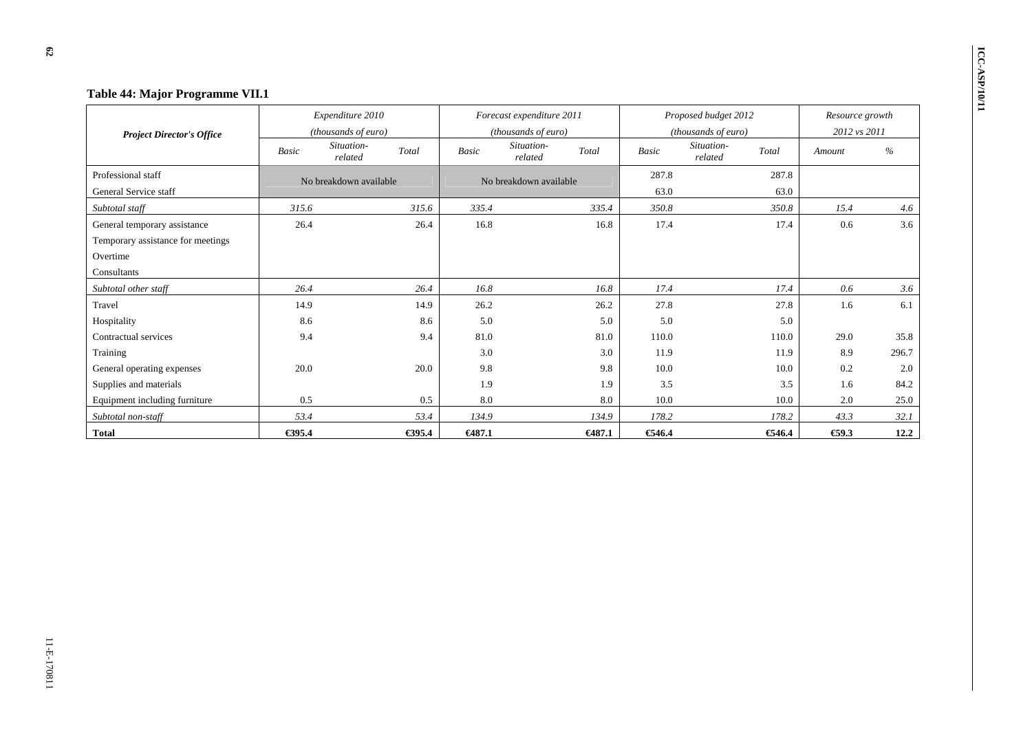## Table 44: Major Programme VII.1

| *Project Director's Office* | *Expenditure 2010 (thousands of euro)* | | | *Forecast expenditure 2011 (thousands of euro)* | | | *Proposed budget 2012 (thousands of euro)* | | | *Resource growth 2012 vs 2011* | |
|---|---|---|---|---|---|---|---|---|---|---|---|
| | *Basic* | *Situation-related* | *Total* | *Basic* | *Situation-related* | *Total* | *Basic* | *Situation-related* | *Total* | *Amount* | *%* |
| Professional staff | No breakdown available | | | No breakdown available | | | 287.8 | | 287.8 | | |
| General Service staff | | | | | | | 63.0 | | 63.0 | | |
| *Subtotal staff* | *315.6* | | *315.6* | *335.4* | | *335.4* | *350.8* | | *350.8* | *15.4* | *4.6* |
| General temporary assistance | 26.4 | | 26.4 | 16.8 | | 16.8 | 17.4 | | 17.4 | 0.6 | 3.6 |
| Temporary assistance for meetings | | | | | | | | | | | |
| Overtime | | | | | | | | | | | |
| Consultants | | | | | | | | | | | |
| *Subtotal other staff* | *26.4* | | *26.4* | *16.8* | | *16.8* | *17.4* | | *17.4* | *0.6* | *3.6* |
| Travel | 14.9 | | 14.9 | 26.2 | | 26.2 | 27.8 | | 27.8 | 1.6 | 6.1 |
| Hospitality | 8.6 | | 8.6 | 5.0 | | 5.0 | 5.0 | | 5.0 | | |
| Contractual services | 9.4 | | 9.4 | 81.0 | | 81.0 | 110.0 | | 110.0 | 29.0 | 35.8 |
| Training | | | | 3.0 | | 3.0 | 11.9 | | 11.9 | 8.9 | 296.7 |
| General operating expenses | 20.0 | | 20.0 | 9.8 | | 9.8 | 10.0 | | 10.0 | 0.2 | 2.0 |
| Supplies and materials | | | | 1.9 | | 1.9 | 3.5 | | 3.5 | 1.6 | 84.2 |
| Equipment including furniture | 0.5 | | 0.5 | 8.0 | | 8.0 | 10.0 | | 10.0 | 2.0 | 25.0 |
| *Subtotal non-staff* | *53.4* | | *53.4* | *134.9* | | *134.9* | *178.2* | | *178.2* | *43.3* | *32.1* |
| **Total** | **€395.4** | | **€395.4** | **€487.1** | | **€487.1** | **€546.4** | | **€546.4** | **€59.3** | **12.2** |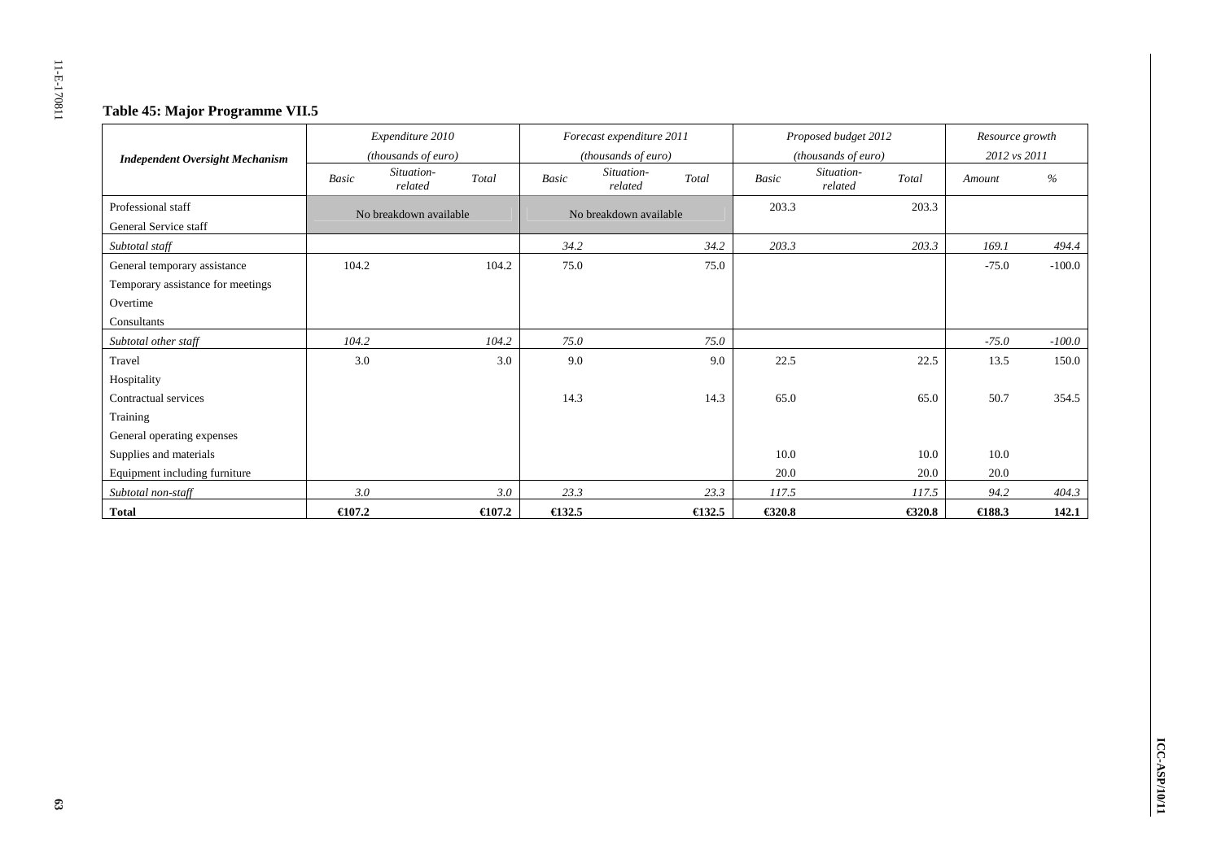### Table 45: Major Programme VII.5

| Independent Oversight Mechanism | Expenditure 2010 (thousands of euro) | | | Forecast expenditure 2011 (thousands of euro) | | | Proposed budget 2012 (thousands of euro) | | | Resource growth 2012 vs 2011 | |
|---|---|---|---|---|---|---|---|---|---|---|---|
| | *Basic* | *Situation-related* | *Total* | *Basic* | *Situation-related* | *Total* | *Basic* | *Situation-related* | *Total* | *Amount* | *%* |
| Professional staff | No breakdown available | | | No breakdown available | | | 203.3 | | 203.3 | | |
| General Service staff | | | | | | | | | | | |
| *Subtotal staff* | | | | *34.2* | | *34.2* | *203.3* | | *203.3* | *169.1* | *494.4* |
| General temporary assistance | 104.2 | | 104.2 | 75.0 | | 75.0 | | | | -75.0 | -100.0 |
| Temporary assistance for meetings | | | | | | | | | | | |
| Overtime | | | | | | | | | | | |
| Consultants | | | | | | | | | | | |
| *Subtotal other staff* | *104.2* | | *104.2* | *75.0* | | *75.0* | | | | *-75.0* | *-100.0* |
| Travel | 3.0 | | 3.0 | 9.0 | | 9.0 | 22.5 | | 22.5 | 13.5 | 150.0 |
| Hospitality | | | | | | | | | | | |
| Contractual services | | | | 14.3 | | 14.3 | 65.0 | | 65.0 | 50.7 | 354.5 |
| Training | | | | | | | | | | | |
| General operating expenses | | | | | | | | | | | |
| Supplies and materials | | | | | | | 10.0 | | 10.0 | 10.0 | |
| Equipment including furniture | | | | | | | 20.0 | | 20.0 | 20.0 | |
| *Subtotal non-staff* | *3.0* | | *3.0* | *23.3* | | *23.3* | *117.5* | | *117.5* | *94.2* | *404.3* |
| **Total** | **€107.2** | | **€107.2** | **€132.5** | | **€132.5** | **€320.8** | | **€320.8** | **€188.3** | **142.1** |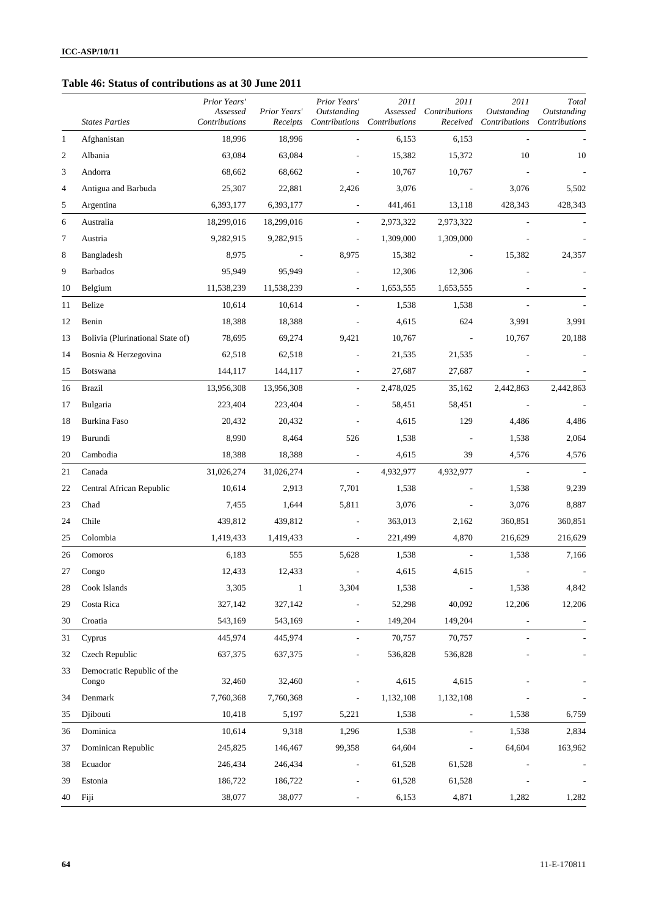## Table 46: Status of contributions as at 30 June 2011

| | *States Parties* | *Prior Years' Assessed Contributions* | *Prior Years' Receipts* | *Prior Years' Outstanding Contributions* | *2011 Assessed Contributions* | *2011 Contributions Received* | *2011 Outstanding Contributions* | *Total Outstanding Contributions* |
|---|---|---|---|---|---|---|---|---|
| 1 | Afghanistan | 18,996 | 18,996 | - | 6,153 | 6,153 | - | - |
| 2 | Albania | 63,084 | 63,084 | - | 15,382 | 15,372 | 10 | 10 |
| 3 | Andorra | 68,662 | 68,662 | - | 10,767 | 10,767 | - | - |
| 4 | Antigua and Barbuda | 25,307 | 22,881 | 2,426 | 3,076 | - | 3,076 | 5,502 |
| 5 | Argentina | 6,393,177 | 6,393,177 | - | 441,461 | 13,118 | 428,343 | 428,343 |
| 6 | Australia | 18,299,016 | 18,299,016 | - | 2,973,322 | 2,973,322 | - | - |
| 7 | Austria | 9,282,915 | 9,282,915 | - | 1,309,000 | 1,309,000 | - | - |
| 8 | Bangladesh | 8,975 | - | 8,975 | 15,382 | - | 15,382 | 24,357 |
| 9 | Barbados | 95,949 | 95,949 | - | 12,306 | 12,306 | - | - |
| 10 | Belgium | 11,538,239 | 11,538,239 | - | 1,653,555 | 1,653,555 | - | - |
| 11 | Belize | 10,614 | 10,614 | - | 1,538 | 1,538 | - | - |
| 12 | Benin | 18,388 | 18,388 | - | 4,615 | 624 | 3,991 | 3,991 |
| 13 | Bolivia (Plurinational State of) | 78,695 | 69,274 | 9,421 | 10,767 | - | 10,767 | 20,188 |
| 14 | Bosnia & Herzegovina | 62,518 | 62,518 | - | 21,535 | 21,535 | - | - |
| 15 | Botswana | 144,117 | 144,117 | - | 27,687 | 27,687 | - | - |
| 16 | Brazil | 13,956,308 | 13,956,308 | - | 2,478,025 | 35,162 | 2,442,863 | 2,442,863 |
| 17 | Bulgaria | 223,404 | 223,404 | - | 58,451 | 58,451 | - | - |
| 18 | Burkina Faso | 20,432 | 20,432 | - | 4,615 | 129 | 4,486 | 4,486 |
| 19 | Burundi | 8,990 | 8,464 | 526 | 1,538 | - | 1,538 | 2,064 |
| 20 | Cambodia | 18,388 | 18,388 | - | 4,615 | 39 | 4,576 | 4,576 |
| 21 | Canada | 31,026,274 | 31,026,274 | - | 4,932,977 | 4,932,977 | - | - |
| 22 | Central African Republic | 10,614 | 2,913 | 7,701 | 1,538 | - | 1,538 | 9,239 |
| 23 | Chad | 7,455 | 1,644 | 5,811 | 3,076 | - | 3,076 | 8,887 |
| 24 | Chile | 439,812 | 439,812 | - | 363,013 | 2,162 | 360,851 | 360,851 |
| 25 | Colombia | 1,419,433 | 1,419,433 | - | 221,499 | 4,870 | 216,629 | 216,629 |
| 26 | Comoros | 6,183 | 555 | 5,628 | 1,538 | - | 1,538 | 7,166 |
| 27 | Congo | 12,433 | 12,433 | - | 4,615 | 4,615 | - | - |
| 28 | Cook Islands | 3,305 | 1 | 3,304 | 1,538 | - | 1,538 | 4,842 |
| 29 | Costa Rica | 327,142 | 327,142 | - | 52,298 | 40,092 | 12,206 | 12,206 |
| 30 | Croatia | 543,169 | 543,169 | - | 149,204 | 149,204 | - | - |
| 31 | Cyprus | 445,974 | 445,974 | - | 70,757 | 70,757 | - | - |
| 32 | Czech Republic | 637,375 | 637,375 | - | 536,828 | 536,828 | - | - |
| 33 | Democratic Republic of the Congo | 32,460 | 32,460 | - | 4,615 | 4,615 | - | - |
| 34 | Denmark | 7,760,368 | 7,760,368 | - | 1,132,108 | 1,132,108 | - | - |
| 35 | Djibouti | 10,418 | 5,197 | 5,221 | 1,538 | - | 1,538 | 6,759 |
| 36 | Dominica | 10,614 | 9,318 | 1,296 | 1,538 | - | 1,538 | 2,834 |
| 37 | Dominican Republic | 245,825 | 146,467 | 99,358 | 64,604 | - | 64,604 | 163,962 |
| 38 | Ecuador | 246,434 | 246,434 | - | 61,528 | 61,528 | - | - |
| 39 | Estonia | 186,722 | 186,722 | - | 61,528 | 61,528 | - | - |
| 40 | Fiji | 38,077 | 38,077 | - | 6,153 | 4,871 | 1,282 | 1,282 |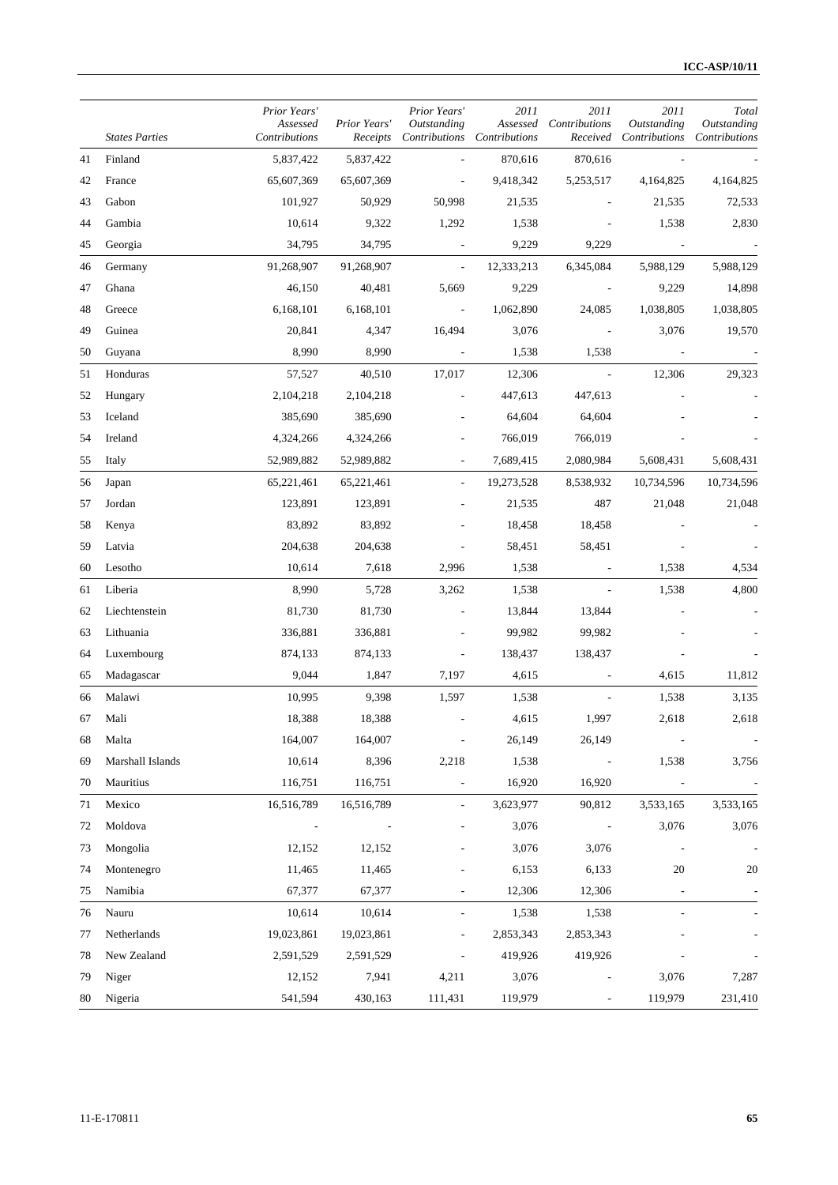| | *States Parties* | *Prior Years' Assessed Contributions* | *Prior Years' Receipts* | *Prior Years' Outstanding Contributions* | *2011 Assessed Contributions* | *2011 Contributions Received* | *2011 Outstanding Contributions* | *Total Outstanding Contributions* |
|---|---|---|---|---|---|---|---|---|
| 41 | Finland | 5,837,422 | 5,837,422 | - | 870,616 | 870,616 | - | - |
| 42 | France | 65,607,369 | 65,607,369 | - | 9,418,342 | 5,253,517 | 4,164,825 | 4,164,825 |
| 43 | Gabon | 101,927 | 50,929 | 50,998 | 21,535 | - | 21,535 | 72,533 |
| 44 | Gambia | 10,614 | 9,322 | 1,292 | 1,538 | - | 1,538 | 2,830 |
| 45 | Georgia | 34,795 | 34,795 | - | 9,229 | 9,229 | - | - |
| 46 | Germany | 91,268,907 | 91,268,907 | - | 12,333,213 | 6,345,084 | 5,988,129 | 5,988,129 |
| 47 | Ghana | 46,150 | 40,481 | 5,669 | 9,229 | - | 9,229 | 14,898 |
| 48 | Greece | 6,168,101 | 6,168,101 | - | 1,062,890 | 24,085 | 1,038,805 | 1,038,805 |
| 49 | Guinea | 20,841 | 4,347 | 16,494 | 3,076 | - | 3,076 | 19,570 |
| 50 | Guyana | 8,990 | 8,990 | - | 1,538 | 1,538 | - | - |
| 51 | Honduras | 57,527 | 40,510 | 17,017 | 12,306 | - | 12,306 | 29,323 |
| 52 | Hungary | 2,104,218 | 2,104,218 | - | 447,613 | 447,613 | - | - |
| 53 | Iceland | 385,690 | 385,690 | - | 64,604 | 64,604 | - | - |
| 54 | Ireland | 4,324,266 | 4,324,266 | - | 766,019 | 766,019 | - | - |
| 55 | Italy | 52,989,882 | 52,989,882 | - | 7,689,415 | 2,080,984 | 5,608,431 | 5,608,431 |
| 56 | Japan | 65,221,461 | 65,221,461 | - | 19,273,528 | 8,538,932 | 10,734,596 | 10,734,596 |
| 57 | Jordan | 123,891 | 123,891 | - | 21,535 | 487 | 21,048 | 21,048 |
| 58 | Kenya | 83,892 | 83,892 | - | 18,458 | 18,458 | - | - |
| 59 | Latvia | 204,638 | 204,638 | - | 58,451 | 58,451 | - | - |
| 60 | Lesotho | 10,614 | 7,618 | 2,996 | 1,538 | - | 1,538 | 4,534 |
| 61 | Liberia | 8,990 | 5,728 | 3,262 | 1,538 | - | 1,538 | 4,800 |
| 62 | Liechtenstein | 81,730 | 81,730 | - | 13,844 | 13,844 | - | - |
| 63 | Lithuania | 336,881 | 336,881 | - | 99,982 | 99,982 | - | - |
| 64 | Luxembourg | 874,133 | 874,133 | - | 138,437 | 138,437 | - | - |
| 65 | Madagascar | 9,044 | 1,847 | 7,197 | 4,615 | - | 4,615 | 11,812 |
| 66 | Malawi | 10,995 | 9,398 | 1,597 | 1,538 | - | 1,538 | 3,135 |
| 67 | Mali | 18,388 | 18,388 | - | 4,615 | 1,997 | 2,618 | 2,618 |
| 68 | Malta | 164,007 | 164,007 | - | 26,149 | 26,149 | - | - |
| 69 | Marshall Islands | 10,614 | 8,396 | 2,218 | 1,538 | - | 1,538 | 3,756 |
| 70 | Mauritius | 116,751 | 116,751 | - | 16,920 | 16,920 | - | - |
| 71 | Mexico | 16,516,789 | 16,516,789 | - | 3,623,977 | 90,812 | 3,533,165 | 3,533,165 |
| 72 | Moldova | - | - | - | 3,076 | - | 3,076 | 3,076 |
| 73 | Mongolia | 12,152 | 12,152 | - | 3,076 | 3,076 | - | - |
| 74 | Montenegro | 11,465 | 11,465 | - | 6,153 | 6,133 | 20 | 20 |
| 75 | Namibia | 67,377 | 67,377 | - | 12,306 | 12,306 | - | - |
| 76 | Nauru | 10,614 | 10,614 | - | 1,538 | 1,538 | - | - |
| 77 | Netherlands | 19,023,861 | 19,023,861 | - | 2,853,343 | 2,853,343 | - | - |
| 78 | New Zealand | 2,591,529 | 2,591,529 | - | 419,926 | 419,926 | - | - |
| 79 | Niger | 12,152 | 7,941 | 4,211 | 3,076 | - | 3,076 | 7,287 |
| 80 | Nigeria | 541,594 | 430,163 | 111,431 | 119,979 | - | 119,979 | 231,410 |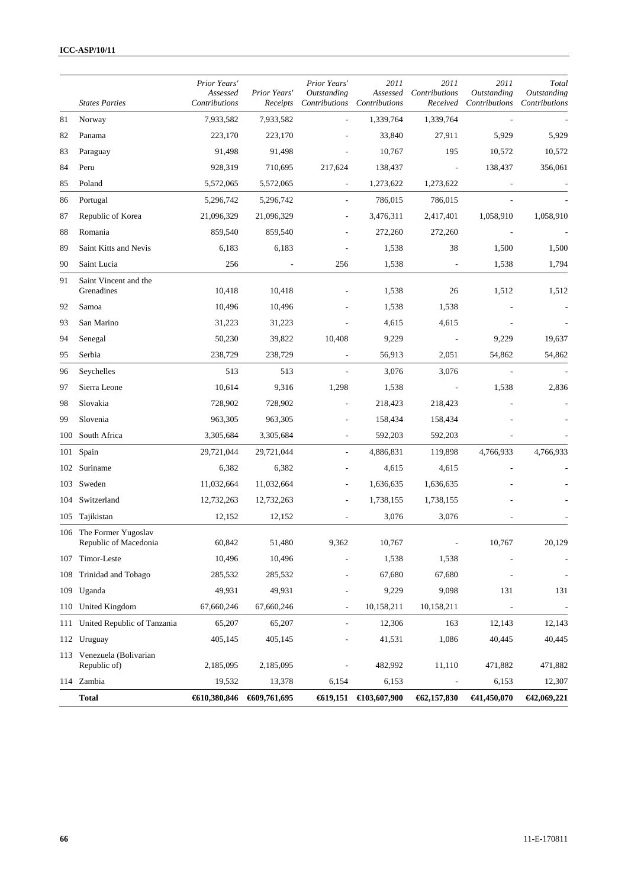| | States Parties | Prior Years' Assessed Contributions | Prior Years' Receipts | Prior Years' Outstanding Contributions | 2011 Assessed Contributions | 2011 Contributions Received | 2011 Outstanding Contributions | Total Outstanding Contributions |
|---|---|---|---|---|---|---|---|---|
| 81 | Norway | 7,933,582 | 7,933,582 | - | 1,339,764 | 1,339,764 | - | - |
| 82 | Panama | 223,170 | 223,170 | - | 33,840 | 27,911 | 5,929 | 5,929 |
| 83 | Paraguay | 91,498 | 91,498 | - | 10,767 | 195 | 10,572 | 10,572 |
| 84 | Peru | 928,319 | 710,695 | 217,624 | 138,437 | - | 138,437 | 356,061 |
| 85 | Poland | 5,572,065 | 5,572,065 | - | 1,273,622 | 1,273,622 | - | - |
| 86 | Portugal | 5,296,742 | 5,296,742 | - | 786,015 | 786,015 | - | - |
| 87 | Republic of Korea | 21,096,329 | 21,096,329 | - | 3,476,311 | 2,417,401 | 1,058,910 | 1,058,910 |
| 88 | Romania | 859,540 | 859,540 | - | 272,260 | 272,260 | - | - |
| 89 | Saint Kitts and Nevis | 6,183 | 6,183 | - | 1,538 | 38 | 1,500 | 1,500 |
| 90 | Saint Lucia | 256 | - | 256 | 1,538 | - | 1,538 | 1,794 |
| 91 | Saint Vincent and the Grenadines | 10,418 | 10,418 | - | 1,538 | 26 | 1,512 | 1,512 |
| 92 | Samoa | 10,496 | 10,496 | - | 1,538 | 1,538 | - | - |
| 93 | San Marino | 31,223 | 31,223 | - | 4,615 | 4,615 | - | - |
| 94 | Senegal | 50,230 | 39,822 | 10,408 | 9,229 | - | 9,229 | 19,637 |
| 95 | Serbia | 238,729 | 238,729 | - | 56,913 | 2,051 | 54,862 | 54,862 |
| 96 | Seychelles | 513 | 513 | - | 3,076 | 3,076 | - | - |
| 97 | Sierra Leone | 10,614 | 9,316 | 1,298 | 1,538 | - | 1,538 | 2,836 |
| 98 | Slovakia | 728,902 | 728,902 | - | 218,423 | 218,423 | - | - |
| 99 | Slovenia | 963,305 | 963,305 | - | 158,434 | 158,434 | - | - |
| 100 | South Africa | 3,305,684 | 3,305,684 | - | 592,203 | 592,203 | - | - |
| 101 | Spain | 29,721,044 | 29,721,044 | - | 4,886,831 | 119,898 | 4,766,933 | 4,766,933 |
| 102 | Suriname | 6,382 | 6,382 | - | 4,615 | 4,615 | - | - |
| 103 | Sweden | 11,032,664 | 11,032,664 | - | 1,636,635 | 1,636,635 | - | - |
| 104 | Switzerland | 12,732,263 | 12,732,263 | - | 1,738,155 | 1,738,155 | - | - |
| 105 | Tajikistan | 12,152 | 12,152 | - | 3,076 | 3,076 | - | - |
| 106 | The Former Yugoslav Republic of Macedonia | 60,842 | 51,480 | 9,362 | 10,767 | - | 10,767 | 20,129 |
| 107 | Timor-Leste | 10,496 | 10,496 | - | 1,538 | 1,538 | - | - |
| 108 | Trinidad and Tobago | 285,532 | 285,532 | - | 67,680 | 67,680 | - | - |
| 109 | Uganda | 49,931 | 49,931 | - | 9,229 | 9,098 | 131 | 131 |
| 110 | United Kingdom | 67,660,246 | 67,660,246 | - | 10,158,211 | 10,158,211 | - | - |
| 111 | United Republic of Tanzania | 65,207 | 65,207 | - | 12,306 | 163 | 12,143 | 12,143 |
| 112 | Uruguay | 405,145 | 405,145 | - | 41,531 | 1,086 | 40,445 | 40,445 |
| 113 | Venezuela (Bolivarian Republic of) | 2,185,095 | 2,185,095 | - | 482,992 | 11,110 | 471,882 | 471,882 |
| 114 | Zambia | 19,532 | 13,378 | 6,154 | 6,153 | - | 6,153 | 12,307 |
| | **Total** | **€610,380,846** | **€609,761,695** | **€619,151** | **€103,607,900** | **€62,157,830** | **€41,450,070** | **€42,069,221** |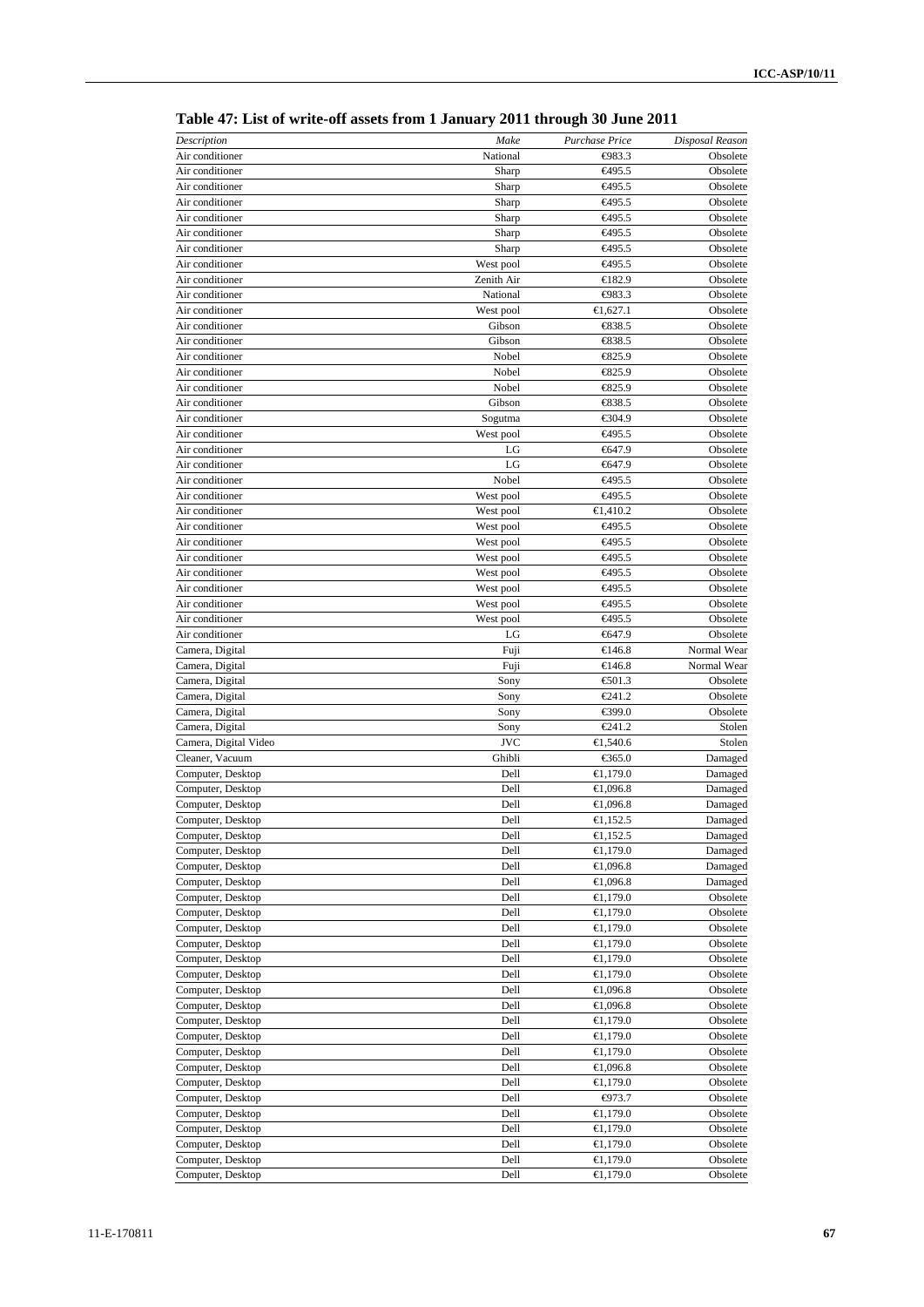**Table 47: List of write-off assets from 1 January 2011 through 30 June 2011**

| *Description* | *Make* | *Purchase Price* | *Disposal Reason* |
|---|---|---|---|
| Air conditioner | National | €983.3 | Obsolete |
| Air conditioner | Sharp | €495.5 | Obsolete |
| Air conditioner | Sharp | €495.5 | Obsolete |
| Air conditioner | Sharp | €495.5 | Obsolete |
| Air conditioner | Sharp | €495.5 | Obsolete |
| Air conditioner | Sharp | €495.5 | Obsolete |
| Air conditioner | Sharp | €495.5 | Obsolete |
| Air conditioner | West pool | €495.5 | Obsolete |
| Air conditioner | Zenith Air | €182.9 | Obsolete |
| Air conditioner | National | €983.3 | Obsolete |
| Air conditioner | West pool | €1,627.1 | Obsolete |
| Air conditioner | Gibson | €838.5 | Obsolete |
| Air conditioner | Gibson | €838.5 | Obsolete |
| Air conditioner | Nobel | €825.9 | Obsolete |
| Air conditioner | Nobel | €825.9 | Obsolete |
| Air conditioner | Nobel | €825.9 | Obsolete |
| Air conditioner | Gibson | €838.5 | Obsolete |
| Air conditioner | Sogutma | €304.9 | Obsolete |
| Air conditioner | West pool | €495.5 | Obsolete |
| Air conditioner | LG | €647.9 | Obsolete |
| Air conditioner | LG | €647.9 | Obsolete |
| Air conditioner | Nobel | €495.5 | Obsolete |
| Air conditioner | West pool | €495.5 | Obsolete |
| Air conditioner | West pool | €1,410.2 | Obsolete |
| Air conditioner | West pool | €495.5 | Obsolete |
| Air conditioner | West pool | €495.5 | Obsolete |
| Air conditioner | West pool | €495.5 | Obsolete |
| Air conditioner | West pool | €495.5 | Obsolete |
| Air conditioner | West pool | €495.5 | Obsolete |
| Air conditioner | West pool | €495.5 | Obsolete |
| Air conditioner | West pool | €495.5 | Obsolete |
| Air conditioner | LG | €647.9 | Obsolete |
| Camera, Digital | Fuji | €146.8 | Normal Wear |
| Camera, Digital | Fuji | €146.8 | Normal Wear |
| Camera, Digital | Sony | €501.3 | Obsolete |
| Camera, Digital | Sony | €241.2 | Obsolete |
| Camera, Digital | Sony | €399.0 | Obsolete |
| Camera, Digital | Sony | €241.2 | Stolen |
| Camera, Digital Video | JVC | €1,540.6 | Stolen |
| Cleaner, Vacuum | Ghibli | €365.0 | Damaged |
| Computer, Desktop | Dell | €1,179.0 | Damaged |
| Computer, Desktop | Dell | €1,096.8 | Damaged |
| Computer, Desktop | Dell | €1,096.8 | Damaged |
| Computer, Desktop | Dell | €1,152.5 | Damaged |
| Computer, Desktop | Dell | €1,152.5 | Damaged |
| Computer, Desktop | Dell | €1,179.0 | Damaged |
| Computer, Desktop | Dell | €1,096.8 | Damaged |
| Computer, Desktop | Dell | €1,096.8 | Damaged |
| Computer, Desktop | Dell | €1,179.0 | Obsolete |
| Computer, Desktop | Dell | €1,179.0 | Obsolete |
| Computer, Desktop | Dell | €1,179.0 | Obsolete |
| Computer, Desktop | Dell | €1,179.0 | Obsolete |
| Computer, Desktop | Dell | €1,179.0 | Obsolete |
| Computer, Desktop | Dell | €1,179.0 | Obsolete |
| Computer, Desktop | Dell | €1,096.8 | Obsolete |
| Computer, Desktop | Dell | €1,096.8 | Obsolete |
| Computer, Desktop | Dell | €1,179.0 | Obsolete |
| Computer, Desktop | Dell | €1,179.0 | Obsolete |
| Computer, Desktop | Dell | €1,179.0 | Obsolete |
| Computer, Desktop | Dell | €1,096.8 | Obsolete |
| Computer, Desktop | Dell | €1,179.0 | Obsolete |
| Computer, Desktop | Dell | €973.7 | Obsolete |
| Computer, Desktop | Dell | €1,179.0 | Obsolete |
| Computer, Desktop | Dell | €1,179.0 | Obsolete |
| Computer, Desktop | Dell | €1,179.0 | Obsolete |
| Computer, Desktop | Dell | €1,179.0 | Obsolete |
| Computer, Desktop | Dell | €1,179.0 | Obsolete |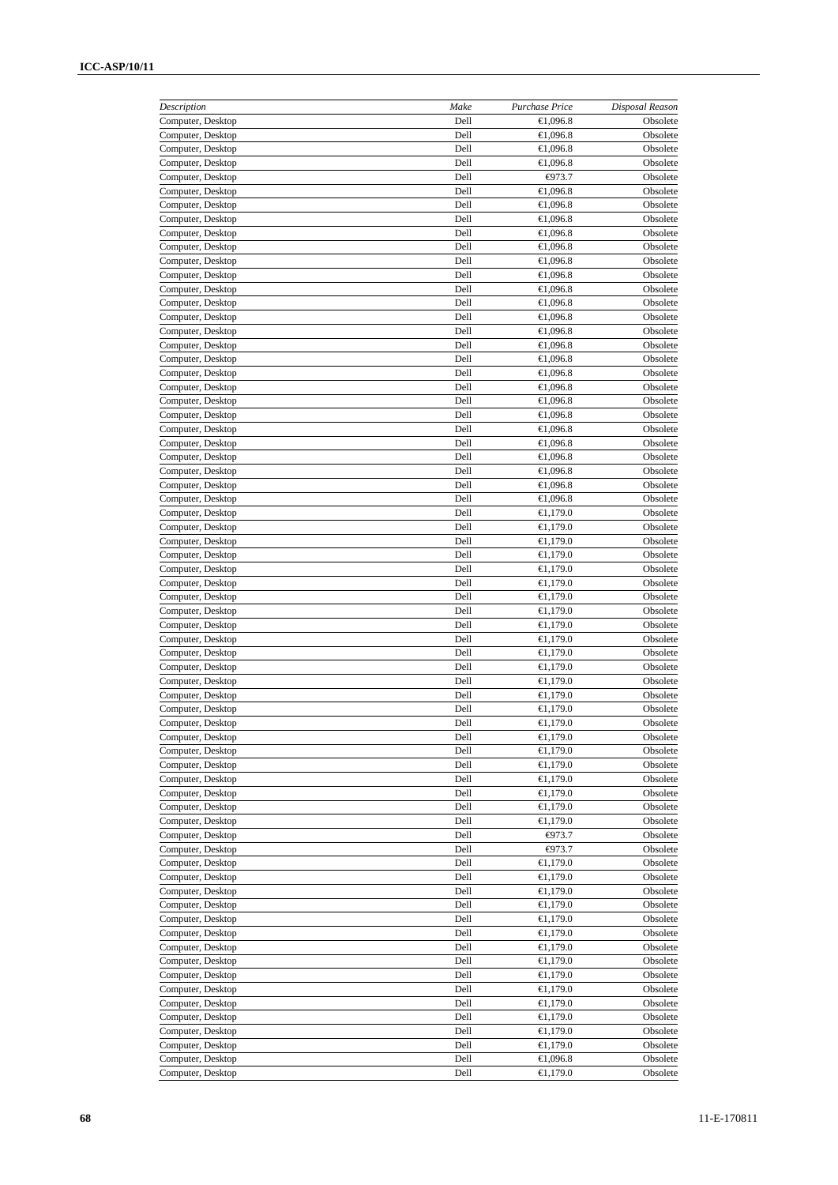| *Description* | *Make* | *Purchase Price* | *Disposal Reason* |
|---|---|---|---|
| Computer, Desktop | Dell | €1,096.8 | Obsolete |
| Computer, Desktop | Dell | €1,096.8 | Obsolete |
| Computer, Desktop | Dell | €1,096.8 | Obsolete |
| Computer, Desktop | Dell | €1,096.8 | Obsolete |
| Computer, Desktop | Dell | €973.7 | Obsolete |
| Computer, Desktop | Dell | €1,096.8 | Obsolete |
| Computer, Desktop | Dell | €1,096.8 | Obsolete |
| Computer, Desktop | Dell | €1,096.8 | Obsolete |
| Computer, Desktop | Dell | €1,096.8 | Obsolete |
| Computer, Desktop | Dell | €1,096.8 | Obsolete |
| Computer, Desktop | Dell | €1,096.8 | Obsolete |
| Computer, Desktop | Dell | €1,096.8 | Obsolete |
| Computer, Desktop | Dell | €1,096.8 | Obsolete |
| Computer, Desktop | Dell | €1,096.8 | Obsolete |
| Computer, Desktop | Dell | €1,096.8 | Obsolete |
| Computer, Desktop | Dell | €1,096.8 | Obsolete |
| Computer, Desktop | Dell | €1,096.8 | Obsolete |
| Computer, Desktop | Dell | €1,096.8 | Obsolete |
| Computer, Desktop | Dell | €1,096.8 | Obsolete |
| Computer, Desktop | Dell | €1,096.8 | Obsolete |
| Computer, Desktop | Dell | €1,096.8 | Obsolete |
| Computer, Desktop | Dell | €1,096.8 | Obsolete |
| Computer, Desktop | Dell | €1,096.8 | Obsolete |
| Computer, Desktop | Dell | €1,096.8 | Obsolete |
| Computer, Desktop | Dell | €1,096.8 | Obsolete |
| Computer, Desktop | Dell | €1,096.8 | Obsolete |
| Computer, Desktop | Dell | €1,096.8 | Obsolete |
| Computer, Desktop | Dell | €1,096.8 | Obsolete |
| Computer, Desktop | Dell | €1,179.0 | Obsolete |
| Computer, Desktop | Dell | €1,179.0 | Obsolete |
| Computer, Desktop | Dell | €1,179.0 | Obsolete |
| Computer, Desktop | Dell | €1,179.0 | Obsolete |
| Computer, Desktop | Dell | €1,179.0 | Obsolete |
| Computer, Desktop | Dell | €1,179.0 | Obsolete |
| Computer, Desktop | Dell | €1,179.0 | Obsolete |
| Computer, Desktop | Dell | €1,179.0 | Obsolete |
| Computer, Desktop | Dell | €1,179.0 | Obsolete |
| Computer, Desktop | Dell | €1,179.0 | Obsolete |
| Computer, Desktop | Dell | €1,179.0 | Obsolete |
| Computer, Desktop | Dell | €1,179.0 | Obsolete |
| Computer, Desktop | Dell | €1,179.0 | Obsolete |
| Computer, Desktop | Dell | €1,179.0 | Obsolete |
| Computer, Desktop | Dell | €1,179.0 | Obsolete |
| Computer, Desktop | Dell | €1,179.0 | Obsolete |
| Computer, Desktop | Dell | €1,179.0 | Obsolete |
| Computer, Desktop | Dell | €1,179.0 | Obsolete |
| Computer, Desktop | Dell | €1,179.0 | Obsolete |
| Computer, Desktop | Dell | €1,179.0 | Obsolete |
| Computer, Desktop | Dell | €1,179.0 | Obsolete |
| Computer, Desktop | Dell | €1,179.0 | Obsolete |
| Computer, Desktop | Dell | €1,179.0 | Obsolete |
| Computer, Desktop | Dell | €973.7 | Obsolete |
| Computer, Desktop | Dell | €973.7 | Obsolete |
| Computer, Desktop | Dell | €1,179.0 | Obsolete |
| Computer, Desktop | Dell | €1,179.0 | Obsolete |
| Computer, Desktop | Dell | €1,179.0 | Obsolete |
| Computer, Desktop | Dell | €1,179.0 | Obsolete |
| Computer, Desktop | Dell | €1,179.0 | Obsolete |
| Computer, Desktop | Dell | €1,179.0 | Obsolete |
| Computer, Desktop | Dell | €1,179.0 | Obsolete |
| Computer, Desktop | Dell | €1,179.0 | Obsolete |
| Computer, Desktop | Dell | €1,179.0 | Obsolete |
| Computer, Desktop | Dell | €1,179.0 | Obsolete |
| Computer, Desktop | Dell | €1,179.0 | Obsolete |
| Computer, Desktop | Dell | €1,179.0 | Obsolete |
| Computer, Desktop | Dell | €1,179.0 | Obsolete |
| Computer, Desktop | Dell | €1,179.0 | Obsolete |
| Computer, Desktop | Dell | €1,096.8 | Obsolete |
| Computer, Desktop | Dell | €1,179.0 | Obsolete |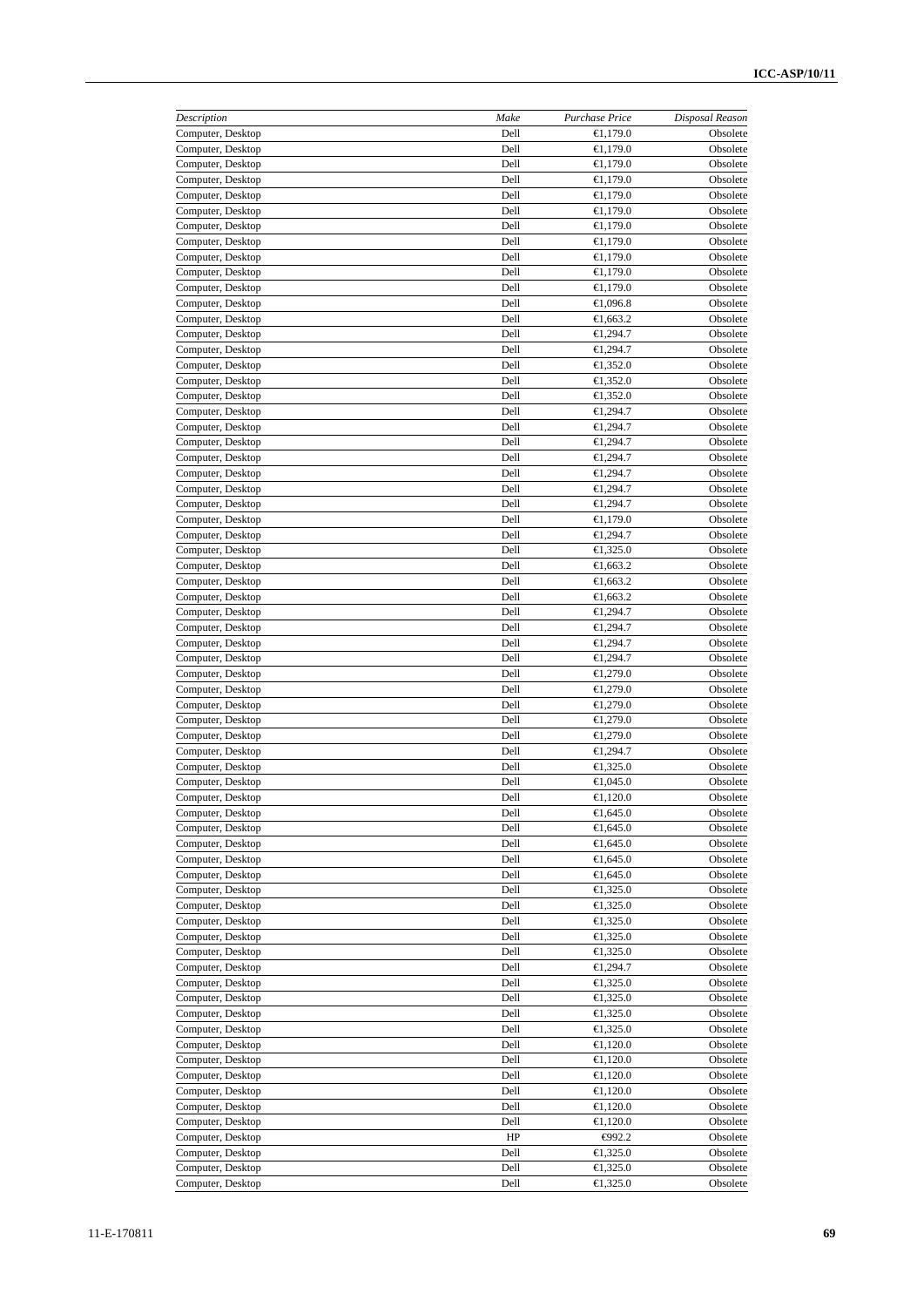| *Description* | *Make* | *Purchase Price* | *Disposal Reason* |
|---|---|---|---|
| Computer, Desktop | Dell | €1,179.0 | Obsolete |
| Computer, Desktop | Dell | €1,179.0 | Obsolete |
| Computer, Desktop | Dell | €1,179.0 | Obsolete |
| Computer, Desktop | Dell | €1,179.0 | Obsolete |
| Computer, Desktop | Dell | €1,179.0 | Obsolete |
| Computer, Desktop | Dell | €1,179.0 | Obsolete |
| Computer, Desktop | Dell | €1,179.0 | Obsolete |
| Computer, Desktop | Dell | €1,179.0 | Obsolete |
| Computer, Desktop | Dell | €1,179.0 | Obsolete |
| Computer, Desktop | Dell | €1,179.0 | Obsolete |
| Computer, Desktop | Dell | €1,179.0 | Obsolete |
| Computer, Desktop | Dell | €1,096.8 | Obsolete |
| Computer, Desktop | Dell | €1,663.2 | Obsolete |
| Computer, Desktop | Dell | €1,294.7 | Obsolete |
| Computer, Desktop | Dell | €1,294.7 | Obsolete |
| Computer, Desktop | Dell | €1,352.0 | Obsolete |
| Computer, Desktop | Dell | €1,352.0 | Obsolete |
| Computer, Desktop | Dell | €1,352.0 | Obsolete |
| Computer, Desktop | Dell | €1,294.7 | Obsolete |
| Computer, Desktop | Dell | €1,294.7 | Obsolete |
| Computer, Desktop | Dell | €1,294.7 | Obsolete |
| Computer, Desktop | Dell | €1,294.7 | Obsolete |
| Computer, Desktop | Dell | €1,294.7 | Obsolete |
| Computer, Desktop | Dell | €1,294.7 | Obsolete |
| Computer, Desktop | Dell | €1,294.7 | Obsolete |
| Computer, Desktop | Dell | €1,179.0 | Obsolete |
| Computer, Desktop | Dell | €1,294.7 | Obsolete |
| Computer, Desktop | Dell | €1,325.0 | Obsolete |
| Computer, Desktop | Dell | €1,663.2 | Obsolete |
| Computer, Desktop | Dell | €1,663.2 | Obsolete |
| Computer, Desktop | Dell | €1,663.2 | Obsolete |
| Computer, Desktop | Dell | €1,294.7 | Obsolete |
| Computer, Desktop | Dell | €1,294.7 | Obsolete |
| Computer, Desktop | Dell | €1,294.7 | Obsolete |
| Computer, Desktop | Dell | €1,294.7 | Obsolete |
| Computer, Desktop | Dell | €1,279.0 | Obsolete |
| Computer, Desktop | Dell | €1,279.0 | Obsolete |
| Computer, Desktop | Dell | €1,279.0 | Obsolete |
| Computer, Desktop | Dell | €1,279.0 | Obsolete |
| Computer, Desktop | Dell | €1,279.0 | Obsolete |
| Computer, Desktop | Dell | €1,294.7 | Obsolete |
| Computer, Desktop | Dell | €1,325.0 | Obsolete |
| Computer, Desktop | Dell | €1,045.0 | Obsolete |
| Computer, Desktop | Dell | €1,120.0 | Obsolete |
| Computer, Desktop | Dell | €1,645.0 | Obsolete |
| Computer, Desktop | Dell | €1,645.0 | Obsolete |
| Computer, Desktop | Dell | €1,645.0 | Obsolete |
| Computer, Desktop | Dell | €1,645.0 | Obsolete |
| Computer, Desktop | Dell | €1,645.0 | Obsolete |
| Computer, Desktop | Dell | €1,325.0 | Obsolete |
| Computer, Desktop | Dell | €1,325.0 | Obsolete |
| Computer, Desktop | Dell | €1,325.0 | Obsolete |
| Computer, Desktop | Dell | €1,325.0 | Obsolete |
| Computer, Desktop | Dell | €1,325.0 | Obsolete |
| Computer, Desktop | Dell | €1,294.7 | Obsolete |
| Computer, Desktop | Dell | €1,325.0 | Obsolete |
| Computer, Desktop | Dell | €1,325.0 | Obsolete |
| Computer, Desktop | Dell | €1,325.0 | Obsolete |
| Computer, Desktop | Dell | €1,325.0 | Obsolete |
| Computer, Desktop | Dell | €1,120.0 | Obsolete |
| Computer, Desktop | Dell | €1,120.0 | Obsolete |
| Computer, Desktop | Dell | €1,120.0 | Obsolete |
| Computer, Desktop | Dell | €1,120.0 | Obsolete |
| Computer, Desktop | Dell | €1,120.0 | Obsolete |
| Computer, Desktop | Dell | €1,120.0 | Obsolete |
| Computer, Desktop | HP | €992.2 | Obsolete |
| Computer, Desktop | Dell | €1,325.0 | Obsolete |
| Computer, Desktop | Dell | €1,325.0 | Obsolete |
| Computer, Desktop | Dell | €1,325.0 | Obsolete |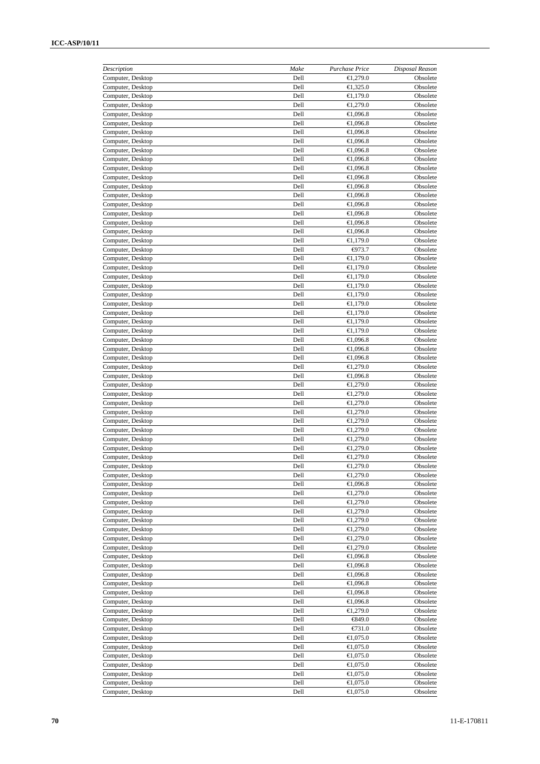| *Description* | *Make* | *Purchase Price* | *Disposal Reason* |
|---|---|---|---|
| Computer, Desktop | Dell | €1,279.0 | Obsolete |
| Computer, Desktop | Dell | €1,325.0 | Obsolete |
| Computer, Desktop | Dell | €1,179.0 | Obsolete |
| Computer, Desktop | Dell | €1,279.0 | Obsolete |
| Computer, Desktop | Dell | €1,096.8 | Obsolete |
| Computer, Desktop | Dell | €1,096.8 | Obsolete |
| Computer, Desktop | Dell | €1,096.8 | Obsolete |
| Computer, Desktop | Dell | €1,096.8 | Obsolete |
| Computer, Desktop | Dell | €1,096.8 | Obsolete |
| Computer, Desktop | Dell | €1,096.8 | Obsolete |
| Computer, Desktop | Dell | €1,096.8 | Obsolete |
| Computer, Desktop | Dell | €1,096.8 | Obsolete |
| Computer, Desktop | Dell | €1,096.8 | Obsolete |
| Computer, Desktop | Dell | €1,096.8 | Obsolete |
| Computer, Desktop | Dell | €1,096.8 | Obsolete |
| Computer, Desktop | Dell | €1,096.8 | Obsolete |
| Computer, Desktop | Dell | €1,096.8 | Obsolete |
| Computer, Desktop | Dell | €1,096.8 | Obsolete |
| Computer, Desktop | Dell | €1,179.0 | Obsolete |
| Computer, Desktop | Dell | €973.7 | Obsolete |
| Computer, Desktop | Dell | €1,179.0 | Obsolete |
| Computer, Desktop | Dell | €1,179.0 | Obsolete |
| Computer, Desktop | Dell | €1,179.0 | Obsolete |
| Computer, Desktop | Dell | €1,179.0 | Obsolete |
| Computer, Desktop | Dell | €1,179.0 | Obsolete |
| Computer, Desktop | Dell | €1,179.0 | Obsolete |
| Computer, Desktop | Dell | €1,179.0 | Obsolete |
| Computer, Desktop | Dell | €1,179.0 | Obsolete |
| Computer, Desktop | Dell | €1,179.0 | Obsolete |
| Computer, Desktop | Dell | €1,096.8 | Obsolete |
| Computer, Desktop | Dell | €1,096.8 | Obsolete |
| Computer, Desktop | Dell | €1,096.8 | Obsolete |
| Computer, Desktop | Dell | €1,279.0 | Obsolete |
| Computer, Desktop | Dell | €1,096.8 | Obsolete |
| Computer, Desktop | Dell | €1,279.0 | Obsolete |
| Computer, Desktop | Dell | €1,279.0 | Obsolete |
| Computer, Desktop | Dell | €1,279.0 | Obsolete |
| Computer, Desktop | Dell | €1,279.0 | Obsolete |
| Computer, Desktop | Dell | €1,279.0 | Obsolete |
| Computer, Desktop | Dell | €1,279.0 | Obsolete |
| Computer, Desktop | Dell | €1,279.0 | Obsolete |
| Computer, Desktop | Dell | €1,279.0 | Obsolete |
| Computer, Desktop | Dell | €1,279.0 | Obsolete |
| Computer, Desktop | Dell | €1,279.0 | Obsolete |
| Computer, Desktop | Dell | €1,279.0 | Obsolete |
| Computer, Desktop | Dell | €1,096.8 | Obsolete |
| Computer, Desktop | Dell | €1,279.0 | Obsolete |
| Computer, Desktop | Dell | €1,279.0 | Obsolete |
| Computer, Desktop | Dell | €1,279.0 | Obsolete |
| Computer, Desktop | Dell | €1,279.0 | Obsolete |
| Computer, Desktop | Dell | €1,279.0 | Obsolete |
| Computer, Desktop | Dell | €1,279.0 | Obsolete |
| Computer, Desktop | Dell | €1,279.0 | Obsolete |
| Computer, Desktop | Dell | €1,096.8 | Obsolete |
| Computer, Desktop | Dell | €1,096.8 | Obsolete |
| Computer, Desktop | Dell | €1,096.8 | Obsolete |
| Computer, Desktop | Dell | €1,096.8 | Obsolete |
| Computer, Desktop | Dell | €1,096.8 | Obsolete |
| Computer, Desktop | Dell | €1,096.8 | Obsolete |
| Computer, Desktop | Dell | €1,279.0 | Obsolete |
| Computer, Desktop | Dell | €849.0 | Obsolete |
| Computer, Desktop | Dell | €731.0 | Obsolete |
| Computer, Desktop | Dell | €1,075.0 | Obsolete |
| Computer, Desktop | Dell | €1,075.0 | Obsolete |
| Computer, Desktop | Dell | €1,075.0 | Obsolete |
| Computer, Desktop | Dell | €1,075.0 | Obsolete |
| Computer, Desktop | Dell | €1,075.0 | Obsolete |
| Computer, Desktop | Dell | €1,075.0 | Obsolete |
| Computer, Desktop | Dell | €1,075.0 | Obsolete |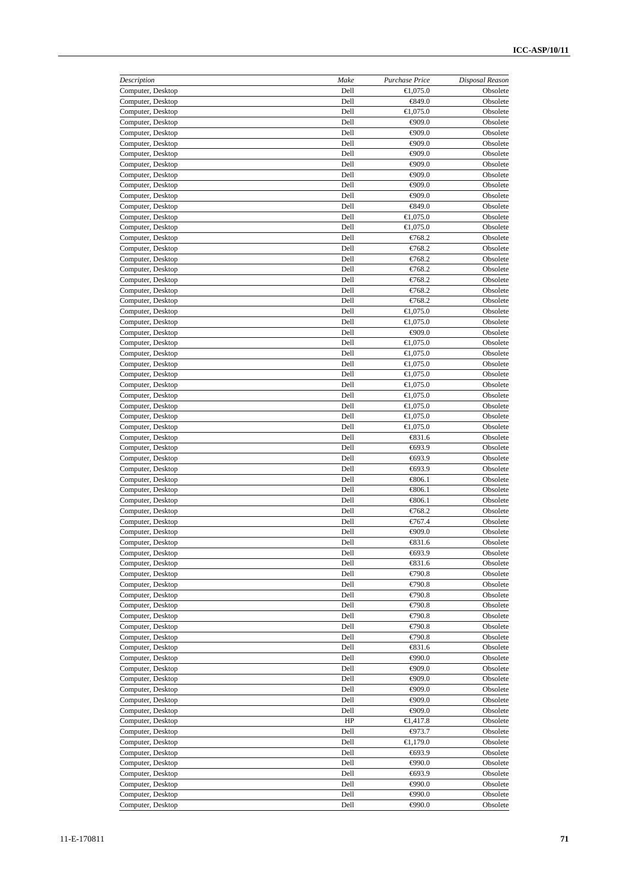| *Description* | *Make* | *Purchase Price* | *Disposal Reason* |
|---|---|---|---|
| Computer, Desktop | Dell | €1,075.0 | Obsolete |
| Computer, Desktop | Dell | €849.0 | Obsolete |
| Computer, Desktop | Dell | €1,075.0 | Obsolete |
| Computer, Desktop | Dell | €909.0 | Obsolete |
| Computer, Desktop | Dell | €909.0 | Obsolete |
| Computer, Desktop | Dell | €909.0 | Obsolete |
| Computer, Desktop | Dell | €909.0 | Obsolete |
| Computer, Desktop | Dell | €909.0 | Obsolete |
| Computer, Desktop | Dell | €909.0 | Obsolete |
| Computer, Desktop | Dell | €909.0 | Obsolete |
| Computer, Desktop | Dell | €909.0 | Obsolete |
| Computer, Desktop | Dell | €849.0 | Obsolete |
| Computer, Desktop | Dell | €1,075.0 | Obsolete |
| Computer, Desktop | Dell | €1,075.0 | Obsolete |
| Computer, Desktop | Dell | €768.2 | Obsolete |
| Computer, Desktop | Dell | €768.2 | Obsolete |
| Computer, Desktop | Dell | €768.2 | Obsolete |
| Computer, Desktop | Dell | €768.2 | Obsolete |
| Computer, Desktop | Dell | €768.2 | Obsolete |
| Computer, Desktop | Dell | €768.2 | Obsolete |
| Computer, Desktop | Dell | €768.2 | Obsolete |
| Computer, Desktop | Dell | €1,075.0 | Obsolete |
| Computer, Desktop | Dell | €1,075.0 | Obsolete |
| Computer, Desktop | Dell | €909.0 | Obsolete |
| Computer, Desktop | Dell | €1,075.0 | Obsolete |
| Computer, Desktop | Dell | €1,075.0 | Obsolete |
| Computer, Desktop | Dell | €1,075.0 | Obsolete |
| Computer, Desktop | Dell | €1,075.0 | Obsolete |
| Computer, Desktop | Dell | €1,075.0 | Obsolete |
| Computer, Desktop | Dell | €1,075.0 | Obsolete |
| Computer, Desktop | Dell | €1,075.0 | Obsolete |
| Computer, Desktop | Dell | €1,075.0 | Obsolete |
| Computer, Desktop | Dell | €1,075.0 | Obsolete |
| Computer, Desktop | Dell | €831.6 | Obsolete |
| Computer, Desktop | Dell | €693.9 | Obsolete |
| Computer, Desktop | Dell | €693.9 | Obsolete |
| Computer, Desktop | Dell | €693.9 | Obsolete |
| Computer, Desktop | Dell | €806.1 | Obsolete |
| Computer, Desktop | Dell | €806.1 | Obsolete |
| Computer, Desktop | Dell | €806.1 | Obsolete |
| Computer, Desktop | Dell | €768.2 | Obsolete |
| Computer, Desktop | Dell | €767.4 | Obsolete |
| Computer, Desktop | Dell | €909.0 | Obsolete |
| Computer, Desktop | Dell | €831.6 | Obsolete |
| Computer, Desktop | Dell | €693.9 | Obsolete |
| Computer, Desktop | Dell | €831.6 | Obsolete |
| Computer, Desktop | Dell | €790.8 | Obsolete |
| Computer, Desktop | Dell | €790.8 | Obsolete |
| Computer, Desktop | Dell | €790.8 | Obsolete |
| Computer, Desktop | Dell | €790.8 | Obsolete |
| Computer, Desktop | Dell | €790.8 | Obsolete |
| Computer, Desktop | Dell | €790.8 | Obsolete |
| Computer, Desktop | Dell | €790.8 | Obsolete |
| Computer, Desktop | Dell | €831.6 | Obsolete |
| Computer, Desktop | Dell | €990.0 | Obsolete |
| Computer, Desktop | Dell | €909.0 | Obsolete |
| Computer, Desktop | Dell | €909.0 | Obsolete |
| Computer, Desktop | Dell | €909.0 | Obsolete |
| Computer, Desktop | Dell | €909.0 | Obsolete |
| Computer, Desktop | Dell | €909.0 | Obsolete |
| Computer, Desktop | HP | €1,417.8 | Obsolete |
| Computer, Desktop | Dell | €973.7 | Obsolete |
| Computer, Desktop | Dell | €1,179.0 | Obsolete |
| Computer, Desktop | Dell | €693.9 | Obsolete |
| Computer, Desktop | Dell | €990.0 | Obsolete |
| Computer, Desktop | Dell | €693.9 | Obsolete |
| Computer, Desktop | Dell | €990.0 | Obsolete |
| Computer, Desktop | Dell | €990.0 | Obsolete |
| Computer, Desktop | Dell | €990.0 | Obsolete |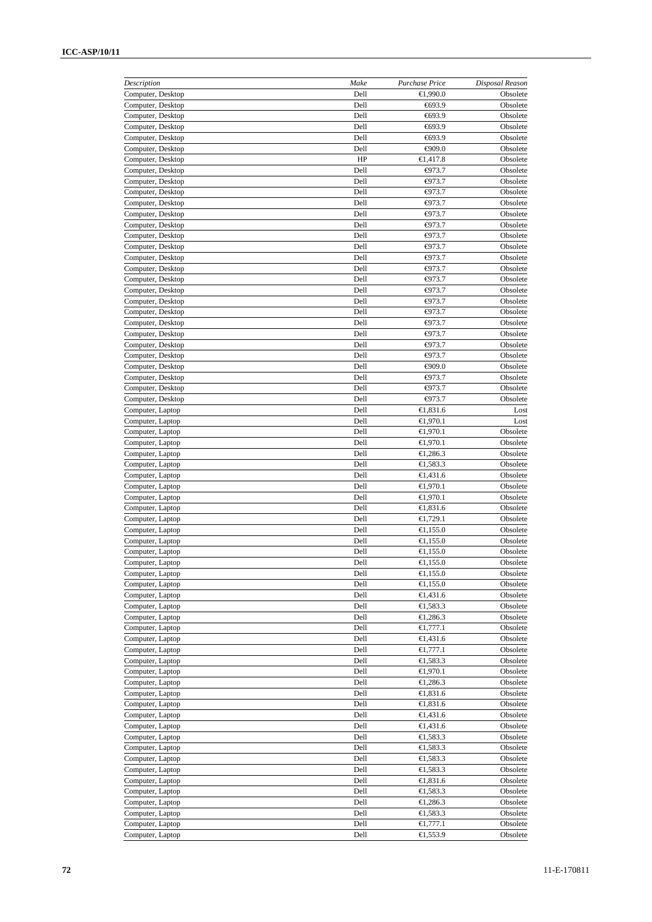| *Description* | *Make* | *Purchase Price* | *Disposal Reason* |
|---|---|---|---|
| Computer, Desktop | Dell | €1,990.0 | Obsolete |
| Computer, Desktop | Dell | €693.9 | Obsolete |
| Computer, Desktop | Dell | €693.9 | Obsolete |
| Computer, Desktop | Dell | €693.9 | Obsolete |
| Computer, Desktop | Dell | €693.9 | Obsolete |
| Computer, Desktop | Dell | €909.0 | Obsolete |
| Computer, Desktop | HP | €1,417.8 | Obsolete |
| Computer, Desktop | Dell | €973.7 | Obsolete |
| Computer, Desktop | Dell | €973.7 | Obsolete |
| Computer, Desktop | Dell | €973.7 | Obsolete |
| Computer, Desktop | Dell | €973.7 | Obsolete |
| Computer, Desktop | Dell | €973.7 | Obsolete |
| Computer, Desktop | Dell | €973.7 | Obsolete |
| Computer, Desktop | Dell | €973.7 | Obsolete |
| Computer, Desktop | Dell | €973.7 | Obsolete |
| Computer, Desktop | Dell | €973.7 | Obsolete |
| Computer, Desktop | Dell | €973.7 | Obsolete |
| Computer, Desktop | Dell | €973.7 | Obsolete |
| Computer, Desktop | Dell | €973.7 | Obsolete |
| Computer, Desktop | Dell | €973.7 | Obsolete |
| Computer, Desktop | Dell | €973.7 | Obsolete |
| Computer, Desktop | Dell | €973.7 | Obsolete |
| Computer, Desktop | Dell | €973.7 | Obsolete |
| Computer, Desktop | Dell | €973.7 | Obsolete |
| Computer, Desktop | Dell | €973.7 | Obsolete |
| Computer, Desktop | Dell | €909.0 | Obsolete |
| Computer, Desktop | Dell | €973.7 | Obsolete |
| Computer, Desktop | Dell | €973.7 | Obsolete |
| Computer, Desktop | Dell | €973.7 | Obsolete |
| Computer, Laptop | Dell | €1,831.6 | Lost |
| Computer, Laptop | Dell | €1,970.1 | Lost |
| Computer, Laptop | Dell | €1,970.1 | Obsolete |
| Computer, Laptop | Dell | €1,970.1 | Obsolete |
| Computer, Laptop | Dell | €1,286.3 | Obsolete |
| Computer, Laptop | Dell | €1,583.3 | Obsolete |
| Computer, Laptop | Dell | €1,431.6 | Obsolete |
| Computer, Laptop | Dell | €1,970.1 | Obsolete |
| Computer, Laptop | Dell | €1,970.1 | Obsolete |
| Computer, Laptop | Dell | €1,831.6 | Obsolete |
| Computer, Laptop | Dell | €1,729.1 | Obsolete |
| Computer, Laptop | Dell | €1,155.0 | Obsolete |
| Computer, Laptop | Dell | €1,155.0 | Obsolete |
| Computer, Laptop | Dell | €1,155.0 | Obsolete |
| Computer, Laptop | Dell | €1,155.0 | Obsolete |
| Computer, Laptop | Dell | €1,155.0 | Obsolete |
| Computer, Laptop | Dell | €1,155.0 | Obsolete |
| Computer, Laptop | Dell | €1,431.6 | Obsolete |
| Computer, Laptop | Dell | €1,583.3 | Obsolete |
| Computer, Laptop | Dell | €1,286.3 | Obsolete |
| Computer, Laptop | Dell | €1,777.1 | Obsolete |
| Computer, Laptop | Dell | €1,431.6 | Obsolete |
| Computer, Laptop | Dell | €1,777.1 | Obsolete |
| Computer, Laptop | Dell | €1,583.3 | Obsolete |
| Computer, Laptop | Dell | €1,970.1 | Obsolete |
| Computer, Laptop | Dell | €1,286.3 | Obsolete |
| Computer, Laptop | Dell | €1,831.6 | Obsolete |
| Computer, Laptop | Dell | €1,831.6 | Obsolete |
| Computer, Laptop | Dell | €1,431.6 | Obsolete |
| Computer, Laptop | Dell | €1,431.6 | Obsolete |
| Computer, Laptop | Dell | €1,583.3 | Obsolete |
| Computer, Laptop | Dell | €1,583.3 | Obsolete |
| Computer, Laptop | Dell | €1,583.3 | Obsolete |
| Computer, Laptop | Dell | €1,583.3 | Obsolete |
| Computer, Laptop | Dell | €1,831.6 | Obsolete |
| Computer, Laptop | Dell | €1,583.3 | Obsolete |
| Computer, Laptop | Dell | €1,286.3 | Obsolete |
| Computer, Laptop | Dell | €1,583.3 | Obsolete |
| Computer, Laptop | Dell | €1,777.1 | Obsolete |
| Computer, Laptop | Dell | €1,553.9 | Obsolete |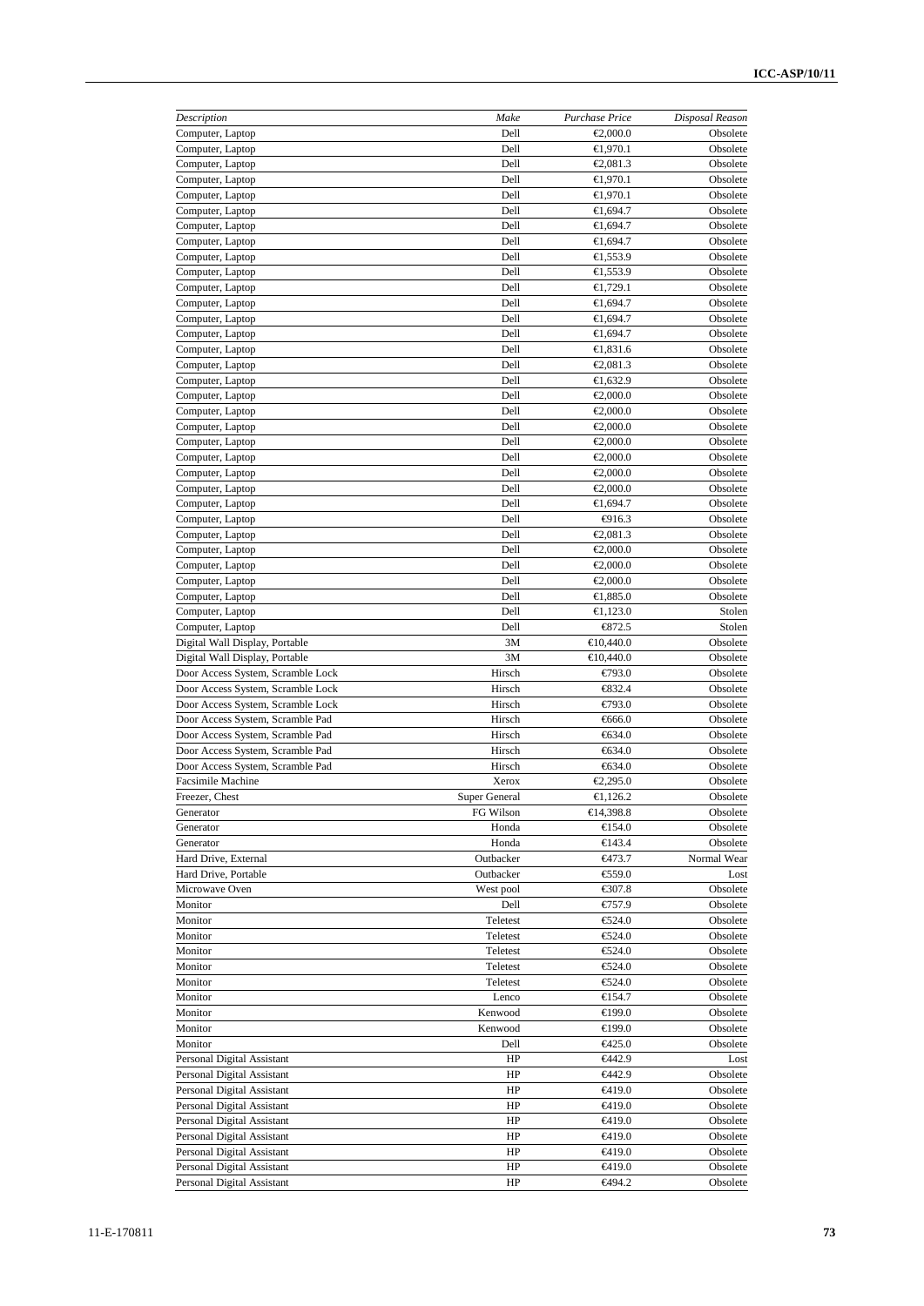| *Description* | *Make* | *Purchase Price* | *Disposal Reason* |
|---|---|---|---|
| Computer, Laptop | Dell | €2,000.0 | Obsolete |
| Computer, Laptop | Dell | €1,970.1 | Obsolete |
| Computer, Laptop | Dell | €2,081.3 | Obsolete |
| Computer, Laptop | Dell | €1,970.1 | Obsolete |
| Computer, Laptop | Dell | €1,970.1 | Obsolete |
| Computer, Laptop | Dell | €1,694.7 | Obsolete |
| Computer, Laptop | Dell | €1,694.7 | Obsolete |
| Computer, Laptop | Dell | €1,694.7 | Obsolete |
| Computer, Laptop | Dell | €1,553.9 | Obsolete |
| Computer, Laptop | Dell | €1,553.9 | Obsolete |
| Computer, Laptop | Dell | €1,729.1 | Obsolete |
| Computer, Laptop | Dell | €1,694.7 | Obsolete |
| Computer, Laptop | Dell | €1,694.7 | Obsolete |
| Computer, Laptop | Dell | €1,694.7 | Obsolete |
| Computer, Laptop | Dell | €1,831.6 | Obsolete |
| Computer, Laptop | Dell | €2,081.3 | Obsolete |
| Computer, Laptop | Dell | €1,632.9 | Obsolete |
| Computer, Laptop | Dell | €2,000.0 | Obsolete |
| Computer, Laptop | Dell | €2,000.0 | Obsolete |
| Computer, Laptop | Dell | €2,000.0 | Obsolete |
| Computer, Laptop | Dell | €2,000.0 | Obsolete |
| Computer, Laptop | Dell | €2,000.0 | Obsolete |
| Computer, Laptop | Dell | €2,000.0 | Obsolete |
| Computer, Laptop | Dell | €2,000.0 | Obsolete |
| Computer, Laptop | Dell | €1,694.7 | Obsolete |
| Computer, Laptop | Dell | €916.3 | Obsolete |
| Computer, Laptop | Dell | €2,081.3 | Obsolete |
| Computer, Laptop | Dell | €2,000.0 | Obsolete |
| Computer, Laptop | Dell | €2,000.0 | Obsolete |
| Computer, Laptop | Dell | €2,000.0 | Obsolete |
| Computer, Laptop | Dell | €1,885.0 | Obsolete |
| Computer, Laptop | Dell | €1,123.0 | Stolen |
| Computer, Laptop | Dell | €872.5 | Stolen |
| Digital Wall Display, Portable | 3M | €10,440.0 | Obsolete |
| Digital Wall Display, Portable | 3M | €10,440.0 | Obsolete |
| Door Access System, Scramble Lock | Hirsch | €793.0 | Obsolete |
| Door Access System, Scramble Lock | Hirsch | €832.4 | Obsolete |
| Door Access System, Scramble Lock | Hirsch | €793.0 | Obsolete |
| Door Access System, Scramble Pad | Hirsch | €666.0 | Obsolete |
| Door Access System, Scramble Pad | Hirsch | €634.0 | Obsolete |
| Door Access System, Scramble Pad | Hirsch | €634.0 | Obsolete |
| Door Access System, Scramble Pad | Hirsch | €634.0 | Obsolete |
| Facsimile Machine | Xerox | €2,295.0 | Obsolete |
| Freezer, Chest | Super General | €1,126.2 | Obsolete |
| Generator | FG Wilson | €14,398.8 | Obsolete |
| Generator | Honda | €154.0 | Obsolete |
| Generator | Honda | €143.4 | Obsolete |
| Hard Drive, External | Outbacker | €473.7 | Normal Wear |
| Hard Drive, Portable | Outbacker | €559.0 | Lost |
| Microwave Oven | West pool | €307.8 | Obsolete |
| Monitor | Dell | €757.9 | Obsolete |
| Monitor | Teletest | €524.0 | Obsolete |
| Monitor | Teletest | €524.0 | Obsolete |
| Monitor | Teletest | €524.0 | Obsolete |
| Monitor | Teletest | €524.0 | Obsolete |
| Monitor | Teletest | €524.0 | Obsolete |
| Monitor | Lenco | €154.7 | Obsolete |
| Monitor | Kenwood | €199.0 | Obsolete |
| Monitor | Kenwood | €199.0 | Obsolete |
| Monitor | Dell | €425.0 | Obsolete |
| Personal Digital Assistant | HP | €442.9 | Lost |
| Personal Digital Assistant | HP | €442.9 | Obsolete |
| Personal Digital Assistant | HP | €419.0 | Obsolete |
| Personal Digital Assistant | HP | €419.0 | Obsolete |
| Personal Digital Assistant | HP | €419.0 | Obsolete |
| Personal Digital Assistant | HP | €419.0 | Obsolete |
| Personal Digital Assistant | HP | €419.0 | Obsolete |
| Personal Digital Assistant | HP | €419.0 | Obsolete |
| Personal Digital Assistant | HP | €494.2 | Obsolete |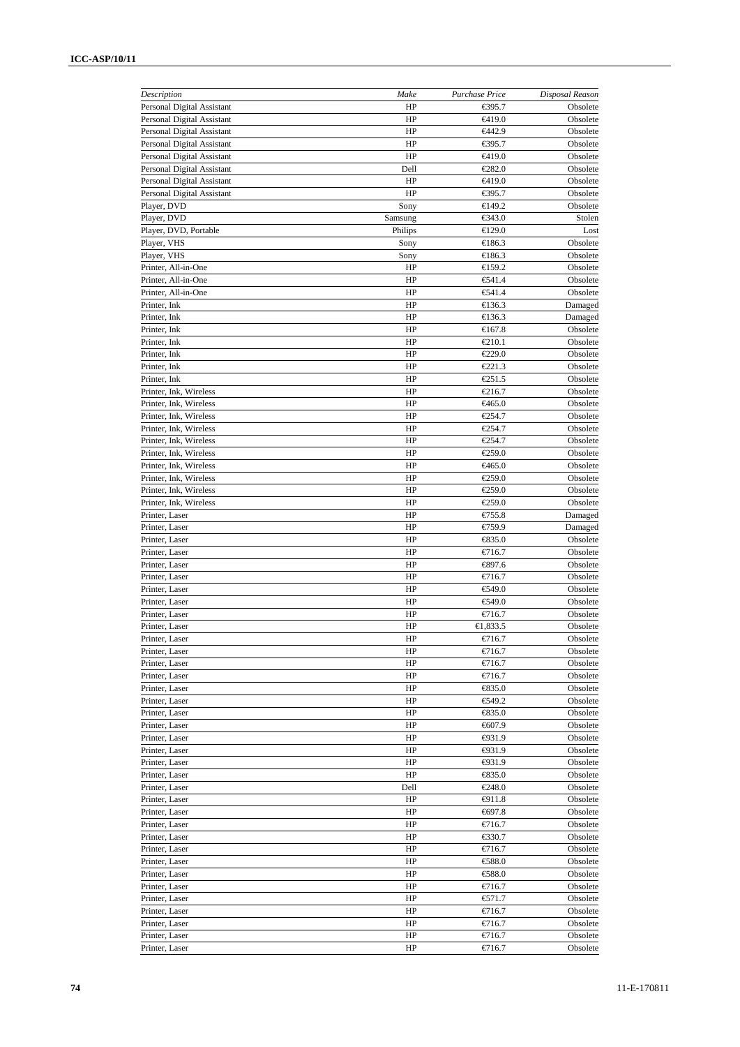| *Description* | *Make* | *Purchase Price* | *Disposal Reason* |
|---|---|---|---|
| Personal Digital Assistant | HP | €395.7 | Obsolete |
| Personal Digital Assistant | HP | €419.0 | Obsolete |
| Personal Digital Assistant | HP | €442.9 | Obsolete |
| Personal Digital Assistant | HP | €395.7 | Obsolete |
| Personal Digital Assistant | HP | €419.0 | Obsolete |
| Personal Digital Assistant | Dell | €282.0 | Obsolete |
| Personal Digital Assistant | HP | €419.0 | Obsolete |
| Personal Digital Assistant | HP | €395.7 | Obsolete |
| Player, DVD | Sony | €149.2 | Obsolete |
| Player, DVD | Samsung | €343.0 | Stolen |
| Player, DVD, Portable | Philips | €129.0 | Lost |
| Player, VHS | Sony | €186.3 | Obsolete |
| Player, VHS | Sony | €186.3 | Obsolete |
| Printer, All-in-One | HP | €159.2 | Obsolete |
| Printer, All-in-One | HP | €541.4 | Obsolete |
| Printer, All-in-One | HP | €541.4 | Obsolete |
| Printer, Ink | HP | €136.3 | Damaged |
| Printer, Ink | HP | €136.3 | Damaged |
| Printer, Ink | HP | €167.8 | Obsolete |
| Printer, Ink | HP | €210.1 | Obsolete |
| Printer, Ink | HP | €229.0 | Obsolete |
| Printer, Ink | HP | €221.3 | Obsolete |
| Printer, Ink | HP | €251.5 | Obsolete |
| Printer, Ink, Wireless | HP | €216.7 | Obsolete |
| Printer, Ink, Wireless | HP | €465.0 | Obsolete |
| Printer, Ink, Wireless | HP | €254.7 | Obsolete |
| Printer, Ink, Wireless | HP | €254.7 | Obsolete |
| Printer, Ink, Wireless | HP | €254.7 | Obsolete |
| Printer, Ink, Wireless | HP | €259.0 | Obsolete |
| Printer, Ink, Wireless | HP | €465.0 | Obsolete |
| Printer, Ink, Wireless | HP | €259.0 | Obsolete |
| Printer, Ink, Wireless | HP | €259.0 | Obsolete |
| Printer, Ink, Wireless | HP | €259.0 | Obsolete |
| Printer, Laser | HP | €755.8 | Damaged |
| Printer, Laser | HP | €759.9 | Damaged |
| Printer, Laser | HP | €835.0 | Obsolete |
| Printer, Laser | HP | €716.7 | Obsolete |
| Printer, Laser | HP | €897.6 | Obsolete |
| Printer, Laser | HP | €716.7 | Obsolete |
| Printer, Laser | HP | €549.0 | Obsolete |
| Printer, Laser | HP | €549.0 | Obsolete |
| Printer, Laser | HP | €716.7 | Obsolete |
| Printer, Laser | HP | €1,833.5 | Obsolete |
| Printer, Laser | HP | €716.7 | Obsolete |
| Printer, Laser | HP | €716.7 | Obsolete |
| Printer, Laser | HP | €716.7 | Obsolete |
| Printer, Laser | HP | €716.7 | Obsolete |
| Printer, Laser | HP | €835.0 | Obsolete |
| Printer, Laser | HP | €549.2 | Obsolete |
| Printer, Laser | HP | €835.0 | Obsolete |
| Printer, Laser | HP | €607.9 | Obsolete |
| Printer, Laser | HP | €931.9 | Obsolete |
| Printer, Laser | HP | €931.9 | Obsolete |
| Printer, Laser | HP | €931.9 | Obsolete |
| Printer, Laser | HP | €835.0 | Obsolete |
| Printer, Laser | Dell | €248.0 | Obsolete |
| Printer, Laser | HP | €911.8 | Obsolete |
| Printer, Laser | HP | €697.8 | Obsolete |
| Printer, Laser | HP | €716.7 | Obsolete |
| Printer, Laser | HP | €330.7 | Obsolete |
| Printer, Laser | HP | €716.7 | Obsolete |
| Printer, Laser | HP | €588.0 | Obsolete |
| Printer, Laser | HP | €588.0 | Obsolete |
| Printer, Laser | HP | €716.7 | Obsolete |
| Printer, Laser | HP | €571.7 | Obsolete |
| Printer, Laser | HP | €716.7 | Obsolete |
| Printer, Laser | HP | €716.7 | Obsolete |
| Printer, Laser | HP | €716.7 | Obsolete |
| Printer, Laser | HP | €716.7 | Obsolete |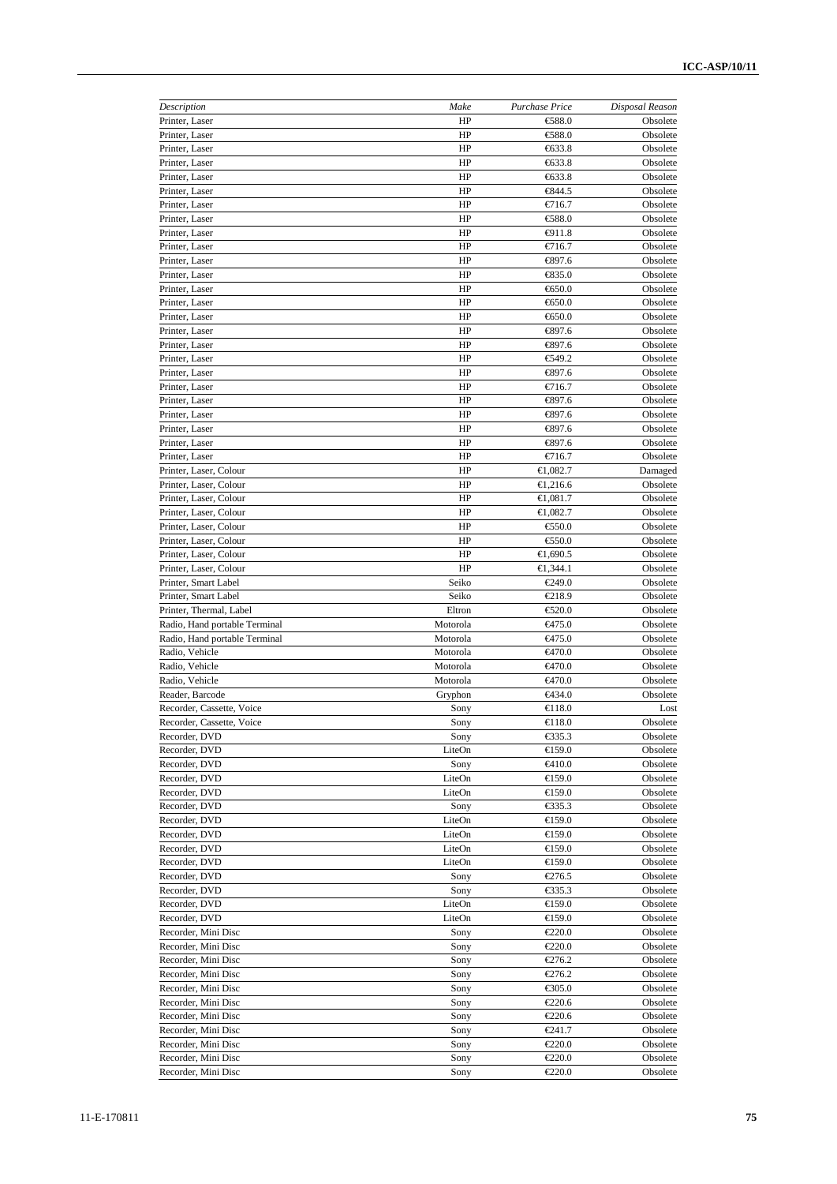| *Description* | *Make* | *Purchase Price* | *Disposal Reason* |
|---|---|---|---|
| Printer, Laser | HP | €588.0 | Obsolete |
| Printer, Laser | HP | €588.0 | Obsolete |
| Printer, Laser | HP | €633.8 | Obsolete |
| Printer, Laser | HP | €633.8 | Obsolete |
| Printer, Laser | HP | €633.8 | Obsolete |
| Printer, Laser | HP | €844.5 | Obsolete |
| Printer, Laser | HP | €716.7 | Obsolete |
| Printer, Laser | HP | €588.0 | Obsolete |
| Printer, Laser | HP | €911.8 | Obsolete |
| Printer, Laser | HP | €716.7 | Obsolete |
| Printer, Laser | HP | €897.6 | Obsolete |
| Printer, Laser | HP | €835.0 | Obsolete |
| Printer, Laser | HP | €650.0 | Obsolete |
| Printer, Laser | HP | €650.0 | Obsolete |
| Printer, Laser | HP | €650.0 | Obsolete |
| Printer, Laser | HP | €897.6 | Obsolete |
| Printer, Laser | HP | €897.6 | Obsolete |
| Printer, Laser | HP | €549.2 | Obsolete |
| Printer, Laser | HP | €897.6 | Obsolete |
| Printer, Laser | HP | €716.7 | Obsolete |
| Printer, Laser | HP | €897.6 | Obsolete |
| Printer, Laser | HP | €897.6 | Obsolete |
| Printer, Laser | HP | €897.6 | Obsolete |
| Printer, Laser | HP | €897.6 | Obsolete |
| Printer, Laser | HP | €716.7 | Obsolete |
| Printer, Laser, Colour | HP | €1,082.7 | Damaged |
| Printer, Laser, Colour | HP | €1,216.6 | Obsolete |
| Printer, Laser, Colour | HP | €1,081.7 | Obsolete |
| Printer, Laser, Colour | HP | €1,082.7 | Obsolete |
| Printer, Laser, Colour | HP | €550.0 | Obsolete |
| Printer, Laser, Colour | HP | €550.0 | Obsolete |
| Printer, Laser, Colour | HP | €1,690.5 | Obsolete |
| Printer, Laser, Colour | HP | €1,344.1 | Obsolete |
| Printer, Smart Label | Seiko | €249.0 | Obsolete |
| Printer, Smart Label | Seiko | €218.9 | Obsolete |
| Printer, Thermal, Label | Eltron | €520.0 | Obsolete |
| Radio, Hand portable Terminal | Motorola | €475.0 | Obsolete |
| Radio, Hand portable Terminal | Motorola | €475.0 | Obsolete |
| Radio, Vehicle | Motorola | €470.0 | Obsolete |
| Radio, Vehicle | Motorola | €470.0 | Obsolete |
| Radio, Vehicle | Motorola | €470.0 | Obsolete |
| Reader, Barcode | Gryphon | €434.0 | Obsolete |
| Recorder, Cassette, Voice | Sony | €118.0 | Lost |
| Recorder, Cassette, Voice | Sony | €118.0 | Obsolete |
| Recorder, DVD | Sony | €335.3 | Obsolete |
| Recorder, DVD | LiteOn | €159.0 | Obsolete |
| Recorder, DVD | Sony | €410.0 | Obsolete |
| Recorder, DVD | LiteOn | €159.0 | Obsolete |
| Recorder, DVD | LiteOn | €159.0 | Obsolete |
| Recorder, DVD | Sony | €335.3 | Obsolete |
| Recorder, DVD | LiteOn | €159.0 | Obsolete |
| Recorder, DVD | LiteOn | €159.0 | Obsolete |
| Recorder, DVD | LiteOn | €159.0 | Obsolete |
| Recorder, DVD | LiteOn | €159.0 | Obsolete |
| Recorder, DVD | Sony | €276.5 | Obsolete |
| Recorder, DVD | Sony | €335.3 | Obsolete |
| Recorder, DVD | LiteOn | €159.0 | Obsolete |
| Recorder, DVD | LiteOn | €159.0 | Obsolete |
| Recorder, Mini Disc | Sony | €220.0 | Obsolete |
| Recorder, Mini Disc | Sony | €220.0 | Obsolete |
| Recorder, Mini Disc | Sony | €276.2 | Obsolete |
| Recorder, Mini Disc | Sony | €276.2 | Obsolete |
| Recorder, Mini Disc | Sony | €305.0 | Obsolete |
| Recorder, Mini Disc | Sony | €220.6 | Obsolete |
| Recorder, Mini Disc | Sony | €220.6 | Obsolete |
| Recorder, Mini Disc | Sony | €241.7 | Obsolete |
| Recorder, Mini Disc | Sony | €220.0 | Obsolete |
| Recorder, Mini Disc | Sony | €220.0 | Obsolete |
| Recorder, Mini Disc | Sony | €220.0 | Obsolete |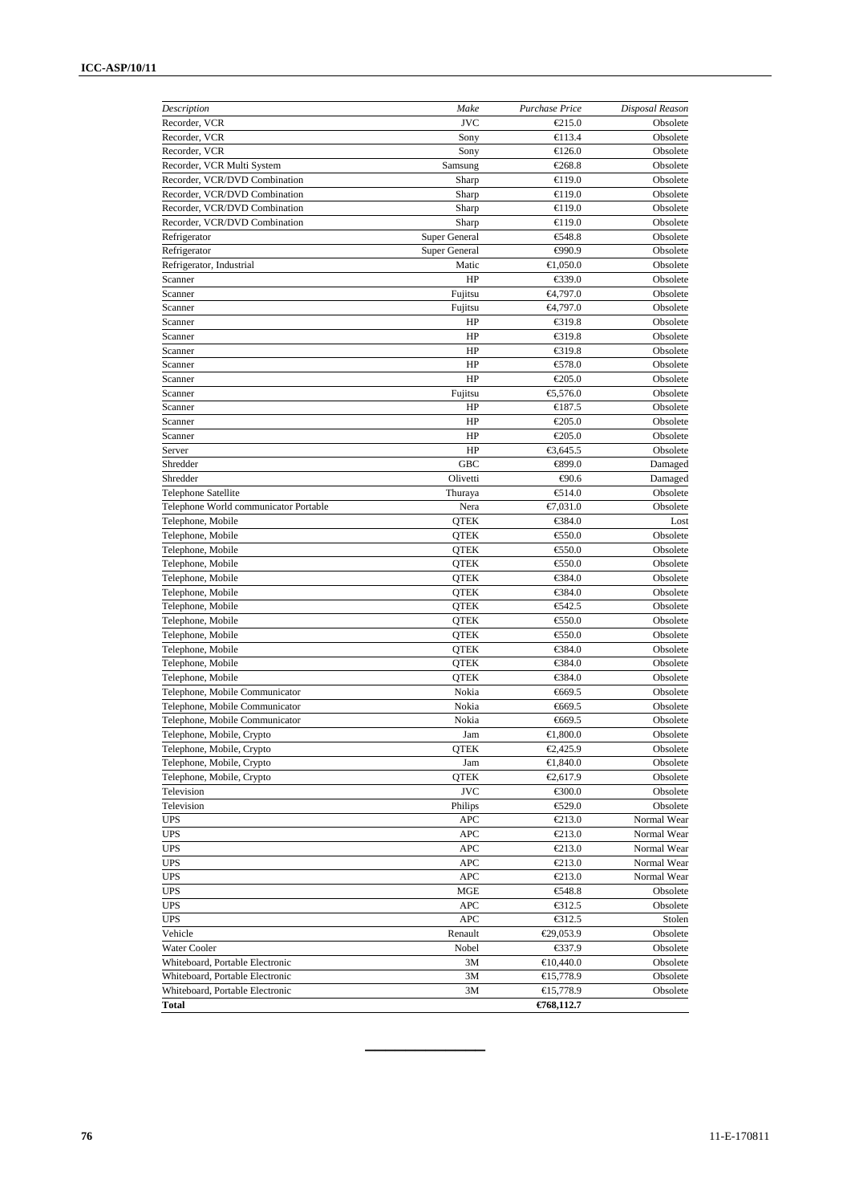| *Description* | *Make* | *Purchase Price* | *Disposal Reason* |
|---|---|---|---|
| Recorder, VCR | JVC | €215.0 | Obsolete |
| Recorder, VCR | Sony | €113.4 | Obsolete |
| Recorder, VCR | Sony | €126.0 | Obsolete |
| Recorder, VCR Multi System | Samsung | €268.8 | Obsolete |
| Recorder, VCR/DVD Combination | Sharp | €119.0 | Obsolete |
| Recorder, VCR/DVD Combination | Sharp | €119.0 | Obsolete |
| Recorder, VCR/DVD Combination | Sharp | €119.0 | Obsolete |
| Recorder, VCR/DVD Combination | Sharp | €119.0 | Obsolete |
| Refrigerator | Super General | €548.8 | Obsolete |
| Refrigerator | Super General | €990.9 | Obsolete |
| Refrigerator, Industrial | Matic | €1,050.0 | Obsolete |
| Scanner | HP | €339.0 | Obsolete |
| Scanner | Fujitsu | €4,797.0 | Obsolete |
| Scanner | Fujitsu | €4,797.0 | Obsolete |
| Scanner | HP | €319.8 | Obsolete |
| Scanner | HP | €319.8 | Obsolete |
| Scanner | HP | €319.8 | Obsolete |
| Scanner | HP | €578.0 | Obsolete |
| Scanner | HP | €205.0 | Obsolete |
| Scanner | Fujitsu | €5,576.0 | Obsolete |
| Scanner | HP | €187.5 | Obsolete |
| Scanner | HP | €205.0 | Obsolete |
| Scanner | HP | €205.0 | Obsolete |
| Server | HP | €3,645.5 | Obsolete |
| Shredder | GBC | €899.0 | Damaged |
| Shredder | Olivetti | €90.6 | Damaged |
| Telephone Satellite | Thuraya | €514.0 | Obsolete |
| Telephone World communicator Portable | Nera | €7,031.0 | Obsolete |
| Telephone, Mobile | QTEK | €384.0 | Lost |
| Telephone, Mobile | QTEK | €550.0 | Obsolete |
| Telephone, Mobile | QTEK | €550.0 | Obsolete |
| Telephone, Mobile | QTEK | €550.0 | Obsolete |
| Telephone, Mobile | QTEK | €384.0 | Obsolete |
| Telephone, Mobile | QTEK | €384.0 | Obsolete |
| Telephone, Mobile | QTEK | €542.5 | Obsolete |
| Telephone, Mobile | QTEK | €550.0 | Obsolete |
| Telephone, Mobile | QTEK | €550.0 | Obsolete |
| Telephone, Mobile | QTEK | €384.0 | Obsolete |
| Telephone, Mobile | QTEK | €384.0 | Obsolete |
| Telephone, Mobile | QTEK | €384.0 | Obsolete |
| Telephone, Mobile Communicator | Nokia | €669.5 | Obsolete |
| Telephone, Mobile Communicator | Nokia | €669.5 | Obsolete |
| Telephone, Mobile Communicator | Nokia | €669.5 | Obsolete |
| Telephone, Mobile, Crypto | Jam | €1,800.0 | Obsolete |
| Telephone, Mobile, Crypto | QTEK | €2,425.9 | Obsolete |
| Telephone, Mobile, Crypto | Jam | €1,840.0 | Obsolete |
| Telephone, Mobile, Crypto | QTEK | €2,617.9 | Obsolete |
| Television | JVC | €300.0 | Obsolete |
| Television | Philips | €529.0 | Obsolete |
| UPS | APC | €213.0 | Normal Wear |
| UPS | APC | €213.0 | Normal Wear |
| UPS | APC | €213.0 | Normal Wear |
| UPS | APC | €213.0 | Normal Wear |
| UPS | APC | €213.0 | Normal Wear |
| UPS | MGE | €548.8 | Obsolete |
| UPS | APC | €312.5 | Obsolete |
| UPS | APC | €312.5 | Stolen |
| Vehicle | Renault | €29,053.9 | Obsolete |
| Water Cooler | Nobel | €337.9 | Obsolete |
| Whiteboard, Portable Electronic | 3M | €10,440.0 | Obsolete |
| Whiteboard, Portable Electronic | 3M | €15,778.9 | Obsolete |
| Whiteboard, Portable Electronic | 3M | €15,778.9 | Obsolete |
| **Total** | | **€768,112.7** | |